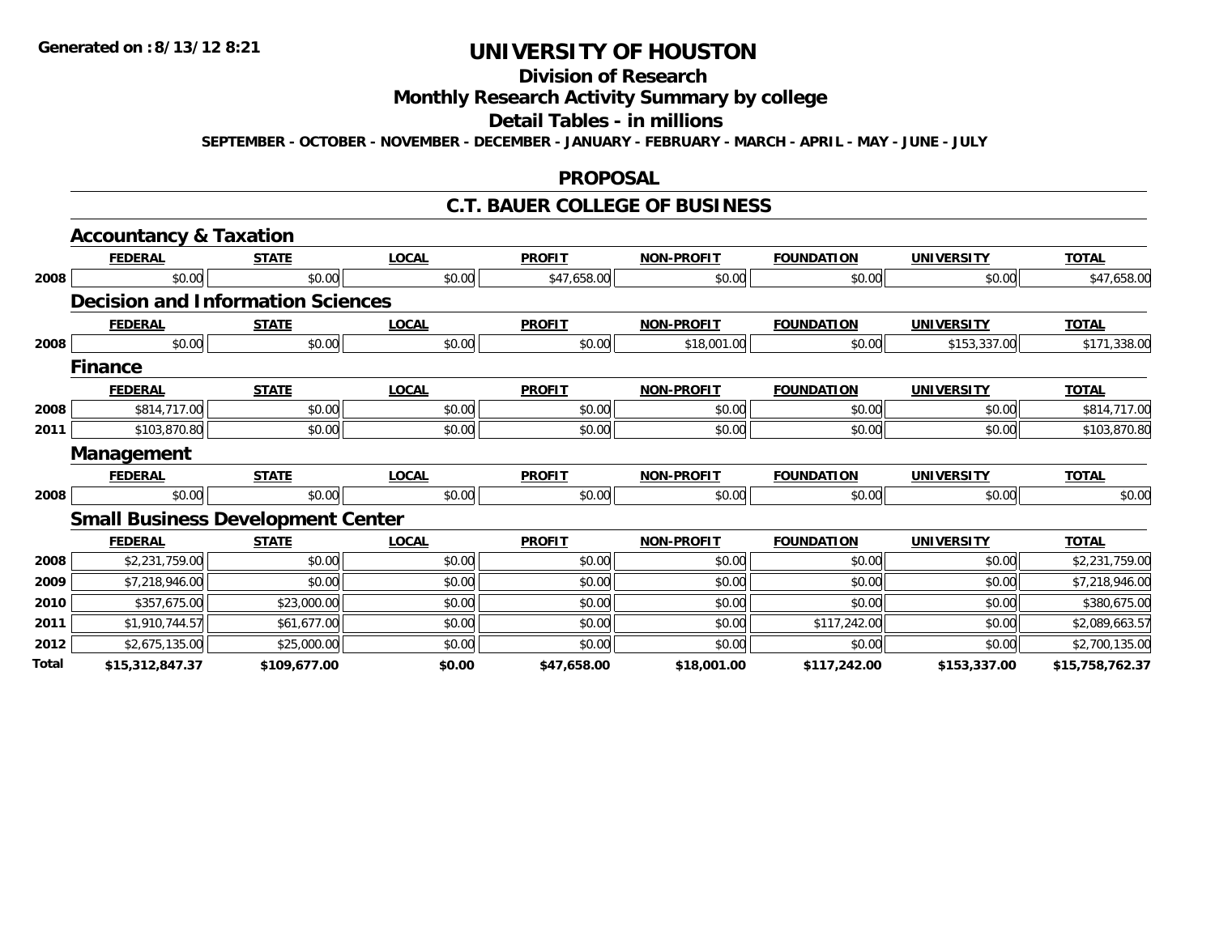Generated on :8/13/12 8:21

# UNIVERSITY OF HOUSTON

## Division of Research

## Monthly Research Activity Summary by college

## Detail Tables - in millions

SEPTEMBER - OCTOBER - NOVEMBER - DECEMBER - JANUARY - FEBRUARY - MARCH - APRIL - MAY - JUNE - JULY

## PROPOSAL

## C.T. BAUER COLLEGE OF BUSINESS

### Accountancy & Taxation

| | FEDERAL | STATE | LOCAL | PROFIT | NON-PROFIT | FOUNDATION | UNIVERSITY | TOTAL |
|---|---|---|---|---|---|---|---|---|
| 2008 | $0.00 | $0.00 | $0.00 | $47,658.00 | $0.00 | $0.00 | $0.00 | $47,658.00 |

### Decision and Information Sciences

| | FEDERAL | STATE | LOCAL | PROFIT | NON-PROFIT | FOUNDATION | UNIVERSITY | TOTAL |
|---|---|---|---|---|---|---|---|---|
| 2008 | $0.00 | $0.00 | $0.00 | $0.00 | $18,001.00 | $0.00 | $153,337.00 | $171,338.00 |

### Finance

| | FEDERAL | STATE | LOCAL | PROFIT | NON-PROFIT | FOUNDATION | UNIVERSITY | TOTAL |
|---|---|---|---|---|---|---|---|---|
| 2008 | $814,717.00 | $0.00 | $0.00 | $0.00 | $0.00 | $0.00 | $0.00 | $814,717.00 |
| 2011 | $103,870.80 | $0.00 | $0.00 | $0.00 | $0.00 | $0.00 | $0.00 | $103,870.80 |

### Management

| | FEDERAL | STATE | LOCAL | PROFIT | NON-PROFIT | FOUNDATION | UNIVERSITY | TOTAL |
|---|---|---|---|---|---|---|---|---|
| 2008 | $0.00 | $0.00 | $0.00 | $0.00 | $0.00 | $0.00 | $0.00 | $0.00 |

### Small Business Development Center

| | FEDERAL | STATE | LOCAL | PROFIT | NON-PROFIT | FOUNDATION | UNIVERSITY | TOTAL |
|---|---|---|---|---|---|---|---|---|
| 2008 | $2,231,759.00 | $0.00 | $0.00 | $0.00 | $0.00 | $0.00 | $0.00 | $2,231,759.00 |
| 2009 | $7,218,946.00 | $0.00 | $0.00 | $0.00 | $0.00 | $0.00 | $0.00 | $7,218,946.00 |
| 2010 | $357,675.00 | $23,000.00 | $0.00 | $0.00 | $0.00 | $0.00 | $0.00 | $380,675.00 |
| 2011 | $1,910,744.57 | $61,677.00 | $0.00 | $0.00 | $0.00 | $117,242.00 | $0.00 | $2,089,663.57 |
| 2012 | $2,675,135.00 | $25,000.00 | $0.00 | $0.00 | $0.00 | $0.00 | $0.00 | $2,700,135.00 |
| **Total** | **$15,312,847.37** | **$109,677.00** | **$0.00** | **$47,658.00** | **$18,001.00** | **$117,242.00** | **$153,337.00** | **$15,758,762.37** |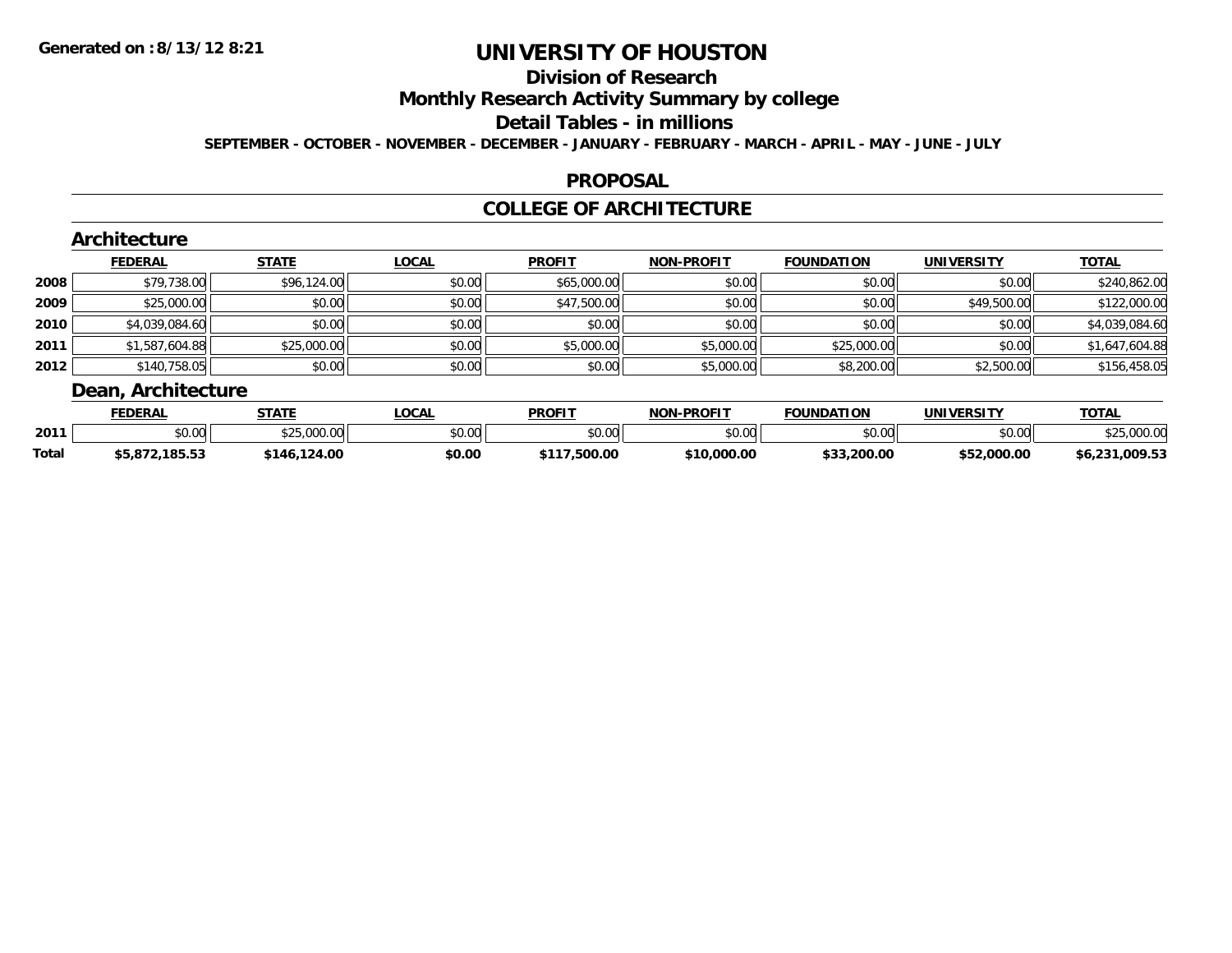# UNIVERSITY OF HOUSTON

## Division of Research

## Monthly Research Activity Summary by college

## Detail Tables - in millions

**SEPTEMBER - OCTOBER - NOVEMBER - DECEMBER - JANUARY - FEBRUARY - MARCH - APRIL - MAY - JUNE - JULY**

**Generated on : 8/13/12 8:21**

## PROPOSAL

## COLLEGE OF ARCHITECTURE

### Architecture

| | FEDERAL | STATE | LOCAL | PROFIT | NON-PROFIT | FOUNDATION | UNIVERSITY | TOTAL |
|---|---|---|---|---|---|---|---|---|
| 2008 | $79,738.00 | $96,124.00 | $0.00 | $65,000.00 | $0.00 | $0.00 | $0.00 | $240,862.00 |
| 2009 | $25,000.00 | $0.00 | $0.00 | $47,500.00 | $0.00 | $0.00 | $49,500.00 | $122,000.00 |
| 2010 | $4,039,084.60 | $0.00 | $0.00 | $0.00 | $0.00 | $0.00 | $0.00 | $4,039,084.60 |
| 2011 | $1,587,604.88 | $25,000.00 | $0.00 | $5,000.00 | $5,000.00 | $25,000.00 | $0.00 | $1,647,604.88 |
| 2012 | $140,758.05 | $0.00 | $0.00 | $0.00 | $5,000.00 | $8,200.00 | $2,500.00 | $156,458.05 |

### Dean, Architecture

| | FEDERAL | STATE | LOCAL | PROFIT | NON-PROFIT | FOUNDATION | UNIVERSITY | TOTAL |
|---|---|---|---|---|---|---|---|---|
| 2011 | $0.00 | $25,000.00 | $0.00 | $0.00 | $0.00 | $0.00 | $0.00 | $25,000.00 |
| **Total** | **$5,872,185.53** | **$146,124.00** | **$0.00** | **$117,500.00** | **$10,000.00** | **$33,200.00** | **$52,000.00** | **$6,231,009.53** |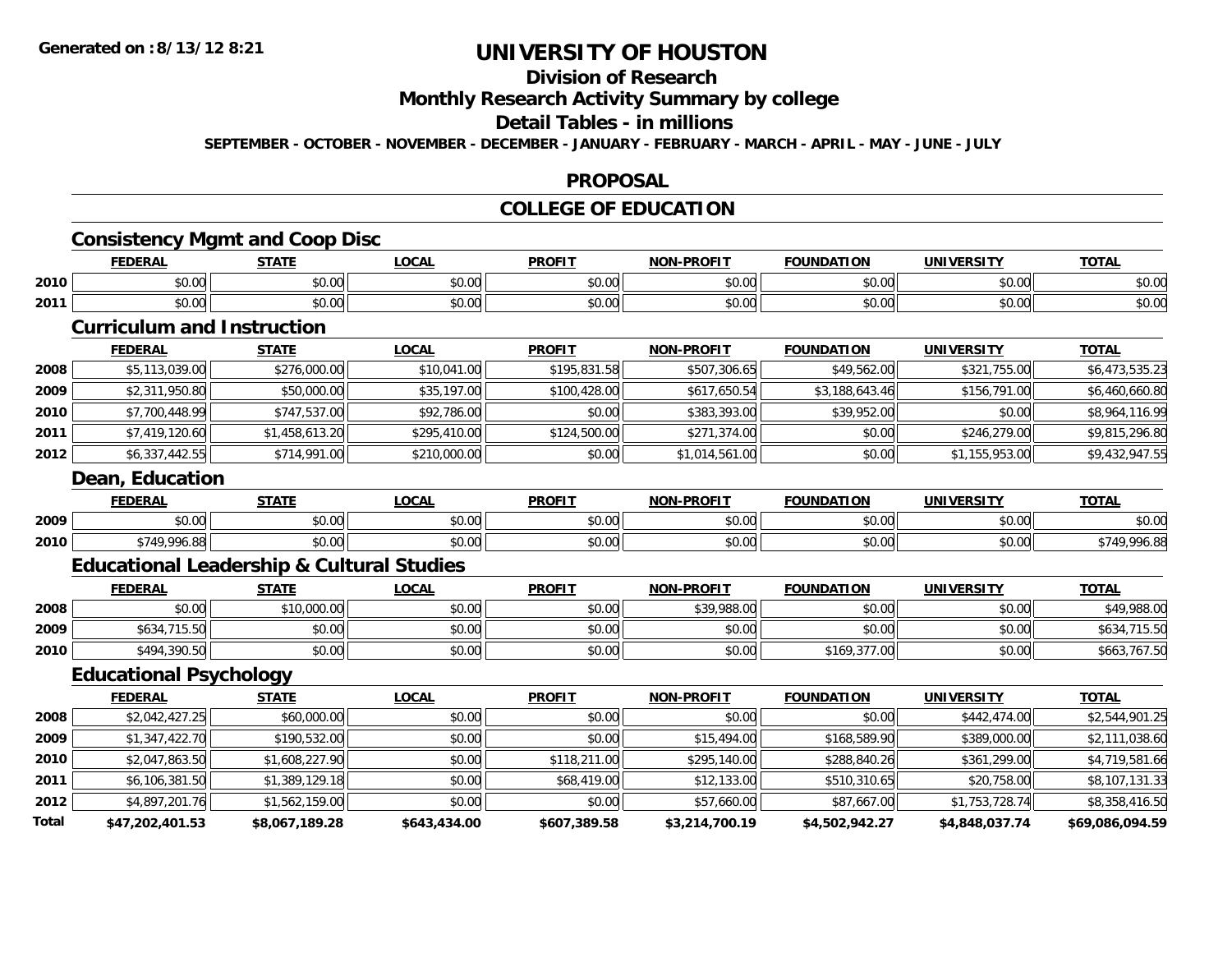# UNIVERSITY OF HOUSTON

## Division of Research

## Monthly Research Activity Summary by college

## Detail Tables - in millions

**SEPTEMBER - OCTOBER - NOVEMBER - DECEMBER - JANUARY - FEBRUARY - MARCH - APRIL - MAY - JUNE - JULY**

## PROPOSAL

## COLLEGE OF EDUCATION

### Consistency Mgmt and Coop Disc

| | FEDERAL | STATE | LOCAL | PROFIT | NON-PROFIT | FOUNDATION | UNIVERSITY | TOTAL |
|---|---|---|---|---|---|---|---|---|
| 2010 | $0.00 | $0.00 | $0.00 | $0.00 | $0.00 | $0.00 | $0.00 | $0.00 |
| 2011 | $0.00 | $0.00 | $0.00 | $0.00 | $0.00 | $0.00 | $0.00 | $0.00 |

### Curriculum and Instruction

| | FEDERAL | STATE | LOCAL | PROFIT | NON-PROFIT | FOUNDATION | UNIVERSITY | TOTAL |
|---|---|---|---|---|---|---|---|---|
| 2008 | $5,113,039.00 | $276,000.00 | $10,041.00 | $195,831.58 | $507,306.65 | $49,562.00 | $321,755.00 | $6,473,535.23 |
| 2009 | $2,311,950.80 | $50,000.00 | $35,197.00 | $100,428.00 | $617,650.54 | $3,188,643.46 | $156,791.00 | $6,460,660.80 |
| 2010 | $7,700,448.99 | $747,537.00 | $92,786.00 | $0.00 | $383,393.00 | $39,952.00 | $0.00 | $8,964,116.99 |
| 2011 | $7,419,120.60 | $1,458,613.20 | $295,410.00 | $124,500.00 | $271,374.00 | $0.00 | $246,279.00 | $9,815,296.80 |
| 2012 | $6,337,442.55 | $714,991.00 | $210,000.00 | $0.00 | $1,014,561.00 | $0.00 | $1,155,953.00 | $9,432,947.55 |

### Dean, Education

| | FEDERAL | STATE | LOCAL | PROFIT | NON-PROFIT | FOUNDATION | UNIVERSITY | TOTAL |
|---|---|---|---|---|---|---|---|---|
| 2009 | $0.00 | $0.00 | $0.00 | $0.00 | $0.00 | $0.00 | $0.00 | $0.00 |
| 2010 | $749,996.88 | $0.00 | $0.00 | $0.00 | $0.00 | $0.00 | $0.00 | $749,996.88 |

### Educational Leadership & Cultural Studies

| | FEDERAL | STATE | LOCAL | PROFIT | NON-PROFIT | FOUNDATION | UNIVERSITY | TOTAL |
|---|---|---|---|---|---|---|---|---|
| 2008 | $0.00 | $10,000.00 | $0.00 | $0.00 | $39,988.00 | $0.00 | $0.00 | $49,988.00 |
| 2009 | $634,715.50 | $0.00 | $0.00 | $0.00 | $0.00 | $0.00 | $0.00 | $634,715.50 |
| 2010 | $494,390.50 | $0.00 | $0.00 | $0.00 | $0.00 | $169,377.00 | $0.00 | $663,767.50 |

### Educational Psychology

| | FEDERAL | STATE | LOCAL | PROFIT | NON-PROFIT | FOUNDATION | UNIVERSITY | TOTAL |
|---|---|---|---|---|---|---|---|---|
| 2008 | $2,042,427.25 | $60,000.00 | $0.00 | $0.00 | $0.00 | $0.00 | $442,474.00 | $2,544,901.25 |
| 2009 | $1,347,422.70 | $190,532.00 | $0.00 | $0.00 | $15,494.00 | $168,589.90 | $389,000.00 | $2,111,038.60 |
| 2010 | $2,047,863.50 | $1,608,227.90 | $0.00 | $118,211.00 | $295,140.00 | $288,840.26 | $361,299.00 | $4,719,581.66 |
| 2011 | $6,106,381.50 | $1,389,129.18 | $0.00 | $68,419.00 | $12,133.00 | $510,310.65 | $20,758.00 | $8,107,131.33 |
| 2012 | $4,897,201.76 | $1,562,159.00 | $0.00 | $0.00 | $57,660.00 | $87,667.00 | $1,753,728.74 | $8,358,416.50 |
| **Total** | **$47,202,401.53** | **$8,067,189.28** | **$643,434.00** | **$607,389.58** | **$3,214,700.19** | **$4,502,942.27** | **$4,848,037.74** | **$69,086,094.59** |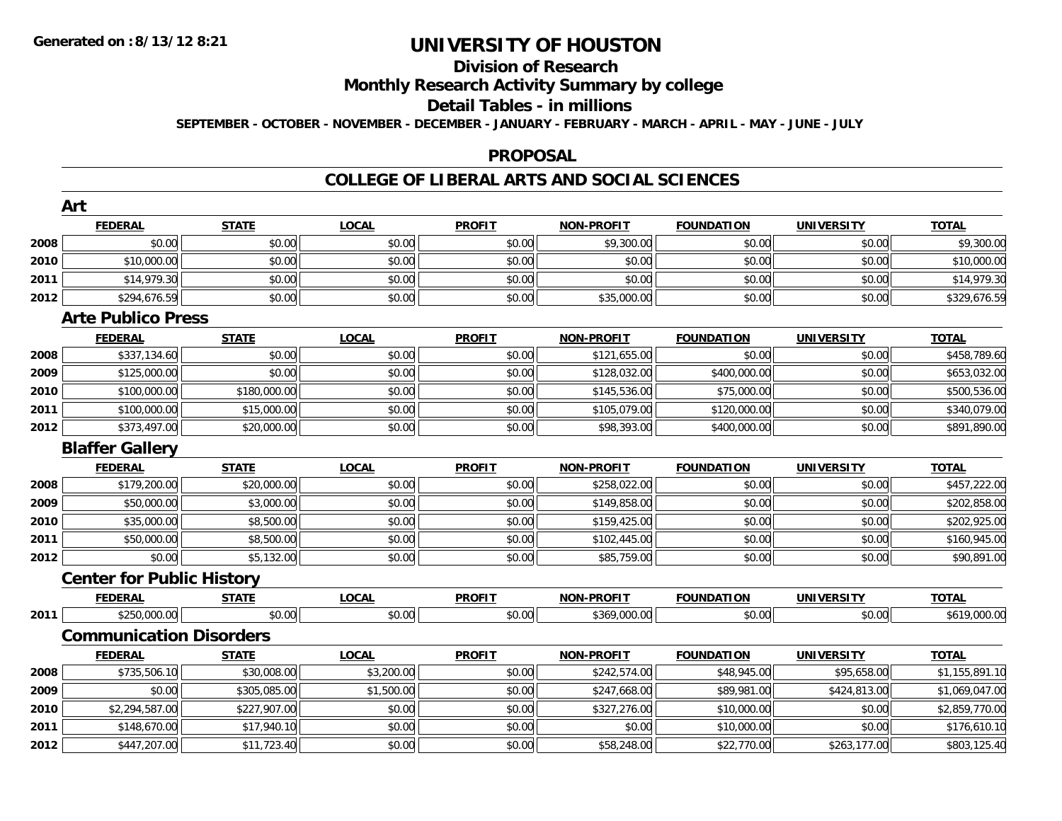# UNIVERSITY OF HOUSTON

## Division of Research

## Monthly Research Activity Summary by college

## Detail Tables - in millions

**SEPTEMBER - OCTOBER - NOVEMBER - DECEMBER - JANUARY - FEBRUARY - MARCH - APRIL - MAY - JUNE - JULY**

Generated on : 8/13/12 8:21

## PROPOSAL

## COLLEGE OF LIBERAL ARTS AND SOCIAL SCIENCES

### Art

| | FEDERAL | STATE | LOCAL | PROFIT | NON-PROFIT | FOUNDATION | UNIVERSITY | TOTAL |
|---|---|---|---|---|---|---|---|---|
| 2008 | $0.00 | $0.00 | $0.00 | $0.00 | $9,300.00 | $0.00 | $0.00 | $9,300.00 |
| 2010 | $10,000.00 | $0.00 | $0.00 | $0.00 | $0.00 | $0.00 | $0.00 | $10,000.00 |
| 2011 | $14,979.30 | $0.00 | $0.00 | $0.00 | $0.00 | $0.00 | $0.00 | $14,979.30 |
| 2012 | $294,676.59 | $0.00 | $0.00 | $0.00 | $35,000.00 | $0.00 | $0.00 | $329,676.59 |

### Arte Publico Press

| | FEDERAL | STATE | LOCAL | PROFIT | NON-PROFIT | FOUNDATION | UNIVERSITY | TOTAL |
|---|---|---|---|---|---|---|---|---|
| 2008 | $337,134.60 | $0.00 | $0.00 | $0.00 | $121,655.00 | $0.00 | $0.00 | $458,789.60 |
| 2009 | $125,000.00 | $0.00 | $0.00 | $0.00 | $128,032.00 | $400,000.00 | $0.00 | $653,032.00 |
| 2010 | $100,000.00 | $180,000.00 | $0.00 | $0.00 | $145,536.00 | $75,000.00 | $0.00 | $500,536.00 |
| 2011 | $100,000.00 | $15,000.00 | $0.00 | $0.00 | $105,079.00 | $120,000.00 | $0.00 | $340,079.00 |
| 2012 | $373,497.00 | $20,000.00 | $0.00 | $0.00 | $98,393.00 | $400,000.00 | $0.00 | $891,890.00 |

### Blaffer Gallery

| | FEDERAL | STATE | LOCAL | PROFIT | NON-PROFIT | FOUNDATION | UNIVERSITY | TOTAL |
|---|---|---|---|---|---|---|---|---|
| 2008 | $179,200.00 | $20,000.00 | $0.00 | $0.00 | $258,022.00 | $0.00 | $0.00 | $457,222.00 |
| 2009 | $50,000.00 | $3,000.00 | $0.00 | $0.00 | $149,858.00 | $0.00 | $0.00 | $202,858.00 |
| 2010 | $35,000.00 | $8,500.00 | $0.00 | $0.00 | $159,425.00 | $0.00 | $0.00 | $202,925.00 |
| 2011 | $50,000.00 | $8,500.00 | $0.00 | $0.00 | $102,445.00 | $0.00 | $0.00 | $160,945.00 |
| 2012 | $0.00 | $5,132.00 | $0.00 | $0.00 | $85,759.00 | $0.00 | $0.00 | $90,891.00 |

### Center for Public History

| | FEDERAL | STATE | LOCAL | PROFIT | NON-PROFIT | FOUNDATION | UNIVERSITY | TOTAL |
|---|---|---|---|---|---|---|---|---|
| 2011 | $250,000.00 | $0.00 | $0.00 | $0.00 | $369,000.00 | $0.00 | $0.00 | $619,000.00 |

### Communication Disorders

| | FEDERAL | STATE | LOCAL | PROFIT | NON-PROFIT | FOUNDATION | UNIVERSITY | TOTAL |
|---|---|---|---|---|---|---|---|---|
| 2008 | $735,506.10 | $30,008.00 | $3,200.00 | $0.00 | $242,574.00 | $48,945.00 | $95,658.00 | $1,155,891.10 |
| 2009 | $0.00 | $305,085.00 | $1,500.00 | $0.00 | $247,668.00 | $89,981.00 | $424,813.00 | $1,069,047.00 |
| 2010 | $2,294,587.00 | $227,907.00 | $0.00 | $0.00 | $327,276.00 | $10,000.00 | $0.00 | $2,859,770.00 |
| 2011 | $148,670.00 | $17,940.10 | $0.00 | $0.00 | $0.00 | $10,000.00 | $0.00 | $176,610.10 |
| 2012 | $447,207.00 | $11,723.40 | $0.00 | $0.00 | $58,248.00 | $22,770.00 | $263,177.00 | $803,125.40 |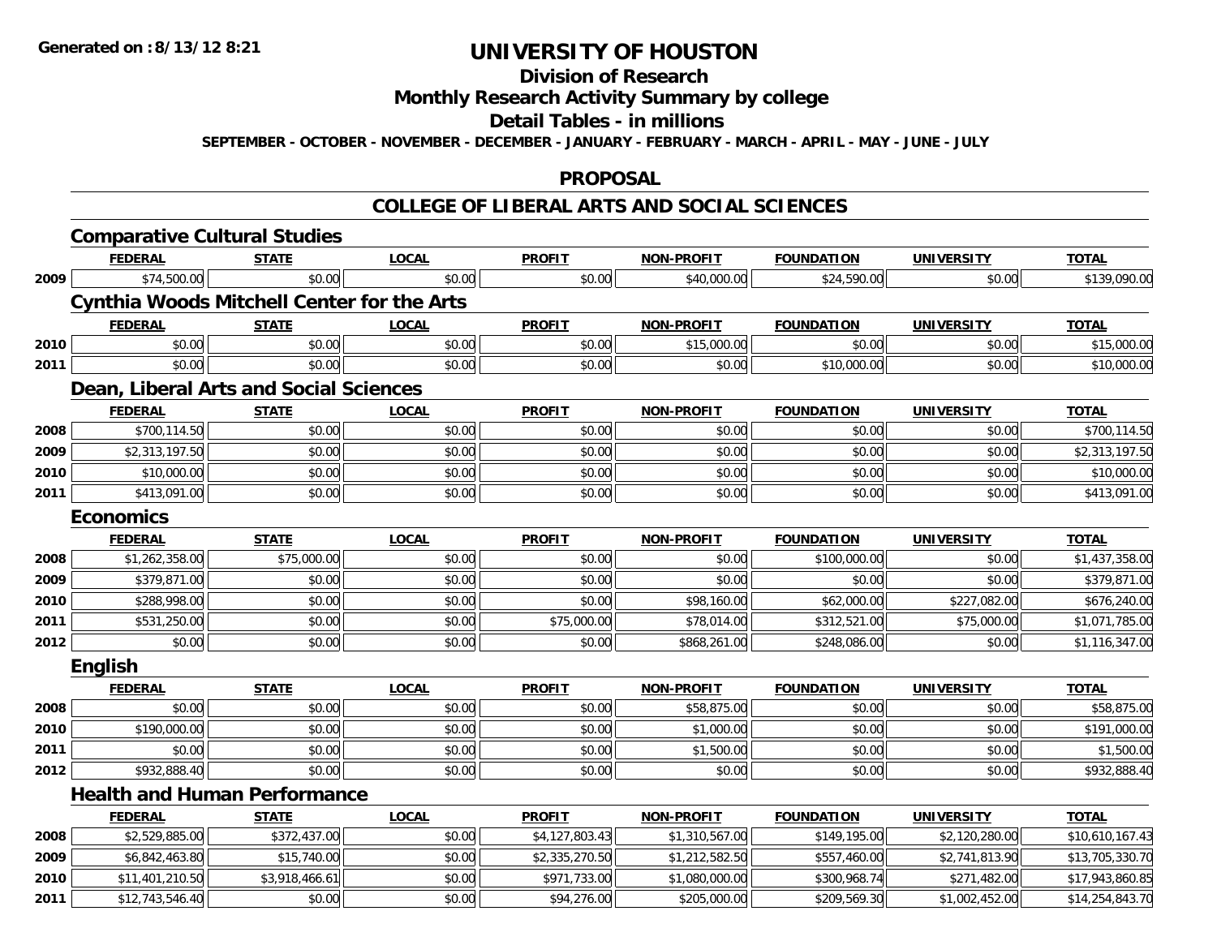Generated on :8/13/12 8:21

# UNIVERSITY OF HOUSTON

## Division of Research

## Monthly Research Activity Summary by college

## Detail Tables - in millions

SEPTEMBER - OCTOBER - NOVEMBER - DECEMBER - JANUARY - FEBRUARY - MARCH - APRIL - MAY - JUNE - JULY

## PROPOSAL

## COLLEGE OF LIBERAL ARTS AND SOCIAL SCIENCES

### Comparative Cultural Studies

| | FEDERAL | STATE | LOCAL | PROFIT | NON-PROFIT | FOUNDATION | UNIVERSITY | TOTAL |
|---|---|---|---|---|---|---|---|---|
| 2009 | $74,500.00 | $0.00 | $0.00 | $0.00 | $40,000.00 | $24,590.00 | $0.00 | $139,090.00 |

### Cynthia Woods Mitchell Center for the Arts

| | FEDERAL | STATE | LOCAL | PROFIT | NON-PROFIT | FOUNDATION | UNIVERSITY | TOTAL |
|---|---|---|---|---|---|---|---|---|
| 2010 | $0.00 | $0.00 | $0.00 | $0.00 | $15,000.00 | $0.00 | $0.00 | $15,000.00 |
| 2011 | $0.00 | $0.00 | $0.00 | $0.00 | $0.00 | $10,000.00 | $0.00 | $10,000.00 |

### Dean, Liberal Arts and Social Sciences

| | FEDERAL | STATE | LOCAL | PROFIT | NON-PROFIT | FOUNDATION | UNIVERSITY | TOTAL |
|---|---|---|---|---|---|---|---|---|
| 2008 | $700,114.50 | $0.00 | $0.00 | $0.00 | $0.00 | $0.00 | $0.00 | $700,114.50 |
| 2009 | $2,313,197.50 | $0.00 | $0.00 | $0.00 | $0.00 | $0.00 | $0.00 | $2,313,197.50 |
| 2010 | $10,000.00 | $0.00 | $0.00 | $0.00 | $0.00 | $0.00 | $0.00 | $10,000.00 |
| 2011 | $413,091.00 | $0.00 | $0.00 | $0.00 | $0.00 | $0.00 | $0.00 | $413,091.00 |

### Economics

| | FEDERAL | STATE | LOCAL | PROFIT | NON-PROFIT | FOUNDATION | UNIVERSITY | TOTAL |
|---|---|---|---|---|---|---|---|---|
| 2008 | $1,262,358.00 | $75,000.00 | $0.00 | $0.00 | $0.00 | $100,000.00 | $0.00 | $1,437,358.00 |
| 2009 | $379,871.00 | $0.00 | $0.00 | $0.00 | $0.00 | $0.00 | $0.00 | $379,871.00 |
| 2010 | $288,998.00 | $0.00 | $0.00 | $0.00 | $98,160.00 | $62,000.00 | $227,082.00 | $676,240.00 |
| 2011 | $531,250.00 | $0.00 | $0.00 | $75,000.00 | $78,014.00 | $312,521.00 | $75,000.00 | $1,071,785.00 |
| 2012 | $0.00 | $0.00 | $0.00 | $0.00 | $868,261.00 | $248,086.00 | $0.00 | $1,116,347.00 |

### English

| | FEDERAL | STATE | LOCAL | PROFIT | NON-PROFIT | FOUNDATION | UNIVERSITY | TOTAL |
|---|---|---|---|---|---|---|---|---|
| 2008 | $0.00 | $0.00 | $0.00 | $0.00 | $58,875.00 | $0.00 | $0.00 | $58,875.00 |
| 2010 | $190,000.00 | $0.00 | $0.00 | $0.00 | $1,000.00 | $0.00 | $0.00 | $191,000.00 |
| 2011 | $0.00 | $0.00 | $0.00 | $0.00 | $1,500.00 | $0.00 | $0.00 | $1,500.00 |
| 2012 | $932,888.40 | $0.00 | $0.00 | $0.00 | $0.00 | $0.00 | $0.00 | $932,888.40 |

### Health and Human Performance

| | FEDERAL | STATE | LOCAL | PROFIT | NON-PROFIT | FOUNDATION | UNIVERSITY | TOTAL |
|---|---|---|---|---|---|---|---|---|
| 2008 | $2,529,885.00 | $372,437.00 | $0.00 | $4,127,803.43 | $1,310,567.00 | $149,195.00 | $2,120,280.00 | $10,610,167.43 |
| 2009 | $6,842,463.80 | $15,740.00 | $0.00 | $2,335,270.50 | $1,212,582.50 | $557,460.00 | $2,741,813.90 | $13,705,330.70 |
| 2010 | $11,401,210.50 | $3,918,466.61 | $0.00 | $971,733.00 | $1,080,000.00 | $300,968.74 | $271,482.00 | $17,943,860.85 |
| 2011 | $12,743,546.40 | $0.00 | $0.00 | $94,276.00 | $205,000.00 | $209,569.30 | $1,002,452.00 | $14,254,843.70 |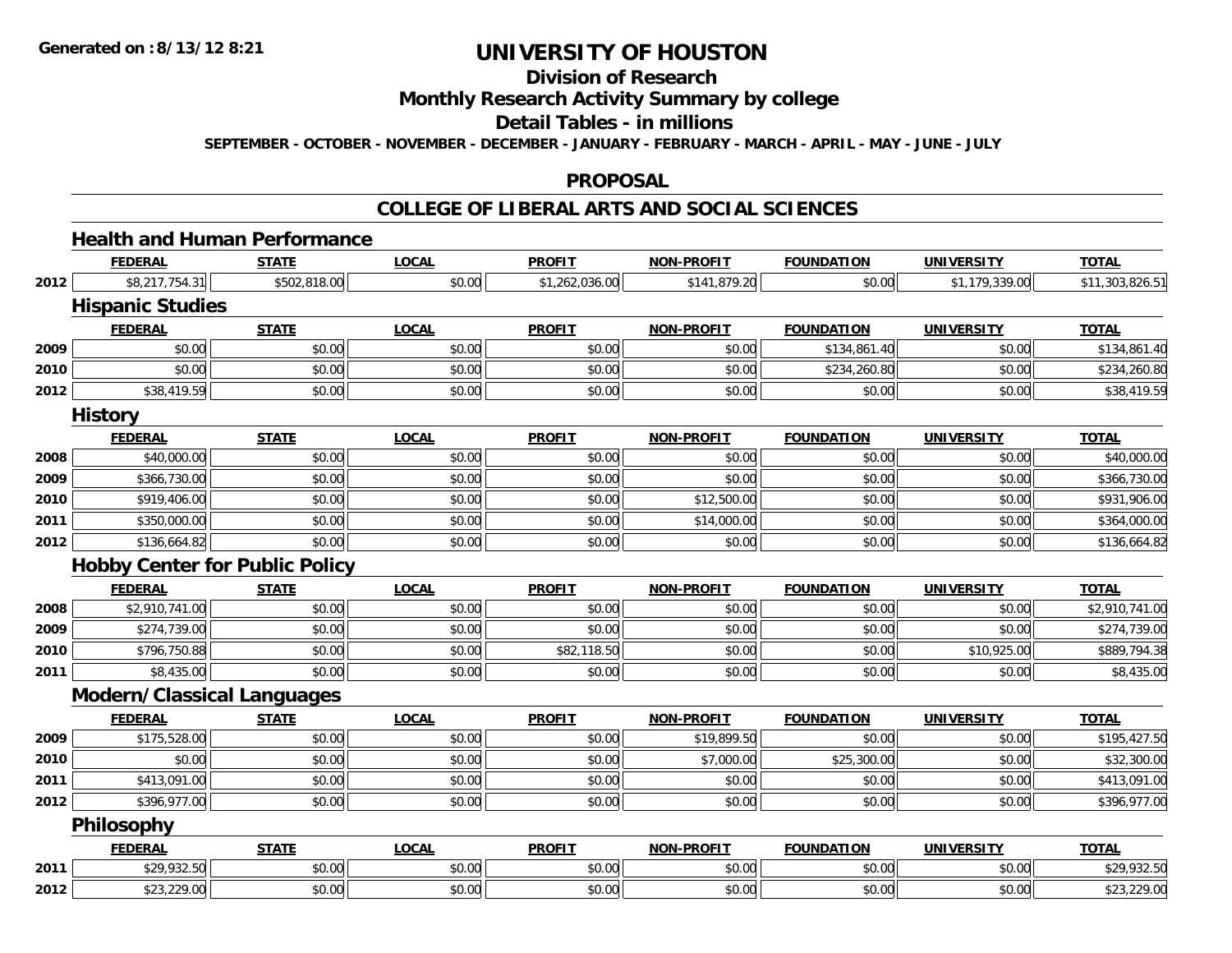# UNIVERSITY OF HOUSTON

## Division of Research

## Monthly Research Activity Summary by college

## Detail Tables - in millions

**SEPTEMBER - OCTOBER - NOVEMBER - DECEMBER - JANUARY - FEBRUARY - MARCH - APRIL - MAY - JUNE - JULY**

## PROPOSAL

## COLLEGE OF LIBERAL ARTS AND SOCIAL SCIENCES

### Health and Human Performance

| | FEDERAL | STATE | LOCAL | PROFIT | NON-PROFIT | FOUNDATION | UNIVERSITY | TOTAL |
|---|---|---|---|---|---|---|---|---|
| 2012 | $8,217,754.31 | $502,818.00 | $0.00 | $1,262,036.00 | $141,879.20 | $0.00 | $1,179,339.00 | $11,303,826.51 |

### Hispanic Studies

| | FEDERAL | STATE | LOCAL | PROFIT | NON-PROFIT | FOUNDATION | UNIVERSITY | TOTAL |
|---|---|---|---|---|---|---|---|---|
| 2009 | $0.00 | $0.00 | $0.00 | $0.00 | $0.00 | $134,861.40 | $0.00 | $134,861.40 |
| 2010 | $0.00 | $0.00 | $0.00 | $0.00 | $0.00 | $234,260.80 | $0.00 | $234,260.80 |
| 2012 | $38,419.59 | $0.00 | $0.00 | $0.00 | $0.00 | $0.00 | $0.00 | $38,419.59 |

### History

| | FEDERAL | STATE | LOCAL | PROFIT | NON-PROFIT | FOUNDATION | UNIVERSITY | TOTAL |
|---|---|---|---|---|---|---|---|---|
| 2008 | $40,000.00 | $0.00 | $0.00 | $0.00 | $0.00 | $0.00 | $0.00 | $40,000.00 |
| 2009 | $366,730.00 | $0.00 | $0.00 | $0.00 | $0.00 | $0.00 | $0.00 | $366,730.00 |
| 2010 | $919,406.00 | $0.00 | $0.00 | $0.00 | $12,500.00 | $0.00 | $0.00 | $931,906.00 |
| 2011 | $350,000.00 | $0.00 | $0.00 | $0.00 | $14,000.00 | $0.00 | $0.00 | $364,000.00 |
| 2012 | $136,664.82 | $0.00 | $0.00 | $0.00 | $0.00 | $0.00 | $0.00 | $136,664.82 |

### Hobby Center for Public Policy

| | FEDERAL | STATE | LOCAL | PROFIT | NON-PROFIT | FOUNDATION | UNIVERSITY | TOTAL |
|---|---|---|---|---|---|---|---|---|
| 2008 | $2,910,741.00 | $0.00 | $0.00 | $0.00 | $0.00 | $0.00 | $0.00 | $2,910,741.00 |
| 2009 | $274,739.00 | $0.00 | $0.00 | $0.00 | $0.00 | $0.00 | $0.00 | $274,739.00 |
| 2010 | $796,750.88 | $0.00 | $0.00 | $82,118.50 | $0.00 | $0.00 | $10,925.00 | $889,794.38 |
| 2011 | $8,435.00 | $0.00 | $0.00 | $0.00 | $0.00 | $0.00 | $0.00 | $8,435.00 |

### Modern/Classical Languages

| | FEDERAL | STATE | LOCAL | PROFIT | NON-PROFIT | FOUNDATION | UNIVERSITY | TOTAL |
|---|---|---|---|---|---|---|---|---|
| 2009 | $175,528.00 | $0.00 | $0.00 | $0.00 | $19,899.50 | $0.00 | $0.00 | $195,427.50 |
| 2010 | $0.00 | $0.00 | $0.00 | $0.00 | $7,000.00 | $25,300.00 | $0.00 | $32,300.00 |
| 2011 | $413,091.00 | $0.00 | $0.00 | $0.00 | $0.00 | $0.00 | $0.00 | $413,091.00 |
| 2012 | $396,977.00 | $0.00 | $0.00 | $0.00 | $0.00 | $0.00 | $0.00 | $396,977.00 |

### Philosophy

| | FEDERAL | STATE | LOCAL | PROFIT | NON-PROFIT | FOUNDATION | UNIVERSITY | TOTAL |
|---|---|---|---|---|---|---|---|---|
| 2011 | $29,932.50 | $0.00 | $0.00 | $0.00 | $0.00 | $0.00 | $0.00 | $29,932.50 |
| 2012 | $23,229.00 | $0.00 | $0.00 | $0.00 | $0.00 | $0.00 | $0.00 | $23,229.00 |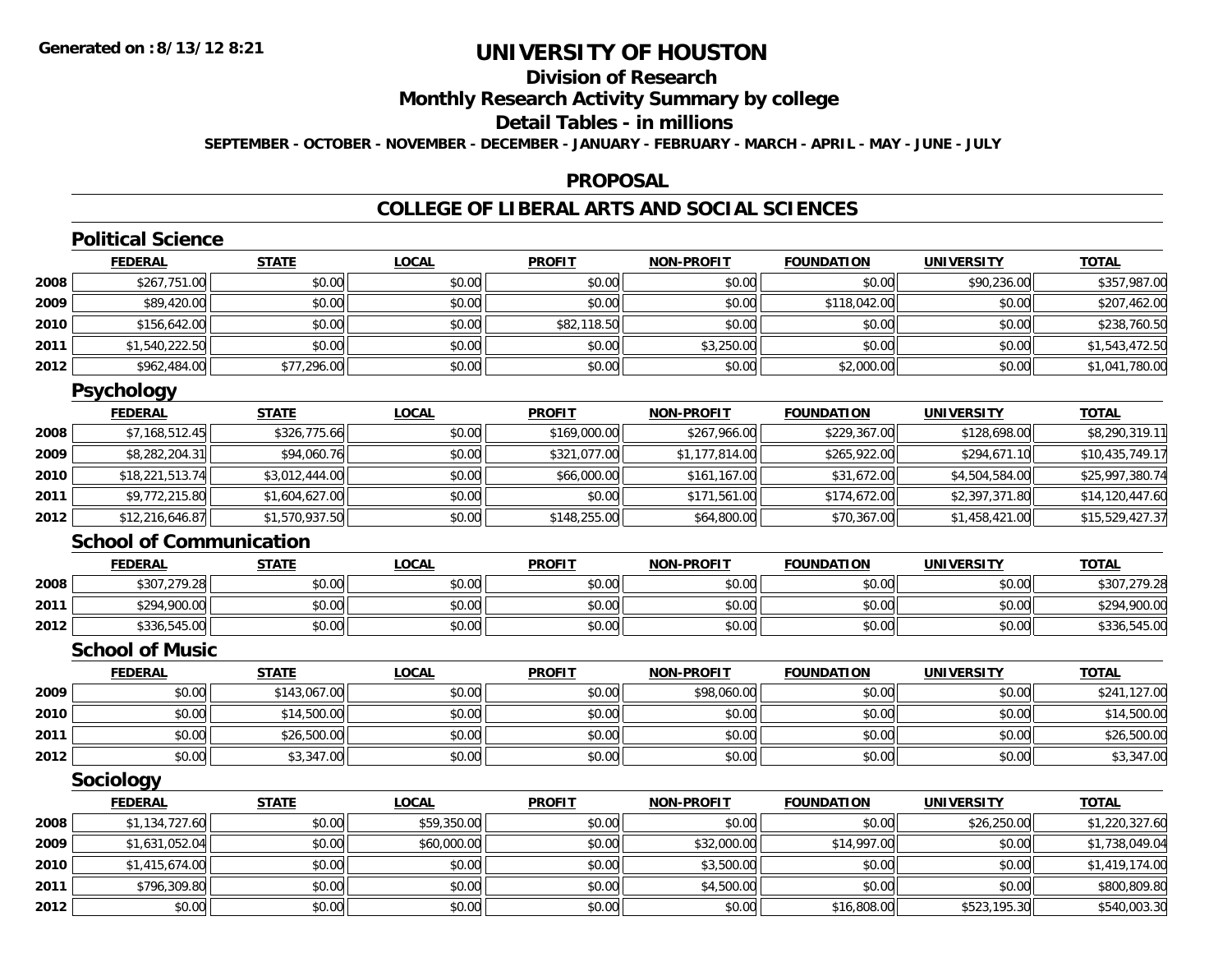**Generated on :8/13/12 8:21**

# UNIVERSITY OF HOUSTON

## Division of Research

## Monthly Research Activity Summary by college

## Detail Tables - in millions

**SEPTEMBER - OCTOBER - NOVEMBER - DECEMBER - JANUARY - FEBRUARY - MARCH - APRIL - MAY - JUNE - JULY**

## PROPOSAL

## COLLEGE OF LIBERAL ARTS AND SOCIAL SCIENCES

### Political Science

| | FEDERAL | STATE | LOCAL | PROFIT | NON-PROFIT | FOUNDATION | UNIVERSITY | TOTAL |
|---|---|---|---|---|---|---|---|---|
| 2008 | $267,751.00 | $0.00 | $0.00 | $0.00 | $0.00 | $0.00 | $90,236.00 | $357,987.00 |
| 2009 | $89,420.00 | $0.00 | $0.00 | $0.00 | $0.00 | $118,042.00 | $0.00 | $207,462.00 |
| 2010 | $156,642.00 | $0.00 | $0.00 | $82,118.50 | $0.00 | $0.00 | $0.00 | $238,760.50 |
| 2011 | $1,540,222.50 | $0.00 | $0.00 | $0.00 | $3,250.00 | $0.00 | $0.00 | $1,543,472.50 |
| 2012 | $962,484.00 | $77,296.00 | $0.00 | $0.00 | $0.00 | $2,000.00 | $0.00 | $1,041,780.00 |

### Psychology

| | FEDERAL | STATE | LOCAL | PROFIT | NON-PROFIT | FOUNDATION | UNIVERSITY | TOTAL |
|---|---|---|---|---|---|---|---|---|
| 2008 | $7,168,512.45 | $326,775.66 | $0.00 | $169,000.00 | $267,966.00 | $229,367.00 | $128,698.00 | $8,290,319.11 |
| 2009 | $8,282,204.31 | $94,060.76 | $0.00 | $321,077.00 | $1,177,814.00 | $265,922.00 | $294,671.10 | $10,435,749.17 |
| 2010 | $18,221,513.74 | $3,012,444.00 | $0.00 | $66,000.00 | $161,167.00 | $31,672.00 | $4,504,584.00 | $25,997,380.74 |
| 2011 | $9,772,215.80 | $1,604,627.00 | $0.00 | $0.00 | $171,561.00 | $174,672.00 | $2,397,371.80 | $14,120,447.60 |
| 2012 | $12,216,646.87 | $1,570,937.50 | $0.00 | $148,255.00 | $64,800.00 | $70,367.00 | $1,458,421.00 | $15,529,427.37 |

### School of Communication

| | FEDERAL | STATE | LOCAL | PROFIT | NON-PROFIT | FOUNDATION | UNIVERSITY | TOTAL |
|---|---|---|---|---|---|---|---|---|
| 2008 | $307,279.28 | $0.00 | $0.00 | $0.00 | $0.00 | $0.00 | $0.00 | $307,279.28 |
| 2011 | $294,900.00 | $0.00 | $0.00 | $0.00 | $0.00 | $0.00 | $0.00 | $294,900.00 |
| 2012 | $336,545.00 | $0.00 | $0.00 | $0.00 | $0.00 | $0.00 | $0.00 | $336,545.00 |

### School of Music

| | FEDERAL | STATE | LOCAL | PROFIT | NON-PROFIT | FOUNDATION | UNIVERSITY | TOTAL |
|---|---|---|---|---|---|---|---|---|
| 2009 | $0.00 | $143,067.00 | $0.00 | $0.00 | $98,060.00 | $0.00 | $0.00 | $241,127.00 |
| 2010 | $0.00 | $14,500.00 | $0.00 | $0.00 | $0.00 | $0.00 | $0.00 | $14,500.00 |
| 2011 | $0.00 | $26,500.00 | $0.00 | $0.00 | $0.00 | $0.00 | $0.00 | $26,500.00 |
| 2012 | $0.00 | $3,347.00 | $0.00 | $0.00 | $0.00 | $0.00 | $0.00 | $3,347.00 |

### Sociology

| | FEDERAL | STATE | LOCAL | PROFIT | NON-PROFIT | FOUNDATION | UNIVERSITY | TOTAL |
|---|---|---|---|---|---|---|---|---|
| 2008 | $1,134,727.60 | $0.00 | $59,350.00 | $0.00 | $0.00 | $0.00 | $26,250.00 | $1,220,327.60 |
| 2009 | $1,631,052.04 | $0.00 | $60,000.00 | $0.00 | $32,000.00 | $14,997.00 | $0.00 | $1,738,049.04 |
| 2010 | $1,415,674.00 | $0.00 | $0.00 | $0.00 | $3,500.00 | $0.00 | $0.00 | $1,419,174.00 |
| 2011 | $796,309.80 | $0.00 | $0.00 | $0.00 | $4,500.00 | $0.00 | $0.00 | $800,809.80 |
| 2012 | $0.00 | $0.00 | $0.00 | $0.00 | $0.00 | $16,808.00 | $523,195.30 | $540,003.30 |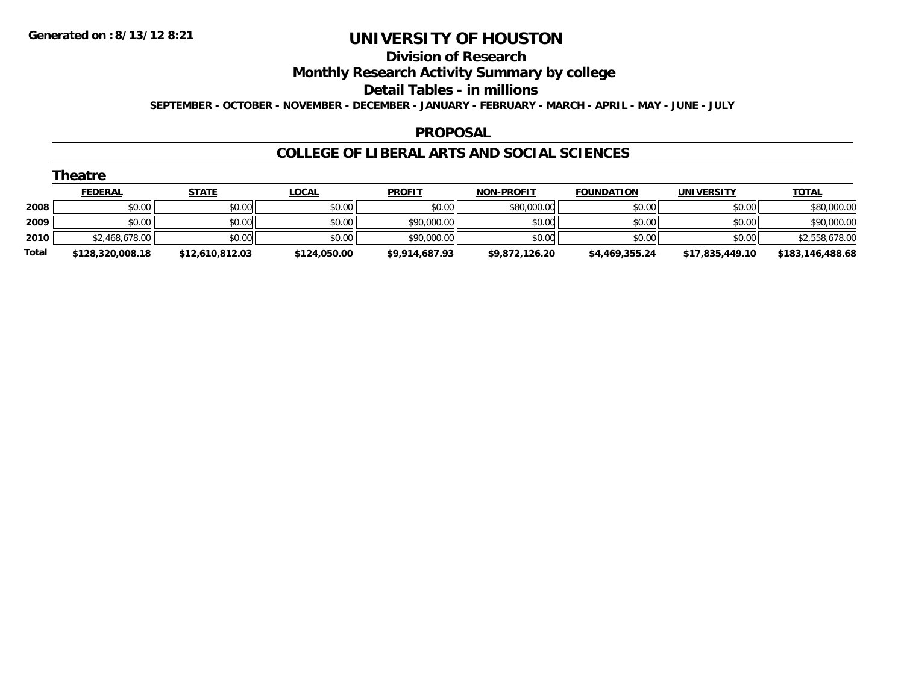**Generated on :8/13/12 8:21**

# UNIVERSITY OF HOUSTON

## Division of Research

## Monthly Research Activity Summary by college

## Detail Tables - in millions

**SEPTEMBER - OCTOBER - NOVEMBER - DECEMBER - JANUARY - FEBRUARY - MARCH - APRIL - MAY - JUNE - JULY**

## PROPOSAL

## COLLEGE OF LIBERAL ARTS AND SOCIAL SCIENCES

### Theatre

| | FEDERAL | STATE | LOCAL | PROFIT | NON-PROFIT | FOUNDATION | UNIVERSITY | TOTAL |
|---|---|---|---|---|---|---|---|---|
| **2008** | $0.00 | $0.00 | $0.00 | $0.00 | $80,000.00 | $0.00 | $0.00 | $80,000.00 |
| **2009** | $0.00 | $0.00 | $0.00 | $90,000.00 | $0.00 | $0.00 | $0.00 | $90,000.00 |
| **2010** | $2,468,678.00 | $0.00 | $0.00 | $90,000.00 | $0.00 | $0.00 | $0.00 | $2,558,678.00 |
| **Total** | **$128,320,008.18** | **$12,610,812.03** | **$124,050.00** | **$9,914,687.93** | **$9,872,126.20** | **$4,469,355.24** | **$17,835,449.10** | **$183,146,488.68** |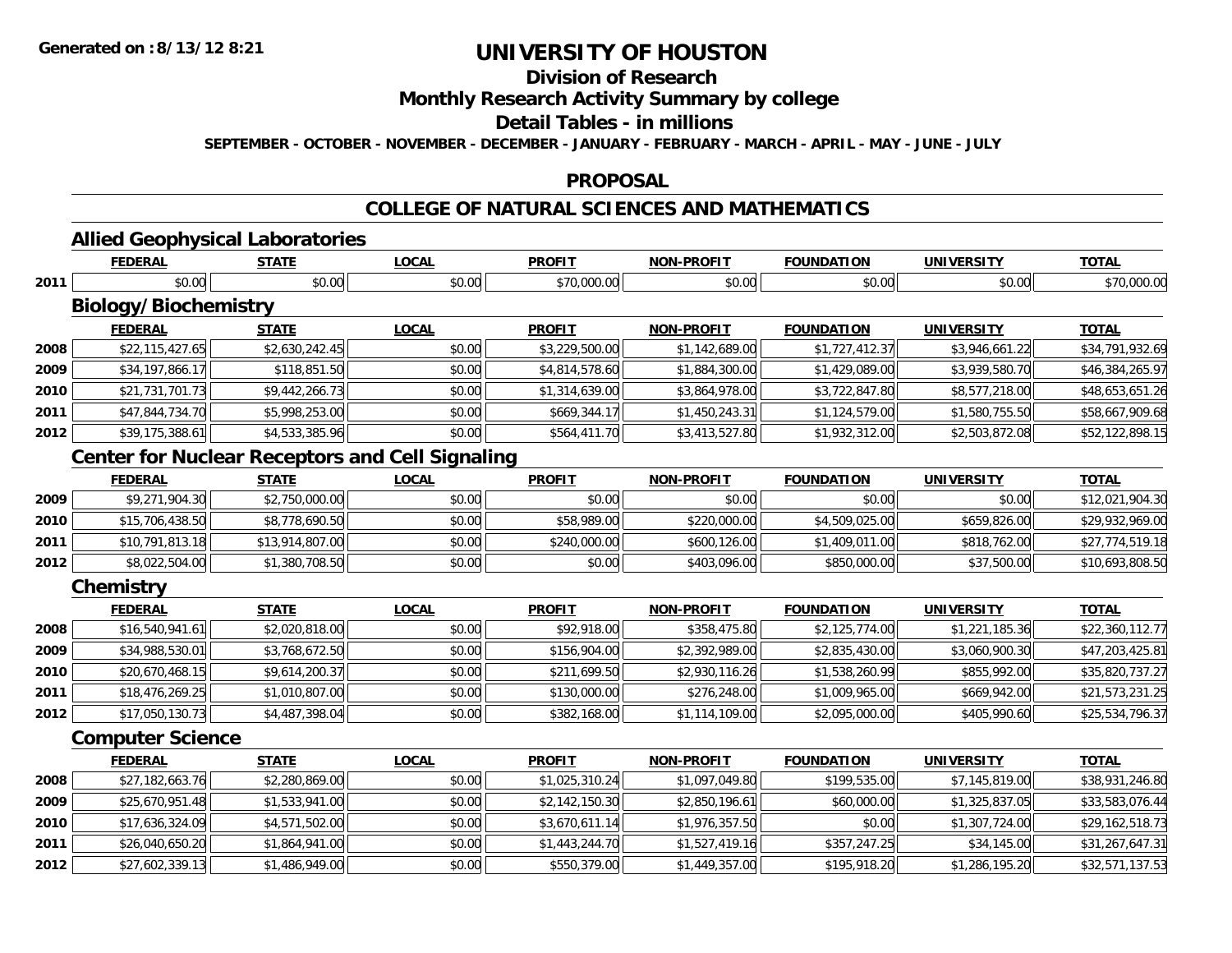# UNIVERSITY OF HOUSTON

## Division of Research

## Monthly Research Activity Summary by college

## Detail Tables - in millions

**SEPTEMBER - OCTOBER - NOVEMBER - DECEMBER - JANUARY - FEBRUARY - MARCH - APRIL - MAY - JUNE - JULY**

Generated on :8/13/12 8:21

## PROPOSAL

## COLLEGE OF NATURAL SCIENCES AND MATHEMATICS

### Allied Geophysical Laboratories

| | FEDERAL | STATE | LOCAL | PROFIT | NON-PROFIT | FOUNDATION | UNIVERSITY | TOTAL |
|---|---|---|---|---|---|---|---|---|
| 2011 | $0.00 | $0.00 | $0.00 | $70,000.00 | $0.00 | $0.00 | $0.00 | $70,000.00 |

### Biology/Biochemistry

| | FEDERAL | STATE | LOCAL | PROFIT | NON-PROFIT | FOUNDATION | UNIVERSITY | TOTAL |
|---|---|---|---|---|---|---|---|---|
| 2008 | $22,115,427.65 | $2,630,242.45 | $0.00 | $3,229,500.00 | $1,142,689.00 | $1,727,412.37 | $3,946,661.22 | $34,791,932.69 |
| 2009 | $34,197,866.17 | $118,851.50 | $0.00 | $4,814,578.60 | $1,884,300.00 | $1,429,089.00 | $3,939,580.70 | $46,384,265.97 |
| 2010 | $21,731,701.73 | $9,442,266.73 | $0.00 | $1,314,639.00 | $3,864,978.00 | $3,722,847.80 | $8,577,218.00 | $48,653,651.26 |
| 2011 | $47,844,734.70 | $5,998,253.00 | $0.00 | $669,344.17 | $1,450,243.31 | $1,124,579.00 | $1,580,755.50 | $58,667,909.68 |
| 2012 | $39,175,388.61 | $4,533,385.96 | $0.00 | $564,411.70 | $3,413,527.80 | $1,932,312.00 | $2,503,872.08 | $52,122,898.15 |

### Center for Nuclear Receptors and Cell Signaling

| | FEDERAL | STATE | LOCAL | PROFIT | NON-PROFIT | FOUNDATION | UNIVERSITY | TOTAL |
|---|---|---|---|---|---|---|---|---|
| 2009 | $9,271,904.30 | $2,750,000.00 | $0.00 | $0.00 | $0.00 | $0.00 | $0.00 | $12,021,904.30 |
| 2010 | $15,706,438.50 | $8,778,690.50 | $0.00 | $58,989.00 | $220,000.00 | $4,509,025.00 | $659,826.00 | $29,932,969.00 |
| 2011 | $10,791,813.18 | $13,914,807.00 | $0.00 | $240,000.00 | $600,126.00 | $1,409,011.00 | $818,762.00 | $27,774,519.18 |
| 2012 | $8,022,504.00 | $1,380,708.50 | $0.00 | $0.00 | $403,096.00 | $850,000.00 | $37,500.00 | $10,693,808.50 |

### Chemistry

| | FEDERAL | STATE | LOCAL | PROFIT | NON-PROFIT | FOUNDATION | UNIVERSITY | TOTAL |
|---|---|---|---|---|---|---|---|---|
| 2008 | $16,540,941.61 | $2,020,818.00 | $0.00 | $92,918.00 | $358,475.80 | $2,125,774.00 | $1,221,185.36 | $22,360,112.77 |
| 2009 | $34,988,530.01 | $3,768,672.50 | $0.00 | $156,904.00 | $2,392,989.00 | $2,835,430.00 | $3,060,900.30 | $47,203,425.81 |
| 2010 | $20,670,468.15 | $9,614,200.37 | $0.00 | $211,699.50 | $2,930,116.26 | $1,538,260.99 | $855,992.00 | $35,820,737.27 |
| 2011 | $18,476,269.25 | $1,010,807.00 | $0.00 | $130,000.00 | $276,248.00 | $1,009,965.00 | $669,942.00 | $21,573,231.25 |
| 2012 | $17,050,130.73 | $4,487,398.04 | $0.00 | $382,168.00 | $1,114,109.00 | $2,095,000.00 | $405,990.60 | $25,534,796.37 |

### Computer Science

| | FEDERAL | STATE | LOCAL | PROFIT | NON-PROFIT | FOUNDATION | UNIVERSITY | TOTAL |
|---|---|---|---|---|---|---|---|---|
| 2008 | $27,182,663.76 | $2,280,869.00 | $0.00 | $1,025,310.24 | $1,097,049.80 | $199,535.00 | $7,145,819.00 | $38,931,246.80 |
| 2009 | $25,670,951.48 | $1,533,941.00 | $0.00 | $2,142,150.30 | $2,850,196.61 | $60,000.00 | $1,325,837.05 | $33,583,076.44 |
| 2010 | $17,636,324.09 | $4,571,502.00 | $0.00 | $3,670,611.14 | $1,976,357.50 | $0.00 | $1,307,724.00 | $29,162,518.73 |
| 2011 | $26,040,650.20 | $1,864,941.00 | $0.00 | $1,443,244.70 | $1,527,419.16 | $357,247.25 | $34,145.00 | $31,267,647.31 |
| 2012 | $27,602,339.13 | $1,486,949.00 | $0.00 | $550,379.00 | $1,449,357.00 | $195,918.20 | $1,286,195.20 | $32,571,137.53 |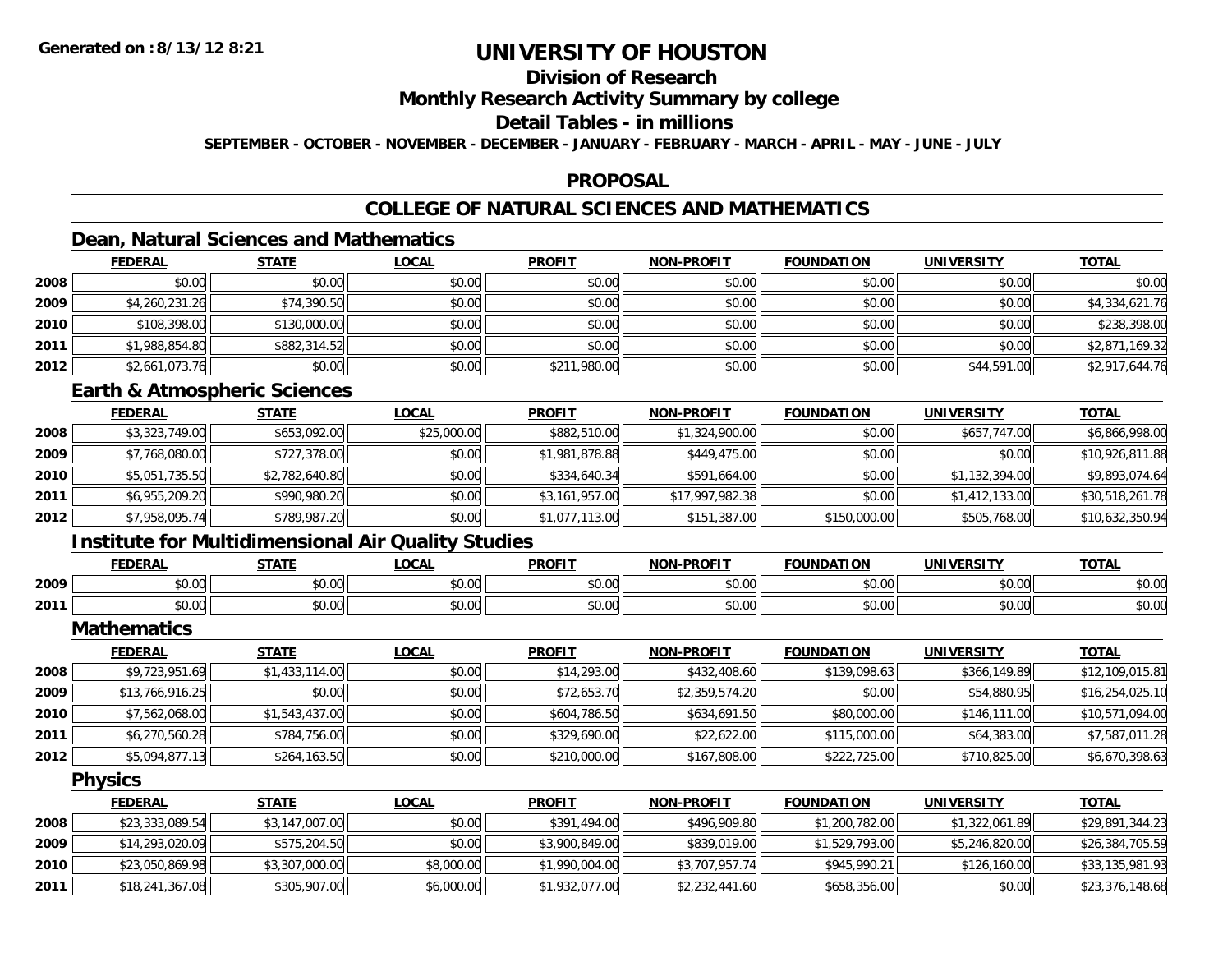# UNIVERSITY OF HOUSTON

## Division of Research

## Monthly Research Activity Summary by college

## Detail Tables - in millions

**SEPTEMBER - OCTOBER - NOVEMBER - DECEMBER - JANUARY - FEBRUARY - MARCH - APRIL - MAY - JUNE - JULY**

## PROPOSAL

## COLLEGE OF NATURAL SCIENCES AND MATHEMATICS

### Dean, Natural Sciences and Mathematics

| | FEDERAL | STATE | LOCAL | PROFIT | NON-PROFIT | FOUNDATION | UNIVERSITY | TOTAL |
|---|---|---|---|---|---|---|---|---|
| 2008 | $0.00 | $0.00 | $0.00 | $0.00 | $0.00 | $0.00 | $0.00 | $0.00 |
| 2009 | $4,260,231.26 | $74,390.50 | $0.00 | $0.00 | $0.00 | $0.00 | $0.00 | $4,334,621.76 |
| 2010 | $108,398.00 | $130,000.00 | $0.00 | $0.00 | $0.00 | $0.00 | $0.00 | $238,398.00 |
| 2011 | $1,988,854.80 | $882,314.52 | $0.00 | $0.00 | $0.00 | $0.00 | $0.00 | $2,871,169.32 |
| 2012 | $2,661,073.76 | $0.00 | $0.00 | $211,980.00 | $0.00 | $0.00 | $44,591.00 | $2,917,644.76 |

### Earth & Atmospheric Sciences

| | FEDERAL | STATE | LOCAL | PROFIT | NON-PROFIT | FOUNDATION | UNIVERSITY | TOTAL |
|---|---|---|---|---|---|---|---|---|
| 2008 | $3,323,749.00 | $653,092.00 | $25,000.00 | $882,510.00 | $1,324,900.00 | $0.00 | $657,747.00 | $6,866,998.00 |
| 2009 | $7,768,080.00 | $727,378.00 | $0.00 | $1,981,878.88 | $449,475.00 | $0.00 | $0.00 | $10,926,811.88 |
| 2010 | $5,051,735.50 | $2,782,640.80 | $0.00 | $334,640.34 | $591,664.00 | $0.00 | $1,132,394.00 | $9,893,074.64 |
| 2011 | $6,955,209.20 | $990,980.20 | $0.00 | $3,161,957.00 | $17,997,982.38 | $0.00 | $1,412,133.00 | $30,518,261.78 |
| 2012 | $7,958,095.74 | $789,987.20 | $0.00 | $1,077,113.00 | $151,387.00 | $150,000.00 | $505,768.00 | $10,632,350.94 |

### Institute for Multidimensional Air Quality Studies

| | FEDERAL | STATE | LOCAL | PROFIT | NON-PROFIT | FOUNDATION | UNIVERSITY | TOTAL |
|---|---|---|---|---|---|---|---|---|
| 2009 | $0.00 | $0.00 | $0.00 | $0.00 | $0.00 | $0.00 | $0.00 | $0.00 |
| 2011 | $0.00 | $0.00 | $0.00 | $0.00 | $0.00 | $0.00 | $0.00 | $0.00 |

### Mathematics

| | FEDERAL | STATE | LOCAL | PROFIT | NON-PROFIT | FOUNDATION | UNIVERSITY | TOTAL |
|---|---|---|---|---|---|---|---|---|
| 2008 | $9,723,951.69 | $1,433,114.00 | $0.00 | $14,293.00 | $432,408.60 | $139,098.63 | $366,149.89 | $12,109,015.81 |
| 2009 | $13,766,916.25 | $0.00 | $0.00 | $72,653.70 | $2,359,574.20 | $0.00 | $54,880.95 | $16,254,025.10 |
| 2010 | $7,562,068.00 | $1,543,437.00 | $0.00 | $604,786.50 | $634,691.50 | $80,000.00 | $146,111.00 | $10,571,094.00 |
| 2011 | $6,270,560.28 | $784,756.00 | $0.00 | $329,690.00 | $22,622.00 | $115,000.00 | $64,383.00 | $7,587,011.28 |
| 2012 | $5,094,877.13 | $264,163.50 | $0.00 | $210,000.00 | $167,808.00 | $222,725.00 | $710,825.00 | $6,670,398.63 |

### Physics

| | FEDERAL | STATE | LOCAL | PROFIT | NON-PROFIT | FOUNDATION | UNIVERSITY | TOTAL |
|---|---|---|---|---|---|---|---|---|
| 2008 | $23,333,089.54 | $3,147,007.00 | $0.00 | $391,494.00 | $496,909.80 | $1,200,782.00 | $1,322,061.89 | $29,891,344.23 |
| 2009 | $14,293,020.09 | $575,204.50 | $0.00 | $3,900,849.00 | $839,019.00 | $1,529,793.00 | $5,246,820.00 | $26,384,705.59 |
| 2010 | $23,050,869.98 | $3,307,000.00 | $8,000.00 | $1,990,004.00 | $3,707,957.74 | $945,990.21 | $126,160.00 | $33,135,981.93 |
| 2011 | $18,241,367.08 | $305,907.00 | $6,000.00 | $1,932,077.00 | $2,232,441.60 | $658,356.00 | $0.00 | $23,376,148.68 |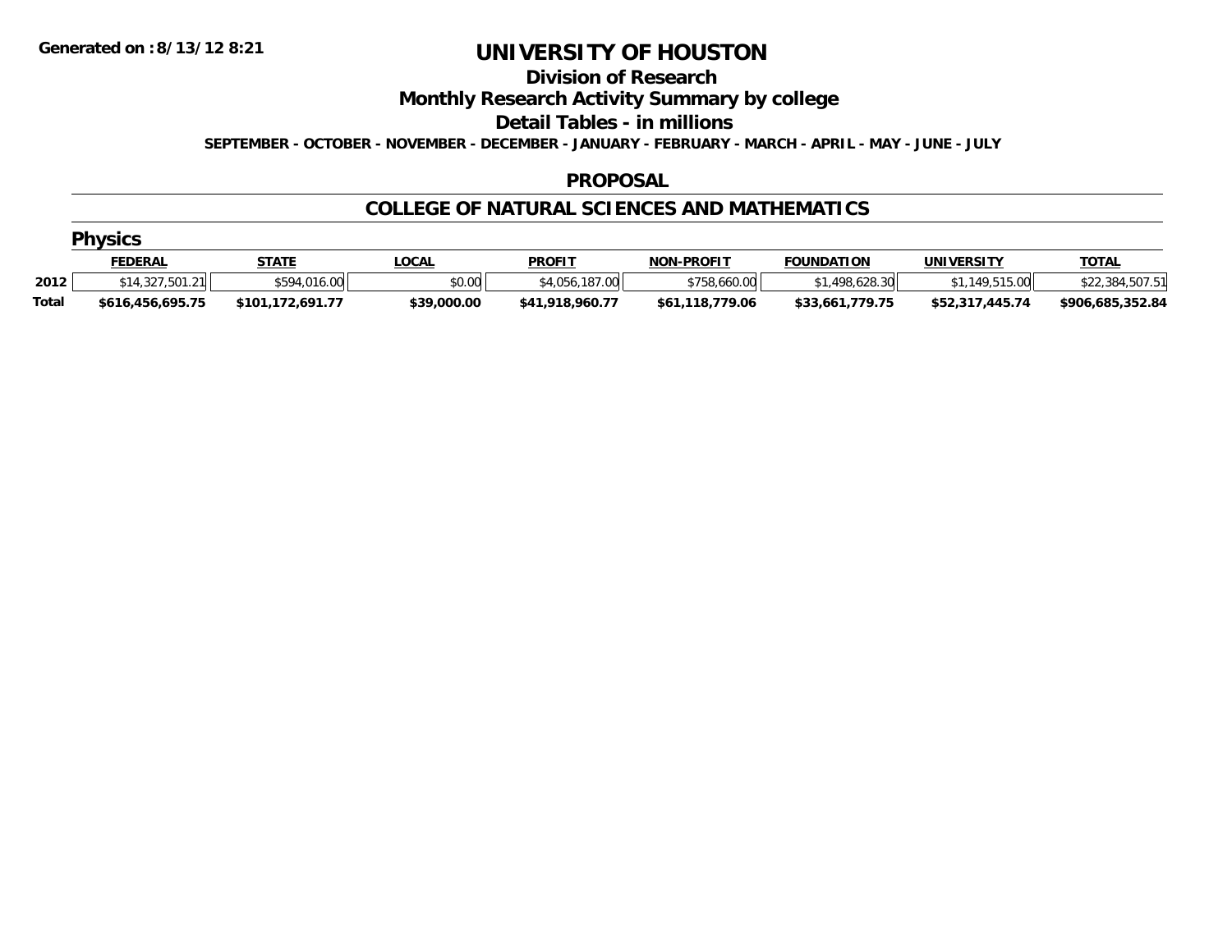Generated on :8/13/12 8:21

# UNIVERSITY OF HOUSTON

## Division of Research

## Monthly Research Activity Summary by college

## Detail Tables - in millions

**SEPTEMBER - OCTOBER - NOVEMBER - DECEMBER - JANUARY - FEBRUARY - MARCH - APRIL - MAY - JUNE - JULY**

### PROPOSAL

### COLLEGE OF NATURAL SCIENCES AND MATHEMATICS

#### Physics

| | FEDERAL | STATE | LOCAL | PROFIT | NON-PROFIT | FOUNDATION | UNIVERSITY | TOTAL |
|---|---|---|---|---|---|---|---|---|
| 2012 | $14,327,501.21 | $594,016.00 | $0.00 | $4,056,187.00 | $758,660.00 | $1,498,628.30 | $1,149,515.00 | $22,384,507.51 |
| **Total** | **$616,456,695.75** | **$101,172,691.77** | **$39,000.00** | **$41,918,960.77** | **$61,118,779.06** | **$33,661,779.75** | **$52,317,445.74** | **$906,685,352.84** |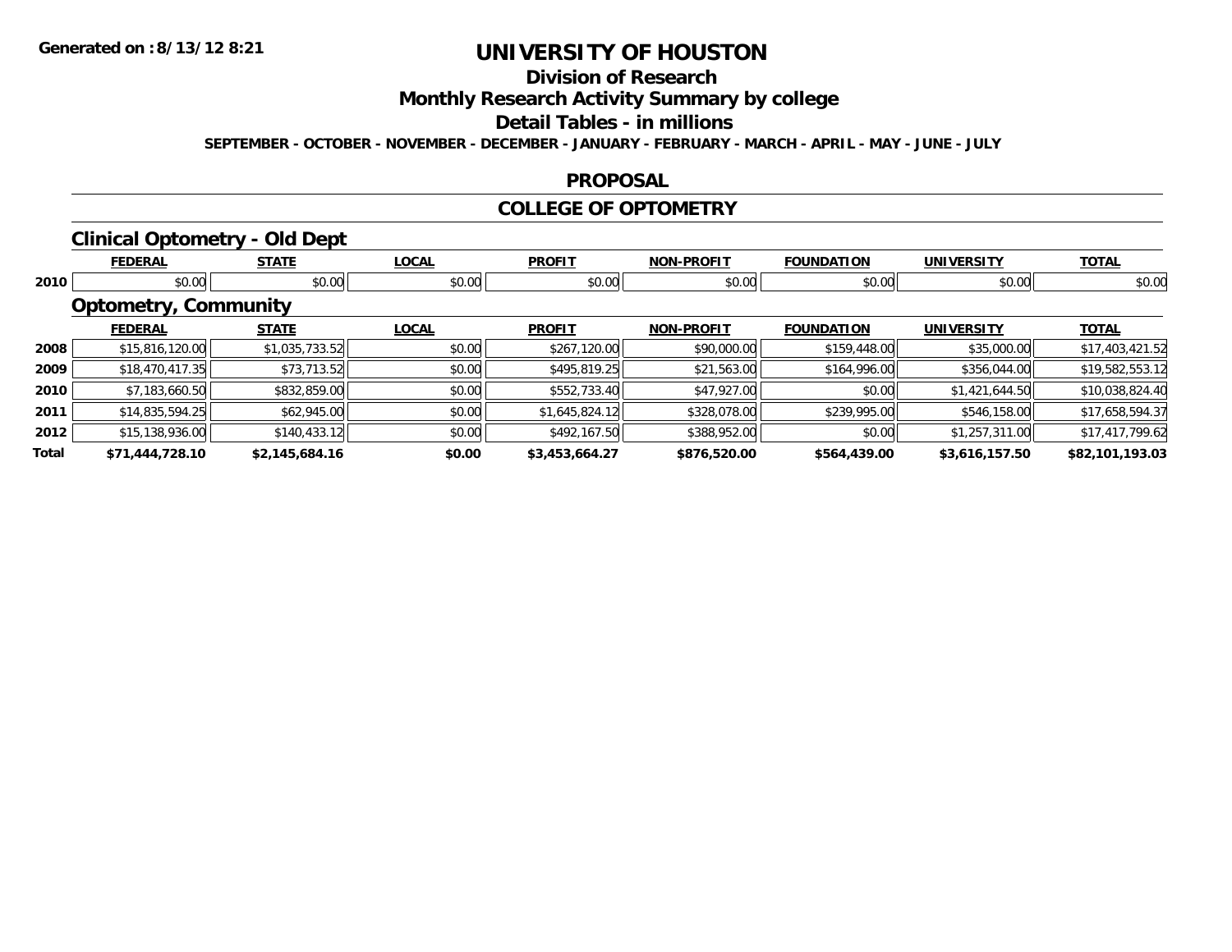# UNIVERSITY OF HOUSTON

## Division of Research

## Monthly Research Activity Summary by college

## Detail Tables - in millions

**SEPTEMBER - OCTOBER - NOVEMBER - DECEMBER - JANUARY - FEBRUARY - MARCH - APRIL - MAY - JUNE - JULY**

## PROPOSAL

## COLLEGE OF OPTOMETRY

### Clinical Optometry - Old Dept

| | FEDERAL | STATE | LOCAL | PROFIT | NON-PROFIT | FOUNDATION | UNIVERSITY | TOTAL |
|---|---|---|---|---|---|---|---|---|
| 2010 | $0.00 | $0.00 | $0.00 | $0.00 | $0.00 | $0.00 | $0.00 | $0.00 |

### Optometry, Community

| | FEDERAL | STATE | LOCAL | PROFIT | NON-PROFIT | FOUNDATION | UNIVERSITY | TOTAL |
|---|---|---|---|---|---|---|---|---|
| 2008 | $15,816,120.00 | $1,035,733.52 | $0.00 | $267,120.00 | $90,000.00 | $159,448.00 | $35,000.00 | $17,403,421.52 |
| 2009 | $18,470,417.35 | $73,713.52 | $0.00 | $495,819.25 | $21,563.00 | $164,996.00 | $356,044.00 | $19,582,553.12 |
| 2010 | $7,183,660.50 | $832,859.00 | $0.00 | $552,733.40 | $47,927.00 | $0.00 | $1,421,644.50 | $10,038,824.40 |
| 2011 | $14,835,594.25 | $62,945.00 | $0.00 | $1,645,824.12 | $328,078.00 | $239,995.00 | $546,158.00 | $17,658,594.37 |
| 2012 | $15,138,936.00 | $140,433.12 | $0.00 | $492,167.50 | $388,952.00 | $0.00 | $1,257,311.00 | $17,417,799.62 |
| **Total** | **$71,444,728.10** | **$2,145,684.16** | **$0.00** | **$3,453,664.27** | **$876,520.00** | **$564,439.00** | **$3,616,157.50** | **$82,101,193.03** |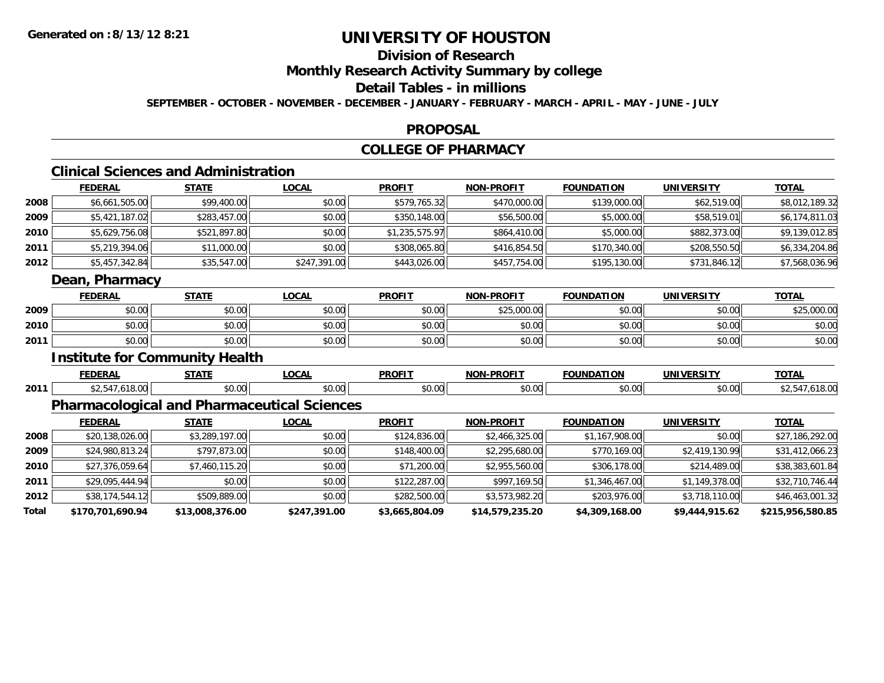Generated on :8/13/12 8:21

# UNIVERSITY OF HOUSTON

## Division of Research

## Monthly Research Activity Summary by college

## Detail Tables - in millions

SEPTEMBER - OCTOBER - NOVEMBER - DECEMBER - JANUARY - FEBRUARY - MARCH - APRIL - MAY - JUNE - JULY

## PROPOSAL

## COLLEGE OF PHARMACY

### Clinical Sciences and Administration

| | FEDERAL | STATE | LOCAL | PROFIT | NON-PROFIT | FOUNDATION | UNIVERSITY | TOTAL |
|---|---|---|---|---|---|---|---|---|
| 2008 | $6,661,505.00 | $99,400.00 | $0.00 | $579,765.32 | $470,000.00 | $139,000.00 | $62,519.00 | $8,012,189.32 |
| 2009 | $5,421,187.02 | $283,457.00 | $0.00 | $350,148.00 | $56,500.00 | $5,000.00 | $58,519.01 | $6,174,811.03 |
| 2010 | $5,629,756.08 | $521,897.80 | $0.00 | $1,235,575.97 | $864,410.00 | $5,000.00 | $882,373.00 | $9,139,012.85 |
| 2011 | $5,219,394.06 | $11,000.00 | $0.00 | $308,065.80 | $416,854.50 | $170,340.00 | $208,550.50 | $6,334,204.86 |
| 2012 | $5,457,342.84 | $35,547.00 | $247,391.00 | $443,026.00 | $457,754.00 | $195,130.00 | $731,846.12 | $7,568,036.96 |

### Dean, Pharmacy

| | FEDERAL | STATE | LOCAL | PROFIT | NON-PROFIT | FOUNDATION | UNIVERSITY | TOTAL |
|---|---|---|---|---|---|---|---|---|
| 2009 | $0.00 | $0.00 | $0.00 | $0.00 | $25,000.00 | $0.00 | $0.00 | $25,000.00 |
| 2010 | $0.00 | $0.00 | $0.00 | $0.00 | $0.00 | $0.00 | $0.00 | $0.00 |
| 2011 | $0.00 | $0.00 | $0.00 | $0.00 | $0.00 | $0.00 | $0.00 | $0.00 |

### Institute for Community Health

| | FEDERAL | STATE | LOCAL | PROFIT | NON-PROFIT | FOUNDATION | UNIVERSITY | TOTAL |
|---|---|---|---|---|---|---|---|---|
| 2011 | $2,547,618.00 | $0.00 | $0.00 | $0.00 | $0.00 | $0.00 | $0.00 | $2,547,618.00 |

### Pharmacological and Pharmaceutical Sciences

| | FEDERAL | STATE | LOCAL | PROFIT | NON-PROFIT | FOUNDATION | UNIVERSITY | TOTAL |
|---|---|---|---|---|---|---|---|---|
| 2008 | $20,138,026.00 | $3,289,197.00 | $0.00 | $124,836.00 | $2,466,325.00 | $1,167,908.00 | $0.00 | $27,186,292.00 |
| 2009 | $24,980,813.24 | $797,873.00 | $0.00 | $148,400.00 | $2,295,680.00 | $770,169.00 | $2,419,130.99 | $31,412,066.23 |
| 2010 | $27,376,059.64 | $7,460,115.20 | $0.00 | $71,200.00 | $2,955,560.00 | $306,178.00 | $214,489.00 | $38,383,601.84 |
| 2011 | $29,095,444.94 | $0.00 | $0.00 | $122,287.00 | $997,169.50 | $1,346,467.00 | $1,149,378.00 | $32,710,746.44 |
| 2012 | $38,174,544.12 | $509,889.00 | $0.00 | $282,500.00 | $3,573,982.20 | $203,976.00 | $3,718,110.00 | $46,463,001.32 |
| **Total** | **$170,701,690.94** | **$13,008,376.00** | **$247,391.00** | **$3,665,804.09** | **$14,579,235.20** | **$4,309,168.00** | **$9,444,915.62** | **$215,956,580.85** |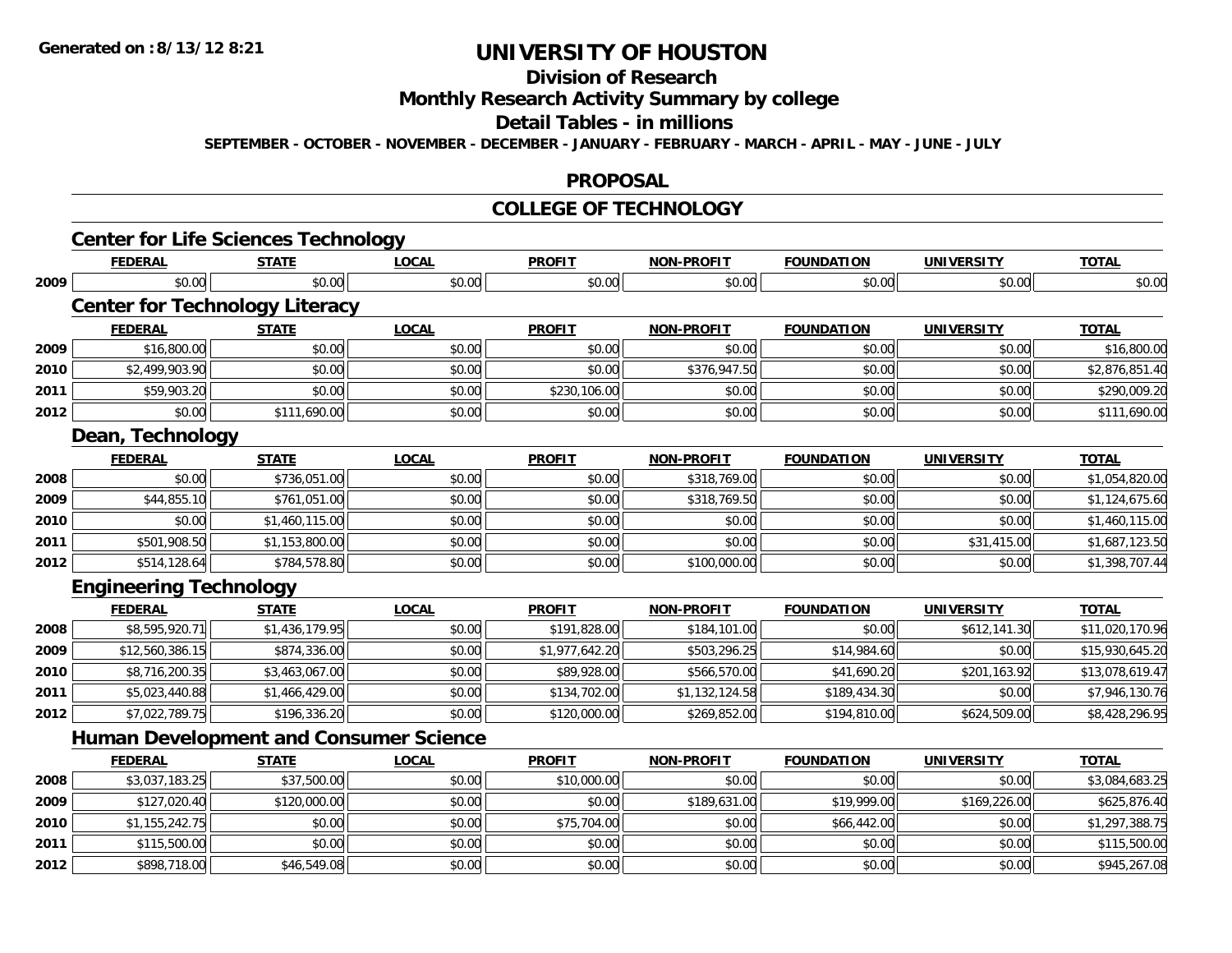**Generated on :8/13/12 8:21**

# UNIVERSITY OF HOUSTON

## Division of Research

## Monthly Research Activity Summary by college

## Detail Tables - in millions

**SEPTEMBER - OCTOBER - NOVEMBER - DECEMBER - JANUARY - FEBRUARY - MARCH - APRIL - MAY - JUNE - JULY**

## PROPOSAL

## COLLEGE OF TECHNOLOGY

### Center for Life Sciences Technology

| | FEDERAL | STATE | LOCAL | PROFIT | NON-PROFIT | FOUNDATION | UNIVERSITY | TOTAL |
|---|---|---|---|---|---|---|---|---|
| 2009 | $0.00 | $0.00 | $0.00 | $0.00 | $0.00 | $0.00 | $0.00 | $0.00 |

### Center for Technology Literacy

| | FEDERAL | STATE | LOCAL | PROFIT | NON-PROFIT | FOUNDATION | UNIVERSITY | TOTAL |
|---|---|---|---|---|---|---|---|---|
| 2009 | $16,800.00 | $0.00 | $0.00 | $0.00 | $0.00 | $0.00 | $0.00 | $16,800.00 |
| 2010 | $2,499,903.90 | $0.00 | $0.00 | $0.00 | $376,947.50 | $0.00 | $0.00 | $2,876,851.40 |
| 2011 | $59,903.20 | $0.00 | $0.00 | $230,106.00 | $0.00 | $0.00 | $0.00 | $290,009.20 |
| 2012 | $0.00 | $111,690.00 | $0.00 | $0.00 | $0.00 | $0.00 | $0.00 | $111,690.00 |

### Dean, Technology

| | FEDERAL | STATE | LOCAL | PROFIT | NON-PROFIT | FOUNDATION | UNIVERSITY | TOTAL |
|---|---|---|---|---|---|---|---|---|
| 2008 | $0.00 | $736,051.00 | $0.00 | $0.00 | $318,769.00 | $0.00 | $0.00 | $1,054,820.00 |
| 2009 | $44,855.10 | $761,051.00 | $0.00 | $0.00 | $318,769.50 | $0.00 | $0.00 | $1,124,675.60 |
| 2010 | $0.00 | $1,460,115.00 | $0.00 | $0.00 | $0.00 | $0.00 | $0.00 | $1,460,115.00 |
| 2011 | $501,908.50 | $1,153,800.00 | $0.00 | $0.00 | $0.00 | $0.00 | $31,415.00 | $1,687,123.50 |
| 2012 | $514,128.64 | $784,578.80 | $0.00 | $0.00 | $100,000.00 | $0.00 | $0.00 | $1,398,707.44 |

### Engineering Technology

| | FEDERAL | STATE | LOCAL | PROFIT | NON-PROFIT | FOUNDATION | UNIVERSITY | TOTAL |
|---|---|---|---|---|---|---|---|---|
| 2008 | $8,595,920.71 | $1,436,179.95 | $0.00 | $191,828.00 | $184,101.00 | $0.00 | $612,141.30 | $11,020,170.96 |
| 2009 | $12,560,386.15 | $874,336.00 | $0.00 | $1,977,642.20 | $503,296.25 | $14,984.60 | $0.00 | $15,930,645.20 |
| 2010 | $8,716,200.35 | $3,463,067.00 | $0.00 | $89,928.00 | $566,570.00 | $41,690.20 | $201,163.92 | $13,078,619.47 |
| 2011 | $5,023,440.88 | $1,466,429.00 | $0.00 | $134,702.00 | $1,132,124.58 | $189,434.30 | $0.00 | $7,946,130.76 |
| 2012 | $7,022,789.75 | $196,336.20 | $0.00 | $120,000.00 | $269,852.00 | $194,810.00 | $624,509.00 | $8,428,296.95 |

### Human Development and Consumer Science

| | FEDERAL | STATE | LOCAL | PROFIT | NON-PROFIT | FOUNDATION | UNIVERSITY | TOTAL |
|---|---|---|---|---|---|---|---|---|
| 2008 | $3,037,183.25 | $37,500.00 | $0.00 | $10,000.00 | $0.00 | $0.00 | $0.00 | $3,084,683.25 |
| 2009 | $127,020.40 | $120,000.00 | $0.00 | $0.00 | $189,631.00 | $19,999.00 | $169,226.00 | $625,876.40 |
| 2010 | $1,155,242.75 | $0.00 | $0.00 | $75,704.00 | $0.00 | $66,442.00 | $0.00 | $1,297,388.75 |
| 2011 | $115,500.00 | $0.00 | $0.00 | $0.00 | $0.00 | $0.00 | $0.00 | $115,500.00 |
| 2012 | $898,718.00 | $46,549.08 | $0.00 | $0.00 | $0.00 | $0.00 | $0.00 | $945,267.08 |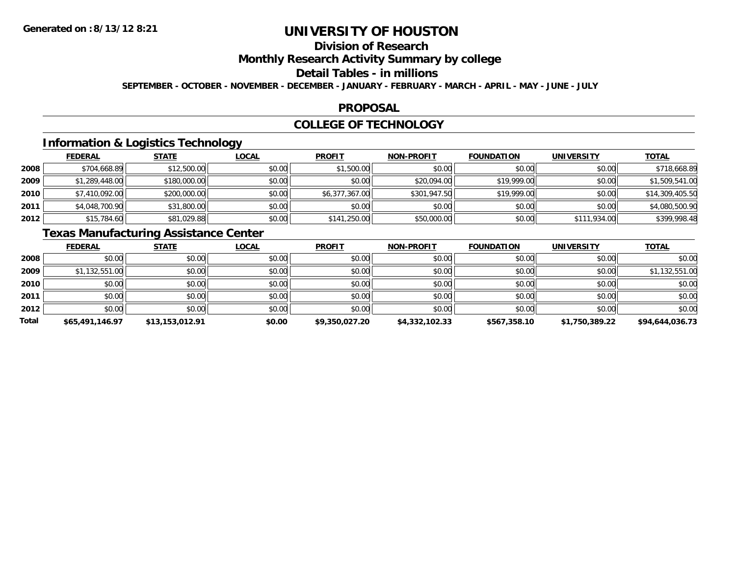# UNIVERSITY OF HOUSTON

## Division of Research

## Monthly Research Activity Summary by college

## Detail Tables - in millions

**SEPTEMBER - OCTOBER - NOVEMBER - DECEMBER - JANUARY - FEBRUARY - MARCH - APRIL - MAY - JUNE - JULY**

## PROPOSAL

## COLLEGE OF TECHNOLOGY

### Information & Logistics Technology

| | FEDERAL | STATE | LOCAL | PROFIT | NON-PROFIT | FOUNDATION | UNIVERSITY | TOTAL |
|---|---|---|---|---|---|---|---|---|
| 2008 | $704,668.89 | $12,500.00 | $0.00 | $1,500.00 | $0.00 | $0.00 | $0.00 | $718,668.89 |
| 2009 | $1,289,448.00 | $180,000.00 | $0.00 | $0.00 | $20,094.00 | $19,999.00 | $0.00 | $1,509,541.00 |
| 2010 | $7,410,092.00 | $200,000.00 | $0.00 | $6,377,367.00 | $301,947.50 | $19,999.00 | $0.00 | $14,309,405.50 |
| 2011 | $4,048,700.90 | $31,800.00 | $0.00 | $0.00 | $0.00 | $0.00 | $0.00 | $4,080,500.90 |
| 2012 | $15,784.60 | $81,029.88 | $0.00 | $141,250.00 | $50,000.00 | $0.00 | $111,934.00 | $399,998.48 |

### Texas Manufacturing Assistance Center

| | FEDERAL | STATE | LOCAL | PROFIT | NON-PROFIT | FOUNDATION | UNIVERSITY | TOTAL |
|---|---|---|---|---|---|---|---|---|
| 2008 | $0.00 | $0.00 | $0.00 | $0.00 | $0.00 | $0.00 | $0.00 | $0.00 |
| 2009 | $1,132,551.00 | $0.00 | $0.00 | $0.00 | $0.00 | $0.00 | $0.00 | $1,132,551.00 |
| 2010 | $0.00 | $0.00 | $0.00 | $0.00 | $0.00 | $0.00 | $0.00 | $0.00 |
| 2011 | $0.00 | $0.00 | $0.00 | $0.00 | $0.00 | $0.00 | $0.00 | $0.00 |
| 2012 | $0.00 | $0.00 | $0.00 | $0.00 | $0.00 | $0.00 | $0.00 | $0.00 |
| **Total** | **$65,491,146.97** | **$13,153,012.91** | **$0.00** | **$9,350,027.20** | **$4,332,102.33** | **$567,358.10** | **$1,750,389.22** | **$94,644,036.73** |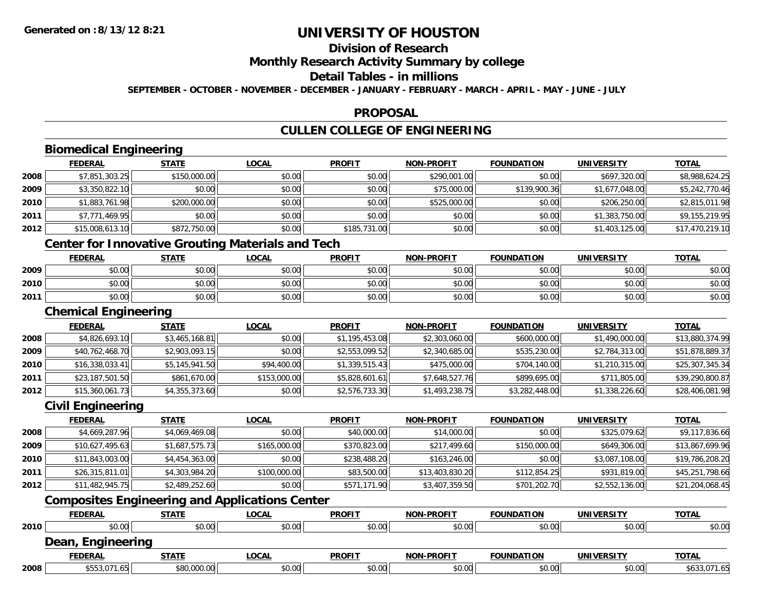# UNIVERSITY OF HOUSTON

## Division of Research

## Monthly Research Activity Summary by college

## Detail Tables - in millions

**SEPTEMBER - OCTOBER - NOVEMBER - DECEMBER - JANUARY - FEBRUARY - MARCH - APRIL - MAY - JUNE - JULY**

## PROPOSAL

## CULLEN COLLEGE OF ENGINEERING

### Biomedical Engineering

| | FEDERAL | STATE | LOCAL | PROFIT | NON-PROFIT | FOUNDATION | UNIVERSITY | TOTAL |
|---|---|---|---|---|---|---|---|---|
| 2008 | $7,851,303.25 | $150,000.00 | $0.00 | $0.00 | $290,001.00 | $0.00 | $697,320.00 | $8,988,624.25 |
| 2009 | $3,350,822.10 | $0.00 | $0.00 | $0.00 | $75,000.00 | $139,900.36 | $1,677,048.00 | $5,242,770.46 |
| 2010 | $1,883,761.98 | $200,000.00 | $0.00 | $0.00 | $525,000.00 | $0.00 | $206,250.00 | $2,815,011.98 |
| 2011 | $7,771,469.95 | $0.00 | $0.00 | $0.00 | $0.00 | $0.00 | $1,383,750.00 | $9,155,219.95 |
| 2012 | $15,008,613.10 | $872,750.00 | $0.00 | $185,731.00 | $0.00 | $0.00 | $1,403,125.00 | $17,470,219.10 |

### Center for Innovative Grouting Materials and Tech

| | FEDERAL | STATE | LOCAL | PROFIT | NON-PROFIT | FOUNDATION | UNIVERSITY | TOTAL |
|---|---|---|---|---|---|---|---|---|
| 2009 | $0.00 | $0.00 | $0.00 | $0.00 | $0.00 | $0.00 | $0.00 | $0.00 |
| 2010 | $0.00 | $0.00 | $0.00 | $0.00 | $0.00 | $0.00 | $0.00 | $0.00 |
| 2011 | $0.00 | $0.00 | $0.00 | $0.00 | $0.00 | $0.00 | $0.00 | $0.00 |

### Chemical Engineering

| | FEDERAL | STATE | LOCAL | PROFIT | NON-PROFIT | FOUNDATION | UNIVERSITY | TOTAL |
|---|---|---|---|---|---|---|---|---|
| 2008 | $4,826,693.10 | $3,465,168.81 | $0.00 | $1,195,453.08 | $2,303,060.00 | $600,000.00 | $1,490,000.00 | $13,880,374.99 |
| 2009 | $40,762,468.70 | $2,903,093.15 | $0.00 | $2,553,099.52 | $2,340,685.00 | $535,230.00 | $2,784,313.00 | $51,878,889.37 |
| 2010 | $16,338,033.41 | $5,145,941.50 | $94,400.00 | $1,339,515.43 | $475,000.00 | $704,140.00 | $1,210,315.00 | $25,307,345.34 |
| 2011 | $23,187,501.50 | $861,670.00 | $153,000.00 | $5,828,601.61 | $7,648,527.76 | $899,695.00 | $711,805.00 | $39,290,800.87 |
| 2012 | $15,360,061.73 | $4,355,373.60 | $0.00 | $2,576,733.30 | $1,493,238.75 | $3,282,448.00 | $1,338,226.60 | $28,406,081.98 |

### Civil Engineering

| | FEDERAL | STATE | LOCAL | PROFIT | NON-PROFIT | FOUNDATION | UNIVERSITY | TOTAL |
|---|---|---|---|---|---|---|---|---|
| 2008 | $4,669,287.96 | $4,069,469.08 | $0.00 | $40,000.00 | $14,000.00 | $0.00 | $325,079.62 | $9,117,836.66 |
| 2009 | $10,627,495.63 | $1,687,575.73 | $165,000.00 | $370,823.00 | $217,499.60 | $150,000.00 | $649,306.00 | $13,867,699.96 |
| 2010 | $11,843,003.00 | $4,454,363.00 | $0.00 | $238,488.20 | $163,246.00 | $0.00 | $3,087,108.00 | $19,786,208.20 |
| 2011 | $26,315,811.01 | $4,303,984.20 | $100,000.00 | $83,500.00 | $13,403,830.20 | $112,854.25 | $931,819.00 | $45,251,798.66 |
| 2012 | $11,482,945.75 | $2,489,252.60 | $0.00 | $571,171.90 | $3,407,359.50 | $701,202.70 | $2,552,136.00 | $21,204,068.45 |

### Composites Engineering and Applications Center

| | FEDERAL | STATE | LOCAL | PROFIT | NON-PROFIT | FOUNDATION | UNIVERSITY | TOTAL |
|---|---|---|---|---|---|---|---|---|
| 2010 | $0.00 | $0.00 | $0.00 | $0.00 | $0.00 | $0.00 | $0.00 | $0.00 |

### Dean, Engineering

| | FEDERAL | STATE | LOCAL | PROFIT | NON-PROFIT | FOUNDATION | UNIVERSITY | TOTAL |
|---|---|---|---|---|---|---|---|---|
| 2008 | $553,071.65 | $80,000.00 | $0.00 | $0.00 | $0.00 | $0.00 | $0.00 | $633,071.65 |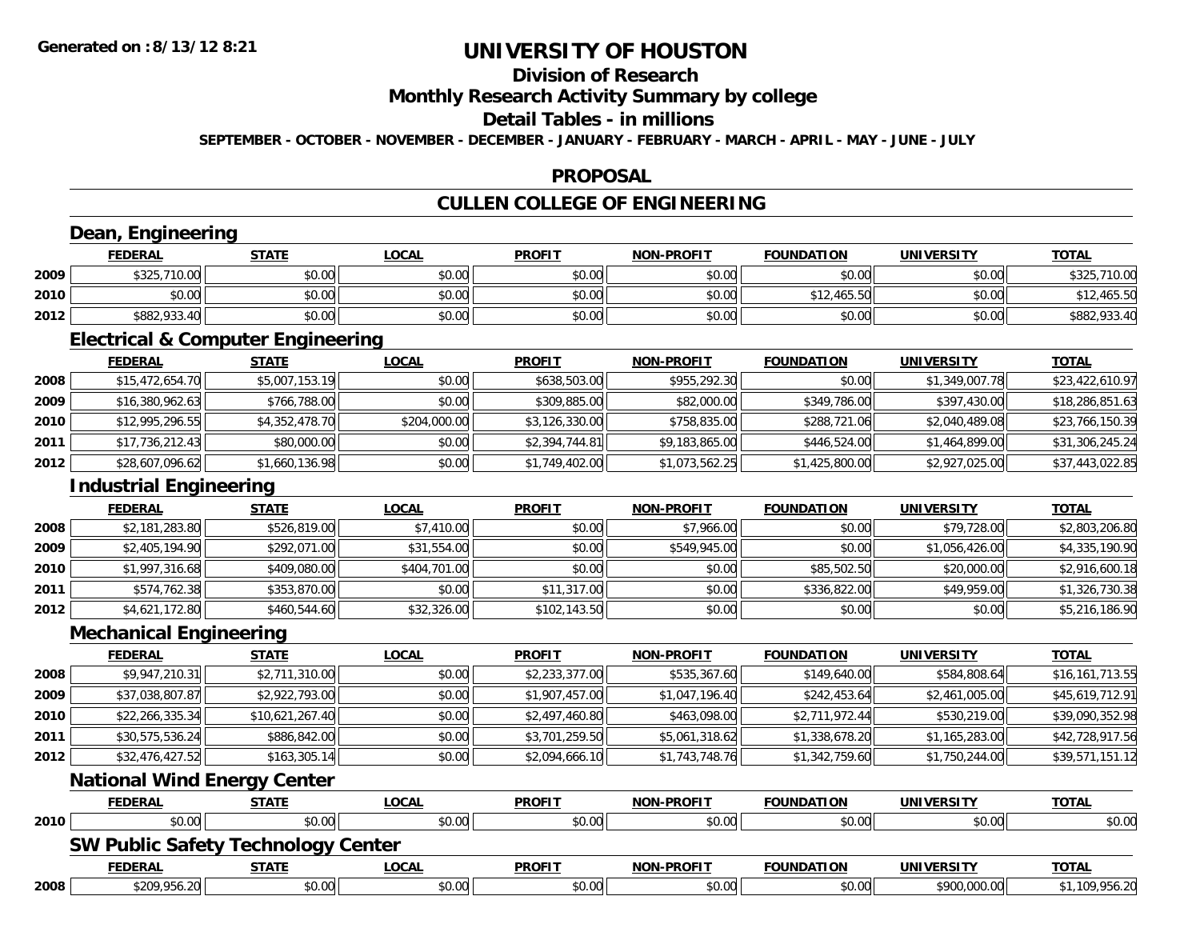# UNIVERSITY OF HOUSTON

## Division of Research

## Monthly Research Activity Summary by college

## Detail Tables - in millions

**SEPTEMBER - OCTOBER - NOVEMBER - DECEMBER - JANUARY - FEBRUARY - MARCH - APRIL - MAY - JUNE - JULY**

## PROPOSAL

## CULLEN COLLEGE OF ENGINEERING

### Dean, Engineering

| | FEDERAL | STATE | LOCAL | PROFIT | NON-PROFIT | FOUNDATION | UNIVERSITY | TOTAL |
|---|---|---|---|---|---|---|---|---|
| 2009 | $325,710.00 | $0.00 | $0.00 | $0.00 | $0.00 | $0.00 | $0.00 | $325,710.00 |
| 2010 | $0.00 | $0.00 | $0.00 | $0.00 | $0.00 | $12,465.50 | $0.00 | $12,465.50 |
| 2012 | $882,933.40 | $0.00 | $0.00 | $0.00 | $0.00 | $0.00 | $0.00 | $882,933.40 |

### Electrical & Computer Engineering

| | FEDERAL | STATE | LOCAL | PROFIT | NON-PROFIT | FOUNDATION | UNIVERSITY | TOTAL |
|---|---|---|---|---|---|---|---|---|
| 2008 | $15,472,654.70 | $5,007,153.19 | $0.00 | $638,503.00 | $955,292.30 | $0.00 | $1,349,007.78 | $23,422,610.97 |
| 2009 | $16,380,962.63 | $766,788.00 | $0.00 | $309,885.00 | $82,000.00 | $349,786.00 | $397,430.00 | $18,286,851.63 |
| 2010 | $12,995,296.55 | $4,352,478.70 | $204,000.00 | $3,126,330.00 | $758,835.00 | $288,721.06 | $2,040,489.08 | $23,766,150.39 |
| 2011 | $17,736,212.43 | $80,000.00 | $0.00 | $2,394,744.81 | $9,183,865.00 | $446,524.00 | $1,464,899.00 | $31,306,245.24 |
| 2012 | $28,607,096.62 | $1,660,136.98 | $0.00 | $1,749,402.00 | $1,073,562.25 | $1,425,800.00 | $2,927,025.00 | $37,443,022.85 |

### Industrial Engineering

| | FEDERAL | STATE | LOCAL | PROFIT | NON-PROFIT | FOUNDATION | UNIVERSITY | TOTAL |
|---|---|---|---|---|---|---|---|---|
| 2008 | $2,181,283.80 | $526,819.00 | $7,410.00 | $0.00 | $7,966.00 | $0.00 | $79,728.00 | $2,803,206.80 |
| 2009 | $2,405,194.90 | $292,071.00 | $31,554.00 | $0.00 | $549,945.00 | $0.00 | $1,056,426.00 | $4,335,190.90 |
| 2010 | $1,997,316.68 | $409,080.00 | $404,701.00 | $0.00 | $0.00 | $85,502.50 | $20,000.00 | $2,916,600.18 |
| 2011 | $574,762.38 | $353,870.00 | $0.00 | $11,317.00 | $0.00 | $336,822.00 | $49,959.00 | $1,326,730.38 |
| 2012 | $4,621,172.80 | $460,544.60 | $32,326.00 | $102,143.50 | $0.00 | $0.00 | $0.00 | $5,216,186.90 |

### Mechanical Engineering

| | FEDERAL | STATE | LOCAL | PROFIT | NON-PROFIT | FOUNDATION | UNIVERSITY | TOTAL |
|---|---|---|---|---|---|---|---|---|
| 2008 | $9,947,210.31 | $2,711,310.00 | $0.00 | $2,233,377.00 | $535,367.60 | $149,640.00 | $584,808.64 | $16,161,713.55 |
| 2009 | $37,038,807.87 | $2,922,793.00 | $0.00 | $1,907,457.00 | $1,047,196.40 | $242,453.64 | $2,461,005.00 | $45,619,712.91 |
| 2010 | $22,266,335.34 | $10,621,267.40 | $0.00 | $2,497,460.80 | $463,098.00 | $2,711,972.44 | $530,219.00 | $39,090,352.98 |
| 2011 | $30,575,536.24 | $886,842.00 | $0.00 | $3,701,259.50 | $5,061,318.62 | $1,338,678.20 | $1,165,283.00 | $42,728,917.56 |
| 2012 | $32,476,427.52 | $163,305.14 | $0.00 | $2,094,666.10 | $1,743,748.76 | $1,342,759.60 | $1,750,244.00 | $39,571,151.12 |

### National Wind Energy Center

| | FEDERAL | STATE | LOCAL | PROFIT | NON-PROFIT | FOUNDATION | UNIVERSITY | TOTAL |
|---|---|---|---|---|---|---|---|---|
| 2010 | $0.00 | $0.00 | $0.00 | $0.00 | $0.00 | $0.00 | $0.00 | $0.00 |

### SW Public Safety Technology Center

| | FEDERAL | STATE | LOCAL | PROFIT | NON-PROFIT | FOUNDATION | UNIVERSITY | TOTAL |
|---|---|---|---|---|---|---|---|---|
| 2008 | $209,956.20 | $0.00 | $0.00 | $0.00 | $0.00 | $0.00 | $900,000.00 | $1,109,956.20 |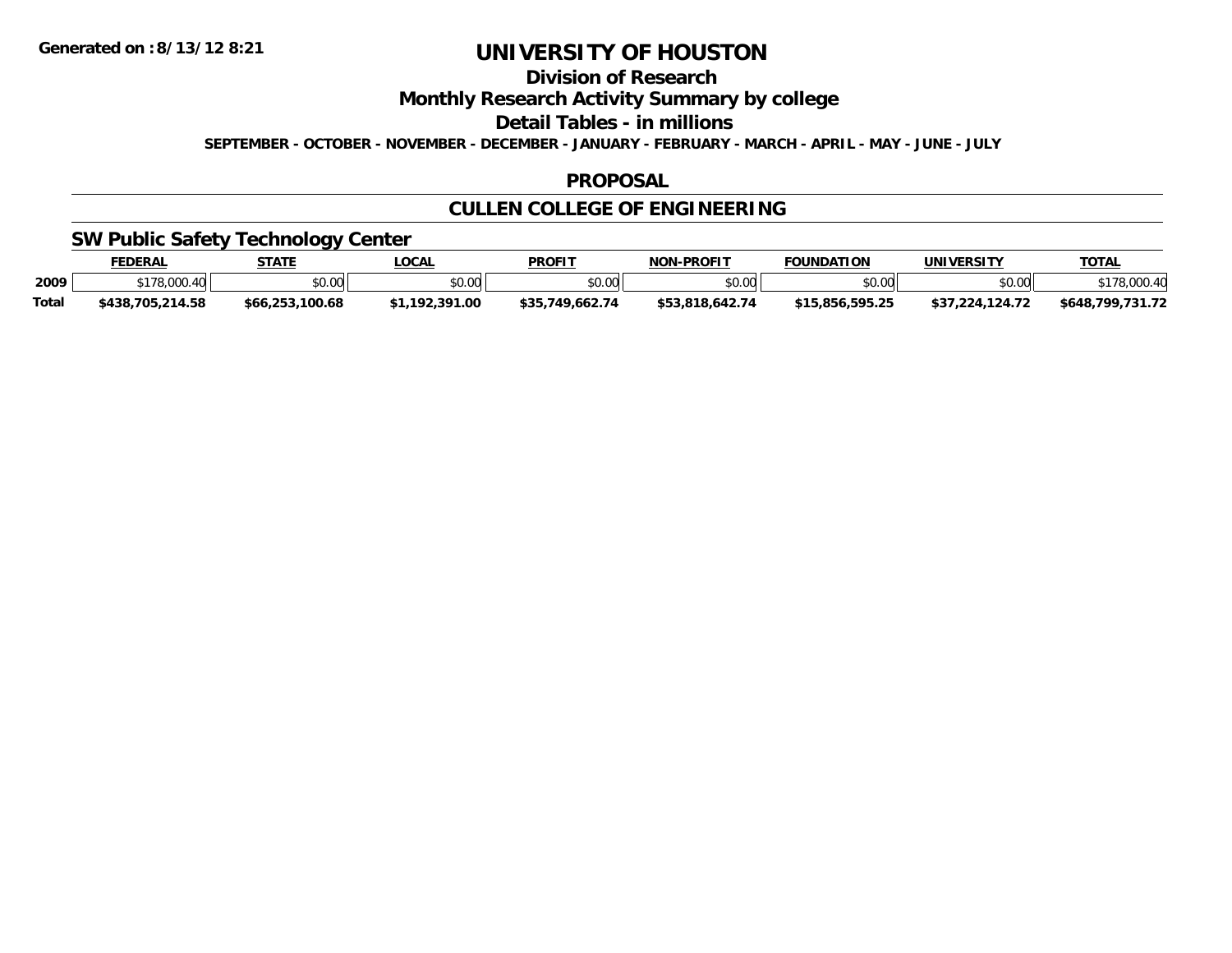Generated on :8/13/12 8:21

# UNIVERSITY OF HOUSTON

## Division of Research

## Monthly Research Activity Summary by college

## Detail Tables - in millions

**SEPTEMBER - OCTOBER - NOVEMBER - DECEMBER - JANUARY - FEBRUARY - MARCH - APRIL - MAY - JUNE - JULY**

## PROPOSAL

## CULLEN COLLEGE OF ENGINEERING

### SW Public Safety Technology Center

| | FEDERAL | STATE | LOCAL | PROFIT | NON-PROFIT | FOUNDATION | UNIVERSITY | TOTAL |
|---|---|---|---|---|---|---|---|---|
| 2009 | $178,000.40 | $0.00 | $0.00 | $0.00 | $0.00 | $0.00 | $0.00 | $178,000.40 |
| **Total** | **$438,705,214.58** | **$66,253,100.68** | **$1,192,391.00** | **$35,749,662.74** | **$53,818,642.74** | **$15,856,595.25** | **$37,224,124.72** | **$648,799,731.72** |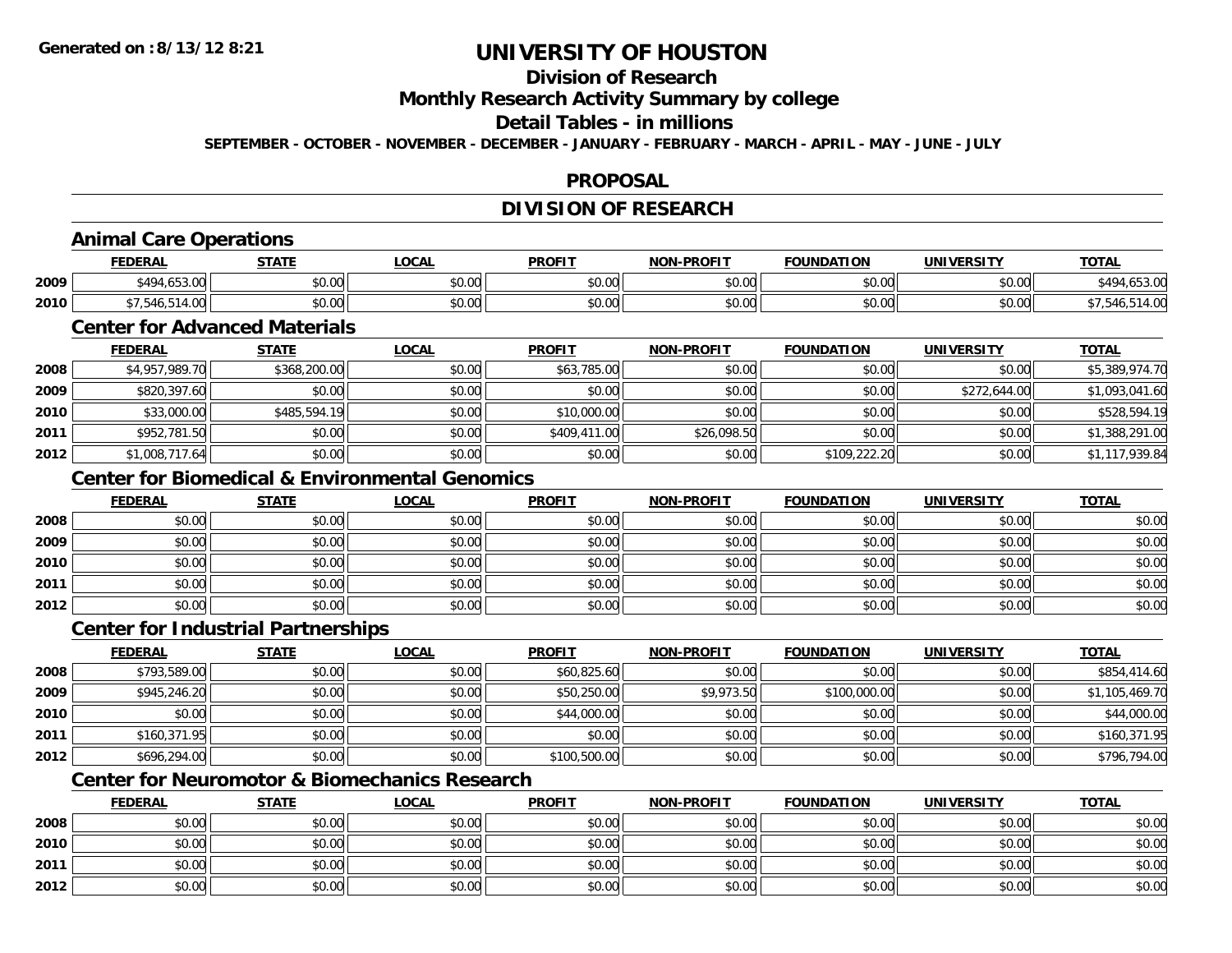# UNIVERSITY OF HOUSTON

## Division of Research

## Monthly Research Activity Summary by college

## Detail Tables - in millions

**SEPTEMBER - OCTOBER - NOVEMBER - DECEMBER - JANUARY - FEBRUARY - MARCH - APRIL - MAY - JUNE - JULY**

## PROPOSAL

## DIVISION OF RESEARCH

### Animal Care Operations

| | FEDERAL | STATE | LOCAL | PROFIT | NON-PROFIT | FOUNDATION | UNIVERSITY | TOTAL |
|---|---|---|---|---|---|---|---|---|
| 2009 | $494,653.00 | $0.00 | $0.00 | $0.00 | $0.00 | $0.00 | $0.00 | $494,653.00 |
| 2010 | $7,546,514.00 | $0.00 | $0.00 | $0.00 | $0.00 | $0.00 | $0.00 | $7,546,514.00 |

### Center for Advanced Materials

| | FEDERAL | STATE | LOCAL | PROFIT | NON-PROFIT | FOUNDATION | UNIVERSITY | TOTAL |
|---|---|---|---|---|---|---|---|---|
| 2008 | $4,957,989.70 | $368,200.00 | $0.00 | $63,785.00 | $0.00 | $0.00 | $0.00 | $5,389,974.70 |
| 2009 | $820,397.60 | $0.00 | $0.00 | $0.00 | $0.00 | $0.00 | $272,644.00 | $1,093,041.60 |
| 2010 | $33,000.00 | $485,594.19 | $0.00 | $10,000.00 | $0.00 | $0.00 | $0.00 | $528,594.19 |
| 2011 | $952,781.50 | $0.00 | $0.00 | $409,411.00 | $26,098.50 | $0.00 | $0.00 | $1,388,291.00 |
| 2012 | $1,008,717.64 | $0.00 | $0.00 | $0.00 | $0.00 | $109,222.20 | $0.00 | $1,117,939.84 |

### Center for Biomedical & Environmental Genomics

| | FEDERAL | STATE | LOCAL | PROFIT | NON-PROFIT | FOUNDATION | UNIVERSITY | TOTAL |
|---|---|---|---|---|---|---|---|---|
| 2008 | $0.00 | $0.00 | $0.00 | $0.00 | $0.00 | $0.00 | $0.00 | $0.00 |
| 2009 | $0.00 | $0.00 | $0.00 | $0.00 | $0.00 | $0.00 | $0.00 | $0.00 |
| 2010 | $0.00 | $0.00 | $0.00 | $0.00 | $0.00 | $0.00 | $0.00 | $0.00 |
| 2011 | $0.00 | $0.00 | $0.00 | $0.00 | $0.00 | $0.00 | $0.00 | $0.00 |
| 2012 | $0.00 | $0.00 | $0.00 | $0.00 | $0.00 | $0.00 | $0.00 | $0.00 |

### Center for Industrial Partnerships

| | FEDERAL | STATE | LOCAL | PROFIT | NON-PROFIT | FOUNDATION | UNIVERSITY | TOTAL |
|---|---|---|---|---|---|---|---|---|
| 2008 | $793,589.00 | $0.00 | $0.00 | $60,825.60 | $0.00 | $0.00 | $0.00 | $854,414.60 |
| 2009 | $945,246.20 | $0.00 | $0.00 | $50,250.00 | $9,973.50 | $100,000.00 | $0.00 | $1,105,469.70 |
| 2010 | $0.00 | $0.00 | $0.00 | $44,000.00 | $0.00 | $0.00 | $0.00 | $44,000.00 |
| 2011 | $160,371.95 | $0.00 | $0.00 | $0.00 | $0.00 | $0.00 | $0.00 | $160,371.95 |
| 2012 | $696,294.00 | $0.00 | $0.00 | $100,500.00 | $0.00 | $0.00 | $0.00 | $796,794.00 |

### Center for Neuromotor & Biomechanics Research

| | FEDERAL | STATE | LOCAL | PROFIT | NON-PROFIT | FOUNDATION | UNIVERSITY | TOTAL |
|---|---|---|---|---|---|---|---|---|
| 2008 | $0.00 | $0.00 | $0.00 | $0.00 | $0.00 | $0.00 | $0.00 | $0.00 |
| 2010 | $0.00 | $0.00 | $0.00 | $0.00 | $0.00 | $0.00 | $0.00 | $0.00 |
| 2011 | $0.00 | $0.00 | $0.00 | $0.00 | $0.00 | $0.00 | $0.00 | $0.00 |
| 2012 | $0.00 | $0.00 | $0.00 | $0.00 | $0.00 | $0.00 | $0.00 | $0.00 |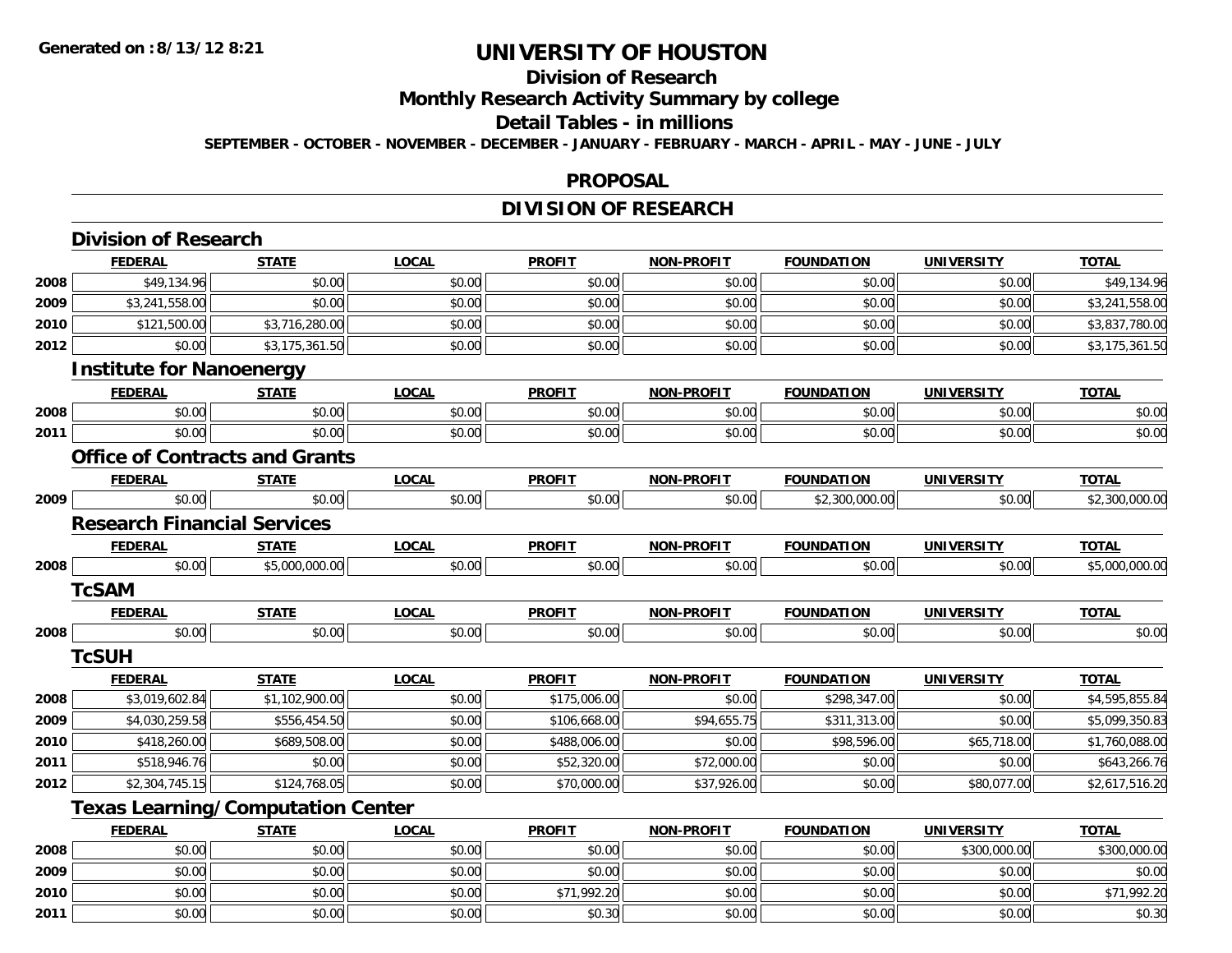**Generated on :8/13/12 8:21**

# UNIVERSITY OF HOUSTON

## Division of Research

## Monthly Research Activity Summary by college

## Detail Tables - in millions

**SEPTEMBER - OCTOBER - NOVEMBER - DECEMBER - JANUARY - FEBRUARY - MARCH - APRIL - MAY - JUNE - JULY**

## PROPOSAL

## DIVISION OF RESEARCH

### Division of Research

| | FEDERAL | STATE | LOCAL | PROFIT | NON-PROFIT | FOUNDATION | UNIVERSITY | TOTAL |
|---|---|---|---|---|---|---|---|---|
| 2008 | $49,134.96 | $0.00 | $0.00 | $0.00 | $0.00 | $0.00 | $0.00 | $49,134.96 |
| 2009 | $3,241,558.00 | $0.00 | $0.00 | $0.00 | $0.00 | $0.00 | $0.00 | $3,241,558.00 |
| 2010 | $121,500.00 | $3,716,280.00 | $0.00 | $0.00 | $0.00 | $0.00 | $0.00 | $3,837,780.00 |
| 2012 | $0.00 | $3,175,361.50 | $0.00 | $0.00 | $0.00 | $0.00 | $0.00 | $3,175,361.50 |

### Institute for Nanoenergy

| | FEDERAL | STATE | LOCAL | PROFIT | NON-PROFIT | FOUNDATION | UNIVERSITY | TOTAL |
|---|---|---|---|---|---|---|---|---|
| 2008 | $0.00 | $0.00 | $0.00 | $0.00 | $0.00 | $0.00 | $0.00 | $0.00 |
| 2011 | $0.00 | $0.00 | $0.00 | $0.00 | $0.00 | $0.00 | $0.00 | $0.00 |

### Office of Contracts and Grants

| | FEDERAL | STATE | LOCAL | PROFIT | NON-PROFIT | FOUNDATION | UNIVERSITY | TOTAL |
|---|---|---|---|---|---|---|---|---|
| 2009 | $0.00 | $0.00 | $0.00 | $0.00 | $0.00 | $2,300,000.00 | $0.00 | $2,300,000.00 |

### Research Financial Services

| | FEDERAL | STATE | LOCAL | PROFIT | NON-PROFIT | FOUNDATION | UNIVERSITY | TOTAL |
|---|---|---|---|---|---|---|---|---|
| 2008 | $0.00 | $5,000,000.00 | $0.00 | $0.00 | $0.00 | $0.00 | $0.00 | $5,000,000.00 |

### TcSAM

| | FEDERAL | STATE | LOCAL | PROFIT | NON-PROFIT | FOUNDATION | UNIVERSITY | TOTAL |
|---|---|---|---|---|---|---|---|---|
| 2008 | $0.00 | $0.00 | $0.00 | $0.00 | $0.00 | $0.00 | $0.00 | $0.00 |

### TcSUH

| | FEDERAL | STATE | LOCAL | PROFIT | NON-PROFIT | FOUNDATION | UNIVERSITY | TOTAL |
|---|---|---|---|---|---|---|---|---|
| 2008 | $3,019,602.84 | $1,102,900.00 | $0.00 | $175,006.00 | $0.00 | $298,347.00 | $0.00 | $4,595,855.84 |
| 2009 | $4,030,259.58 | $556,454.50 | $0.00 | $106,668.00 | $94,655.75 | $311,313.00 | $0.00 | $5,099,350.83 |
| 2010 | $418,260.00 | $689,508.00 | $0.00 | $488,006.00 | $0.00 | $98,596.00 | $65,718.00 | $1,760,088.00 |
| 2011 | $518,946.76 | $0.00 | $0.00 | $52,320.00 | $72,000.00 | $0.00 | $0.00 | $643,266.76 |
| 2012 | $2,304,745.15 | $124,768.05 | $0.00 | $70,000.00 | $37,926.00 | $0.00 | $80,077.00 | $2,617,516.20 |

### Texas Learning/Computation Center

| | FEDERAL | STATE | LOCAL | PROFIT | NON-PROFIT | FOUNDATION | UNIVERSITY | TOTAL |
|---|---|---|---|---|---|---|---|---|
| 2008 | $0.00 | $0.00 | $0.00 | $0.00 | $0.00 | $0.00 | $300,000.00 | $300,000.00 |
| 2009 | $0.00 | $0.00 | $0.00 | $0.00 | $0.00 | $0.00 | $0.00 | $0.00 |
| 2010 | $0.00 | $0.00 | $0.00 | $71,992.20 | $0.00 | $0.00 | $0.00 | $71,992.20 |
| 2011 | $0.00 | $0.00 | $0.00 | $0.30 | $0.00 | $0.00 | $0.00 | $0.30 |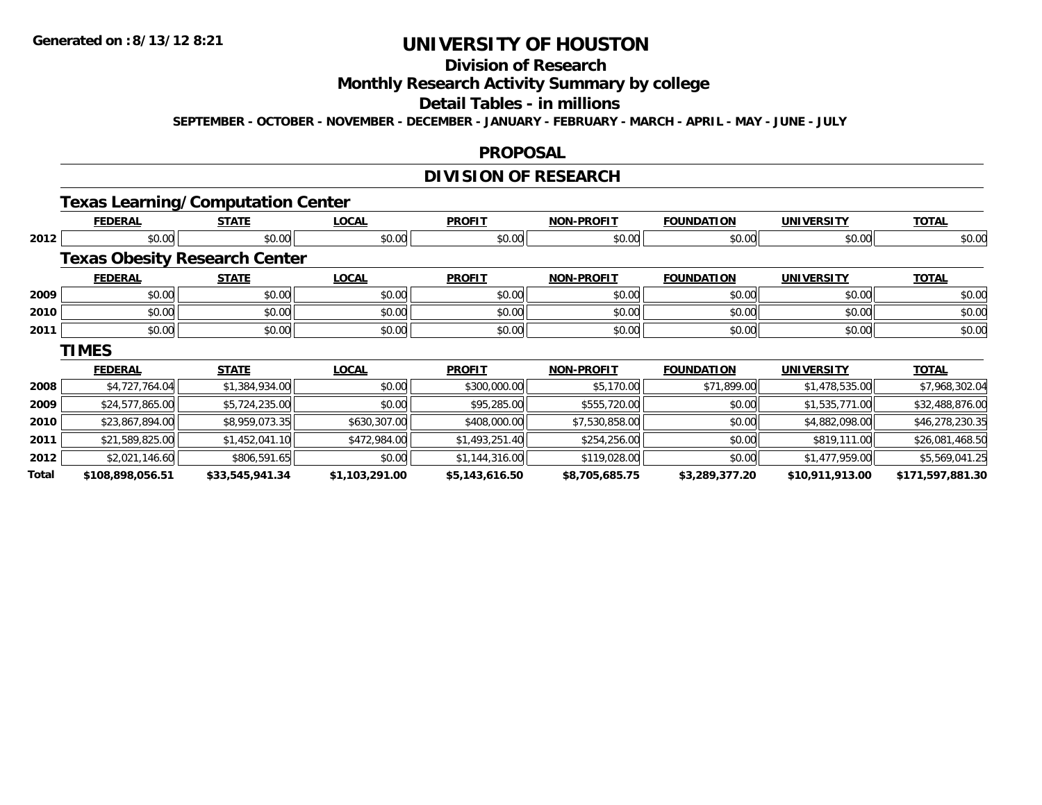# UNIVERSITY OF HOUSTON

## Division of Research

## Monthly Research Activity Summary by college

## Detail Tables - in millions

**SEPTEMBER - OCTOBER - NOVEMBER - DECEMBER - JANUARY - FEBRUARY - MARCH - APRIL - MAY - JUNE - JULY**

## PROPOSAL

## DIVISION OF RESEARCH

### Texas Learning/Computation Center

| | FEDERAL | STATE | LOCAL | PROFIT | NON-PROFIT | FOUNDATION | UNIVERSITY | TOTAL |
|---|---|---|---|---|---|---|---|---|
| 2012 | $0.00 | $0.00 | $0.00 | $0.00 | $0.00 | $0.00 | $0.00 | $0.00 |

### Texas Obesity Research Center

| | FEDERAL | STATE | LOCAL | PROFIT | NON-PROFIT | FOUNDATION | UNIVERSITY | TOTAL |
|---|---|---|---|---|---|---|---|---|
| 2009 | $0.00 | $0.00 | $0.00 | $0.00 | $0.00 | $0.00 | $0.00 | $0.00 |
| 2010 | $0.00 | $0.00 | $0.00 | $0.00 | $0.00 | $0.00 | $0.00 | $0.00 |
| 2011 | $0.00 | $0.00 | $0.00 | $0.00 | $0.00 | $0.00 | $0.00 | $0.00 |

### TIMES

| | FEDERAL | STATE | LOCAL | PROFIT | NON-PROFIT | FOUNDATION | UNIVERSITY | TOTAL |
|---|---|---|---|---|---|---|---|---|
| 2008 | $4,727,764.04 | $1,384,934.00 | $0.00 | $300,000.00 | $5,170.00 | $71,899.00 | $1,478,535.00 | $7,968,302.04 |
| 2009 | $24,577,865.00 | $5,724,235.00 | $0.00 | $95,285.00 | $555,720.00 | $0.00 | $1,535,771.00 | $32,488,876.00 |
| 2010 | $23,867,894.00 | $8,959,073.35 | $630,307.00 | $408,000.00 | $7,530,858.00 | $0.00 | $4,882,098.00 | $46,278,230.35 |
| 2011 | $21,589,825.00 | $1,452,041.10 | $472,984.00 | $1,493,251.40 | $254,256.00 | $0.00 | $819,111.00 | $26,081,468.50 |
| 2012 | $2,021,146.60 | $806,591.65 | $0.00 | $1,144,316.00 | $119,028.00 | $0.00 | $1,477,959.00 | $5,569,041.25 |
| **Total** | **$108,898,056.51** | **$33,545,941.34** | **$1,103,291.00** | **$5,143,616.50** | **$8,705,685.75** | **$3,289,377.20** | **$10,911,913.00** | **$171,597,881.30** |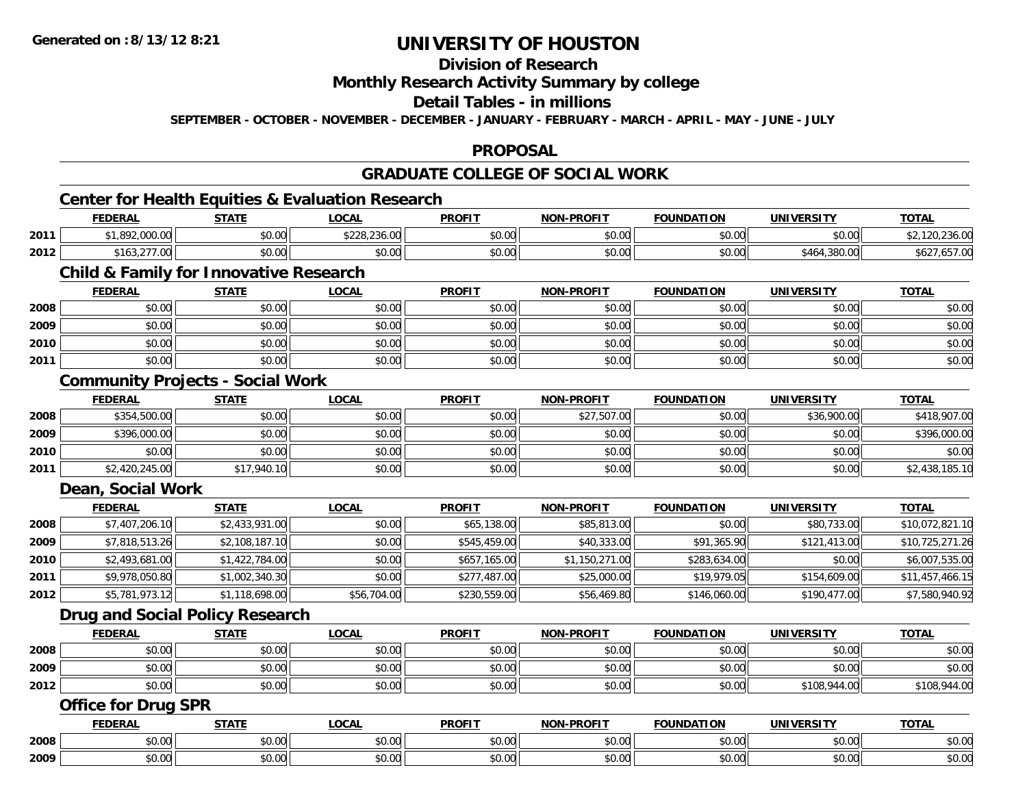# UNIVERSITY OF HOUSTON

## Division of Research

## Monthly Research Activity Summary by college

## Detail Tables - in millions

**SEPTEMBER - OCTOBER - NOVEMBER - DECEMBER - JANUARY - FEBRUARY - MARCH - APRIL - MAY - JUNE - JULY**

**Generated on : 8/13/12 8:21**

## PROPOSAL

## GRADUATE COLLEGE OF SOCIAL WORK

### Center for Health Equities & Evaluation Research

| | FEDERAL | STATE | LOCAL | PROFIT | NON-PROFIT | FOUNDATION | UNIVERSITY | TOTAL |
|---|---|---|---|---|---|---|---|---|
| 2011 | $1,892,000.00 | $0.00 | $228,236.00 | $0.00 | $0.00 | $0.00 | $0.00 | $2,120,236.00 |
| 2012 | $163,277.00 | $0.00 | $0.00 | $0.00 | $0.00 | $0.00 | $464,380.00 | $627,657.00 |

### Child & Family for Innovative Research

| | FEDERAL | STATE | LOCAL | PROFIT | NON-PROFIT | FOUNDATION | UNIVERSITY | TOTAL |
|---|---|---|---|---|---|---|---|---|
| 2008 | $0.00 | $0.00 | $0.00 | $0.00 | $0.00 | $0.00 | $0.00 | $0.00 |
| 2009 | $0.00 | $0.00 | $0.00 | $0.00 | $0.00 | $0.00 | $0.00 | $0.00 |
| 2010 | $0.00 | $0.00 | $0.00 | $0.00 | $0.00 | $0.00 | $0.00 | $0.00 |
| 2011 | $0.00 | $0.00 | $0.00 | $0.00 | $0.00 | $0.00 | $0.00 | $0.00 |

### Community Projects - Social Work

| | FEDERAL | STATE | LOCAL | PROFIT | NON-PROFIT | FOUNDATION | UNIVERSITY | TOTAL |
|---|---|---|---|---|---|---|---|---|
| 2008 | $354,500.00 | $0.00 | $0.00 | $0.00 | $27,507.00 | $0.00 | $36,900.00 | $418,907.00 |
| 2009 | $396,000.00 | $0.00 | $0.00 | $0.00 | $0.00 | $0.00 | $0.00 | $396,000.00 |
| 2010 | $0.00 | $0.00 | $0.00 | $0.00 | $0.00 | $0.00 | $0.00 | $0.00 |
| 2011 | $2,420,245.00 | $17,940.10 | $0.00 | $0.00 | $0.00 | $0.00 | $0.00 | $2,438,185.10 |

### Dean, Social Work

| | FEDERAL | STATE | LOCAL | PROFIT | NON-PROFIT | FOUNDATION | UNIVERSITY | TOTAL |
|---|---|---|---|---|---|---|---|---|
| 2008 | $7,407,206.10 | $2,433,931.00 | $0.00 | $65,138.00 | $85,813.00 | $0.00 | $80,733.00 | $10,072,821.10 |
| 2009 | $7,818,513.26 | $2,108,187.10 | $0.00 | $545,459.00 | $40,333.00 | $91,365.90 | $121,413.00 | $10,725,271.26 |
| 2010 | $2,493,681.00 | $1,422,784.00 | $0.00 | $657,165.00 | $1,150,271.00 | $283,634.00 | $0.00 | $6,007,535.00 |
| 2011 | $9,978,050.80 | $1,002,340.30 | $0.00 | $277,487.00 | $25,000.00 | $19,979.05 | $154,609.00 | $11,457,466.15 |
| 2012 | $5,781,973.12 | $1,118,698.00 | $56,704.00 | $230,559.00 | $56,469.80 | $146,060.00 | $190,477.00 | $7,580,940.92 |

### Drug and Social Policy Research

| | FEDERAL | STATE | LOCAL | PROFIT | NON-PROFIT | FOUNDATION | UNIVERSITY | TOTAL |
|---|---|---|---|---|---|---|---|---|
| 2008 | $0.00 | $0.00 | $0.00 | $0.00 | $0.00 | $0.00 | $0.00 | $0.00 |
| 2009 | $0.00 | $0.00 | $0.00 | $0.00 | $0.00 | $0.00 | $0.00 | $0.00 |
| 2012 | $0.00 | $0.00 | $0.00 | $0.00 | $0.00 | $0.00 | $108,944.00 | $108,944.00 |

### Office for Drug SPR

| | FEDERAL | STATE | LOCAL | PROFIT | NON-PROFIT | FOUNDATION | UNIVERSITY | TOTAL |
|---|---|---|---|---|---|---|---|---|
| 2008 | $0.00 | $0.00 | $0.00 | $0.00 | $0.00 | $0.00 | $0.00 | $0.00 |
| 2009 | $0.00 | $0.00 | $0.00 | $0.00 | $0.00 | $0.00 | $0.00 | $0.00 |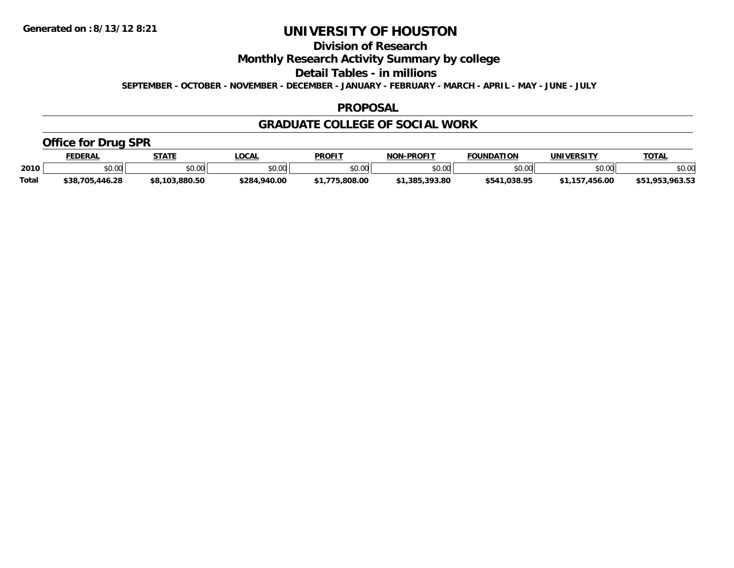Generated on :8/13/12 8:21

# UNIVERSITY OF HOUSTON

## Division of Research

## Monthly Research Activity Summary by college

## Detail Tables - in millions

**SEPTEMBER - OCTOBER - NOVEMBER - DECEMBER - JANUARY - FEBRUARY - MARCH - APRIL - MAY - JUNE - JULY**

## PROPOSAL

## GRADUATE COLLEGE OF SOCIAL WORK

### Office for Drug SPR

| | FEDERAL | STATE | LOCAL | PROFIT | NON-PROFIT | FOUNDATION | UNIVERSITY | TOTAL |
|---|---|---|---|---|---|---|---|---|
| **2010** | $0.00 | $0.00 | $0.00 | $0.00 | $0.00 | $0.00 | $0.00 | $0.00 |
| **Total** | **$38,705,446.28** | **$8,103,880.50** | **$284,940.00** | **$1,775,808.00** | **$1,385,393.80** | **$541,038.95** | **$1,157,456.00** | **$51,953,963.53** |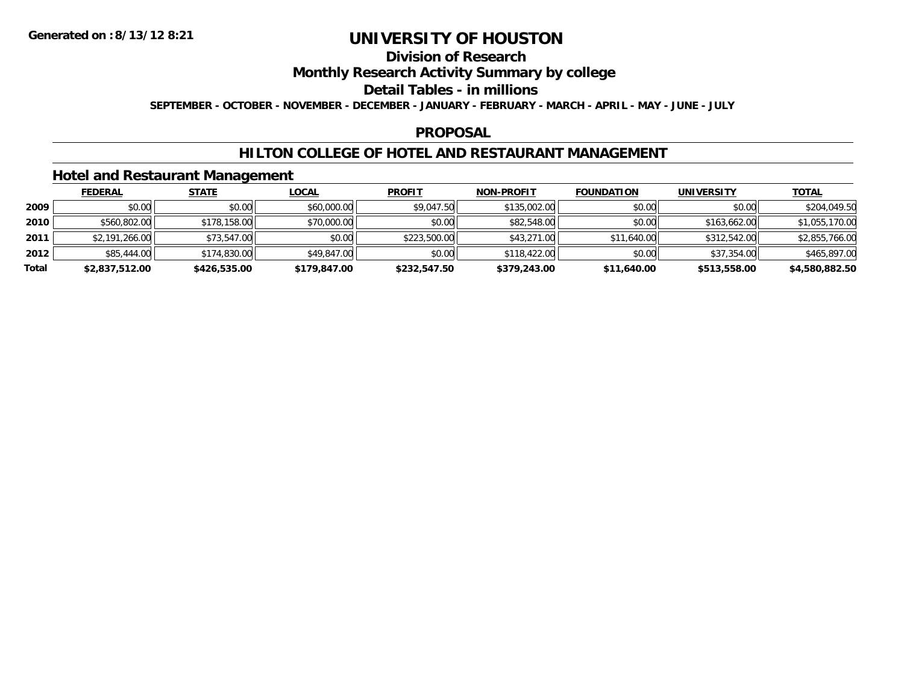**Generated on :8/13/12 8:21**

# UNIVERSITY OF HOUSTON

## Division of Research

## Monthly Research Activity Summary by college

## Detail Tables - in millions

**SEPTEMBER - OCTOBER - NOVEMBER - DECEMBER - JANUARY - FEBRUARY - MARCH - APRIL - MAY - JUNE - JULY**

## PROPOSAL

## HILTON COLLEGE OF HOTEL AND RESTAURANT MANAGEMENT

### Hotel and Restaurant Management

| | FEDERAL | STATE | LOCAL | PROFIT | NON-PROFIT | FOUNDATION | UNIVERSITY | TOTAL |
|---|---|---|---|---|---|---|---|---|
| **2009** | $0.00 | $0.00 | $60,000.00 | $9,047.50 | $135,002.00 | $0.00 | $0.00 | $204,049.50 |
| **2010** | $560,802.00 | $178,158.00 | $70,000.00 | $0.00 | $82,548.00 | $0.00 | $163,662.00 | $1,055,170.00 |
| **2011** | $2,191,266.00 | $73,547.00 | $0.00 | $223,500.00 | $43,271.00 | $11,640.00 | $312,542.00 | $2,855,766.00 |
| **2012** | $85,444.00 | $174,830.00 | $49,847.00 | $0.00 | $118,422.00 | $0.00 | $37,354.00 | $465,897.00 |
| **Total** | **$2,837,512.00** | **$426,535.00** | **$179,847.00** | **$232,547.50** | **$379,243.00** | **$11,640.00** | **$513,558.00** | **$4,580,882.50** |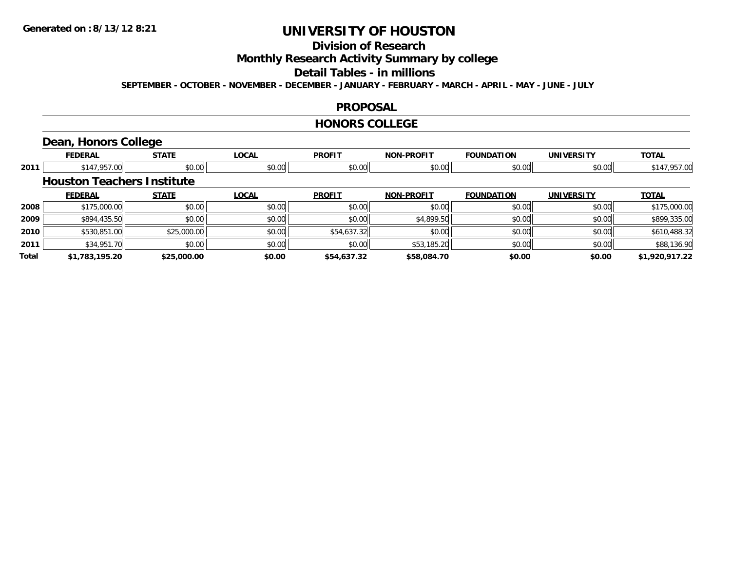Generated on :8/13/12 8:21

# UNIVERSITY OF HOUSTON

## Division of Research

## Monthly Research Activity Summary by college

## Detail Tables - in millions

**SEPTEMBER - OCTOBER - NOVEMBER - DECEMBER - JANUARY - FEBRUARY - MARCH - APRIL - MAY - JUNE - JULY**

## PROPOSAL

## HONORS COLLEGE

### Dean, Honors College

| | FEDERAL | STATE | LOCAL | PROFIT | NON-PROFIT | FOUNDATION | UNIVERSITY | TOTAL |
|---|---|---|---|---|---|---|---|---|
| 2011 | $147,957.00 | $0.00 | $0.00 | $0.00 | $0.00 | $0.00 | $0.00 | $147,957.00 |

### Houston Teachers Institute

| | FEDERAL | STATE | LOCAL | PROFIT | NON-PROFIT | FOUNDATION | UNIVERSITY | TOTAL |
|---|---|---|---|---|---|---|---|---|
| 2008 | $175,000.00 | $0.00 | $0.00 | $0.00 | $0.00 | $0.00 | $0.00 | $175,000.00 |
| 2009 | $894,435.50 | $0.00 | $0.00 | $0.00 | $4,899.50 | $0.00 | $0.00 | $899,335.00 |
| 2010 | $530,851.00 | $25,000.00 | $0.00 | $54,637.32 | $0.00 | $0.00 | $0.00 | $610,488.32 |
| 2011 | $34,951.70 | $0.00 | $0.00 | $0.00 | $53,185.20 | $0.00 | $0.00 | $88,136.90 |
| **Total** | **$1,783,195.20** | **$25,000.00** | **$0.00** | **$54,637.32** | **$58,084.70** | **$0.00** | **$0.00** | **$1,920,917.22** |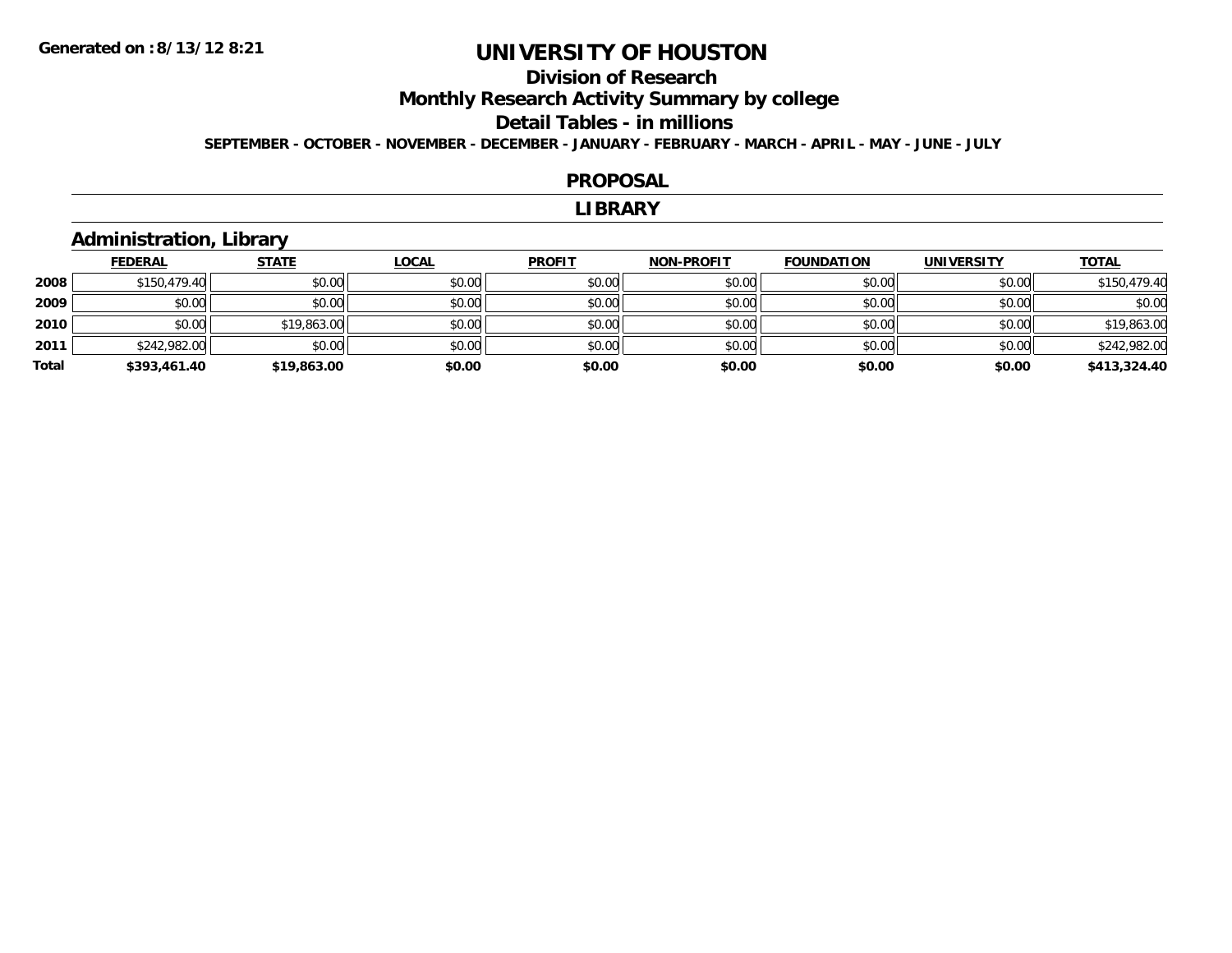Generated on :8/13/12 8:21

# UNIVERSITY OF HOUSTON

## Division of Research

## Monthly Research Activity Summary by college

## Detail Tables - in millions

**SEPTEMBER - OCTOBER - NOVEMBER - DECEMBER - JANUARY - FEBRUARY - MARCH - APRIL - MAY - JUNE - JULY**

## PROPOSAL

## LIBRARY

### Administration, Library

| | FEDERAL | STATE | LOCAL | PROFIT | NON-PROFIT | FOUNDATION | UNIVERSITY | TOTAL |
|---|---|---|---|---|---|---|---|---|
| **2008** | $150,479.40 | $0.00 | $0.00 | $0.00 | $0.00 | $0.00 | $0.00 | $150,479.40 |
| **2009** | $0.00 | $0.00 | $0.00 | $0.00 | $0.00 | $0.00 | $0.00 | $0.00 |
| **2010** | $0.00 | $19,863.00 | $0.00 | $0.00 | $0.00 | $0.00 | $0.00 | $19,863.00 |
| **2011** | $242,982.00 | $0.00 | $0.00 | $0.00 | $0.00 | $0.00 | $0.00 | $242,982.00 |
| **Total** | **$393,461.40** | **$19,863.00** | **$0.00** | **$0.00** | **$0.00** | **$0.00** | **$0.00** | **$413,324.40** |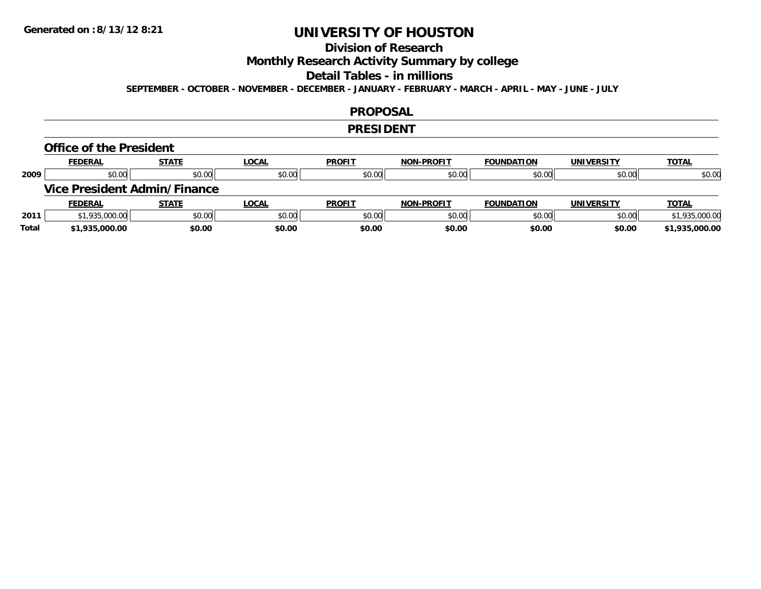Generated on :8/13/12 8:21

# UNIVERSITY OF HOUSTON

## Division of Research

## Monthly Research Activity Summary by college

## Detail Tables - in millions

**SEPTEMBER - OCTOBER - NOVEMBER - DECEMBER - JANUARY - FEBRUARY - MARCH - APRIL - MAY - JUNE - JULY**

## PROPOSAL

## PRESIDENT

### Office of the President

| | FEDERAL | STATE | LOCAL | PROFIT | NON-PROFIT | FOUNDATION | UNIVERSITY | TOTAL |
|---|---|---|---|---|---|---|---|---|
| 2009 | $0.00 | $0.00 | $0.00 | $0.00 | $0.00 | $0.00 | $0.00 | $0.00 |

### Vice President Admin/Finance

| | FEDERAL | STATE | LOCAL | PROFIT | NON-PROFIT | FOUNDATION | UNIVERSITY | TOTAL |
|---|---|---|---|---|---|---|---|---|
| 2011 | $1,935,000.00 | $0.00 | $0.00 | $0.00 | $0.00 | $0.00 | $0.00 | $1,935,000.00 |
| **Total** | **$1,935,000.00** | **$0.00** | **$0.00** | **$0.00** | **$0.00** | **$0.00** | **$0.00** | **$1,935,000.00** |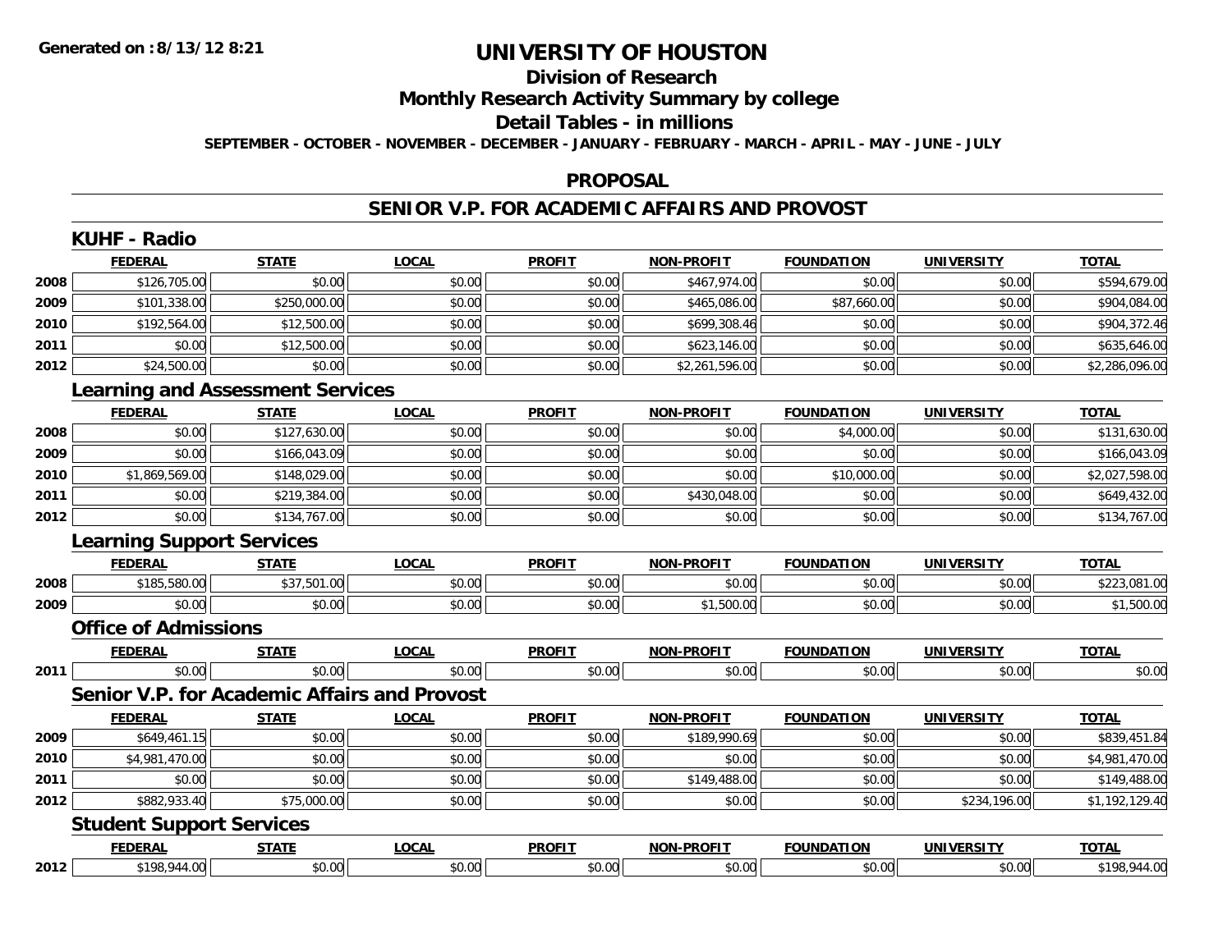Generated on :8/13/12 8:21

# UNIVERSITY OF HOUSTON

## Division of Research

## Monthly Research Activity Summary by college

## Detail Tables - in millions

**SEPTEMBER - OCTOBER - NOVEMBER - DECEMBER - JANUARY - FEBRUARY - MARCH - APRIL - MAY - JUNE - JULY**

## PROPOSAL

## SENIOR V.P. FOR ACADEMIC AFFAIRS AND PROVOST

### KUHF - Radio

| | FEDERAL | STATE | LOCAL | PROFIT | NON-PROFIT | FOUNDATION | UNIVERSITY | TOTAL |
|---|---|---|---|---|---|---|---|---|
| 2008 | $126,705.00 | $0.00 | $0.00 | $0.00 | $467,974.00 | $0.00 | $0.00 | $594,679.00 |
| 2009 | $101,338.00 | $250,000.00 | $0.00 | $0.00 | $465,086.00 | $87,660.00 | $0.00 | $904,084.00 |
| 2010 | $192,564.00 | $12,500.00 | $0.00 | $0.00 | $699,308.46 | $0.00 | $0.00 | $904,372.46 |
| 2011 | $0.00 | $12,500.00 | $0.00 | $0.00 | $623,146.00 | $0.00 | $0.00 | $635,646.00 |
| 2012 | $24,500.00 | $0.00 | $0.00 | $0.00 | $2,261,596.00 | $0.00 | $0.00 | $2,286,096.00 |

### Learning and Assessment Services

| | FEDERAL | STATE | LOCAL | PROFIT | NON-PROFIT | FOUNDATION | UNIVERSITY | TOTAL |
|---|---|---|---|---|---|---|---|---|
| 2008 | $0.00 | $127,630.00 | $0.00 | $0.00 | $0.00 | $4,000.00 | $0.00 | $131,630.00 |
| 2009 | $0.00 | $166,043.09 | $0.00 | $0.00 | $0.00 | $0.00 | $0.00 | $166,043.09 |
| 2010 | $1,869,569.00 | $148,029.00 | $0.00 | $0.00 | $0.00 | $10,000.00 | $0.00 | $2,027,598.00 |
| 2011 | $0.00 | $219,384.00 | $0.00 | $0.00 | $430,048.00 | $0.00 | $0.00 | $649,432.00 |
| 2012 | $0.00 | $134,767.00 | $0.00 | $0.00 | $0.00 | $0.00 | $0.00 | $134,767.00 |

### Learning Support Services

| | FEDERAL | STATE | LOCAL | PROFIT | NON-PROFIT | FOUNDATION | UNIVERSITY | TOTAL |
|---|---|---|---|---|---|---|---|---|
| 2008 | $185,580.00 | $37,501.00 | $0.00 | $0.00 | $0.00 | $0.00 | $0.00 | $223,081.00 |
| 2009 | $0.00 | $0.00 | $0.00 | $0.00 | $1,500.00 | $0.00 | $0.00 | $1,500.00 |

### Office of Admissions

| | FEDERAL | STATE | LOCAL | PROFIT | NON-PROFIT | FOUNDATION | UNIVERSITY | TOTAL |
|---|---|---|---|---|---|---|---|---|
| 2011 | $0.00 | $0.00 | $0.00 | $0.00 | $0.00 | $0.00 | $0.00 | $0.00 |

### Senior V.P. for Academic Affairs and Provost

| | FEDERAL | STATE | LOCAL | PROFIT | NON-PROFIT | FOUNDATION | UNIVERSITY | TOTAL |
|---|---|---|---|---|---|---|---|---|
| 2009 | $649,461.15 | $0.00 | $0.00 | $0.00 | $189,990.69 | $0.00 | $0.00 | $839,451.84 |
| 2010 | $4,981,470.00 | $0.00 | $0.00 | $0.00 | $0.00 | $0.00 | $0.00 | $4,981,470.00 |
| 2011 | $0.00 | $0.00 | $0.00 | $0.00 | $149,488.00 | $0.00 | $0.00 | $149,488.00 |
| 2012 | $882,933.40 | $75,000.00 | $0.00 | $0.00 | $0.00 | $0.00 | $234,196.00 | $1,192,129.40 |

### Student Support Services

| | FEDERAL | STATE | LOCAL | PROFIT | NON-PROFIT | FOUNDATION | UNIVERSITY | TOTAL |
|---|---|---|---|---|---|---|---|---|
| 2012 | $198,944.00 | $0.00 | $0.00 | $0.00 | $0.00 | $0.00 | $0.00 | $198,944.00 |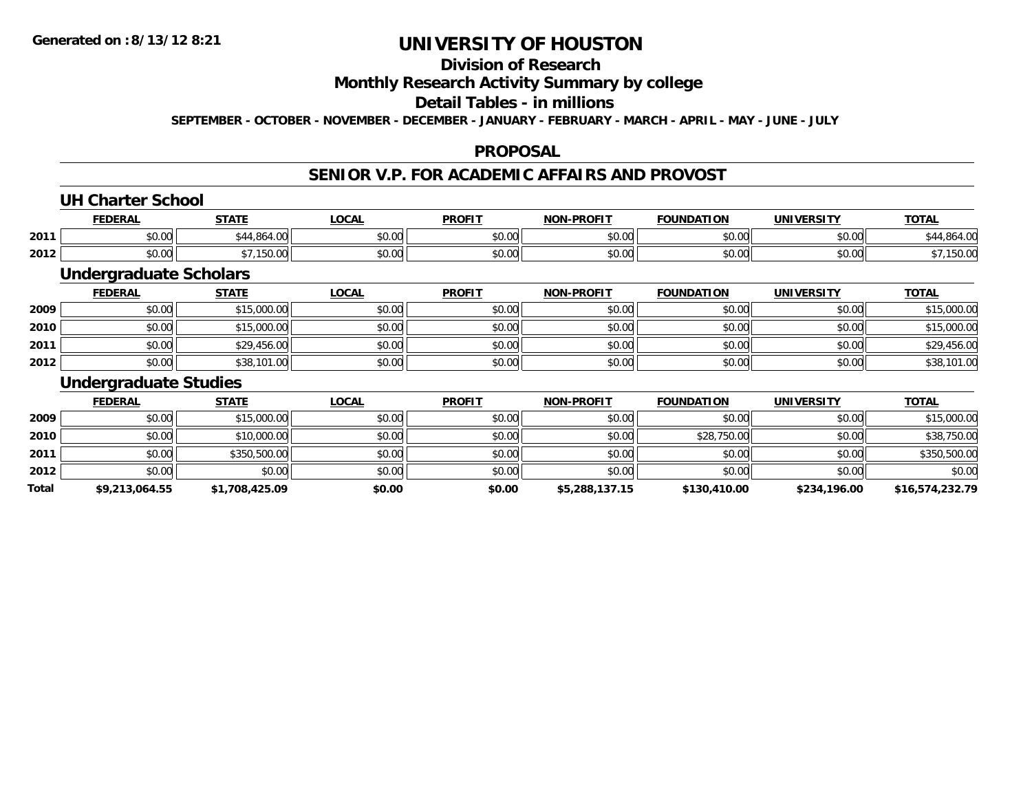**Generated on : 8/13/12 8:21**

# UNIVERSITY OF HOUSTON

## Division of Research

## Monthly Research Activity Summary by college

## Detail Tables - in millions

**SEPTEMBER - OCTOBER - NOVEMBER - DECEMBER - JANUARY - FEBRUARY - MARCH - APRIL - MAY - JUNE - JULY**

## PROPOSAL

## SENIOR V.P. FOR ACADEMIC AFFAIRS AND PROVOST

### UH Charter School

| | FEDERAL | STATE | LOCAL | PROFIT | NON-PROFIT | FOUNDATION | UNIVERSITY | TOTAL |
|---|---|---|---|---|---|---|---|---|
| 2011 | $0.00 | $44,864.00 | $0.00 | $0.00 | $0.00 | $0.00 | $0.00 | $44,864.00 |
| 2012 | $0.00 | $7,150.00 | $0.00 | $0.00 | $0.00 | $0.00 | $0.00 | $7,150.00 |

### Undergraduate Scholars

| | FEDERAL | STATE | LOCAL | PROFIT | NON-PROFIT | FOUNDATION | UNIVERSITY | TOTAL |
|---|---|---|---|---|---|---|---|---|
| 2009 | $0.00 | $15,000.00 | $0.00 | $0.00 | $0.00 | $0.00 | $0.00 | $15,000.00 |
| 2010 | $0.00 | $15,000.00 | $0.00 | $0.00 | $0.00 | $0.00 | $0.00 | $15,000.00 |
| 2011 | $0.00 | $29,456.00 | $0.00 | $0.00 | $0.00 | $0.00 | $0.00 | $29,456.00 |
| 2012 | $0.00 | $38,101.00 | $0.00 | $0.00 | $0.00 | $0.00 | $0.00 | $38,101.00 |

### Undergraduate Studies

| | FEDERAL | STATE | LOCAL | PROFIT | NON-PROFIT | FOUNDATION | UNIVERSITY | TOTAL |
|---|---|---|---|---|---|---|---|---|
| 2009 | $0.00 | $15,000.00 | $0.00 | $0.00 | $0.00 | $0.00 | $0.00 | $15,000.00 |
| 2010 | $0.00 | $10,000.00 | $0.00 | $0.00 | $0.00 | $28,750.00 | $0.00 | $38,750.00 |
| 2011 | $0.00 | $350,500.00 | $0.00 | $0.00 | $0.00 | $0.00 | $0.00 | $350,500.00 |
| 2012 | $0.00 | $0.00 | $0.00 | $0.00 | $0.00 | $0.00 | $0.00 | $0.00 |
| **Total** | **$9,213,064.55** | **$1,708,425.09** | **$0.00** | **$0.00** | **$5,288,137.15** | **$130,410.00** | **$234,196.00** | **$16,574,232.79** |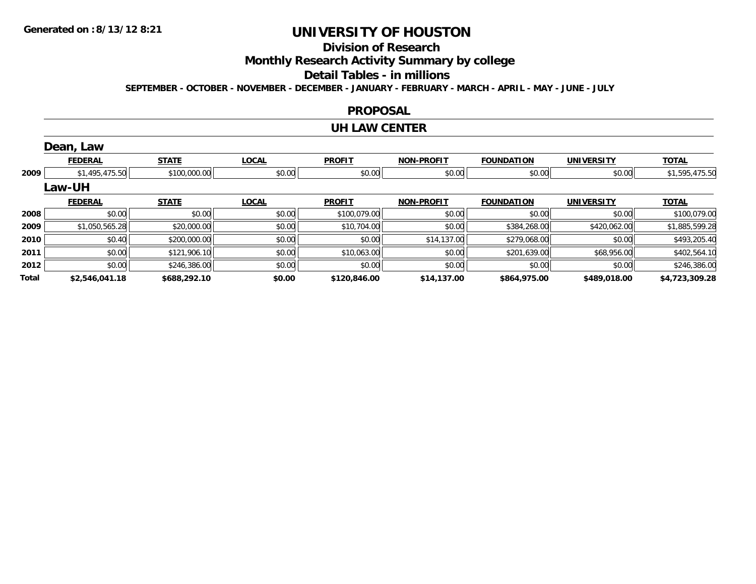Generated on :8/13/12 8:21

# UNIVERSITY OF HOUSTON

## Division of Research

## Monthly Research Activity Summary by college

## Detail Tables - in millions

SEPTEMBER - OCTOBER - NOVEMBER - DECEMBER - JANUARY - FEBRUARY - MARCH - APRIL - MAY - JUNE - JULY

### PROPOSAL

### UH LAW CENTER

#### Dean, Law

| | FEDERAL | STATE | LOCAL | PROFIT | NON-PROFIT | FOUNDATION | UNIVERSITY | TOTAL |
|---|---|---|---|---|---|---|---|---|
| 2009 | $1,495,475.50 | $100,000.00 | $0.00 | $0.00 | $0.00 | $0.00 | $0.00 | $1,595,475.50 |

#### Law-UH

| | FEDERAL | STATE | LOCAL | PROFIT | NON-PROFIT | FOUNDATION | UNIVERSITY | TOTAL |
|---|---|---|---|---|---|---|---|---|
| 2008 | $0.00 | $0.00 | $0.00 | $100,079.00 | $0.00 | $0.00 | $0.00 | $100,079.00 |
| 2009 | $1,050,565.28 | $20,000.00 | $0.00 | $10,704.00 | $0.00 | $384,268.00 | $420,062.00 | $1,885,599.28 |
| 2010 | $0.40 | $200,000.00 | $0.00 | $0.00 | $14,137.00 | $279,068.00 | $0.00 | $493,205.40 |
| 2011 | $0.00 | $121,906.10 | $0.00 | $10,063.00 | $0.00 | $201,639.00 | $68,956.00 | $402,564.10 |
| 2012 | $0.00 | $246,386.00 | $0.00 | $0.00 | $0.00 | $0.00 | $0.00 | $246,386.00 |
| **Total** | **$2,546,041.18** | **$688,292.10** | **$0.00** | **$120,846.00** | **$14,137.00** | **$864,975.00** | **$489,018.00** | **$4,723,309.28** |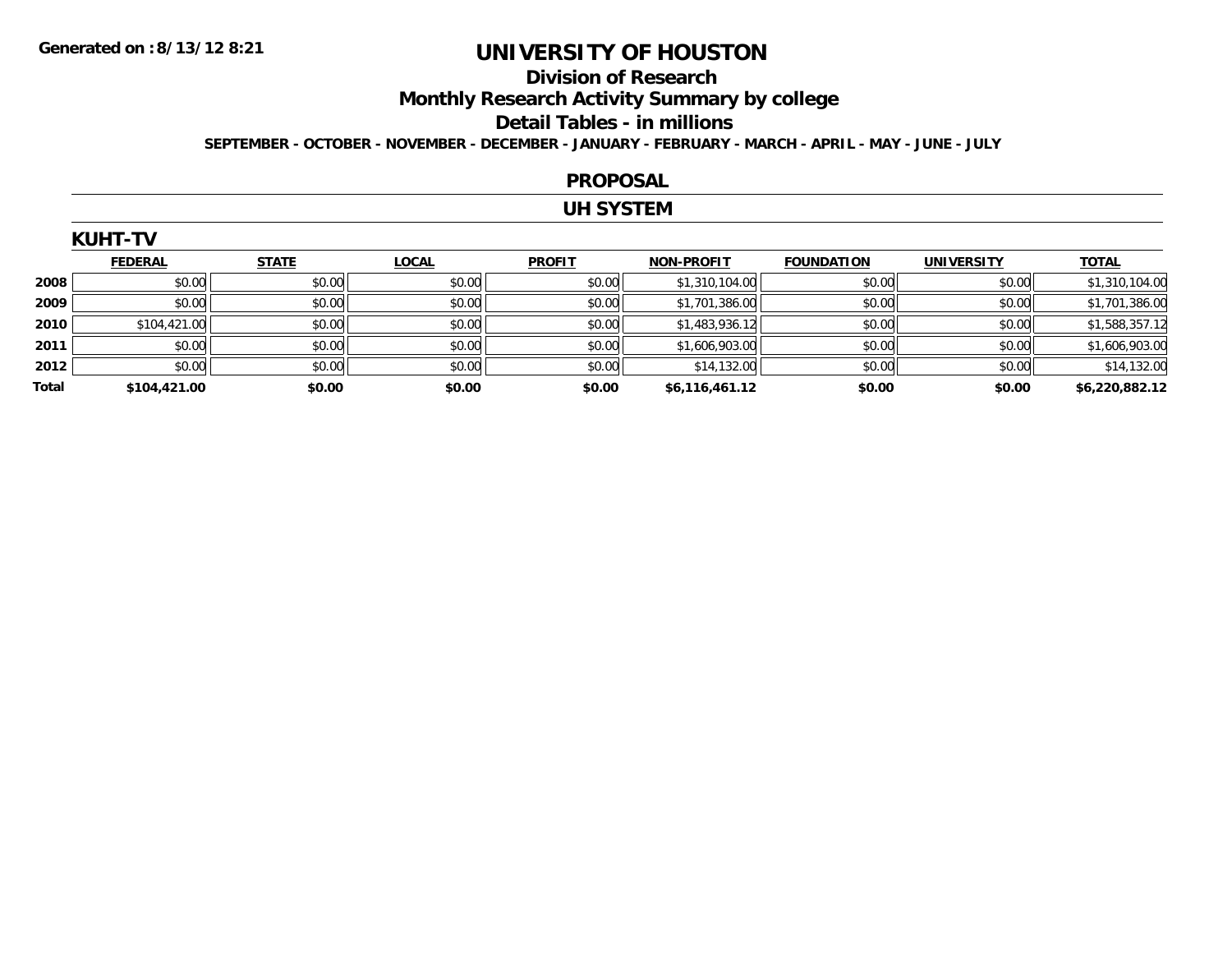**Generated on :8/13/12 8:21**

# UNIVERSITY OF HOUSTON

## Division of Research

## Monthly Research Activity Summary by college

## Detail Tables - in millions

**SEPTEMBER - OCTOBER - NOVEMBER - DECEMBER - JANUARY - FEBRUARY - MARCH - APRIL - MAY - JUNE - JULY**

## PROPOSAL

## UH SYSTEM

### KUHT-TV

| | FEDERAL | STATE | LOCAL | PROFIT | NON-PROFIT | FOUNDATION | UNIVERSITY | TOTAL |
|---|---|---|---|---|---|---|---|---|
| 2008 | $0.00 | $0.00 | $0.00 | $0.00 | $1,310,104.00 | $0.00 | $0.00 | $1,310,104.00 |
| 2009 | $0.00 | $0.00 | $0.00 | $0.00 | $1,701,386.00 | $0.00 | $0.00 | $1,701,386.00 |
| 2010 | $104,421.00 | $0.00 | $0.00 | $0.00 | $1,483,936.12 | $0.00 | $0.00 | $1,588,357.12 |
| 2011 | $0.00 | $0.00 | $0.00 | $0.00 | $1,606,903.00 | $0.00 | $0.00 | $1,606,903.00 |
| 2012 | $0.00 | $0.00 | $0.00 | $0.00 | $14,132.00 | $0.00 | $0.00 | $14,132.00 |
| **Total** | **$104,421.00** | **$0.00** | **$0.00** | **$0.00** | **$6,116,461.12** | **$0.00** | **$0.00** | **$6,220,882.12** |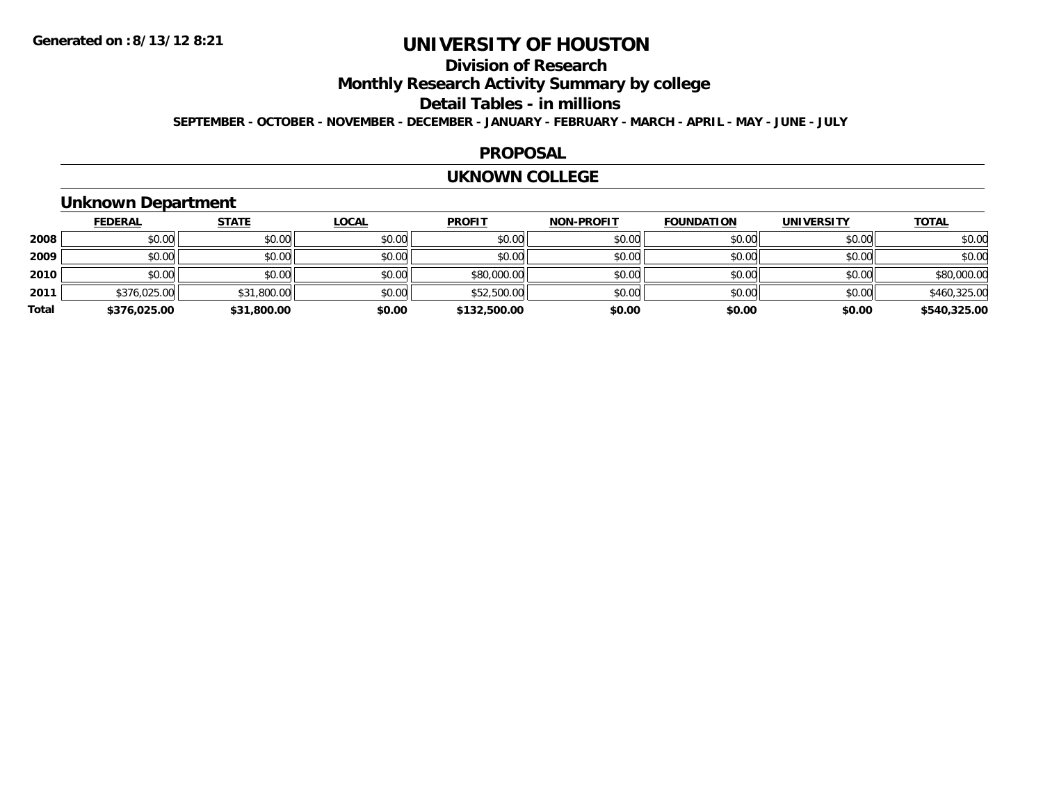**Generated on :8/13/12 8:21**

# UNIVERSITY OF HOUSTON

## Division of Research

## Monthly Research Activity Summary by college

## Detail Tables - in millions

**SEPTEMBER - OCTOBER - NOVEMBER - DECEMBER - JANUARY - FEBRUARY - MARCH - APRIL - MAY - JUNE - JULY**

## PROPOSAL

## UKNOWN COLLEGE

### Unknown Department

| | FEDERAL | STATE | LOCAL | PROFIT | NON-PROFIT | FOUNDATION | UNIVERSITY | TOTAL |
|---|---|---|---|---|---|---|---|---|
| 2008 | $0.00 | $0.00 | $0.00 | $0.00 | $0.00 | $0.00 | $0.00 | $0.00 |
| 2009 | $0.00 | $0.00 | $0.00 | $0.00 | $0.00 | $0.00 | $0.00 | $0.00 |
| 2010 | $0.00 | $0.00 | $0.00 | $80,000.00 | $0.00 | $0.00 | $0.00 | $80,000.00 |
| 2011 | $376,025.00 | $31,800.00 | $0.00 | $52,500.00 | $0.00 | $0.00 | $0.00 | $460,325.00 |
| **Total** | **$376,025.00** | **$31,800.00** | **$0.00** | **$132,500.00** | **$0.00** | **$0.00** | **$0.00** | **$540,325.00** |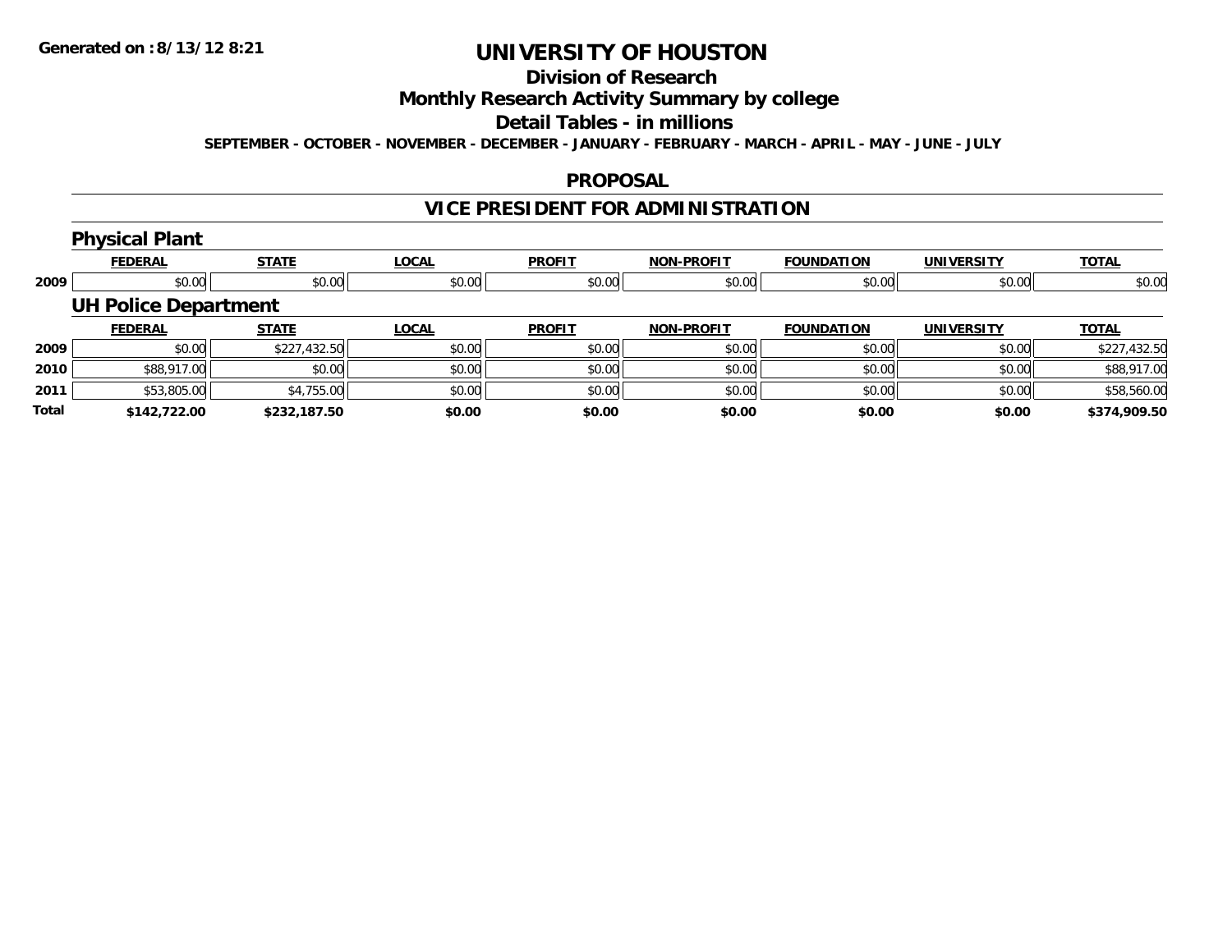# UNIVERSITY OF HOUSTON

## Division of Research

## Monthly Research Activity Summary by college

## Detail Tables - in millions

**SEPTEMBER - OCTOBER - NOVEMBER - DECEMBER - JANUARY - FEBRUARY - MARCH - APRIL - MAY - JUNE - JULY**

**Generated on :8/13/12 8:21**

## PROPOSAL

## VICE PRESIDENT FOR ADMINISTRATION

### Physical Plant

| | FEDERAL | STATE | LOCAL | PROFIT | NON-PROFIT | FOUNDATION | UNIVERSITY | TOTAL |
|---|---|---|---|---|---|---|---|---|
| 2009 | $0.00 | $0.00 | $0.00 | $0.00 | $0.00 | $0.00 | $0.00 | $0.00 |

### UH Police Department

| | FEDERAL | STATE | LOCAL | PROFIT | NON-PROFIT | FOUNDATION | UNIVERSITY | TOTAL |
|---|---|---|---|---|---|---|---|---|
| 2009 | $0.00 | $227,432.50 | $0.00 | $0.00 | $0.00 | $0.00 | $0.00 | $227,432.50 |
| 2010 | $88,917.00 | $0.00 | $0.00 | $0.00 | $0.00 | $0.00 | $0.00 | $88,917.00 |
| 2011 | $53,805.00 | $4,755.00 | $0.00 | $0.00 | $0.00 | $0.00 | $0.00 | $58,560.00 |
| **Total** | **$142,722.00** | **$232,187.50** | **$0.00** | **$0.00** | **$0.00** | **$0.00** | **$0.00** | **$374,909.50** |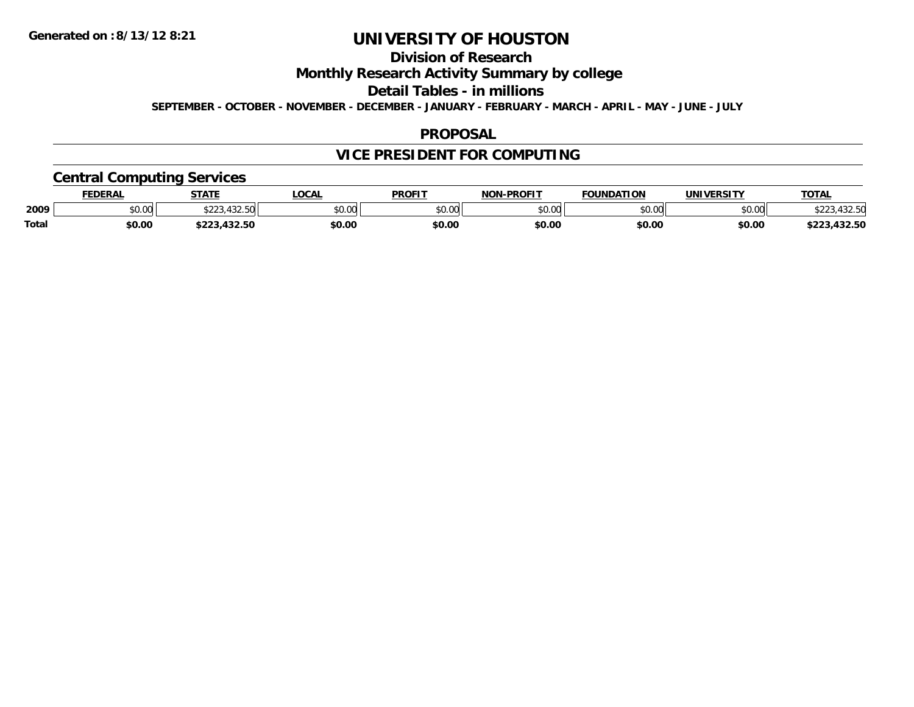**Generated on :8/13/12 8:21**

# UNIVERSITY OF HOUSTON

## Division of Research

## Monthly Research Activity Summary by college

## Detail Tables - in millions

**SEPTEMBER - OCTOBER - NOVEMBER - DECEMBER - JANUARY - FEBRUARY - MARCH - APRIL - MAY - JUNE - JULY**

## PROPOSAL

## VICE PRESIDENT FOR COMPUTING

### Central Computing Services

| | FEDERAL | STATE | LOCAL | PROFIT | NON-PROFIT | FOUNDATION | UNIVERSITY | TOTAL |
|---|---|---|---|---|---|---|---|---|
| 2009 | $0.00 | $223,432.50 | $0.00 | $0.00 | $0.00 | $0.00 | $0.00 | $223,432.50 |
| **Total** | **$0.00** | **$223,432.50** | **$0.00** | **$0.00** | **$0.00** | **$0.00** | **$0.00** | **$223,432.50** |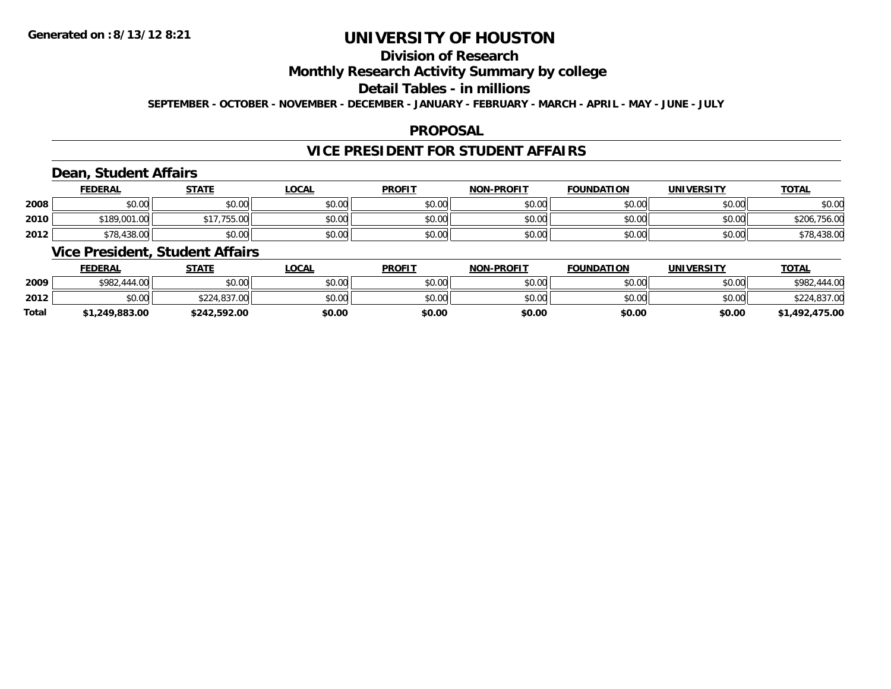Generated on :8/13/12 8:21

# UNIVERSITY OF HOUSTON

## Division of Research

## Monthly Research Activity Summary by college

## Detail Tables - in millions

SEPTEMBER - OCTOBER - NOVEMBER - DECEMBER - JANUARY - FEBRUARY - MARCH - APRIL - MAY - JUNE - JULY

### PROPOSAL

### VICE PRESIDENT FOR STUDENT AFFAIRS

#### Dean, Student Affairs

| | FEDERAL | STATE | LOCAL | PROFIT | NON-PROFIT | FOUNDATION | UNIVERSITY | TOTAL |
|---|---|---|---|---|---|---|---|---|
| 2008 | $0.00 | $0.00 | $0.00 | $0.00 | $0.00 | $0.00 | $0.00 | $0.00 |
| 2010 | $189,001.00 | $17,755.00 | $0.00 | $0.00 | $0.00 | $0.00 | $0.00 | $206,756.00 |
| 2012 | $78,438.00 | $0.00 | $0.00 | $0.00 | $0.00 | $0.00 | $0.00 | $78,438.00 |

#### Vice President, Student Affairs

| | FEDERAL | STATE | LOCAL | PROFIT | NON-PROFIT | FOUNDATION | UNIVERSITY | TOTAL |
|---|---|---|---|---|---|---|---|---|
| 2009 | $982,444.00 | $0.00 | $0.00 | $0.00 | $0.00 | $0.00 | $0.00 | $982,444.00 |
| 2012 | $0.00 | $224,837.00 | $0.00 | $0.00 | $0.00 | $0.00 | $0.00 | $224,837.00 |
| **Total** | **$1,249,883.00** | **$242,592.00** | **$0.00** | **$0.00** | **$0.00** | **$0.00** | **$0.00** | **$1,492,475.00** |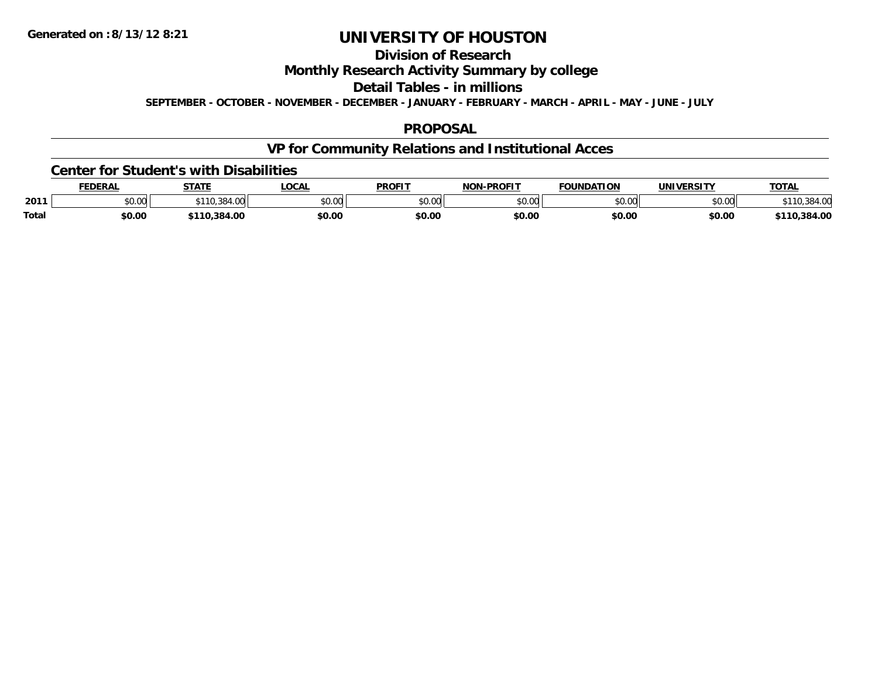# UNIVERSITY OF HOUSTON

## Division of Research

## Monthly Research Activity Summary by college

## Detail Tables - in millions

**SEPTEMBER - OCTOBER - NOVEMBER - DECEMBER - JANUARY - FEBRUARY - MARCH - APRIL - MAY - JUNE - JULY**

## PROPOSAL

## VP for Community Relations and Institutional Acces

### Center for Student's with Disabilities

| | FEDERAL | STATE | LOCAL | PROFIT | NON-PROFIT | FOUNDATION | UNIVERSITY | TOTAL |
|---|---|---|---|---|---|---|---|---|
| 2011 | $0.00 | $110,384.00 | $0.00 | $0.00 | $0.00 | $0.00 | $0.00 | $110,384.00 |
| **Total** | **$0.00** | **$110,384.00** | **$0.00** | **$0.00** | **$0.00** | **$0.00** | **$0.00** | **$110,384.00** |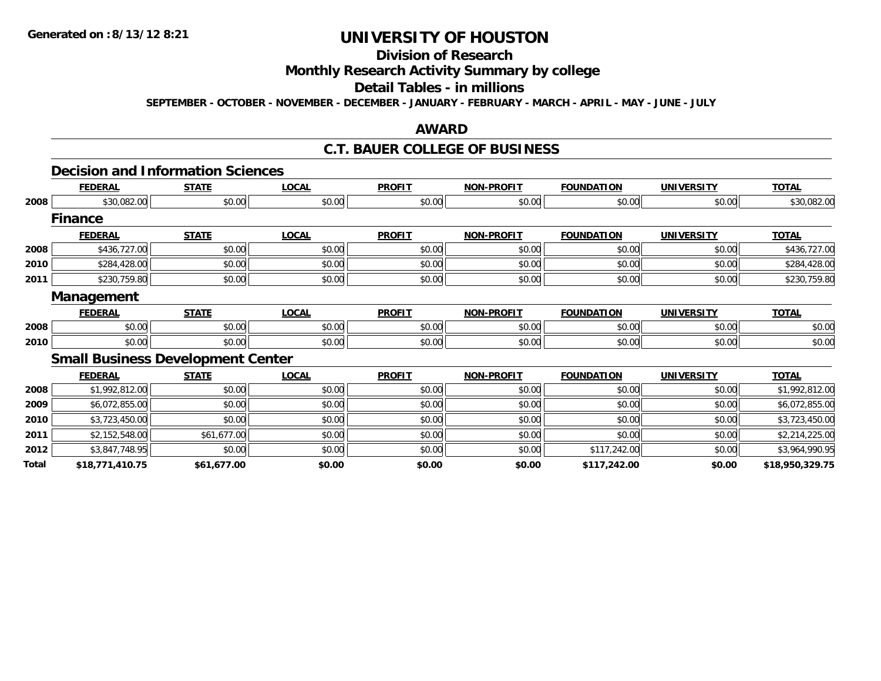**Generated on :8/13/12 8:21**

# UNIVERSITY OF HOUSTON

## Division of Research

## Monthly Research Activity Summary by college

## Detail Tables - in millions

**SEPTEMBER - OCTOBER - NOVEMBER - DECEMBER - JANUARY - FEBRUARY - MARCH - APRIL - MAY - JUNE - JULY**

## AWARD

## C.T. BAUER COLLEGE OF BUSINESS

### Decision and Information Sciences

| | FEDERAL | STATE | LOCAL | PROFIT | NON-PROFIT | FOUNDATION | UNIVERSITY | TOTAL |
|---|---|---|---|---|---|---|---|---|
| 2008 | $30,082.00 | $0.00 | $0.00 | $0.00 | $0.00 | $0.00 | $0.00 | $30,082.00 |

### Finance

| | FEDERAL | STATE | LOCAL | PROFIT | NON-PROFIT | FOUNDATION | UNIVERSITY | TOTAL |
|---|---|---|---|---|---|---|---|---|
| 2008 | $436,727.00 | $0.00 | $0.00 | $0.00 | $0.00 | $0.00 | $0.00 | $436,727.00 |
| 2010 | $284,428.00 | $0.00 | $0.00 | $0.00 | $0.00 | $0.00 | $0.00 | $284,428.00 |
| 2011 | $230,759.80 | $0.00 | $0.00 | $0.00 | $0.00 | $0.00 | $0.00 | $230,759.80 |

### Management

| | FEDERAL | STATE | LOCAL | PROFIT | NON-PROFIT | FOUNDATION | UNIVERSITY | TOTAL |
|---|---|---|---|---|---|---|---|---|
| 2008 | $0.00 | $0.00 | $0.00 | $0.00 | $0.00 | $0.00 | $0.00 | $0.00 |
| 2010 | $0.00 | $0.00 | $0.00 | $0.00 | $0.00 | $0.00 | $0.00 | $0.00 |

### Small Business Development Center

| | FEDERAL | STATE | LOCAL | PROFIT | NON-PROFIT | FOUNDATION | UNIVERSITY | TOTAL |
|---|---|---|---|---|---|---|---|---|
| 2008 | $1,992,812.00 | $0.00 | $0.00 | $0.00 | $0.00 | $0.00 | $0.00 | $1,992,812.00 |
| 2009 | $6,072,855.00 | $0.00 | $0.00 | $0.00 | $0.00 | $0.00 | $0.00 | $6,072,855.00 |
| 2010 | $3,723,450.00 | $0.00 | $0.00 | $0.00 | $0.00 | $0.00 | $0.00 | $3,723,450.00 |
| 2011 | $2,152,548.00 | $61,677.00 | $0.00 | $0.00 | $0.00 | $0.00 | $0.00 | $2,214,225.00 |
| 2012 | $3,847,748.95 | $0.00 | $0.00 | $0.00 | $0.00 | $117,242.00 | $0.00 | $3,964,990.95 |
| **Total** | **$18,771,410.75** | **$61,677.00** | **$0.00** | **$0.00** | **$0.00** | **$117,242.00** | **$0.00** | **$18,950,329.75** |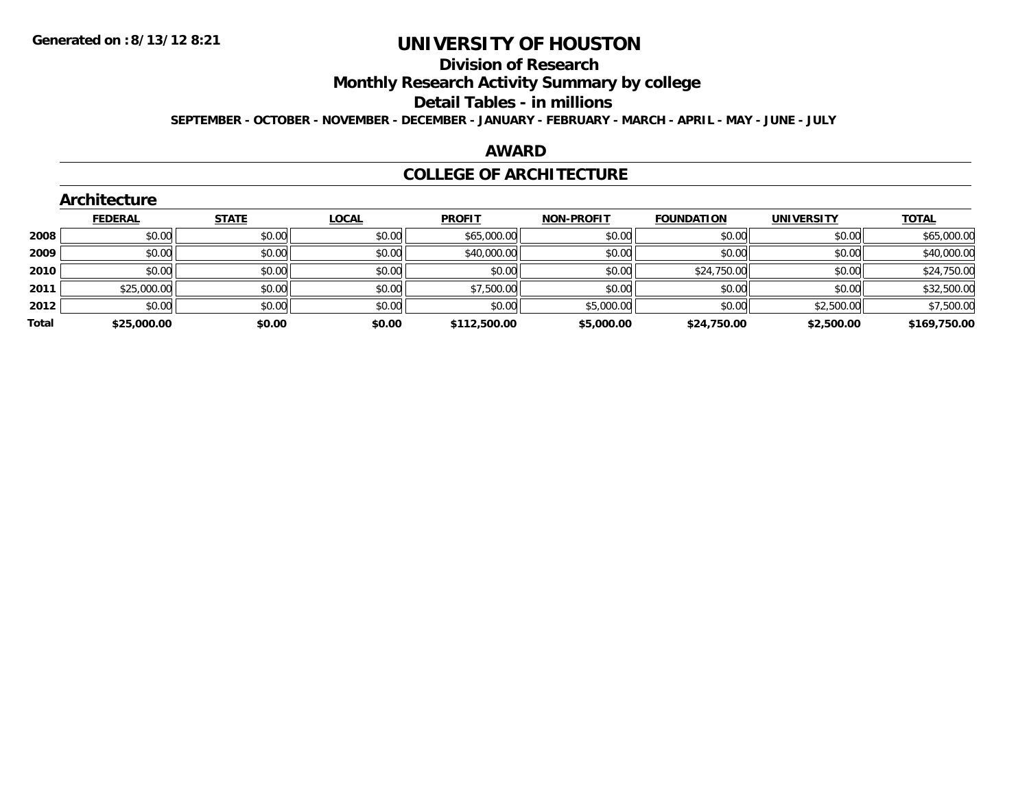# UNIVERSITY OF HOUSTON

## Division of Research

## Monthly Research Activity Summary by college

## Detail Tables - in millions

**SEPTEMBER - OCTOBER - NOVEMBER - DECEMBER - JANUARY - FEBRUARY - MARCH - APRIL - MAY - JUNE - JULY**

## AWARD

## COLLEGE OF ARCHITECTURE

### Architecture

| | FEDERAL | STATE | LOCAL | PROFIT | NON-PROFIT | FOUNDATION | UNIVERSITY | TOTAL |
|---|---|---|---|---|---|---|---|---|
| 2008 | $0.00 | $0.00 | $0.00 | $65,000.00 | $0.00 | $0.00 | $0.00 | $65,000.00 |
| 2009 | $0.00 | $0.00 | $0.00 | $40,000.00 | $0.00 | $0.00 | $0.00 | $40,000.00 |
| 2010 | $0.00 | $0.00 | $0.00 | $0.00 | $0.00 | $24,750.00 | $0.00 | $24,750.00 |
| 2011 | $25,000.00 | $0.00 | $0.00 | $7,500.00 | $0.00 | $0.00 | $0.00 | $32,500.00 |
| 2012 | $0.00 | $0.00 | $0.00 | $0.00 | $5,000.00 | $0.00 | $2,500.00 | $7,500.00 |
| **Total** | **$25,000.00** | **$0.00** | **$0.00** | **$112,500.00** | **$5,000.00** | **$24,750.00** | **$2,500.00** | **$169,750.00** |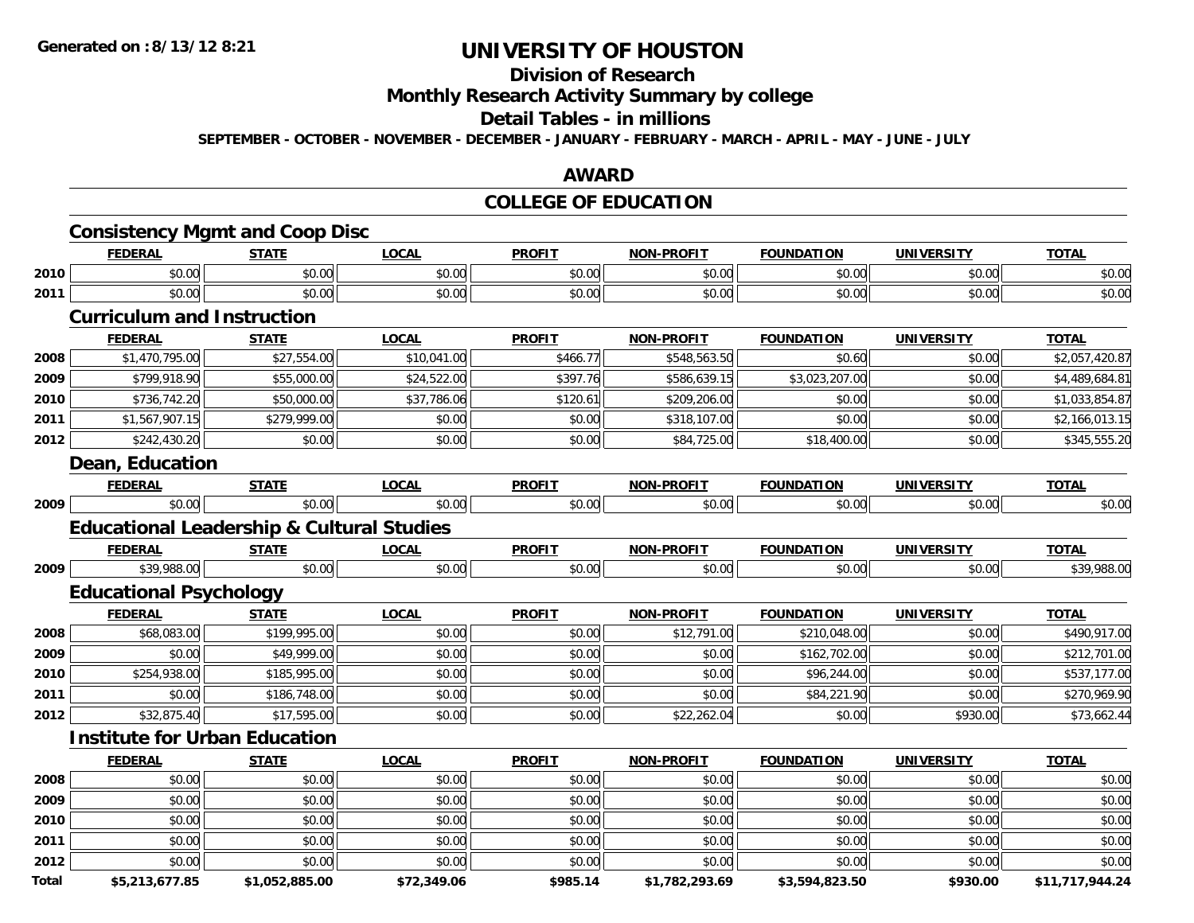**Generated on :8/13/12 8:21**

# UNIVERSITY OF HOUSTON

## Division of Research

## Monthly Research Activity Summary by college

## Detail Tables - in millions

**SEPTEMBER - OCTOBER - NOVEMBER - DECEMBER - JANUARY - FEBRUARY - MARCH - APRIL - MAY - JUNE - JULY**

## AWARD

## COLLEGE OF EDUCATION

### Consistency Mgmt and Coop Disc

| | FEDERAL | STATE | LOCAL | PROFIT | NON-PROFIT | FOUNDATION | UNIVERSITY | TOTAL |
|---|---|---|---|---|---|---|---|---|
| 2010 | $0.00 | $0.00 | $0.00 | $0.00 | $0.00 | $0.00 | $0.00 | $0.00 |
| 2011 | $0.00 | $0.00 | $0.00 | $0.00 | $0.00 | $0.00 | $0.00 | $0.00 |

### Curriculum and Instruction

| | FEDERAL | STATE | LOCAL | PROFIT | NON-PROFIT | FOUNDATION | UNIVERSITY | TOTAL |
|---|---|---|---|---|---|---|---|---|
| 2008 | $1,470,795.00 | $27,554.00 | $10,041.00 | $466.77 | $548,563.50 | $0.60 | $0.00 | $2,057,420.87 |
| 2009 | $799,918.90 | $55,000.00 | $24,522.00 | $397.76 | $586,639.15 | $3,023,207.00 | $0.00 | $4,489,684.81 |
| 2010 | $736,742.20 | $50,000.00 | $37,786.06 | $120.61 | $209,206.00 | $0.00 | $0.00 | $1,033,854.87 |
| 2011 | $1,567,907.15 | $279,999.00 | $0.00 | $0.00 | $318,107.00 | $0.00 | $0.00 | $2,166,013.15 |
| 2012 | $242,430.20 | $0.00 | $0.00 | $0.00 | $84,725.00 | $18,400.00 | $0.00 | $345,555.20 |

### Dean, Education

| | FEDERAL | STATE | LOCAL | PROFIT | NON-PROFIT | FOUNDATION | UNIVERSITY | TOTAL |
|---|---|---|---|---|---|---|---|---|
| 2009 | $0.00 | $0.00 | $0.00 | $0.00 | $0.00 | $0.00 | $0.00 | $0.00 |

### Educational Leadership & Cultural Studies

| | FEDERAL | STATE | LOCAL | PROFIT | NON-PROFIT | FOUNDATION | UNIVERSITY | TOTAL |
|---|---|---|---|---|---|---|---|---|
| 2009 | $39,988.00 | $0.00 | $0.00 | $0.00 | $0.00 | $0.00 | $0.00 | $39,988.00 |

### Educational Psychology

| | FEDERAL | STATE | LOCAL | PROFIT | NON-PROFIT | FOUNDATION | UNIVERSITY | TOTAL |
|---|---|---|---|---|---|---|---|---|
| 2008 | $68,083.00 | $199,995.00 | $0.00 | $0.00 | $12,791.00 | $210,048.00 | $0.00 | $490,917.00 |
| 2009 | $0.00 | $49,999.00 | $0.00 | $0.00 | $0.00 | $162,702.00 | $0.00 | $212,701.00 |
| 2010 | $254,938.00 | $185,995.00 | $0.00 | $0.00 | $0.00 | $96,244.00 | $0.00 | $537,177.00 |
| 2011 | $0.00 | $186,748.00 | $0.00 | $0.00 | $0.00 | $84,221.90 | $0.00 | $270,969.90 |
| 2012 | $32,875.40 | $17,595.00 | $0.00 | $0.00 | $22,262.04 | $0.00 | $930.00 | $73,662.44 |

### Institute for Urban Education

| | FEDERAL | STATE | LOCAL | PROFIT | NON-PROFIT | FOUNDATION | UNIVERSITY | TOTAL |
|---|---|---|---|---|---|---|---|---|
| 2008 | $0.00 | $0.00 | $0.00 | $0.00 | $0.00 | $0.00 | $0.00 | $0.00 |
| 2009 | $0.00 | $0.00 | $0.00 | $0.00 | $0.00 | $0.00 | $0.00 | $0.00 |
| 2010 | $0.00 | $0.00 | $0.00 | $0.00 | $0.00 | $0.00 | $0.00 | $0.00 |
| 2011 | $0.00 | $0.00 | $0.00 | $0.00 | $0.00 | $0.00 | $0.00 | $0.00 |
| 2012 | $0.00 | $0.00 | $0.00 | $0.00 | $0.00 | $0.00 | $0.00 | $0.00 |
| **Total** | **$5,213,677.85** | **$1,052,885.00** | **$72,349.06** | **$985.14** | **$1,782,293.69** | **$3,594,823.50** | **$930.00** | **$11,717,944.24** |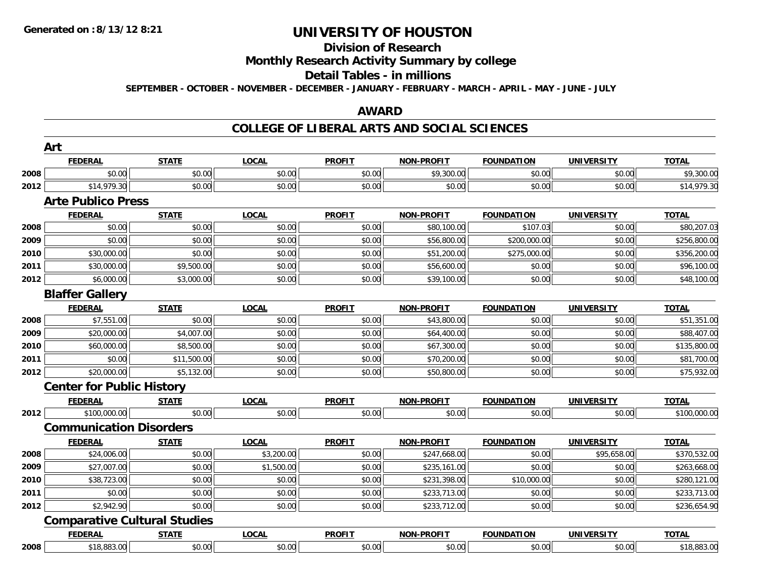Generated on :8/13/12 8:21

# UNIVERSITY OF HOUSTON

## Division of Research

## Monthly Research Activity Summary by college

## Detail Tables - in millions

SEPTEMBER - OCTOBER - NOVEMBER - DECEMBER - JANUARY - FEBRUARY - MARCH - APRIL - MAY - JUNE - JULY

## AWARD

## COLLEGE OF LIBERAL ARTS AND SOCIAL SCIENCES

### Art

| | FEDERAL | STATE | LOCAL | PROFIT | NON-PROFIT | FOUNDATION | UNIVERSITY | TOTAL |
|---|---|---|---|---|---|---|---|---|
| 2008 | $0.00 | $0.00 | $0.00 | $0.00 | $9,300.00 | $0.00 | $0.00 | $9,300.00 |
| 2012 | $14,979.30 | $0.00 | $0.00 | $0.00 | $0.00 | $0.00 | $0.00 | $14,979.30 |

### Arte Publico Press

| | FEDERAL | STATE | LOCAL | PROFIT | NON-PROFIT | FOUNDATION | UNIVERSITY | TOTAL |
|---|---|---|---|---|---|---|---|---|
| 2008 | $0.00 | $0.00 | $0.00 | $0.00 | $80,100.00 | $107.03 | $0.00 | $80,207.03 |
| 2009 | $0.00 | $0.00 | $0.00 | $0.00 | $56,800.00 | $200,000.00 | $0.00 | $256,800.00 |
| 2010 | $30,000.00 | $0.00 | $0.00 | $0.00 | $51,200.00 | $275,000.00 | $0.00 | $356,200.00 |
| 2011 | $30,000.00 | $9,500.00 | $0.00 | $0.00 | $56,600.00 | $0.00 | $0.00 | $96,100.00 |
| 2012 | $6,000.00 | $3,000.00 | $0.00 | $0.00 | $39,100.00 | $0.00 | $0.00 | $48,100.00 |

### Blaffer Gallery

| | FEDERAL | STATE | LOCAL | PROFIT | NON-PROFIT | FOUNDATION | UNIVERSITY | TOTAL |
|---|---|---|---|---|---|---|---|---|
| 2008 | $7,551.00 | $0.00 | $0.00 | $0.00 | $43,800.00 | $0.00 | $0.00 | $51,351.00 |
| 2009 | $20,000.00 | $4,007.00 | $0.00 | $0.00 | $64,400.00 | $0.00 | $0.00 | $88,407.00 |
| 2010 | $60,000.00 | $8,500.00 | $0.00 | $0.00 | $67,300.00 | $0.00 | $0.00 | $135,800.00 |
| 2011 | $0.00 | $11,500.00 | $0.00 | $0.00 | $70,200.00 | $0.00 | $0.00 | $81,700.00 |
| 2012 | $20,000.00 | $5,132.00 | $0.00 | $0.00 | $50,800.00 | $0.00 | $0.00 | $75,932.00 |

### Center for Public History

| | FEDERAL | STATE | LOCAL | PROFIT | NON-PROFIT | FOUNDATION | UNIVERSITY | TOTAL |
|---|---|---|---|---|---|---|---|---|
| 2012 | $100,000.00 | $0.00 | $0.00 | $0.00 | $0.00 | $0.00 | $0.00 | $100,000.00 |

### Communication Disorders

| | FEDERAL | STATE | LOCAL | PROFIT | NON-PROFIT | FOUNDATION | UNIVERSITY | TOTAL |
|---|---|---|---|---|---|---|---|---|
| 2008 | $24,006.00 | $0.00 | $3,200.00 | $0.00 | $247,668.00 | $0.00 | $95,658.00 | $370,532.00 |
| 2009 | $27,007.00 | $0.00 | $1,500.00 | $0.00 | $235,161.00 | $0.00 | $0.00 | $263,668.00 |
| 2010 | $38,723.00 | $0.00 | $0.00 | $0.00 | $231,398.00 | $10,000.00 | $0.00 | $280,121.00 |
| 2011 | $0.00 | $0.00 | $0.00 | $0.00 | $233,713.00 | $0.00 | $0.00 | $233,713.00 |
| 2012 | $2,942.90 | $0.00 | $0.00 | $0.00 | $233,712.00 | $0.00 | $0.00 | $236,654.90 |

### Comparative Cultural Studies

| | FEDERAL | STATE | LOCAL | PROFIT | NON-PROFIT | FOUNDATION | UNIVERSITY | TOTAL |
|---|---|---|---|---|---|---|---|---|
| 2008 | $18,883.00 | $0.00 | $0.00 | $0.00 | $0.00 | $0.00 | $0.00 | $18,883.00 |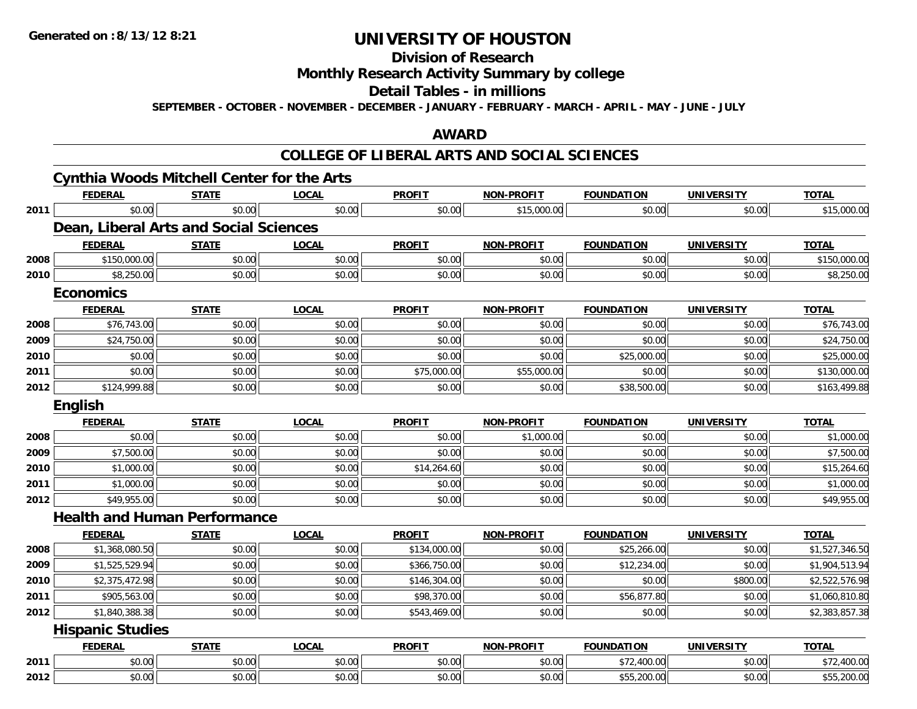Generated on :8/13/12 8:21

# UNIVERSITY OF HOUSTON

## Division of Research

## Monthly Research Activity Summary by college

## Detail Tables - in millions

**SEPTEMBER - OCTOBER - NOVEMBER - DECEMBER - JANUARY - FEBRUARY - MARCH - APRIL - MAY - JUNE - JULY**

## AWARD

## COLLEGE OF LIBERAL ARTS AND SOCIAL SCIENCES

### Cynthia Woods Mitchell Center for the Arts

| | FEDERAL | STATE | LOCAL | PROFIT | NON-PROFIT | FOUNDATION | UNIVERSITY | TOTAL |
|---|---|---|---|---|---|---|---|---|
| 2011 | $0.00 | $0.00 | $0.00 | $0.00 | $15,000.00 | $0.00 | $0.00 | $15,000.00 |

### Dean, Liberal Arts and Social Sciences

| | FEDERAL | STATE | LOCAL | PROFIT | NON-PROFIT | FOUNDATION | UNIVERSITY | TOTAL |
|---|---|---|---|---|---|---|---|---|
| 2008 | $150,000.00 | $0.00 | $0.00 | $0.00 | $0.00 | $0.00 | $0.00 | $150,000.00 |
| 2010 | $8,250.00 | $0.00 | $0.00 | $0.00 | $0.00 | $0.00 | $0.00 | $8,250.00 |

### Economics

| | FEDERAL | STATE | LOCAL | PROFIT | NON-PROFIT | FOUNDATION | UNIVERSITY | TOTAL |
|---|---|---|---|---|---|---|---|---|
| 2008 | $76,743.00 | $0.00 | $0.00 | $0.00 | $0.00 | $0.00 | $0.00 | $76,743.00 |
| 2009 | $24,750.00 | $0.00 | $0.00 | $0.00 | $0.00 | $0.00 | $0.00 | $24,750.00 |
| 2010 | $0.00 | $0.00 | $0.00 | $0.00 | $0.00 | $25,000.00 | $0.00 | $25,000.00 |
| 2011 | $0.00 | $0.00 | $0.00 | $75,000.00 | $55,000.00 | $0.00 | $0.00 | $130,000.00 |
| 2012 | $124,999.88 | $0.00 | $0.00 | $0.00 | $0.00 | $38,500.00 | $0.00 | $163,499.88 |

### English

| | FEDERAL | STATE | LOCAL | PROFIT | NON-PROFIT | FOUNDATION | UNIVERSITY | TOTAL |
|---|---|---|---|---|---|---|---|---|
| 2008 | $0.00 | $0.00 | $0.00 | $0.00 | $1,000.00 | $0.00 | $0.00 | $1,000.00 |
| 2009 | $7,500.00 | $0.00 | $0.00 | $0.00 | $0.00 | $0.00 | $0.00 | $7,500.00 |
| 2010 | $1,000.00 | $0.00 | $0.00 | $14,264.60 | $0.00 | $0.00 | $0.00 | $15,264.60 |
| 2011 | $1,000.00 | $0.00 | $0.00 | $0.00 | $0.00 | $0.00 | $0.00 | $1,000.00 |
| 2012 | $49,955.00 | $0.00 | $0.00 | $0.00 | $0.00 | $0.00 | $0.00 | $49,955.00 |

### Health and Human Performance

| | FEDERAL | STATE | LOCAL | PROFIT | NON-PROFIT | FOUNDATION | UNIVERSITY | TOTAL |
|---|---|---|---|---|---|---|---|---|
| 2008 | $1,368,080.50 | $0.00 | $0.00 | $134,000.00 | $0.00 | $25,266.00 | $0.00 | $1,527,346.50 |
| 2009 | $1,525,529.94 | $0.00 | $0.00 | $366,750.00 | $0.00 | $12,234.00 | $0.00 | $1,904,513.94 |
| 2010 | $2,375,472.98 | $0.00 | $0.00 | $146,304.00 | $0.00 | $0.00 | $800.00 | $2,522,576.98 |
| 2011 | $905,563.00 | $0.00 | $0.00 | $98,370.00 | $0.00 | $56,877.80 | $0.00 | $1,060,810.80 |
| 2012 | $1,840,388.38 | $0.00 | $0.00 | $543,469.00 | $0.00 | $0.00 | $0.00 | $2,383,857.38 |

### Hispanic Studies

| | FEDERAL | STATE | LOCAL | PROFIT | NON-PROFIT | FOUNDATION | UNIVERSITY | TOTAL |
|---|---|---|---|---|---|---|---|---|
| 2011 | $0.00 | $0.00 | $0.00 | $0.00 | $0.00 | $72,400.00 | $0.00 | $72,400.00 |
| 2012 | $0.00 | $0.00 | $0.00 | $0.00 | $0.00 | $55,200.00 | $0.00 | $55,200.00 |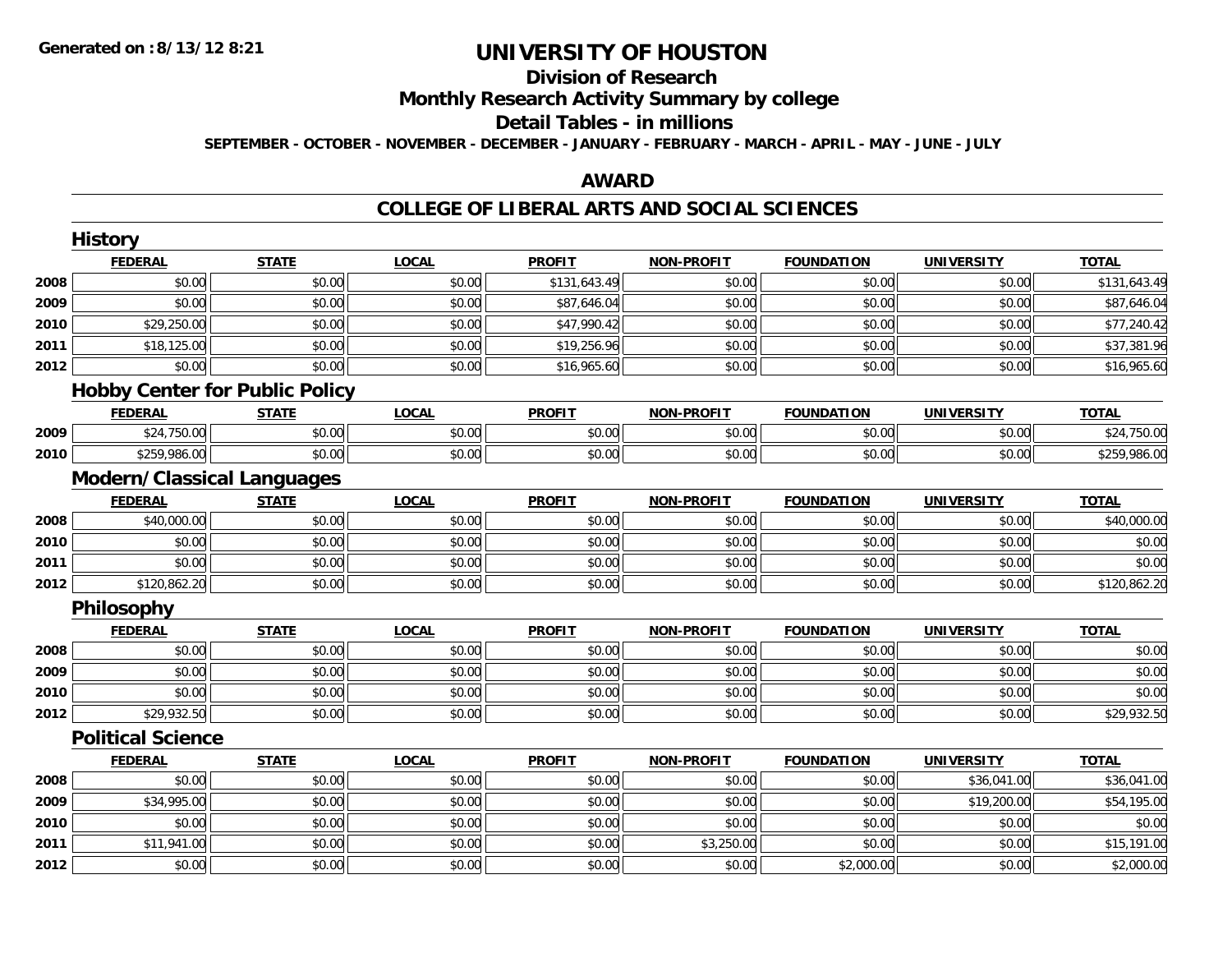**Generated on :8/13/12 8:21**

# UNIVERSITY OF HOUSTON

## Division of Research

## Monthly Research Activity Summary by college

## Detail Tables - in millions

**SEPTEMBER - OCTOBER - NOVEMBER - DECEMBER - JANUARY - FEBRUARY - MARCH - APRIL - MAY - JUNE - JULY**

## AWARD

## COLLEGE OF LIBERAL ARTS AND SOCIAL SCIENCES

### History

| | FEDERAL | STATE | LOCAL | PROFIT | NON-PROFIT | FOUNDATION | UNIVERSITY | TOTAL |
|---|---|---|---|---|---|---|---|---|
| 2008 | $0.00 | $0.00 | $0.00 | $131,643.49 | $0.00 | $0.00 | $0.00 | $131,643.49 |
| 2009 | $0.00 | $0.00 | $0.00 | $87,646.04 | $0.00 | $0.00 | $0.00 | $87,646.04 |
| 2010 | $29,250.00 | $0.00 | $0.00 | $47,990.42 | $0.00 | $0.00 | $0.00 | $77,240.42 |
| 2011 | $18,125.00 | $0.00 | $0.00 | $19,256.96 | $0.00 | $0.00 | $0.00 | $37,381.96 |
| 2012 | $0.00 | $0.00 | $0.00 | $16,965.60 | $0.00 | $0.00 | $0.00 | $16,965.60 |

### Hobby Center for Public Policy

| | FEDERAL | STATE | LOCAL | PROFIT | NON-PROFIT | FOUNDATION | UNIVERSITY | TOTAL |
|---|---|---|---|---|---|---|---|---|
| 2009 | $24,750.00 | $0.00 | $0.00 | $0.00 | $0.00 | $0.00 | $0.00 | $24,750.00 |
| 2010 | $259,986.00 | $0.00 | $0.00 | $0.00 | $0.00 | $0.00 | $0.00 | $259,986.00 |

### Modern/Classical Languages

| | FEDERAL | STATE | LOCAL | PROFIT | NON-PROFIT | FOUNDATION | UNIVERSITY | TOTAL |
|---|---|---|---|---|---|---|---|---|
| 2008 | $40,000.00 | $0.00 | $0.00 | $0.00 | $0.00 | $0.00 | $0.00 | $40,000.00 |
| 2010 | $0.00 | $0.00 | $0.00 | $0.00 | $0.00 | $0.00 | $0.00 | $0.00 |
| 2011 | $0.00 | $0.00 | $0.00 | $0.00 | $0.00 | $0.00 | $0.00 | $0.00 |
| 2012 | $120,862.20 | $0.00 | $0.00 | $0.00 | $0.00 | $0.00 | $0.00 | $120,862.20 |

### Philosophy

| | FEDERAL | STATE | LOCAL | PROFIT | NON-PROFIT | FOUNDATION | UNIVERSITY | TOTAL |
|---|---|---|---|---|---|---|---|---|
| 2008 | $0.00 | $0.00 | $0.00 | $0.00 | $0.00 | $0.00 | $0.00 | $0.00 |
| 2009 | $0.00 | $0.00 | $0.00 | $0.00 | $0.00 | $0.00 | $0.00 | $0.00 |
| 2010 | $0.00 | $0.00 | $0.00 | $0.00 | $0.00 | $0.00 | $0.00 | $0.00 |
| 2012 | $29,932.50 | $0.00 | $0.00 | $0.00 | $0.00 | $0.00 | $0.00 | $29,932.50 |

### Political Science

| | FEDERAL | STATE | LOCAL | PROFIT | NON-PROFIT | FOUNDATION | UNIVERSITY | TOTAL |
|---|---|---|---|---|---|---|---|---|
| 2008 | $0.00 | $0.00 | $0.00 | $0.00 | $0.00 | $0.00 | $36,041.00 | $36,041.00 |
| 2009 | $34,995.00 | $0.00 | $0.00 | $0.00 | $0.00 | $0.00 | $19,200.00 | $54,195.00 |
| 2010 | $0.00 | $0.00 | $0.00 | $0.00 | $0.00 | $0.00 | $0.00 | $0.00 |
| 2011 | $11,941.00 | $0.00 | $0.00 | $0.00 | $3,250.00 | $0.00 | $0.00 | $15,191.00 |
| 2012 | $0.00 | $0.00 | $0.00 | $0.00 | $0.00 | $2,000.00 | $0.00 | $2,000.00 |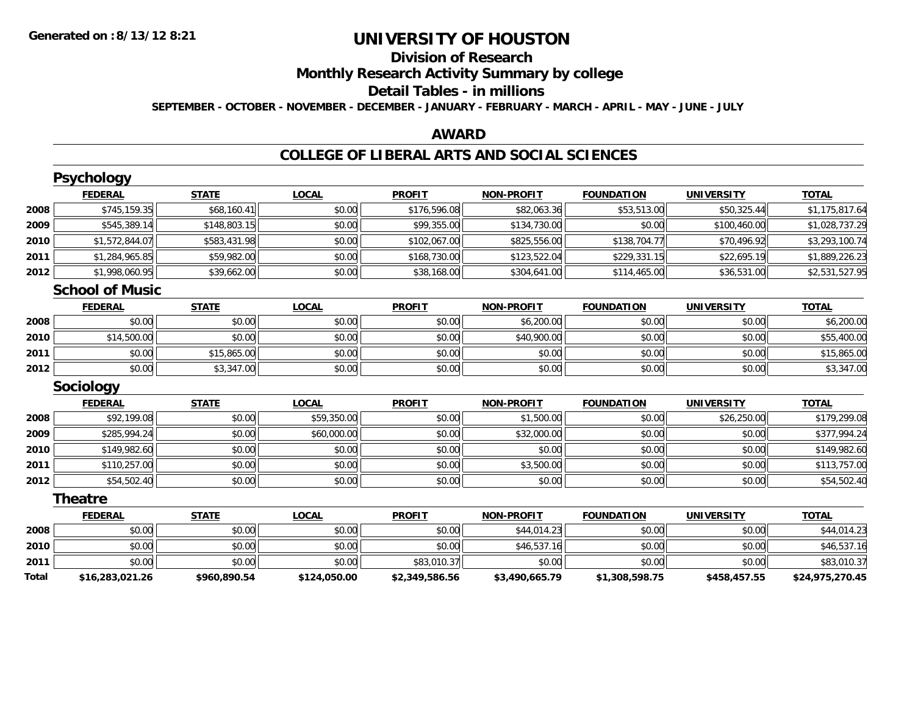# UNIVERSITY OF HOUSTON

## Division of Research

## Monthly Research Activity Summary by college

## Detail Tables - in millions

**SEPTEMBER - OCTOBER - NOVEMBER - DECEMBER - JANUARY - FEBRUARY - MARCH - APRIL - MAY - JUNE - JULY**

**Generated on : 8/13/12 8:21**

## AWARD

## COLLEGE OF LIBERAL ARTS AND SOCIAL SCIENCES

### Psychology

| | FEDERAL | STATE | LOCAL | PROFIT | NON-PROFIT | FOUNDATION | UNIVERSITY | TOTAL |
|---|---|---|---|---|---|---|---|---|
| 2008 | $745,159.35 | $68,160.41 | $0.00 | $176,596.08 | $82,063.36 | $53,513.00 | $50,325.44 | $1,175,817.64 |
| 2009 | $545,389.14 | $148,803.15 | $0.00 | $99,355.00 | $134,730.00 | $0.00 | $100,460.00 | $1,028,737.29 |
| 2010 | $1,572,844.07 | $583,431.98 | $0.00 | $102,067.00 | $825,556.00 | $138,704.77 | $70,496.92 | $3,293,100.74 |
| 2011 | $1,284,965.85 | $59,982.00 | $0.00 | $168,730.00 | $123,522.04 | $229,331.15 | $22,695.19 | $1,889,226.23 |
| 2012 | $1,998,060.95 | $39,662.00 | $0.00 | $38,168.00 | $304,641.00 | $114,465.00 | $36,531.00 | $2,531,527.95 |

### School of Music

| | FEDERAL | STATE | LOCAL | PROFIT | NON-PROFIT | FOUNDATION | UNIVERSITY | TOTAL |
|---|---|---|---|---|---|---|---|---|
| 2008 | $0.00 | $0.00 | $0.00 | $0.00 | $6,200.00 | $0.00 | $0.00 | $6,200.00 |
| 2010 | $14,500.00 | $0.00 | $0.00 | $0.00 | $40,900.00 | $0.00 | $0.00 | $55,400.00 |
| 2011 | $0.00 | $15,865.00 | $0.00 | $0.00 | $0.00 | $0.00 | $0.00 | $15,865.00 |
| 2012 | $0.00 | $3,347.00 | $0.00 | $0.00 | $0.00 | $0.00 | $0.00 | $3,347.00 |

### Sociology

| | FEDERAL | STATE | LOCAL | PROFIT | NON-PROFIT | FOUNDATION | UNIVERSITY | TOTAL |
|---|---|---|---|---|---|---|---|---|
| 2008 | $92,199.08 | $0.00 | $59,350.00 | $0.00 | $1,500.00 | $0.00 | $26,250.00 | $179,299.08 |
| 2009 | $285,994.24 | $0.00 | $60,000.00 | $0.00 | $32,000.00 | $0.00 | $0.00 | $377,994.24 |
| 2010 | $149,982.60 | $0.00 | $0.00 | $0.00 | $0.00 | $0.00 | $0.00 | $149,982.60 |
| 2011 | $110,257.00 | $0.00 | $0.00 | $0.00 | $3,500.00 | $0.00 | $0.00 | $113,757.00 |
| 2012 | $54,502.40 | $0.00 | $0.00 | $0.00 | $0.00 | $0.00 | $0.00 | $54,502.40 |

### Theatre

| | FEDERAL | STATE | LOCAL | PROFIT | NON-PROFIT | FOUNDATION | UNIVERSITY | TOTAL |
|---|---|---|---|---|---|---|---|---|
| 2008 | $0.00 | $0.00 | $0.00 | $0.00 | $44,014.23 | $0.00 | $0.00 | $44,014.23 |
| 2010 | $0.00 | $0.00 | $0.00 | $0.00 | $46,537.16 | $0.00 | $0.00 | $46,537.16 |
| 2011 | $0.00 | $0.00 | $0.00 | $83,010.37 | $0.00 | $0.00 | $0.00 | $83,010.37 |
| **Total** | **$16,283,021.26** | **$960,890.54** | **$124,050.00** | **$2,349,586.56** | **$3,490,665.79** | **$1,308,598.75** | **$458,457.55** | **$24,975,270.45** |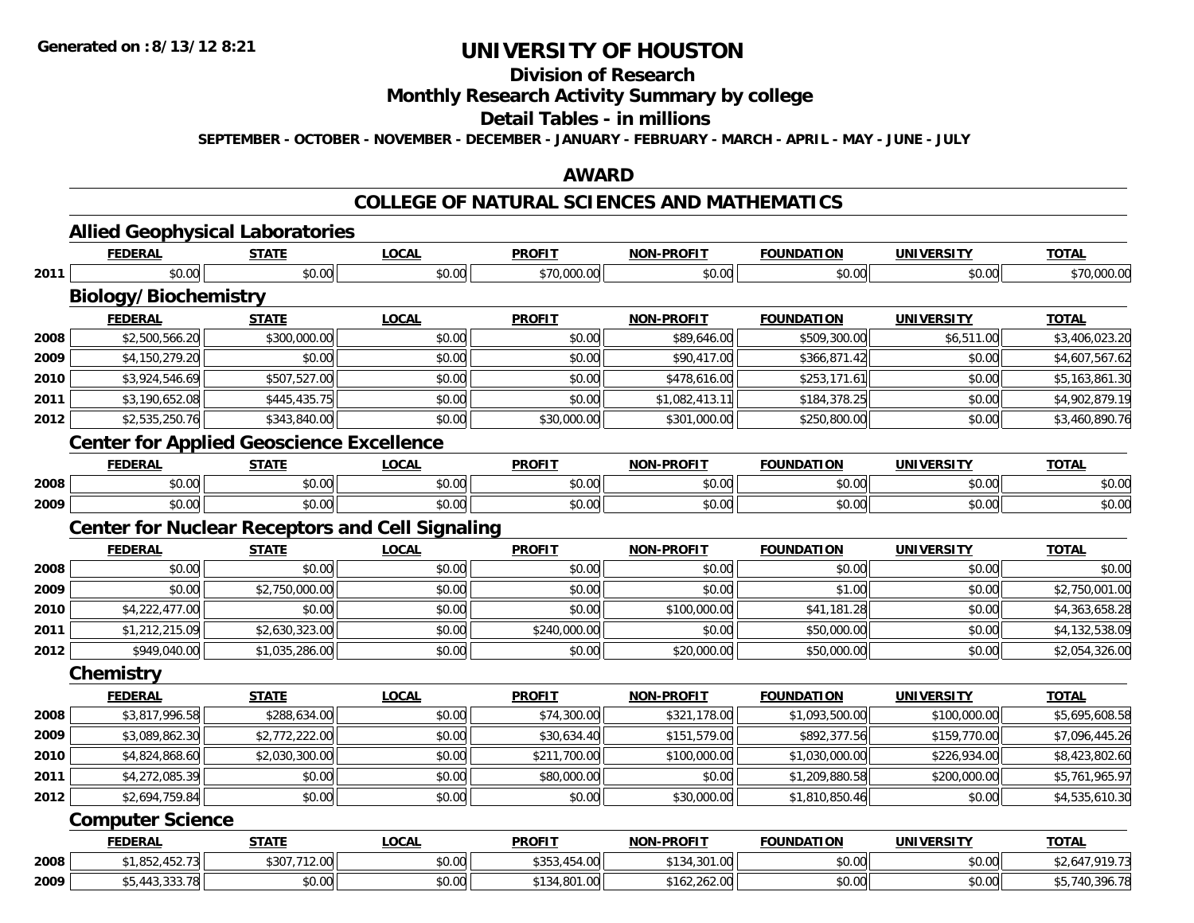# UNIVERSITY OF HOUSTON

## Division of Research

## Monthly Research Activity Summary by college

## Detail Tables - in millions

**SEPTEMBER - OCTOBER - NOVEMBER - DECEMBER - JANUARY - FEBRUARY - MARCH - APRIL - MAY - JUNE - JULY**

## AWARD

## COLLEGE OF NATURAL SCIENCES AND MATHEMATICS

### Allied Geophysical Laboratories

| | FEDERAL | STATE | LOCAL | PROFIT | NON-PROFIT | FOUNDATION | UNIVERSITY | TOTAL |
|---|---|---|---|---|---|---|---|---|
| 2011 | $0.00 | $0.00 | $0.00 | $70,000.00 | $0.00 | $0.00 | $0.00 | $70,000.00 |

### Biology/Biochemistry

| | FEDERAL | STATE | LOCAL | PROFIT | NON-PROFIT | FOUNDATION | UNIVERSITY | TOTAL |
|---|---|---|---|---|---|---|---|---|
| 2008 | $2,500,566.20 | $300,000.00 | $0.00 | $0.00 | $89,646.00 | $509,300.00 | $6,511.00 | $3,406,023.20 |
| 2009 | $4,150,279.20 | $0.00 | $0.00 | $0.00 | $90,417.00 | $366,871.42 | $0.00 | $4,607,567.62 |
| 2010 | $3,924,546.69 | $507,527.00 | $0.00 | $0.00 | $478,616.00 | $253,171.61 | $0.00 | $5,163,861.30 |
| 2011 | $3,190,652.08 | $445,435.75 | $0.00 | $0.00 | $1,082,413.11 | $184,378.25 | $0.00 | $4,902,879.19 |
| 2012 | $2,535,250.76 | $343,840.00 | $0.00 | $30,000.00 | $301,000.00 | $250,800.00 | $0.00 | $3,460,890.76 |

### Center for Applied Geoscience Excellence

| | FEDERAL | STATE | LOCAL | PROFIT | NON-PROFIT | FOUNDATION | UNIVERSITY | TOTAL |
|---|---|---|---|---|---|---|---|---|
| 2008 | $0.00 | $0.00 | $0.00 | $0.00 | $0.00 | $0.00 | $0.00 | $0.00 |
| 2009 | $0.00 | $0.00 | $0.00 | $0.00 | $0.00 | $0.00 | $0.00 | $0.00 |

### Center for Nuclear Receptors and Cell Signaling

| | FEDERAL | STATE | LOCAL | PROFIT | NON-PROFIT | FOUNDATION | UNIVERSITY | TOTAL |
|---|---|---|---|---|---|---|---|---|
| 2008 | $0.00 | $0.00 | $0.00 | $0.00 | $0.00 | $0.00 | $0.00 | $0.00 |
| 2009 | $0.00 | $2,750,000.00 | $0.00 | $0.00 | $0.00 | $1.00 | $0.00 | $2,750,001.00 |
| 2010 | $4,222,477.00 | $0.00 | $0.00 | $0.00 | $100,000.00 | $41,181.28 | $0.00 | $4,363,658.28 |
| 2011 | $1,212,215.09 | $2,630,323.00 | $0.00 | $240,000.00 | $0.00 | $50,000.00 | $0.00 | $4,132,538.09 |
| 2012 | $949,040.00 | $1,035,286.00 | $0.00 | $0.00 | $20,000.00 | $50,000.00 | $0.00 | $2,054,326.00 |

### Chemistry

| | FEDERAL | STATE | LOCAL | PROFIT | NON-PROFIT | FOUNDATION | UNIVERSITY | TOTAL |
|---|---|---|---|---|---|---|---|---|
| 2008 | $3,817,996.58 | $288,634.00 | $0.00 | $74,300.00 | $321,178.00 | $1,093,500.00 | $100,000.00 | $5,695,608.58 |
| 2009 | $3,089,862.30 | $2,772,222.00 | $0.00 | $30,634.40 | $151,579.00 | $892,377.56 | $159,770.00 | $7,096,445.26 |
| 2010 | $4,824,868.60 | $2,030,300.00 | $0.00 | $211,700.00 | $100,000.00 | $1,030,000.00 | $226,934.00 | $8,423,802.60 |
| 2011 | $4,272,085.39 | $0.00 | $0.00 | $80,000.00 | $0.00 | $1,209,880.58 | $200,000.00 | $5,761,965.97 |
| 2012 | $2,694,759.84 | $0.00 | $0.00 | $0.00 | $30,000.00 | $1,810,850.46 | $0.00 | $4,535,610.30 |

### Computer Science

| | FEDERAL | STATE | LOCAL | PROFIT | NON-PROFIT | FOUNDATION | UNIVERSITY | TOTAL |
|---|---|---|---|---|---|---|---|---|
| 2008 | $1,852,452.73 | $307,712.00 | $0.00 | $353,454.00 | $134,301.00 | $0.00 | $0.00 | $2,647,919.73 |
| 2009 | $5,443,333.78 | $0.00 | $0.00 | $134,801.00 | $162,262.00 | $0.00 | $0.00 | $5,740,396.78 |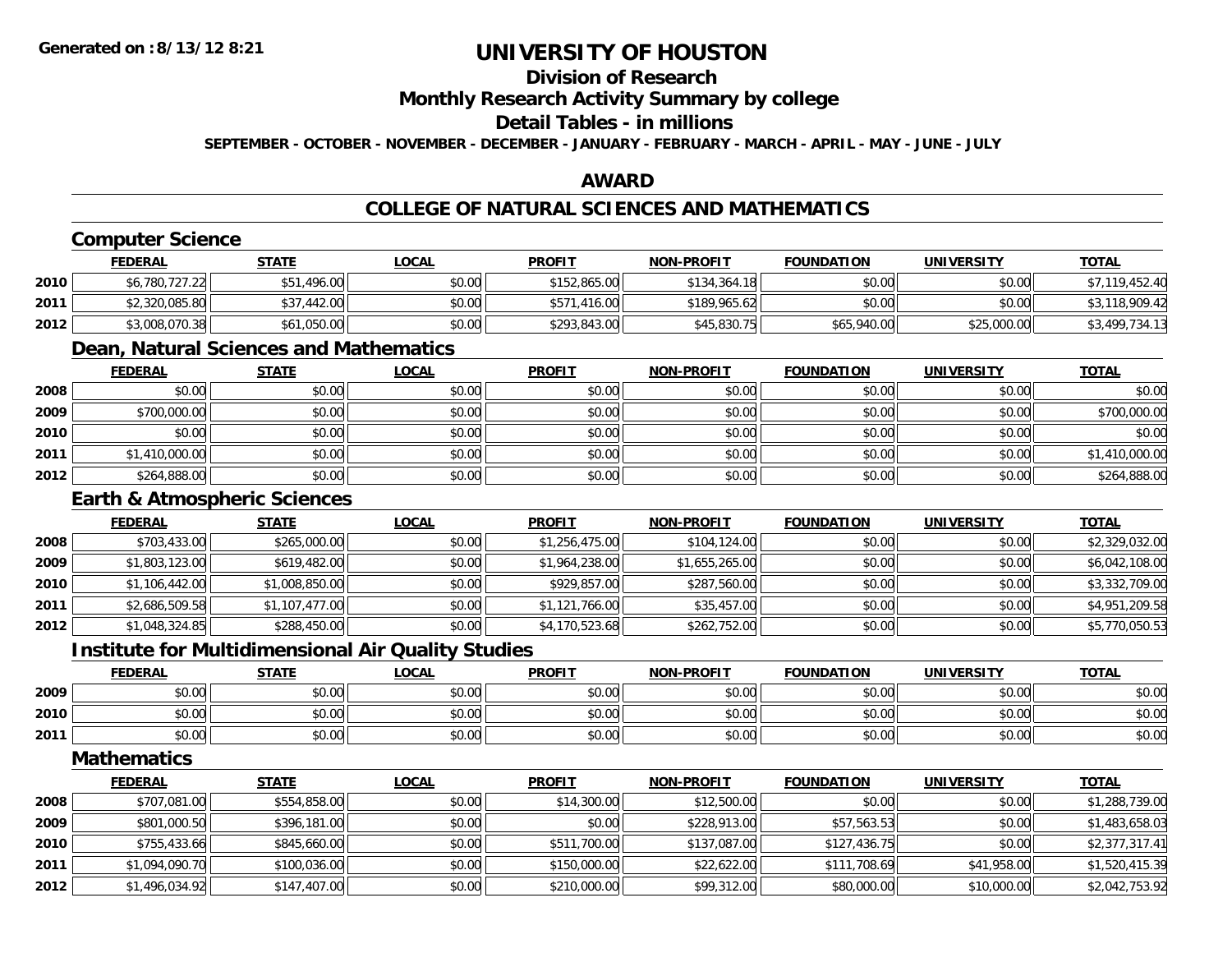# UNIVERSITY OF HOUSTON

## Division of Research

## Monthly Research Activity Summary by college

## Detail Tables - in millions

**SEPTEMBER - OCTOBER - NOVEMBER - DECEMBER - JANUARY - FEBRUARY - MARCH - APRIL - MAY - JUNE - JULY**

Generated on :8/13/12 8:21

## AWARD

## COLLEGE OF NATURAL SCIENCES AND MATHEMATICS

### Computer Science

| | FEDERAL | STATE | LOCAL | PROFIT | NON-PROFIT | FOUNDATION | UNIVERSITY | TOTAL |
|---|---|---|---|---|---|---|---|---|
| 2010 | $6,780,727.22 | $51,496.00 | $0.00 | $152,865.00 | $134,364.18 | $0.00 | $0.00 | $7,119,452.40 |
| 2011 | $2,320,085.80 | $37,442.00 | $0.00 | $571,416.00 | $189,965.62 | $0.00 | $0.00 | $3,118,909.42 |
| 2012 | $3,008,070.38 | $61,050.00 | $0.00 | $293,843.00 | $45,830.75 | $65,940.00 | $25,000.00 | $3,499,734.13 |

### Dean, Natural Sciences and Mathematics

| | FEDERAL | STATE | LOCAL | PROFIT | NON-PROFIT | FOUNDATION | UNIVERSITY | TOTAL |
|---|---|---|---|---|---|---|---|---|
| 2008 | $0.00 | $0.00 | $0.00 | $0.00 | $0.00 | $0.00 | $0.00 | $0.00 |
| 2009 | $700,000.00 | $0.00 | $0.00 | $0.00 | $0.00 | $0.00 | $0.00 | $700,000.00 |
| 2010 | $0.00 | $0.00 | $0.00 | $0.00 | $0.00 | $0.00 | $0.00 | $0.00 |
| 2011 | $1,410,000.00 | $0.00 | $0.00 | $0.00 | $0.00 | $0.00 | $0.00 | $1,410,000.00 |
| 2012 | $264,888.00 | $0.00 | $0.00 | $0.00 | $0.00 | $0.00 | $0.00 | $264,888.00 |

### Earth & Atmospheric Sciences

| | FEDERAL | STATE | LOCAL | PROFIT | NON-PROFIT | FOUNDATION | UNIVERSITY | TOTAL |
|---|---|---|---|---|---|---|---|---|
| 2008 | $703,433.00 | $265,000.00 | $0.00 | $1,256,475.00 | $104,124.00 | $0.00 | $0.00 | $2,329,032.00 |
| 2009 | $1,803,123.00 | $619,482.00 | $0.00 | $1,964,238.00 | $1,655,265.00 | $0.00 | $0.00 | $6,042,108.00 |
| 2010 | $1,106,442.00 | $1,008,850.00 | $0.00 | $929,857.00 | $287,560.00 | $0.00 | $0.00 | $3,332,709.00 |
| 2011 | $2,686,509.58 | $1,107,477.00 | $0.00 | $1,121,766.00 | $35,457.00 | $0.00 | $0.00 | $4,951,209.58 |
| 2012 | $1,048,324.85 | $288,450.00 | $0.00 | $4,170,523.68 | $262,752.00 | $0.00 | $0.00 | $5,770,050.53 |

### Institute for Multidimensional Air Quality Studies

| | FEDERAL | STATE | LOCAL | PROFIT | NON-PROFIT | FOUNDATION | UNIVERSITY | TOTAL |
|---|---|---|---|---|---|---|---|---|
| 2009 | $0.00 | $0.00 | $0.00 | $0.00 | $0.00 | $0.00 | $0.00 | $0.00 |
| 2010 | $0.00 | $0.00 | $0.00 | $0.00 | $0.00 | $0.00 | $0.00 | $0.00 |
| 2011 | $0.00 | $0.00 | $0.00 | $0.00 | $0.00 | $0.00 | $0.00 | $0.00 |

### Mathematics

| | FEDERAL | STATE | LOCAL | PROFIT | NON-PROFIT | FOUNDATION | UNIVERSITY | TOTAL |
|---|---|---|---|---|---|---|---|---|
| 2008 | $707,081.00 | $554,858.00 | $0.00 | $14,300.00 | $12,500.00 | $0.00 | $0.00 | $1,288,739.00 |
| 2009 | $801,000.50 | $396,181.00 | $0.00 | $0.00 | $228,913.00 | $57,563.53 | $0.00 | $1,483,658.03 |
| 2010 | $755,433.66 | $845,660.00 | $0.00 | $511,700.00 | $137,087.00 | $127,436.75 | $0.00 | $2,377,317.41 |
| 2011 | $1,094,090.70 | $100,036.00 | $0.00 | $150,000.00 | $22,622.00 | $111,708.69 | $41,958.00 | $1,520,415.39 |
| 2012 | $1,496,034.92 | $147,407.00 | $0.00 | $210,000.00 | $99,312.00 | $80,000.00 | $10,000.00 | $2,042,753.92 |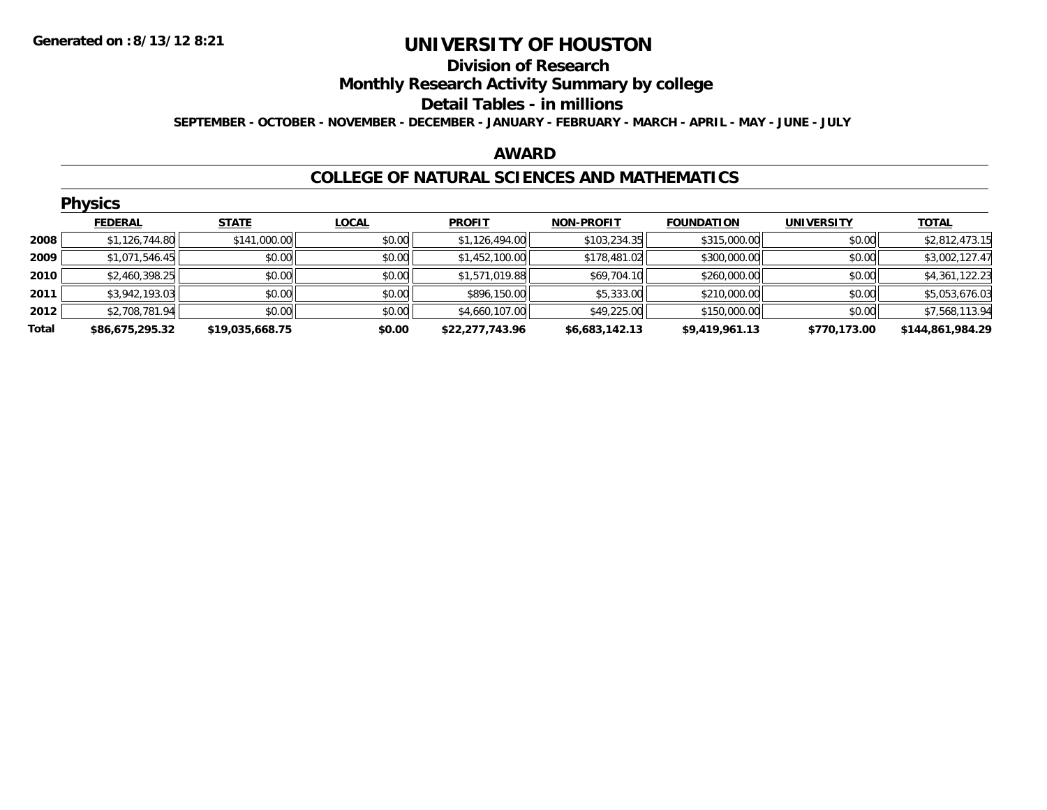**Generated on :8/13/12 8:21**

# UNIVERSITY OF HOUSTON

## Division of Research

## Monthly Research Activity Summary by college

## Detail Tables - in millions

**SEPTEMBER - OCTOBER - NOVEMBER - DECEMBER - JANUARY - FEBRUARY - MARCH - APRIL - MAY - JUNE - JULY**

## AWARD

## COLLEGE OF NATURAL SCIENCES AND MATHEMATICS

### Physics

| | FEDERAL | STATE | LOCAL | PROFIT | NON-PROFIT | FOUNDATION | UNIVERSITY | TOTAL |
|---|---|---|---|---|---|---|---|---|
| 2008 | $1,126,744.80 | $141,000.00 | $0.00 | $1,126,494.00 | $103,234.35 | $315,000.00 | $0.00 | $2,812,473.15 |
| 2009 | $1,071,546.45 | $0.00 | $0.00 | $1,452,100.00 | $178,481.02 | $300,000.00 | $0.00 | $3,002,127.47 |
| 2010 | $2,460,398.25 | $0.00 | $0.00 | $1,571,019.88 | $69,704.10 | $260,000.00 | $0.00 | $4,361,122.23 |
| 2011 | $3,942,193.03 | $0.00 | $0.00 | $896,150.00 | $5,333.00 | $210,000.00 | $0.00 | $5,053,676.03 |
| 2012 | $2,708,781.94 | $0.00 | $0.00 | $4,660,107.00 | $49,225.00 | $150,000.00 | $0.00 | $7,568,113.94 |
| **Total** | **$86,675,295.32** | **$19,035,668.75** | **$0.00** | **$22,277,743.96** | **$6,683,142.13** | **$9,419,961.13** | **$770,173.00** | **$144,861,984.29** |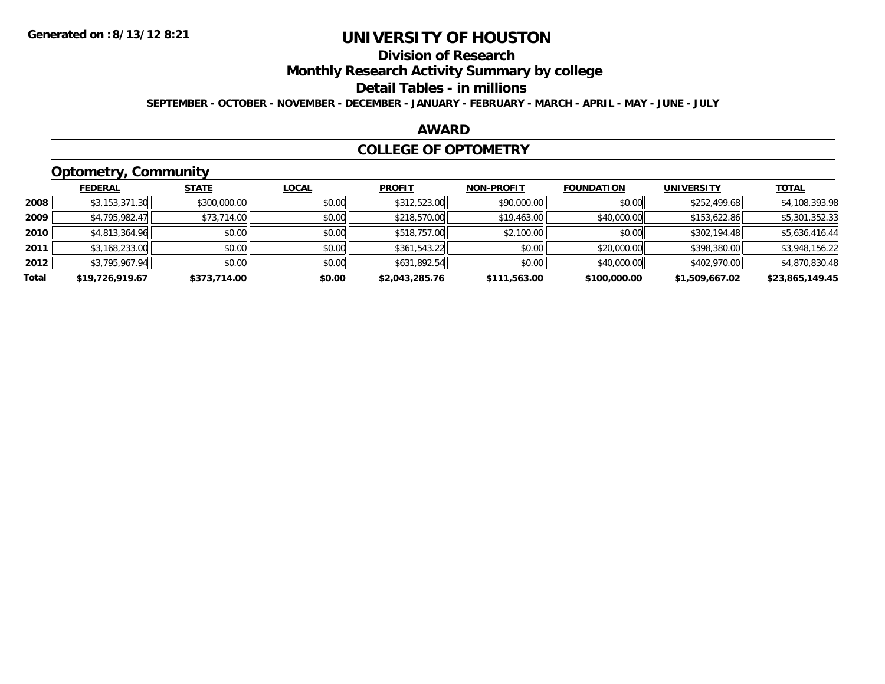**Generated on :8/13/12 8:21**

# UNIVERSITY OF HOUSTON

## Division of Research

## Monthly Research Activity Summary by college

## Detail Tables - in millions

**SEPTEMBER - OCTOBER - NOVEMBER - DECEMBER - JANUARY - FEBRUARY - MARCH - APRIL - MAY - JUNE - JULY**

## AWARD

## COLLEGE OF OPTOMETRY

### Optometry, Community

| | FEDERAL | STATE | LOCAL | PROFIT | NON-PROFIT | FOUNDATION | UNIVERSITY | TOTAL |
|---|---|---|---|---|---|---|---|---|
| **2008** | $3,153,371.30 | $300,000.00 | $0.00 | $312,523.00 | $90,000.00 | $0.00 | $252,499.68 | $4,108,393.98 |
| **2009** | $4,795,982.47 | $73,714.00 | $0.00 | $218,570.00 | $19,463.00 | $40,000.00 | $153,622.86 | $5,301,352.33 |
| **2010** | $4,813,364.96 | $0.00 | $0.00 | $518,757.00 | $2,100.00 | $0.00 | $302,194.48 | $5,636,416.44 |
| **2011** | $3,168,233.00 | $0.00 | $0.00 | $361,543.22 | $0.00 | $20,000.00 | $398,380.00 | $3,948,156.22 |
| **2012** | $3,795,967.94 | $0.00 | $0.00 | $631,892.54 | $0.00 | $40,000.00 | $402,970.00 | $4,870,830.48 |
| **Total** | **$19,726,919.67** | **$373,714.00** | **$0.00** | **$2,043,285.76** | **$111,563.00** | **$100,000.00** | **$1,509,667.02** | **$23,865,149.45** |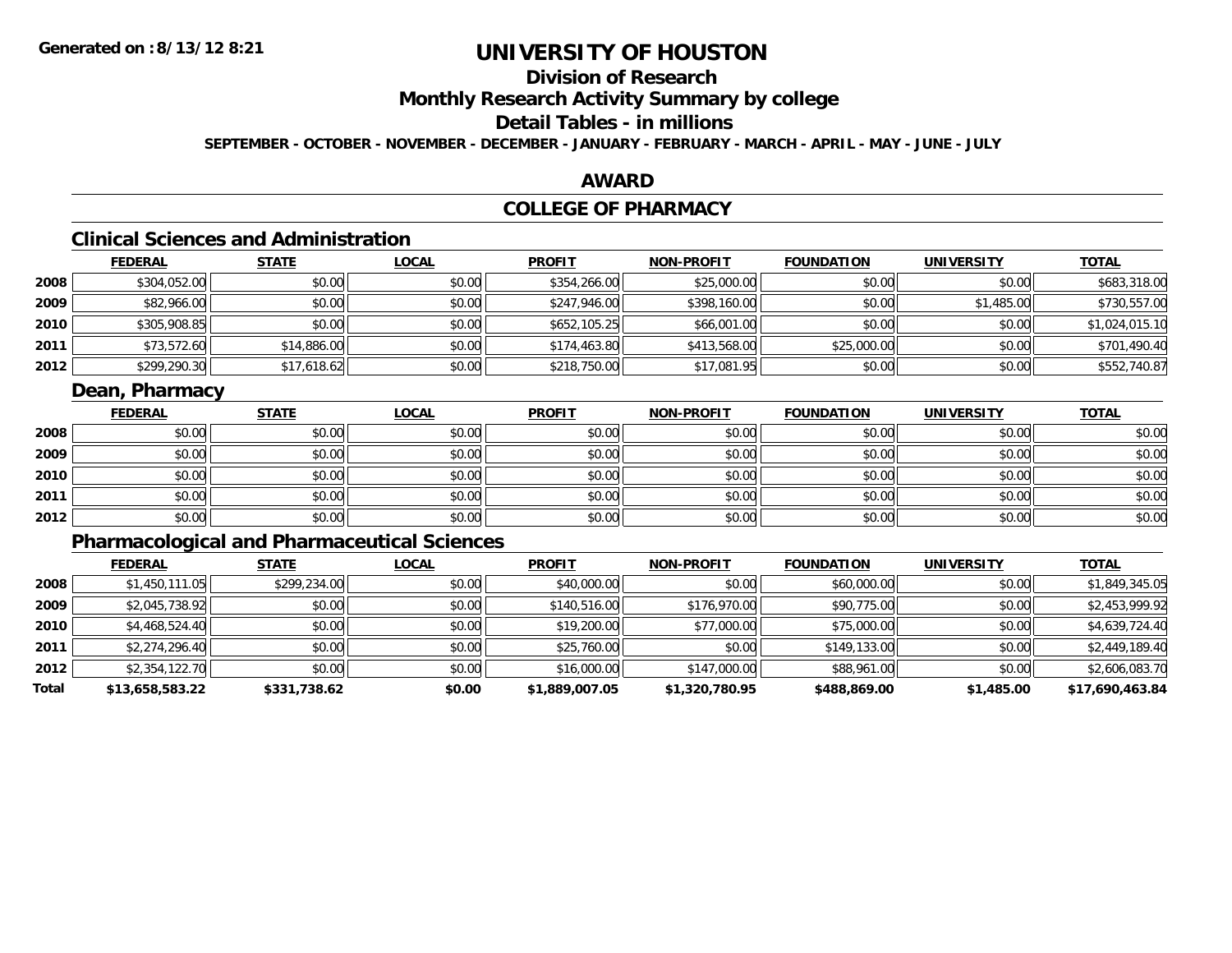# UNIVERSITY OF HOUSTON

## Division of Research

## Monthly Research Activity Summary by college

## Detail Tables - in millions

**SEPTEMBER - OCTOBER - NOVEMBER - DECEMBER - JANUARY - FEBRUARY - MARCH - APRIL - MAY - JUNE - JULY**

**Generated on : 8/13/12 8:21**

## AWARD

## COLLEGE OF PHARMACY

### Clinical Sciences and Administration

| | FEDERAL | STATE | LOCAL | PROFIT | NON-PROFIT | FOUNDATION | UNIVERSITY | TOTAL |
|---|---|---|---|---|---|---|---|---|
| 2008 | $304,052.00 | $0.00 | $0.00 | $354,266.00 | $25,000.00 | $0.00 | $0.00 | $683,318.00 |
| 2009 | $82,966.00 | $0.00 | $0.00 | $247,946.00 | $398,160.00 | $0.00 | $1,485.00 | $730,557.00 |
| 2010 | $305,908.85 | $0.00 | $0.00 | $652,105.25 | $66,001.00 | $0.00 | $0.00 | $1,024,015.10 |
| 2011 | $73,572.60 | $14,886.00 | $0.00 | $174,463.80 | $413,568.00 | $25,000.00 | $0.00 | $701,490.40 |
| 2012 | $299,290.30 | $17,618.62 | $0.00 | $218,750.00 | $17,081.95 | $0.00 | $0.00 | $552,740.87 |

### Dean, Pharmacy

| | FEDERAL | STATE | LOCAL | PROFIT | NON-PROFIT | FOUNDATION | UNIVERSITY | TOTAL |
|---|---|---|---|---|---|---|---|---|
| 2008 | $0.00 | $0.00 | $0.00 | $0.00 | $0.00 | $0.00 | $0.00 | $0.00 |
| 2009 | $0.00 | $0.00 | $0.00 | $0.00 | $0.00 | $0.00 | $0.00 | $0.00 |
| 2010 | $0.00 | $0.00 | $0.00 | $0.00 | $0.00 | $0.00 | $0.00 | $0.00 |
| 2011 | $0.00 | $0.00 | $0.00 | $0.00 | $0.00 | $0.00 | $0.00 | $0.00 |
| 2012 | $0.00 | $0.00 | $0.00 | $0.00 | $0.00 | $0.00 | $0.00 | $0.00 |

### Pharmacological and Pharmaceutical Sciences

| | FEDERAL | STATE | LOCAL | PROFIT | NON-PROFIT | FOUNDATION | UNIVERSITY | TOTAL |
|---|---|---|---|---|---|---|---|---|
| 2008 | $1,450,111.05 | $299,234.00 | $0.00 | $40,000.00 | $0.00 | $60,000.00 | $0.00 | $1,849,345.05 |
| 2009 | $2,045,738.92 | $0.00 | $0.00 | $140,516.00 | $176,970.00 | $90,775.00 | $0.00 | $2,453,999.92 |
| 2010 | $4,468,524.40 | $0.00 | $0.00 | $19,200.00 | $77,000.00 | $75,000.00 | $0.00 | $4,639,724.40 |
| 2011 | $2,274,296.40 | $0.00 | $0.00 | $25,760.00 | $0.00 | $149,133.00 | $0.00 | $2,449,189.40 |
| 2012 | $2,354,122.70 | $0.00 | $0.00 | $16,000.00 | $147,000.00 | $88,961.00 | $0.00 | $2,606,083.70 |
| **Total** | **$13,658,583.22** | **$331,738.62** | **$0.00** | **$1,889,007.05** | **$1,320,780.95** | **$488,869.00** | **$1,485.00** | **$17,690,463.84** |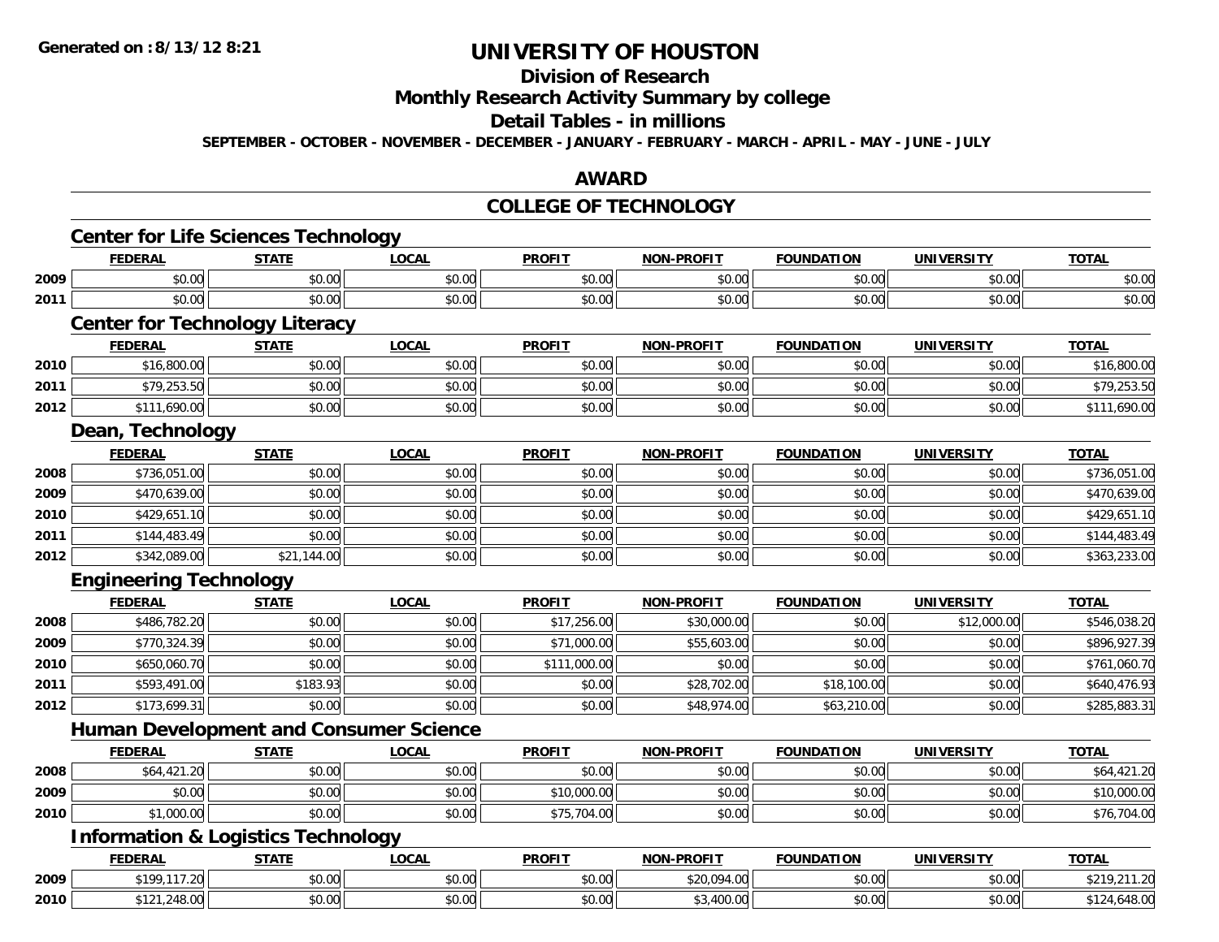Generated on :8/13/12 8:21

# UNIVERSITY OF HOUSTON

## Division of Research

## Monthly Research Activity Summary by college

## Detail Tables - in millions

SEPTEMBER - OCTOBER - NOVEMBER - DECEMBER - JANUARY - FEBRUARY - MARCH - APRIL - MAY - JUNE - JULY

## AWARD

## COLLEGE OF TECHNOLOGY

### Center for Life Sciences Technology

| | FEDERAL | STATE | LOCAL | PROFIT | NON-PROFIT | FOUNDATION | UNIVERSITY | TOTAL |
|---|---|---|---|---|---|---|---|---|
| 2009 | $0.00 | $0.00 | $0.00 | $0.00 | $0.00 | $0.00 | $0.00 | $0.00 |
| 2011 | $0.00 | $0.00 | $0.00 | $0.00 | $0.00 | $0.00 | $0.00 | $0.00 |

### Center for Technology Literacy

| | FEDERAL | STATE | LOCAL | PROFIT | NON-PROFIT | FOUNDATION | UNIVERSITY | TOTAL |
|---|---|---|---|---|---|---|---|---|
| 2010 | $16,800.00 | $0.00 | $0.00 | $0.00 | $0.00 | $0.00 | $0.00 | $16,800.00 |
| 2011 | $79,253.50 | $0.00 | $0.00 | $0.00 | $0.00 | $0.00 | $0.00 | $79,253.50 |
| 2012 | $111,690.00 | $0.00 | $0.00 | $0.00 | $0.00 | $0.00 | $0.00 | $111,690.00 |

### Dean, Technology

| | FEDERAL | STATE | LOCAL | PROFIT | NON-PROFIT | FOUNDATION | UNIVERSITY | TOTAL |
|---|---|---|---|---|---|---|---|---|
| 2008 | $736,051.00 | $0.00 | $0.00 | $0.00 | $0.00 | $0.00 | $0.00 | $736,051.00 |
| 2009 | $470,639.00 | $0.00 | $0.00 | $0.00 | $0.00 | $0.00 | $0.00 | $470,639.00 |
| 2010 | $429,651.10 | $0.00 | $0.00 | $0.00 | $0.00 | $0.00 | $0.00 | $429,651.10 |
| 2011 | $144,483.49 | $0.00 | $0.00 | $0.00 | $0.00 | $0.00 | $0.00 | $144,483.49 |
| 2012 | $342,089.00 | $21,144.00 | $0.00 | $0.00 | $0.00 | $0.00 | $0.00 | $363,233.00 |

### Engineering Technology

| | FEDERAL | STATE | LOCAL | PROFIT | NON-PROFIT | FOUNDATION | UNIVERSITY | TOTAL |
|---|---|---|---|---|---|---|---|---|
| 2008 | $486,782.20 | $0.00 | $0.00 | $17,256.00 | $30,000.00 | $0.00 | $12,000.00 | $546,038.20 |
| 2009 | $770,324.39 | $0.00 | $0.00 | $71,000.00 | $55,603.00 | $0.00 | $0.00 | $896,927.39 |
| 2010 | $650,060.70 | $0.00 | $0.00 | $111,000.00 | $0.00 | $0.00 | $0.00 | $761,060.70 |
| 2011 | $593,491.00 | $183.93 | $0.00 | $0.00 | $28,702.00 | $18,100.00 | $0.00 | $640,476.93 |
| 2012 | $173,699.31 | $0.00 | $0.00 | $0.00 | $48,974.00 | $63,210.00 | $0.00 | $285,883.31 |

### Human Development and Consumer Science

| | FEDERAL | STATE | LOCAL | PROFIT | NON-PROFIT | FOUNDATION | UNIVERSITY | TOTAL |
|---|---|---|---|---|---|---|---|---|
| 2008 | $64,421.20 | $0.00 | $0.00 | $0.00 | $0.00 | $0.00 | $0.00 | $64,421.20 |
| 2009 | $0.00 | $0.00 | $0.00 | $10,000.00 | $0.00 | $0.00 | $0.00 | $10,000.00 |
| 2010 | $1,000.00 | $0.00 | $0.00 | $75,704.00 | $0.00 | $0.00 | $0.00 | $76,704.00 |

### Information & Logistics Technology

| | FEDERAL | STATE | LOCAL | PROFIT | NON-PROFIT | FOUNDATION | UNIVERSITY | TOTAL |
|---|---|---|---|---|---|---|---|---|
| 2009 | $199,117.20 | $0.00 | $0.00 | $0.00 | $20,094.00 | $0.00 | $0.00 | $219,211.20 |
| 2010 | $121,248.00 | $0.00 | $0.00 | $0.00 | $3,400.00 | $0.00 | $0.00 | $124,648.00 |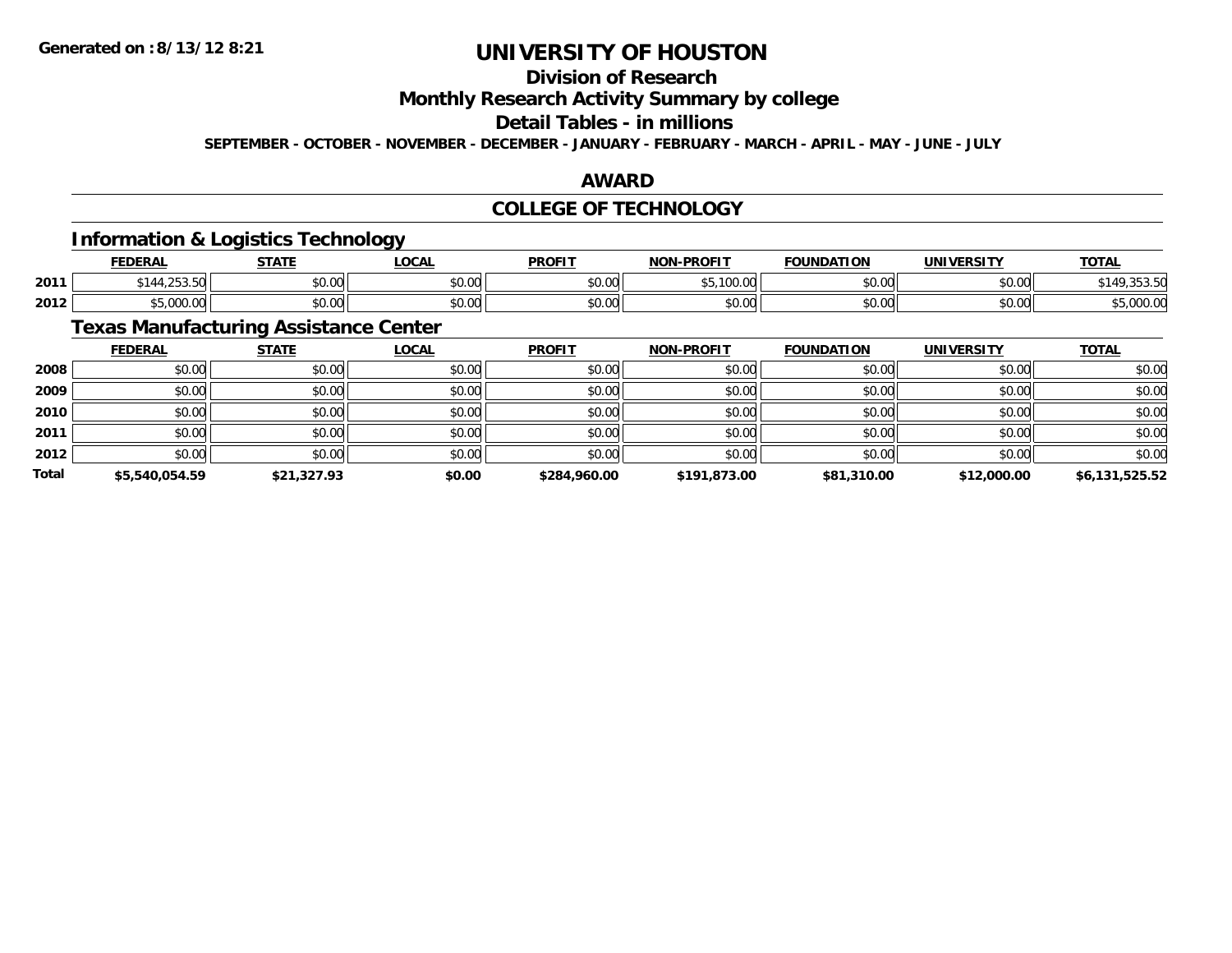# UNIVERSITY OF HOUSTON

## Division of Research

## Monthly Research Activity Summary by college

## Detail Tables - in millions

**SEPTEMBER - OCTOBER - NOVEMBER - DECEMBER - JANUARY - FEBRUARY - MARCH - APRIL - MAY - JUNE - JULY**

Generated on :8/13/12 8:21

## AWARD

## COLLEGE OF TECHNOLOGY

### Information & Logistics Technology

| | FEDERAL | STATE | LOCAL | PROFIT | NON-PROFIT | FOUNDATION | UNIVERSITY | TOTAL |
|---|---|---|---|---|---|---|---|---|
| 2011 | $144,253.50 | $0.00 | $0.00 | $0.00 | $5,100.00 | $0.00 | $0.00 | $149,353.50 |
| 2012 | $5,000.00 | $0.00 | $0.00 | $0.00 | $0.00 | $0.00 | $0.00 | $5,000.00 |

### Texas Manufacturing Assistance Center

| | FEDERAL | STATE | LOCAL | PROFIT | NON-PROFIT | FOUNDATION | UNIVERSITY | TOTAL |
|---|---|---|---|---|---|---|---|---|
| 2008 | $0.00 | $0.00 | $0.00 | $0.00 | $0.00 | $0.00 | $0.00 | $0.00 |
| 2009 | $0.00 | $0.00 | $0.00 | $0.00 | $0.00 | $0.00 | $0.00 | $0.00 |
| 2010 | $0.00 | $0.00 | $0.00 | $0.00 | $0.00 | $0.00 | $0.00 | $0.00 |
| 2011 | $0.00 | $0.00 | $0.00 | $0.00 | $0.00 | $0.00 | $0.00 | $0.00 |
| 2012 | $0.00 | $0.00 | $0.00 | $0.00 | $0.00 | $0.00 | $0.00 | $0.00 |
| **Total** | **$5,540,054.59** | **$21,327.93** | **$0.00** | **$284,960.00** | **$191,873.00** | **$81,310.00** | **$12,000.00** | **$6,131,525.52** |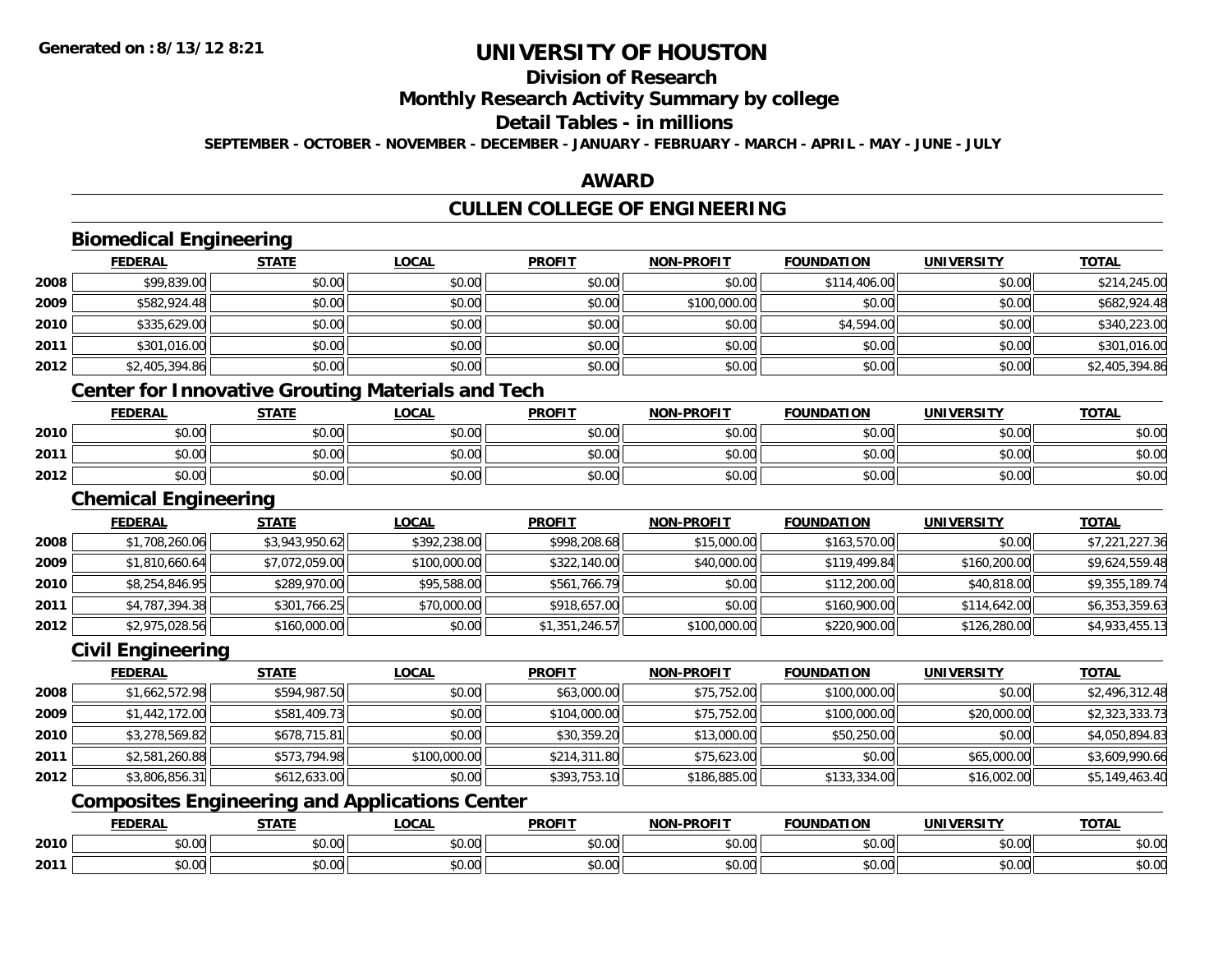# UNIVERSITY OF HOUSTON

## Division of Research

## Monthly Research Activity Summary by college

## Detail Tables - in millions

**SEPTEMBER - OCTOBER - NOVEMBER - DECEMBER - JANUARY - FEBRUARY - MARCH - APRIL - MAY - JUNE - JULY**

## AWARD

## CULLEN COLLEGE OF ENGINEERING

### Biomedical Engineering

| | FEDERAL | STATE | LOCAL | PROFIT | NON-PROFIT | FOUNDATION | UNIVERSITY | TOTAL |
|---|---|---|---|---|---|---|---|---|
| 2008 | $99,839.00 | $0.00 | $0.00 | $0.00 | $0.00 | $114,406.00 | $0.00 | $214,245.00 |
| 2009 | $582,924.48 | $0.00 | $0.00 | $0.00 | $100,000.00 | $0.00 | $0.00 | $682,924.48 |
| 2010 | $335,629.00 | $0.00 | $0.00 | $0.00 | $0.00 | $4,594.00 | $0.00 | $340,223.00 |
| 2011 | $301,016.00 | $0.00 | $0.00 | $0.00 | $0.00 | $0.00 | $0.00 | $301,016.00 |
| 2012 | $2,405,394.86 | $0.00 | $0.00 | $0.00 | $0.00 | $0.00 | $0.00 | $2,405,394.86 |

### Center for Innovative Grouting Materials and Tech

| | FEDERAL | STATE | LOCAL | PROFIT | NON-PROFIT | FOUNDATION | UNIVERSITY | TOTAL |
|---|---|---|---|---|---|---|---|---|
| 2010 | $0.00 | $0.00 | $0.00 | $0.00 | $0.00 | $0.00 | $0.00 | $0.00 |
| 2011 | $0.00 | $0.00 | $0.00 | $0.00 | $0.00 | $0.00 | $0.00 | $0.00 |
| 2012 | $0.00 | $0.00 | $0.00 | $0.00 | $0.00 | $0.00 | $0.00 | $0.00 |

### Chemical Engineering

| | FEDERAL | STATE | LOCAL | PROFIT | NON-PROFIT | FOUNDATION | UNIVERSITY | TOTAL |
|---|---|---|---|---|---|---|---|---|
| 2008 | $1,708,260.06 | $3,943,950.62 | $392,238.00 | $998,208.68 | $15,000.00 | $163,570.00 | $0.00 | $7,221,227.36 |
| 2009 | $1,810,660.64 | $7,072,059.00 | $100,000.00 | $322,140.00 | $40,000.00 | $119,499.84 | $160,200.00 | $9,624,559.48 |
| 2010 | $8,254,846.95 | $289,970.00 | $95,588.00 | $561,766.79 | $0.00 | $112,200.00 | $40,818.00 | $9,355,189.74 |
| 2011 | $4,787,394.38 | $301,766.25 | $70,000.00 | $918,657.00 | $0.00 | $160,900.00 | $114,642.00 | $6,353,359.63 |
| 2012 | $2,975,028.56 | $160,000.00 | $0.00 | $1,351,246.57 | $100,000.00 | $220,900.00 | $126,280.00 | $4,933,455.13 |

### Civil Engineering

| | FEDERAL | STATE | LOCAL | PROFIT | NON-PROFIT | FOUNDATION | UNIVERSITY | TOTAL |
|---|---|---|---|---|---|---|---|---|
| 2008 | $1,662,572.98 | $594,987.50 | $0.00 | $63,000.00 | $75,752.00 | $100,000.00 | $0.00 | $2,496,312.48 |
| 2009 | $1,442,172.00 | $581,409.73 | $0.00 | $104,000.00 | $75,752.00 | $100,000.00 | $20,000.00 | $2,323,333.73 |
| 2010 | $3,278,569.82 | $678,715.81 | $0.00 | $30,359.20 | $13,000.00 | $50,250.00 | $0.00 | $4,050,894.83 |
| 2011 | $2,581,260.88 | $573,794.98 | $100,000.00 | $214,311.80 | $75,623.00 | $0.00 | $65,000.00 | $3,609,990.66 |
| 2012 | $3,806,856.31 | $612,633.00 | $0.00 | $393,753.10 | $186,885.00 | $133,334.00 | $16,002.00 | $5,149,463.40 |

### Composites Engineering and Applications Center

| | FEDERAL | STATE | LOCAL | PROFIT | NON-PROFIT | FOUNDATION | UNIVERSITY | TOTAL |
|---|---|---|---|---|---|---|---|---|
| 2010 | $0.00 | $0.00 | $0.00 | $0.00 | $0.00 | $0.00 | $0.00 | $0.00 |
| 2011 | $0.00 | $0.00 | $0.00 | $0.00 | $0.00 | $0.00 | $0.00 | $0.00 |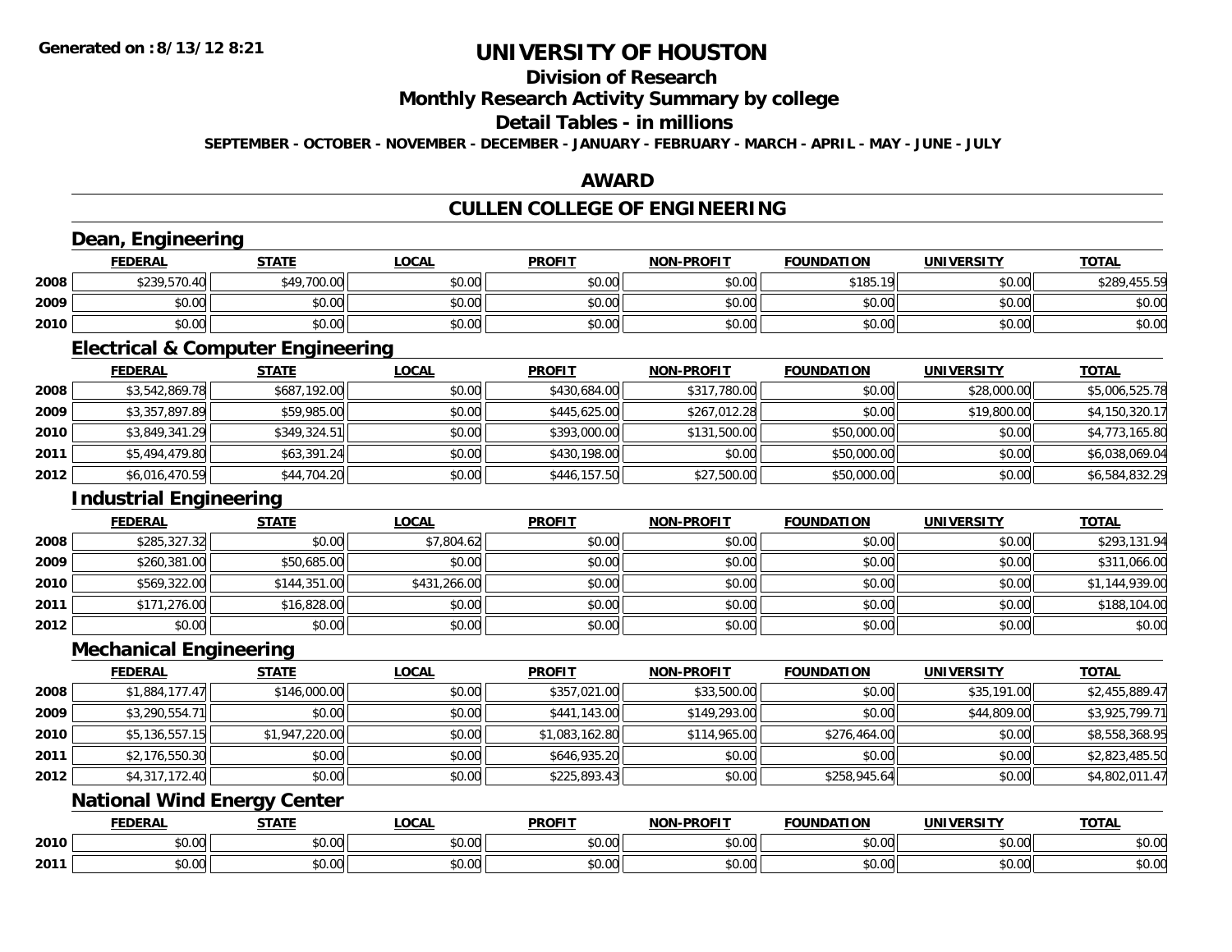# UNIVERSITY OF HOUSTON

## Division of Research

## Monthly Research Activity Summary by college

## Detail Tables - in millions

SEPTEMBER - OCTOBER - NOVEMBER - DECEMBER - JANUARY - FEBRUARY - MARCH - APRIL - MAY - JUNE - JULY

Generated on : 8/13/12 8:21

## AWARD

## CULLEN COLLEGE OF ENGINEERING

### Dean, Engineering

| | FEDERAL | STATE | LOCAL | PROFIT | NON-PROFIT | FOUNDATION | UNIVERSITY | TOTAL |
|---|---|---|---|---|---|---|---|---|
| 2008 | $239,570.40 | $49,700.00 | $0.00 | $0.00 | $0.00 | $185.19 | $0.00 | $289,455.59 |
| 2009 | $0.00 | $0.00 | $0.00 | $0.00 | $0.00 | $0.00 | $0.00 | $0.00 |
| 2010 | $0.00 | $0.00 | $0.00 | $0.00 | $0.00 | $0.00 | $0.00 | $0.00 |

### Electrical & Computer Engineering

| | FEDERAL | STATE | LOCAL | PROFIT | NON-PROFIT | FOUNDATION | UNIVERSITY | TOTAL |
|---|---|---|---|---|---|---|---|---|
| 2008 | $3,542,869.78 | $687,192.00 | $0.00 | $430,684.00 | $317,780.00 | $0.00 | $28,000.00 | $5,006,525.78 |
| 2009 | $3,357,897.89 | $59,985.00 | $0.00 | $445,625.00 | $267,012.28 | $0.00 | $19,800.00 | $4,150,320.17 |
| 2010 | $3,849,341.29 | $349,324.51 | $0.00 | $393,000.00 | $131,500.00 | $50,000.00 | $0.00 | $4,773,165.80 |
| 2011 | $5,494,479.80 | $63,391.24 | $0.00 | $430,198.00 | $0.00 | $50,000.00 | $0.00 | $6,038,069.04 |
| 2012 | $6,016,470.59 | $44,704.20 | $0.00 | $446,157.50 | $27,500.00 | $50,000.00 | $0.00 | $6,584,832.29 |

### Industrial Engineering

| | FEDERAL | STATE | LOCAL | PROFIT | NON-PROFIT | FOUNDATION | UNIVERSITY | TOTAL |
|---|---|---|---|---|---|---|---|---|
| 2008 | $285,327.32 | $0.00 | $7,804.62 | $0.00 | $0.00 | $0.00 | $0.00 | $293,131.94 |
| 2009 | $260,381.00 | $50,685.00 | $0.00 | $0.00 | $0.00 | $0.00 | $0.00 | $311,066.00 |
| 2010 | $569,322.00 | $144,351.00 | $431,266.00 | $0.00 | $0.00 | $0.00 | $0.00 | $1,144,939.00 |
| 2011 | $171,276.00 | $16,828.00 | $0.00 | $0.00 | $0.00 | $0.00 | $0.00 | $188,104.00 |
| 2012 | $0.00 | $0.00 | $0.00 | $0.00 | $0.00 | $0.00 | $0.00 | $0.00 |

### Mechanical Engineering

| | FEDERAL | STATE | LOCAL | PROFIT | NON-PROFIT | FOUNDATION | UNIVERSITY | TOTAL |
|---|---|---|---|---|---|---|---|---|
| 2008 | $1,884,177.47 | $146,000.00 | $0.00 | $357,021.00 | $33,500.00 | $0.00 | $35,191.00 | $2,455,889.47 |
| 2009 | $3,290,554.71 | $0.00 | $0.00 | $441,143.00 | $149,293.00 | $0.00 | $44,809.00 | $3,925,799.71 |
| 2010 | $5,136,557.15 | $1,947,220.00 | $0.00 | $1,083,162.80 | $114,965.00 | $276,464.00 | $0.00 | $8,558,368.95 |
| 2011 | $2,176,550.30 | $0.00 | $0.00 | $646,935.20 | $0.00 | $0.00 | $0.00 | $2,823,485.50 |
| 2012 | $4,317,172.40 | $0.00 | $0.00 | $225,893.43 | $0.00 | $258,945.64 | $0.00 | $4,802,011.47 |

### National Wind Energy Center

| | FEDERAL | STATE | LOCAL | PROFIT | NON-PROFIT | FOUNDATION | UNIVERSITY | TOTAL |
|---|---|---|---|---|---|---|---|---|
| 2010 | $0.00 | $0.00 | $0.00 | $0.00 | $0.00 | $0.00 | $0.00 | $0.00 |
| 2011 | $0.00 | $0.00 | $0.00 | $0.00 | $0.00 | $0.00 | $0.00 | $0.00 |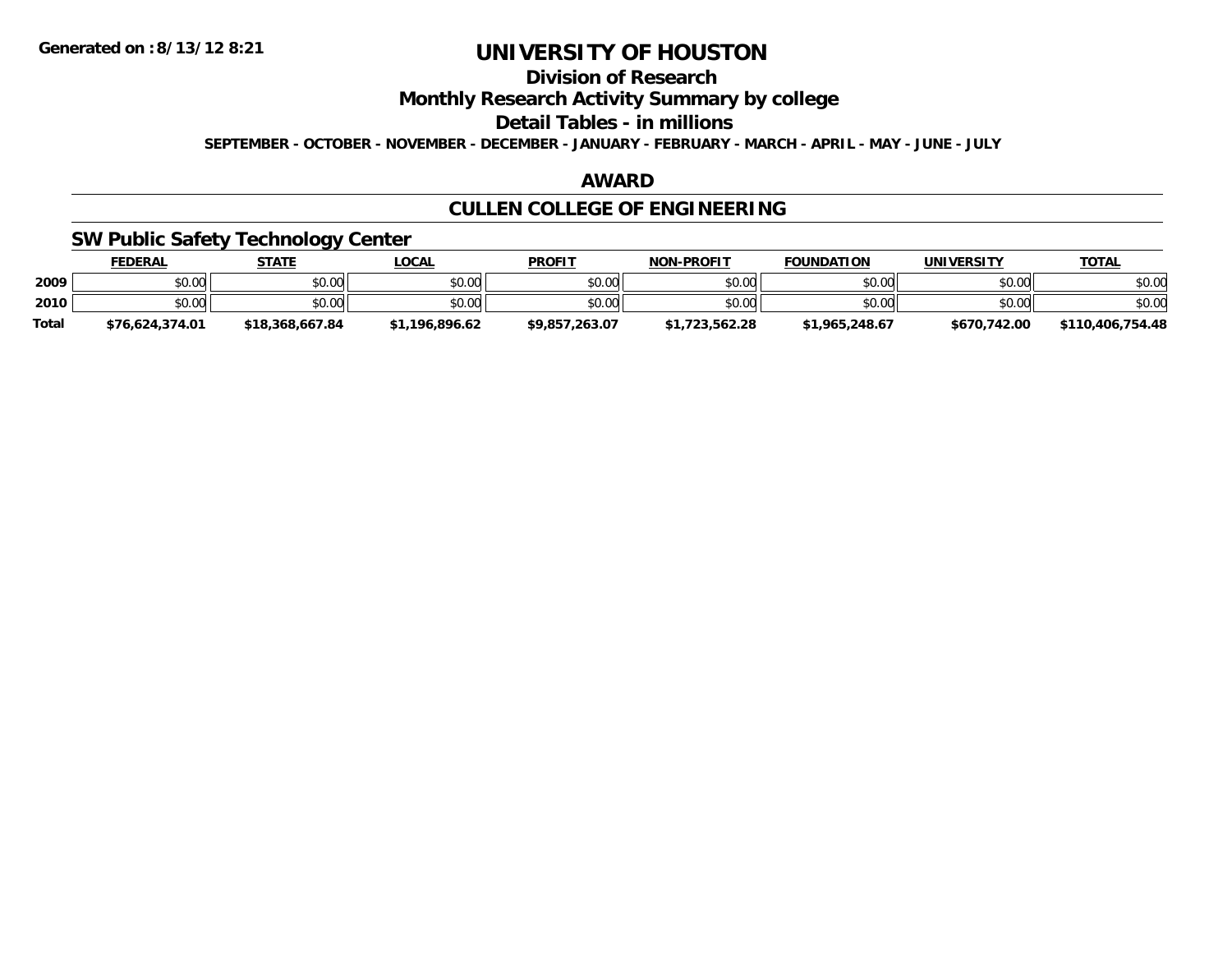# UNIVERSITY OF HOUSTON

## Division of Research

## Monthly Research Activity Summary by college

## Detail Tables - in millions

**SEPTEMBER - OCTOBER - NOVEMBER - DECEMBER - JANUARY - FEBRUARY - MARCH - APRIL - MAY - JUNE - JULY**

## AWARD

## CULLEN COLLEGE OF ENGINEERING

### SW Public Safety Technology Center

| | FEDERAL | STATE | LOCAL | PROFIT | NON-PROFIT | FOUNDATION | UNIVERSITY | TOTAL |
|---|---|---|---|---|---|---|---|---|
| 2009 | $0.00 | $0.00 | $0.00 | $0.00 | $0.00 | $0.00 | $0.00 | $0.00 |
| 2010 | $0.00 | $0.00 | $0.00 | $0.00 | $0.00 | $0.00 | $0.00 | $0.00 |
| Total | $76,624,374.01 | $18,368,667.84 | $1,196,896.62 | $9,857,263.07 | $1,723,562.28 | $1,965,248.67 | $670,742.00 | $110,406,754.48 |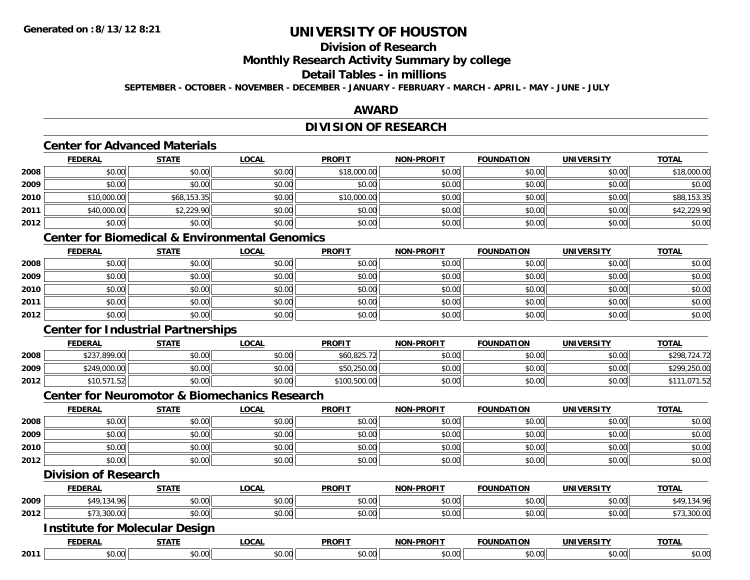**Generated on :8/13/12 8:21**

# UNIVERSITY OF HOUSTON

## Division of Research

## Monthly Research Activity Summary by college

## Detail Tables - in millions

**SEPTEMBER - OCTOBER - NOVEMBER - DECEMBER - JANUARY - FEBRUARY - MARCH - APRIL - MAY - JUNE - JULY**

## AWARD

## DIVISION OF RESEARCH

### Center for Advanced Materials

| | FEDERAL | STATE | LOCAL | PROFIT | NON-PROFIT | FOUNDATION | UNIVERSITY | TOTAL |
|---|---|---|---|---|---|---|---|---|
| 2008 | $0.00 | $0.00 | $0.00 | $18,000.00 | $0.00 | $0.00 | $0.00 | $18,000.00 |
| 2009 | $0.00 | $0.00 | $0.00 | $0.00 | $0.00 | $0.00 | $0.00 | $0.00 |
| 2010 | $10,000.00 | $68,153.35 | $0.00 | $10,000.00 | $0.00 | $0.00 | $0.00 | $88,153.35 |
| 2011 | $40,000.00 | $2,229.90 | $0.00 | $0.00 | $0.00 | $0.00 | $0.00 | $42,229.90 |
| 2012 | $0.00 | $0.00 | $0.00 | $0.00 | $0.00 | $0.00 | $0.00 | $0.00 |

### Center for Biomedical & Environmental Genomics

| | FEDERAL | STATE | LOCAL | PROFIT | NON-PROFIT | FOUNDATION | UNIVERSITY | TOTAL |
|---|---|---|---|---|---|---|---|---|
| 2008 | $0.00 | $0.00 | $0.00 | $0.00 | $0.00 | $0.00 | $0.00 | $0.00 |
| 2009 | $0.00 | $0.00 | $0.00 | $0.00 | $0.00 | $0.00 | $0.00 | $0.00 |
| 2010 | $0.00 | $0.00 | $0.00 | $0.00 | $0.00 | $0.00 | $0.00 | $0.00 |
| 2011 | $0.00 | $0.00 | $0.00 | $0.00 | $0.00 | $0.00 | $0.00 | $0.00 |
| 2012 | $0.00 | $0.00 | $0.00 | $0.00 | $0.00 | $0.00 | $0.00 | $0.00 |

### Center for Industrial Partnerships

| | FEDERAL | STATE | LOCAL | PROFIT | NON-PROFIT | FOUNDATION | UNIVERSITY | TOTAL |
|---|---|---|---|---|---|---|---|---|
| 2008 | $237,899.00 | $0.00 | $0.00 | $60,825.72 | $0.00 | $0.00 | $0.00 | $298,724.72 |
| 2009 | $249,000.00 | $0.00 | $0.00 | $50,250.00 | $0.00 | $0.00 | $0.00 | $299,250.00 |
| 2012 | $10,571.52 | $0.00 | $0.00 | $100,500.00 | $0.00 | $0.00 | $0.00 | $111,071.52 |

### Center for Neuromotor & Biomechanics Research

| | FEDERAL | STATE | LOCAL | PROFIT | NON-PROFIT | FOUNDATION | UNIVERSITY | TOTAL |
|---|---|---|---|---|---|---|---|---|
| 2008 | $0.00 | $0.00 | $0.00 | $0.00 | $0.00 | $0.00 | $0.00 | $0.00 |
| 2009 | $0.00 | $0.00 | $0.00 | $0.00 | $0.00 | $0.00 | $0.00 | $0.00 |
| 2010 | $0.00 | $0.00 | $0.00 | $0.00 | $0.00 | $0.00 | $0.00 | $0.00 |
| 2012 | $0.00 | $0.00 | $0.00 | $0.00 | $0.00 | $0.00 | $0.00 | $0.00 |

### Division of Research

| | FEDERAL | STATE | LOCAL | PROFIT | NON-PROFIT | FOUNDATION | UNIVERSITY | TOTAL |
|---|---|---|---|---|---|---|---|---|
| 2009 | $49,134.96 | $0.00 | $0.00 | $0.00 | $0.00 | $0.00 | $0.00 | $49,134.96 |
| 2012 | $73,300.00 | $0.00 | $0.00 | $0.00 | $0.00 | $0.00 | $0.00 | $73,300.00 |

### Institute for Molecular Design

| | FEDERAL | STATE | LOCAL | PROFIT | NON-PROFIT | FOUNDATION | UNIVERSITY | TOTAL |
|---|---|---|---|---|---|---|---|---|
| 2011 | $0.00 | $0.00 | $0.00 | $0.00 | $0.00 | $0.00 | $0.00 | $0.00 |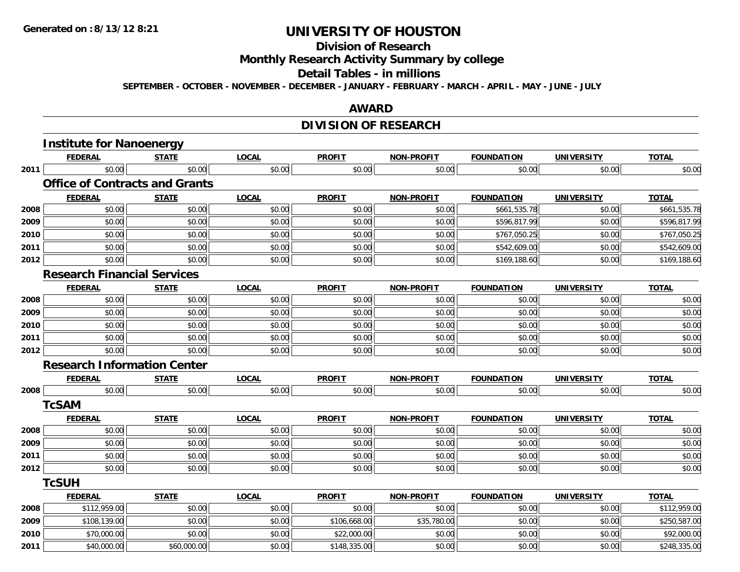# UNIVERSITY OF HOUSTON

## Division of Research

## Monthly Research Activity Summary by college

## Detail Tables - in millions

**SEPTEMBER - OCTOBER - NOVEMBER - DECEMBER - JANUARY - FEBRUARY - MARCH - APRIL - MAY - JUNE - JULY**

## AWARD

## DIVISION OF RESEARCH

### Institute for Nanoenergy

| | FEDERAL | STATE | LOCAL | PROFIT | NON-PROFIT | FOUNDATION | UNIVERSITY | TOTAL |
|---|---|---|---|---|---|---|---|---|
| 2011 | $0.00 | $0.00 | $0.00 | $0.00 | $0.00 | $0.00 | $0.00 | $0.00 |

### Office of Contracts and Grants

| | FEDERAL | STATE | LOCAL | PROFIT | NON-PROFIT | FOUNDATION | UNIVERSITY | TOTAL |
|---|---|---|---|---|---|---|---|---|
| 2008 | $0.00 | $0.00 | $0.00 | $0.00 | $0.00 | $661,535.78 | $0.00 | $661,535.78 |
| 2009 | $0.00 | $0.00 | $0.00 | $0.00 | $0.00 | $596,817.99 | $0.00 | $596,817.99 |
| 2010 | $0.00 | $0.00 | $0.00 | $0.00 | $0.00 | $767,050.25 | $0.00 | $767,050.25 |
| 2011 | $0.00 | $0.00 | $0.00 | $0.00 | $0.00 | $542,609.00 | $0.00 | $542,609.00 |
| 2012 | $0.00 | $0.00 | $0.00 | $0.00 | $0.00 | $169,188.60 | $0.00 | $169,188.60 |

### Research Financial Services

| | FEDERAL | STATE | LOCAL | PROFIT | NON-PROFIT | FOUNDATION | UNIVERSITY | TOTAL |
|---|---|---|---|---|---|---|---|---|
| 2008 | $0.00 | $0.00 | $0.00 | $0.00 | $0.00 | $0.00 | $0.00 | $0.00 |
| 2009 | $0.00 | $0.00 | $0.00 | $0.00 | $0.00 | $0.00 | $0.00 | $0.00 |
| 2010 | $0.00 | $0.00 | $0.00 | $0.00 | $0.00 | $0.00 | $0.00 | $0.00 |
| 2011 | $0.00 | $0.00 | $0.00 | $0.00 | $0.00 | $0.00 | $0.00 | $0.00 |
| 2012 | $0.00 | $0.00 | $0.00 | $0.00 | $0.00 | $0.00 | $0.00 | $0.00 |

### Research Information Center

| | FEDERAL | STATE | LOCAL | PROFIT | NON-PROFIT | FOUNDATION | UNIVERSITY | TOTAL |
|---|---|---|---|---|---|---|---|---|
| 2008 | $0.00 | $0.00 | $0.00 | $0.00 | $0.00 | $0.00 | $0.00 | $0.00 |

### TcSAM

| | FEDERAL | STATE | LOCAL | PROFIT | NON-PROFIT | FOUNDATION | UNIVERSITY | TOTAL |
|---|---|---|---|---|---|---|---|---|
| 2008 | $0.00 | $0.00 | $0.00 | $0.00 | $0.00 | $0.00 | $0.00 | $0.00 |
| 2009 | $0.00 | $0.00 | $0.00 | $0.00 | $0.00 | $0.00 | $0.00 | $0.00 |
| 2011 | $0.00 | $0.00 | $0.00 | $0.00 | $0.00 | $0.00 | $0.00 | $0.00 |
| 2012 | $0.00 | $0.00 | $0.00 | $0.00 | $0.00 | $0.00 | $0.00 | $0.00 |

### TcSUH

| | FEDERAL | STATE | LOCAL | PROFIT | NON-PROFIT | FOUNDATION | UNIVERSITY | TOTAL |
|---|---|---|---|---|---|---|---|---|
| 2008 | $112,959.00 | $0.00 | $0.00 | $0.00 | $0.00 | $0.00 | $0.00 | $112,959.00 |
| 2009 | $108,139.00 | $0.00 | $0.00 | $106,668.00 | $35,780.00 | $0.00 | $0.00 | $250,587.00 |
| 2010 | $70,000.00 | $0.00 | $0.00 | $22,000.00 | $0.00 | $0.00 | $0.00 | $92,000.00 |
| 2011 | $40,000.00 | $60,000.00 | $0.00 | $148,335.00 | $0.00 | $0.00 | $0.00 | $248,335.00 |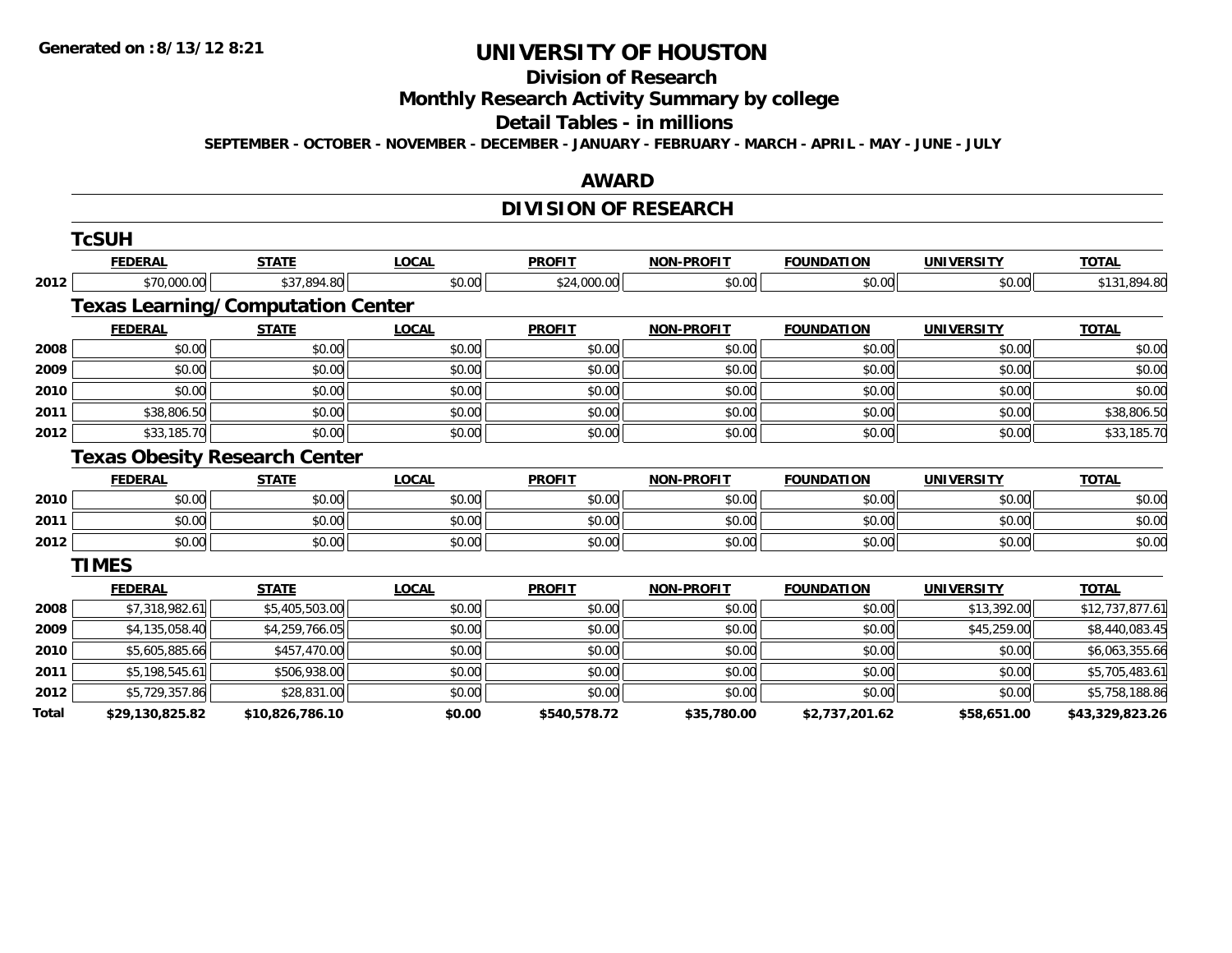**Generated on :8/13/12 8:21**

# UNIVERSITY OF HOUSTON

## Division of Research

## Monthly Research Activity Summary by college

## Detail Tables - in millions

**SEPTEMBER - OCTOBER - NOVEMBER - DECEMBER - JANUARY - FEBRUARY - MARCH - APRIL - MAY - JUNE - JULY**

## AWARD

## DIVISION OF RESEARCH

### TcSUH

| | FEDERAL | STATE | LOCAL | PROFIT | NON-PROFIT | FOUNDATION | UNIVERSITY | TOTAL |
|---|---|---|---|---|---|---|---|---|
| 2012 | $70,000.00 | $37,894.80 | $0.00 | $24,000.00 | $0.00 | $0.00 | $0.00 | $131,894.80 |

### Texas Learning/Computation Center

| | FEDERAL | STATE | LOCAL | PROFIT | NON-PROFIT | FOUNDATION | UNIVERSITY | TOTAL |
|---|---|---|---|---|---|---|---|---|
| 2008 | $0.00 | $0.00 | $0.00 | $0.00 | $0.00 | $0.00 | $0.00 | $0.00 |
| 2009 | $0.00 | $0.00 | $0.00 | $0.00 | $0.00 | $0.00 | $0.00 | $0.00 |
| 2010 | $0.00 | $0.00 | $0.00 | $0.00 | $0.00 | $0.00 | $0.00 | $0.00 |
| 2011 | $38,806.50 | $0.00 | $0.00 | $0.00 | $0.00 | $0.00 | $0.00 | $38,806.50 |
| 2012 | $33,185.70 | $0.00 | $0.00 | $0.00 | $0.00 | $0.00 | $0.00 | $33,185.70 |

### Texas Obesity Research Center

| | FEDERAL | STATE | LOCAL | PROFIT | NON-PROFIT | FOUNDATION | UNIVERSITY | TOTAL |
|---|---|---|---|---|---|---|---|---|
| 2010 | $0.00 | $0.00 | $0.00 | $0.00 | $0.00 | $0.00 | $0.00 | $0.00 |
| 2011 | $0.00 | $0.00 | $0.00 | $0.00 | $0.00 | $0.00 | $0.00 | $0.00 |
| 2012 | $0.00 | $0.00 | $0.00 | $0.00 | $0.00 | $0.00 | $0.00 | $0.00 |

### TIMES

| | FEDERAL | STATE | LOCAL | PROFIT | NON-PROFIT | FOUNDATION | UNIVERSITY | TOTAL |
|---|---|---|---|---|---|---|---|---|
| 2008 | $7,318,982.61 | $5,405,503.00 | $0.00 | $0.00 | $0.00 | $0.00 | $13,392.00 | $12,737,877.61 |
| 2009 | $4,135,058.40 | $4,259,766.05 | $0.00 | $0.00 | $0.00 | $0.00 | $45,259.00 | $8,440,083.45 |
| 2010 | $5,605,885.66 | $457,470.00 | $0.00 | $0.00 | $0.00 | $0.00 | $0.00 | $6,063,355.66 |
| 2011 | $5,198,545.61 | $506,938.00 | $0.00 | $0.00 | $0.00 | $0.00 | $0.00 | $5,705,483.61 |
| 2012 | $5,729,357.86 | $28,831.00 | $0.00 | $0.00 | $0.00 | $0.00 | $0.00 | $5,758,188.86 |
| **Total** | **$29,130,825.82** | **$10,826,786.10** | **$0.00** | **$540,578.72** | **$35,780.00** | **$2,737,201.62** | **$58,651.00** | **$43,329,823.26** |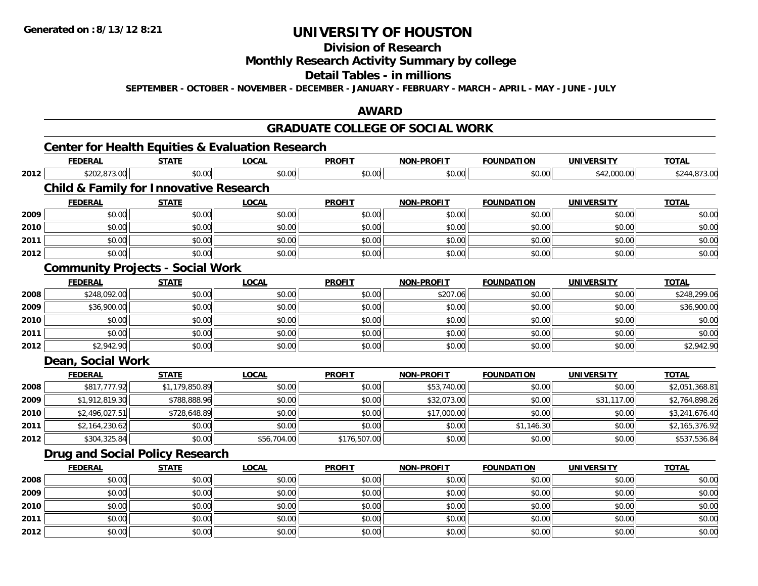# UNIVERSITY OF HOUSTON

## Division of Research

## Monthly Research Activity Summary by college

## Detail Tables - in millions

**SEPTEMBER - OCTOBER - NOVEMBER - DECEMBER - JANUARY - FEBRUARY - MARCH - APRIL - MAY - JUNE - JULY**

## AWARD

## GRADUATE COLLEGE OF SOCIAL WORK

### Center for Health Equities & Evaluation Research

| | FEDERAL | STATE | LOCAL | PROFIT | NON-PROFIT | FOUNDATION | UNIVERSITY | TOTAL |
|---|---|---|---|---|---|---|---|---|
| 2012 | $202,873.00 | $0.00 | $0.00 | $0.00 | $0.00 | $0.00 | $42,000.00 | $244,873.00 |

### Child & Family for Innovative Research

| | FEDERAL | STATE | LOCAL | PROFIT | NON-PROFIT | FOUNDATION | UNIVERSITY | TOTAL |
|---|---|---|---|---|---|---|---|---|
| 2009 | $0.00 | $0.00 | $0.00 | $0.00 | $0.00 | $0.00 | $0.00 | $0.00 |
| 2010 | $0.00 | $0.00 | $0.00 | $0.00 | $0.00 | $0.00 | $0.00 | $0.00 |
| 2011 | $0.00 | $0.00 | $0.00 | $0.00 | $0.00 | $0.00 | $0.00 | $0.00 |
| 2012 | $0.00 | $0.00 | $0.00 | $0.00 | $0.00 | $0.00 | $0.00 | $0.00 |

### Community Projects - Social Work

| | FEDERAL | STATE | LOCAL | PROFIT | NON-PROFIT | FOUNDATION | UNIVERSITY | TOTAL |
|---|---|---|---|---|---|---|---|---|
| 2008 | $248,092.00 | $0.00 | $0.00 | $0.00 | $207.06 | $0.00 | $0.00 | $248,299.06 |
| 2009 | $36,900.00 | $0.00 | $0.00 | $0.00 | $0.00 | $0.00 | $0.00 | $36,900.00 |
| 2010 | $0.00 | $0.00 | $0.00 | $0.00 | $0.00 | $0.00 | $0.00 | $0.00 |
| 2011 | $0.00 | $0.00 | $0.00 | $0.00 | $0.00 | $0.00 | $0.00 | $0.00 |
| 2012 | $2,942.90 | $0.00 | $0.00 | $0.00 | $0.00 | $0.00 | $0.00 | $2,942.90 |

### Dean, Social Work

| | FEDERAL | STATE | LOCAL | PROFIT | NON-PROFIT | FOUNDATION | UNIVERSITY | TOTAL |
|---|---|---|---|---|---|---|---|---|
| 2008 | $817,777.92 | $1,179,850.89 | $0.00 | $0.00 | $53,740.00 | $0.00 | $0.00 | $2,051,368.81 |
| 2009 | $1,912,819.30 | $788,888.96 | $0.00 | $0.00 | $32,073.00 | $0.00 | $31,117.00 | $2,764,898.26 |
| 2010 | $2,496,027.51 | $728,648.89 | $0.00 | $0.00 | $17,000.00 | $0.00 | $0.00 | $3,241,676.40 |
| 2011 | $2,164,230.62 | $0.00 | $0.00 | $0.00 | $0.00 | $1,146.30 | $0.00 | $2,165,376.92 |
| 2012 | $304,325.84 | $0.00 | $56,704.00 | $176,507.00 | $0.00 | $0.00 | $0.00 | $537,536.84 |

### Drug and Social Policy Research

| | FEDERAL | STATE | LOCAL | PROFIT | NON-PROFIT | FOUNDATION | UNIVERSITY | TOTAL |
|---|---|---|---|---|---|---|---|---|
| 2008 | $0.00 | $0.00 | $0.00 | $0.00 | $0.00 | $0.00 | $0.00 | $0.00 |
| 2009 | $0.00 | $0.00 | $0.00 | $0.00 | $0.00 | $0.00 | $0.00 | $0.00 |
| 2010 | $0.00 | $0.00 | $0.00 | $0.00 | $0.00 | $0.00 | $0.00 | $0.00 |
| 2011 | $0.00 | $0.00 | $0.00 | $0.00 | $0.00 | $0.00 | $0.00 | $0.00 |
| 2012 | $0.00 | $0.00 | $0.00 | $0.00 | $0.00 | $0.00 | $0.00 | $0.00 |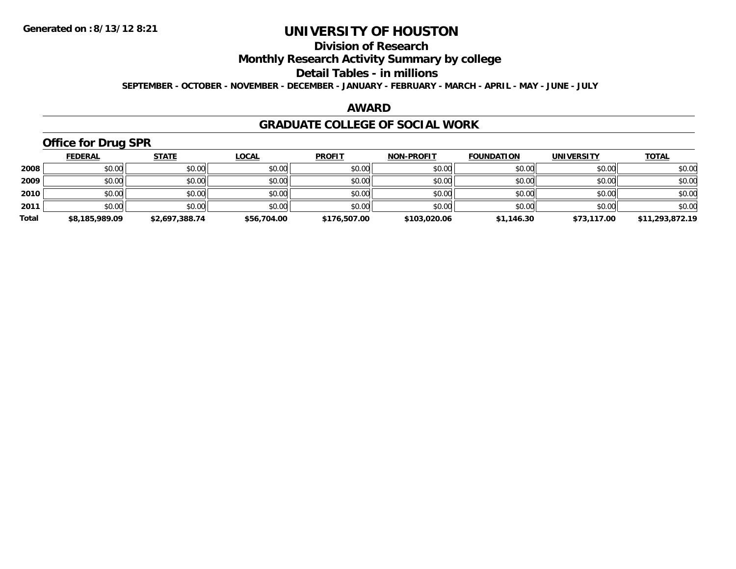Generated on :8/13/12 8:21

# UNIVERSITY OF HOUSTON

## Division of Research

## Monthly Research Activity Summary by college

## Detail Tables - in millions

**SEPTEMBER - OCTOBER - NOVEMBER - DECEMBER - JANUARY - FEBRUARY - MARCH - APRIL - MAY - JUNE - JULY**

## AWARD

## GRADUATE COLLEGE OF SOCIAL WORK

### Office for Drug SPR

| | FEDERAL | STATE | LOCAL | PROFIT | NON-PROFIT | FOUNDATION | UNIVERSITY | TOTAL |
|---|---|---|---|---|---|---|---|---|
| 2008 | $0.00 | $0.00 | $0.00 | $0.00 | $0.00 | $0.00 | $0.00 | $0.00 |
| 2009 | $0.00 | $0.00 | $0.00 | $0.00 | $0.00 | $0.00 | $0.00 | $0.00 |
| 2010 | $0.00 | $0.00 | $0.00 | $0.00 | $0.00 | $0.00 | $0.00 | $0.00 |
| 2011 | $0.00 | $0.00 | $0.00 | $0.00 | $0.00 | $0.00 | $0.00 | $0.00 |
| **Total** | **$8,185,989.09** | **$2,697,388.74** | **$56,704.00** | **$176,507.00** | **$103,020.06** | **$1,146.30** | **$73,117.00** | **$11,293,872.19** |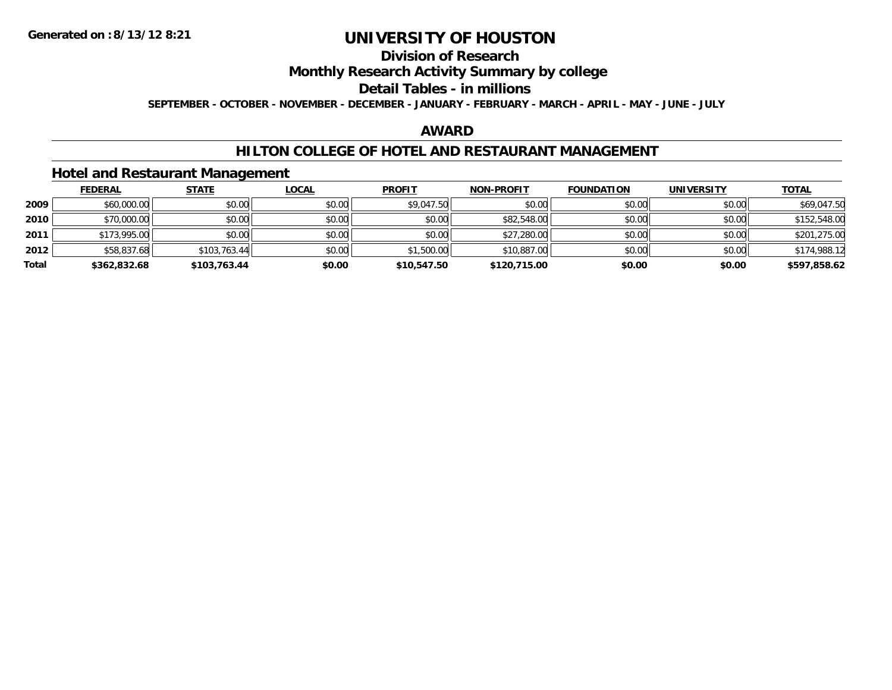# UNIVERSITY OF HOUSTON

## Division of Research

## Monthly Research Activity Summary by college

## Detail Tables - in millions

**SEPTEMBER - OCTOBER - NOVEMBER - DECEMBER - JANUARY - FEBRUARY - MARCH - APRIL - MAY - JUNE - JULY**

Generated on : 8/13/12 8:21

## AWARD

## HILTON COLLEGE OF HOTEL AND RESTAURANT MANAGEMENT

### Hotel and Restaurant Management

| | FEDERAL | STATE | LOCAL | PROFIT | NON-PROFIT | FOUNDATION | UNIVERSITY | TOTAL |
|---|---|---|---|---|---|---|---|---|
| 2009 | $60,000.00 | $0.00 | $0.00 | $9,047.50 | $0.00 | $0.00 | $0.00 | $69,047.50 |
| 2010 | $70,000.00 | $0.00 | $0.00 | $0.00 | $82,548.00 | $0.00 | $0.00 | $152,548.00 |
| 2011 | $173,995.00 | $0.00 | $0.00 | $0.00 | $27,280.00 | $0.00 | $0.00 | $201,275.00 |
| 2012 | $58,837.68 | $103,763.44 | $0.00 | $1,500.00 | $10,887.00 | $0.00 | $0.00 | $174,988.12 |
| **Total** | **$362,832.68** | **$103,763.44** | **$0.00** | **$10,547.50** | **$120,715.00** | **$0.00** | **$0.00** | **$597,858.62** |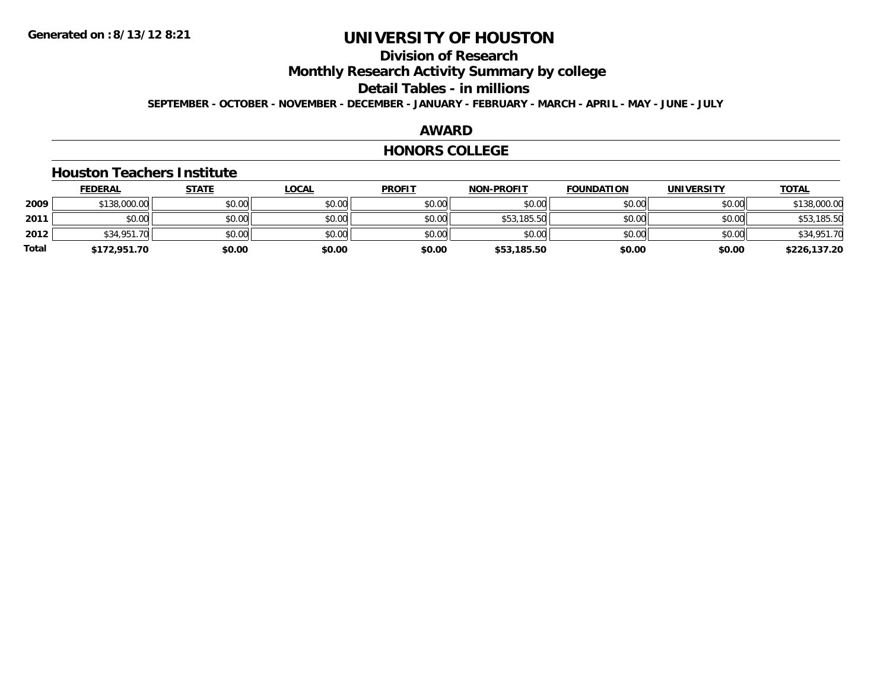**Generated on :8/13/12 8:21**

# UNIVERSITY OF HOUSTON

## Division of Research

## Monthly Research Activity Summary by college

## Detail Tables - in millions

**SEPTEMBER - OCTOBER - NOVEMBER - DECEMBER - JANUARY - FEBRUARY - MARCH - APRIL - MAY - JUNE - JULY**

## AWARD

## HONORS COLLEGE

### Houston Teachers Institute

| | FEDERAL | STATE | LOCAL | PROFIT | NON-PROFIT | FOUNDATION | UNIVERSITY | TOTAL |
|---|---|---|---|---|---|---|---|---|
| **2009** | $138,000.00 | $0.00 | $0.00 | $0.00 | $0.00 | $0.00 | $0.00 | $138,000.00 |
| **2011** | $0.00 | $0.00 | $0.00 | $0.00 | $53,185.50 | $0.00 | $0.00 | $53,185.50 |
| **2012** | $34,951.70 | $0.00 | $0.00 | $0.00 | $0.00 | $0.00 | $0.00 | $34,951.70 |
| **Total** | **$172,951.70** | **$0.00** | **$0.00** | **$0.00** | **$53,185.50** | **$0.00** | **$0.00** | **$226,137.20** |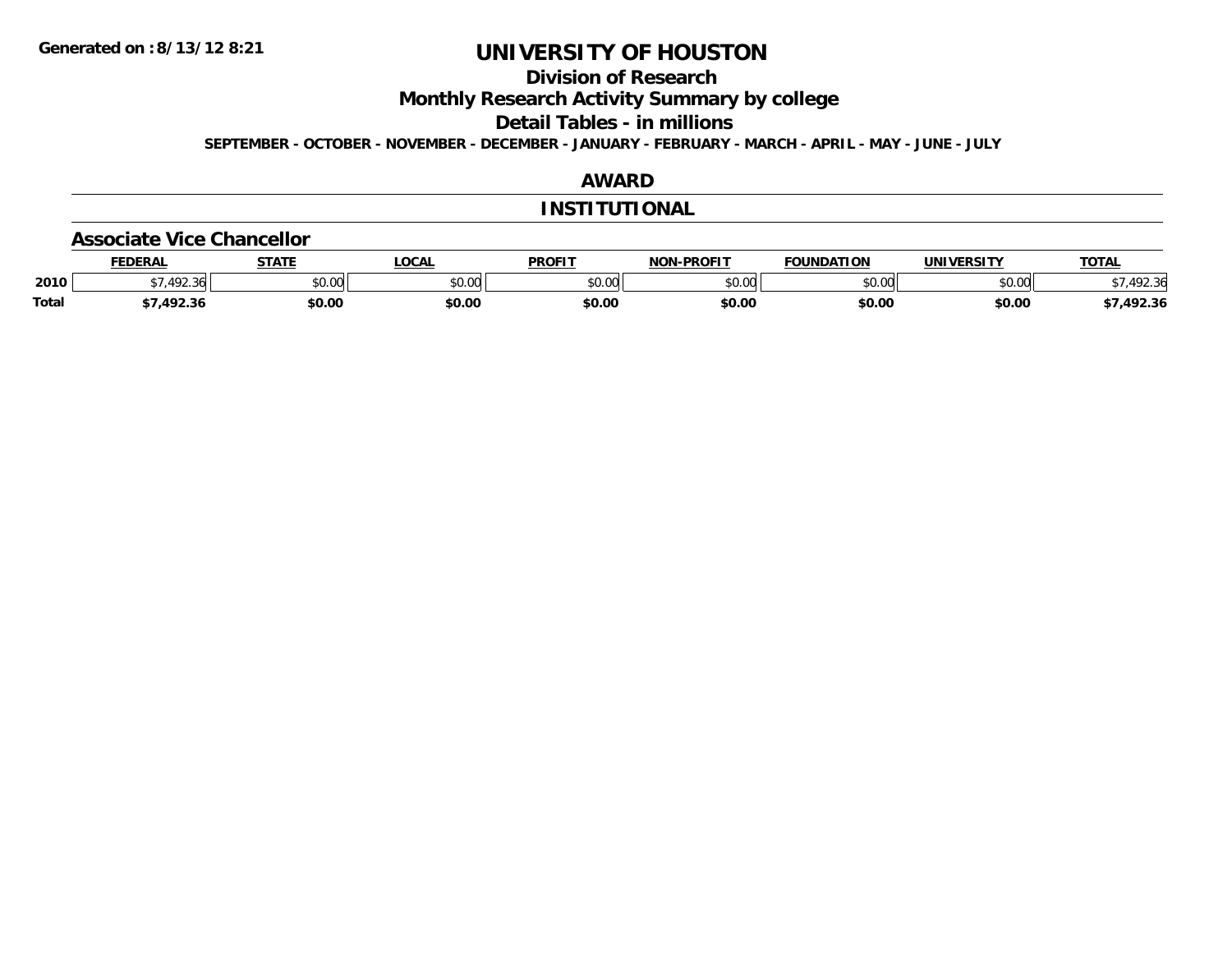# UNIVERSITY OF HOUSTON

## Division of Research

## Monthly Research Activity Summary by college

## Detail Tables - in millions

**SEPTEMBER - OCTOBER - NOVEMBER - DECEMBER - JANUARY - FEBRUARY - MARCH - APRIL - MAY - JUNE - JULY**

## AWARD

## INSTITUTIONAL

### Associate Vice Chancellor

| | FEDERAL | STATE | LOCAL | PROFIT | NON-PROFIT | FOUNDATION | UNIVERSITY | TOTAL |
|---|---|---|---|---|---|---|---|---|
| 2010 | $7,492.36 | $0.00 | $0.00 | $0.00 | $0.00 | $0.00 | $0.00 | $7,492.36 |
| **Total** | **$7,492.36** | **$0.00** | **$0.00** | **$0.00** | **$0.00** | **$0.00** | **$0.00** | **$7,492.36** |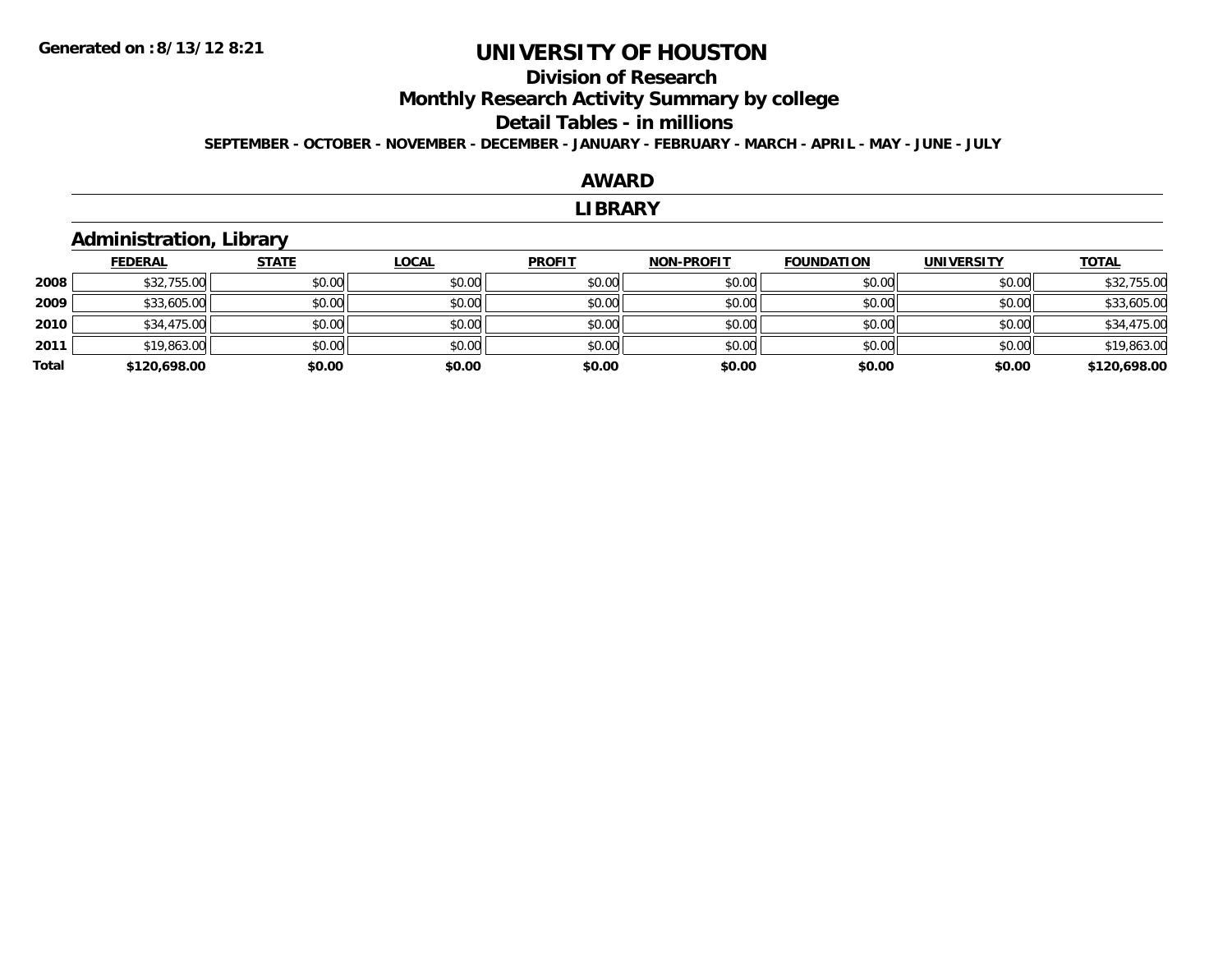Generated on :8/13/12 8:21

# UNIVERSITY OF HOUSTON

## Division of Research

## Monthly Research Activity Summary by college

## Detail Tables - in millions

**SEPTEMBER - OCTOBER - NOVEMBER - DECEMBER - JANUARY - FEBRUARY - MARCH - APRIL - MAY - JUNE - JULY**

## AWARD

## LIBRARY

### Administration, Library

| | FEDERAL | STATE | LOCAL | PROFIT | NON-PROFIT | FOUNDATION | UNIVERSITY | TOTAL |
|---|---|---|---|---|---|---|---|---|
| 2008 | $32,755.00 | $0.00 | $0.00 | $0.00 | $0.00 | $0.00 | $0.00 | $32,755.00 |
| 2009 | $33,605.00 | $0.00 | $0.00 | $0.00 | $0.00 | $0.00 | $0.00 | $33,605.00 |
| 2010 | $34,475.00 | $0.00 | $0.00 | $0.00 | $0.00 | $0.00 | $0.00 | $34,475.00 |
| 2011 | $19,863.00 | $0.00 | $0.00 | $0.00 | $0.00 | $0.00 | $0.00 | $19,863.00 |
| **Total** | **$120,698.00** | **$0.00** | **$0.00** | **$0.00** | **$0.00** | **$0.00** | **$0.00** | **$120,698.00** |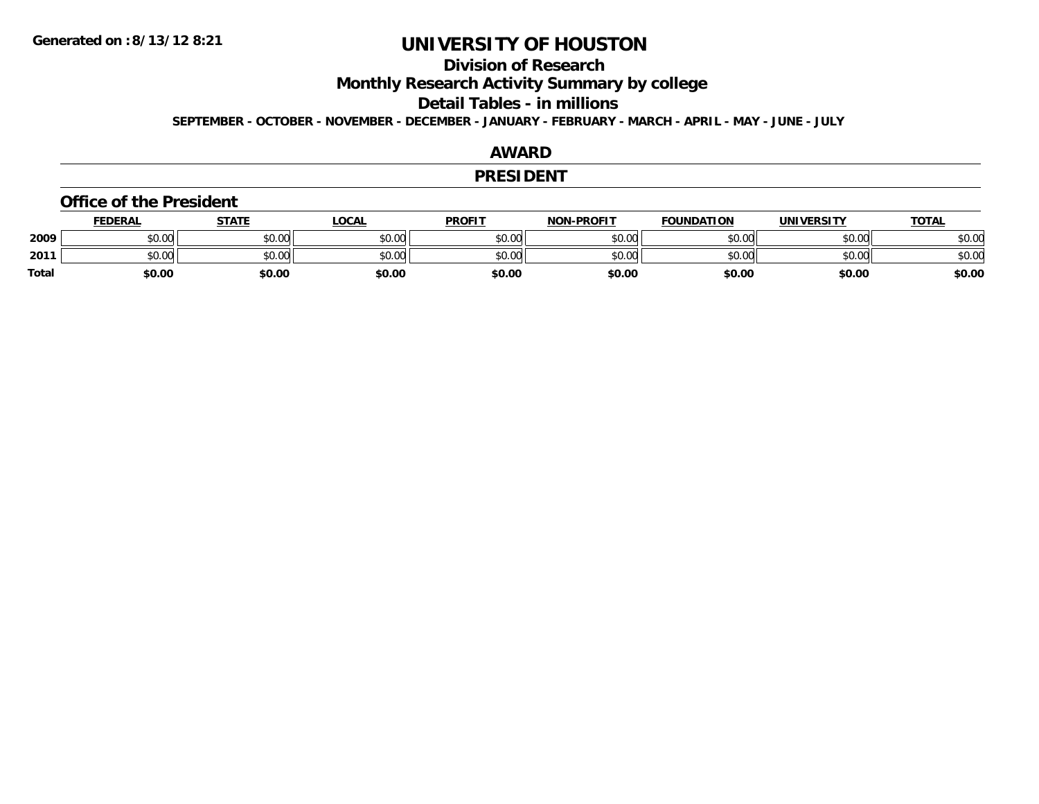Generated on :8/13/12 8:21

# UNIVERSITY OF HOUSTON

## Division of Research

## Monthly Research Activity Summary by college

## Detail Tables - in millions

**SEPTEMBER - OCTOBER - NOVEMBER - DECEMBER - JANUARY - FEBRUARY - MARCH - APRIL - MAY - JUNE - JULY**

## AWARD

## PRESIDENT

### Office of the President

| | FEDERAL | STATE | LOCAL | PROFIT | NON-PROFIT | FOUNDATION | UNIVERSITY | TOTAL |
|---|---|---|---|---|---|---|---|---|
| **2009** | $0.00 | $0.00 | $0.00 | $0.00 | $0.00 | $0.00 | $0.00 | $0.00 |
| **2011** | $0.00 | $0.00 | $0.00 | $0.00 | $0.00 | $0.00 | $0.00 | $0.00 |
| **Total** | **$0.00** | **$0.00** | **$0.00** | **$0.00** | **$0.00** | **$0.00** | **$0.00** | **$0.00** |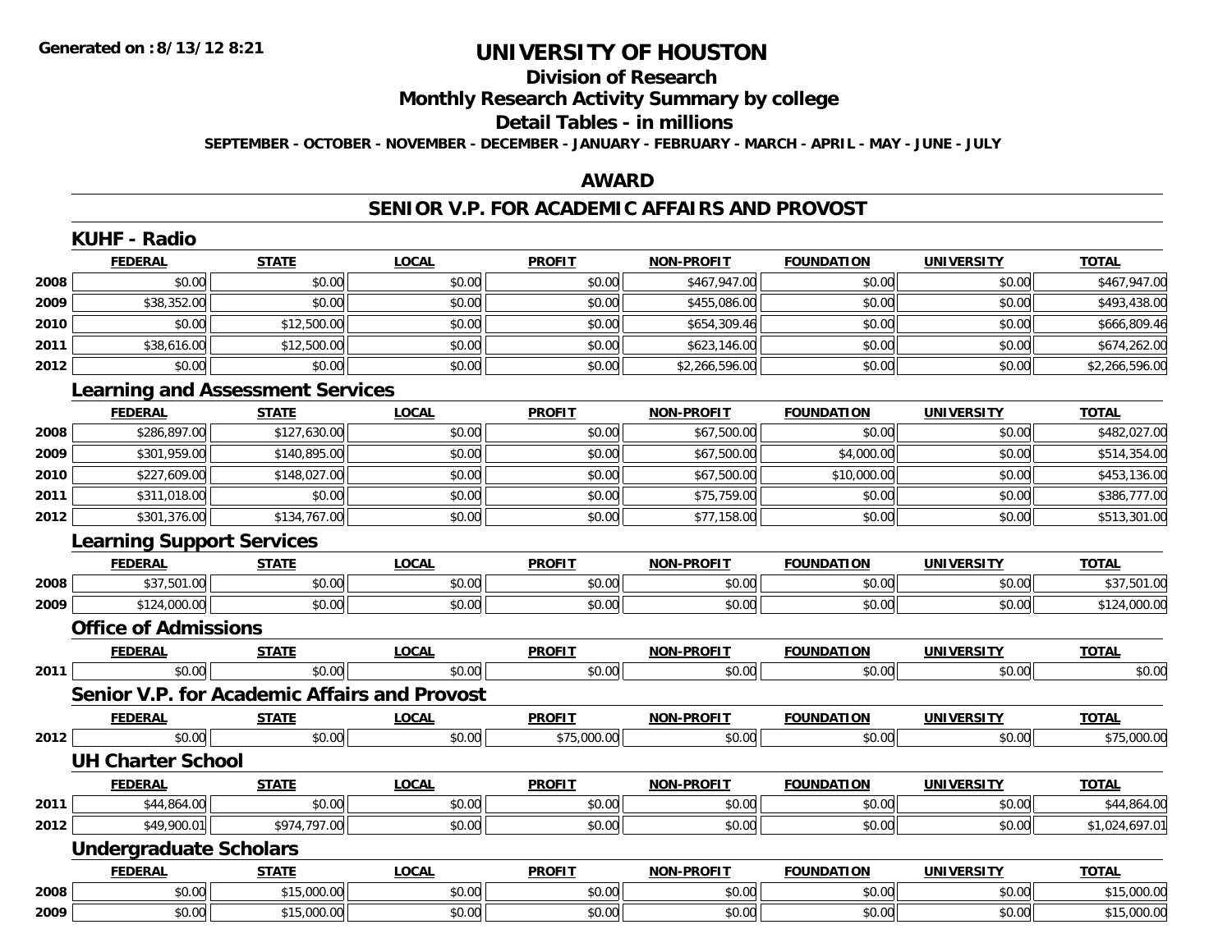Generated on :8/13/12 8:21

# UNIVERSITY OF HOUSTON

## Division of Research

## Monthly Research Activity Summary by college

## Detail Tables - in millions

SEPTEMBER - OCTOBER - NOVEMBER - DECEMBER - JANUARY - FEBRUARY - MARCH - APRIL - MAY - JUNE - JULY

## AWARD

## SENIOR V.P. FOR ACADEMIC AFFAIRS AND PROVOST

### KUHF - Radio

| | FEDERAL | STATE | LOCAL | PROFIT | NON-PROFIT | FOUNDATION | UNIVERSITY | TOTAL |
|---|---|---|---|---|---|---|---|---|
| 2008 | $0.00 | $0.00 | $0.00 | $0.00 | $467,947.00 | $0.00 | $0.00 | $467,947.00 |
| 2009 | $38,352.00 | $0.00 | $0.00 | $0.00 | $455,086.00 | $0.00 | $0.00 | $493,438.00 |
| 2010 | $0.00 | $12,500.00 | $0.00 | $0.00 | $654,309.46 | $0.00 | $0.00 | $666,809.46 |
| 2011 | $38,616.00 | $12,500.00 | $0.00 | $0.00 | $623,146.00 | $0.00 | $0.00 | $674,262.00 |
| 2012 | $0.00 | $0.00 | $0.00 | $0.00 | $2,266,596.00 | $0.00 | $0.00 | $2,266,596.00 |

### Learning and Assessment Services

| | FEDERAL | STATE | LOCAL | PROFIT | NON-PROFIT | FOUNDATION | UNIVERSITY | TOTAL |
|---|---|---|---|---|---|---|---|---|
| 2008 | $286,897.00 | $127,630.00 | $0.00 | $0.00 | $67,500.00 | $0.00 | $0.00 | $482,027.00 |
| 2009 | $301,959.00 | $140,895.00 | $0.00 | $0.00 | $67,500.00 | $4,000.00 | $0.00 | $514,354.00 |
| 2010 | $227,609.00 | $148,027.00 | $0.00 | $0.00 | $67,500.00 | $10,000.00 | $0.00 | $453,136.00 |
| 2011 | $311,018.00 | $0.00 | $0.00 | $0.00 | $75,759.00 | $0.00 | $0.00 | $386,777.00 |
| 2012 | $301,376.00 | $134,767.00 | $0.00 | $0.00 | $77,158.00 | $0.00 | $0.00 | $513,301.00 |

### Learning Support Services

| | FEDERAL | STATE | LOCAL | PROFIT | NON-PROFIT | FOUNDATION | UNIVERSITY | TOTAL |
|---|---|---|---|---|---|---|---|---|
| 2008 | $37,501.00 | $0.00 | $0.00 | $0.00 | $0.00 | $0.00 | $0.00 | $37,501.00 |
| 2009 | $124,000.00 | $0.00 | $0.00 | $0.00 | $0.00 | $0.00 | $0.00 | $124,000.00 |

### Office of Admissions

| | FEDERAL | STATE | LOCAL | PROFIT | NON-PROFIT | FOUNDATION | UNIVERSITY | TOTAL |
|---|---|---|---|---|---|---|---|---|
| 2011 | $0.00 | $0.00 | $0.00 | $0.00 | $0.00 | $0.00 | $0.00 | $0.00 |

### Senior V.P. for Academic Affairs and Provost

| | FEDERAL | STATE | LOCAL | PROFIT | NON-PROFIT | FOUNDATION | UNIVERSITY | TOTAL |
|---|---|---|---|---|---|---|---|---|
| 2012 | $0.00 | $0.00 | $0.00 | $75,000.00 | $0.00 | $0.00 | $0.00 | $75,000.00 |

### UH Charter School

| | FEDERAL | STATE | LOCAL | PROFIT | NON-PROFIT | FOUNDATION | UNIVERSITY | TOTAL |
|---|---|---|---|---|---|---|---|---|
| 2011 | $44,864.00 | $0.00 | $0.00 | $0.00 | $0.00 | $0.00 | $0.00 | $44,864.00 |
| 2012 | $49,900.01 | $974,797.00 | $0.00 | $0.00 | $0.00 | $0.00 | $0.00 | $1,024,697.01 |

### Undergraduate Scholars

| | FEDERAL | STATE | LOCAL | PROFIT | NON-PROFIT | FOUNDATION | UNIVERSITY | TOTAL |
|---|---|---|---|---|---|---|---|---|
| 2008 | $0.00 | $15,000.00 | $0.00 | $0.00 | $0.00 | $0.00 | $0.00 | $15,000.00 |
| 2009 | $0.00 | $15,000.00 | $0.00 | $0.00 | $0.00 | $0.00 | $0.00 | $15,000.00 |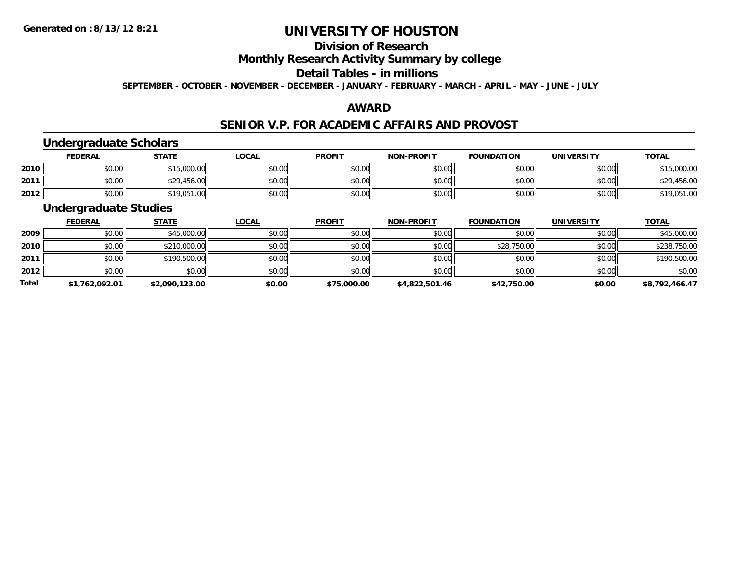**Generated on :8/13/12 8:21**

# UNIVERSITY OF HOUSTON

## Division of Research

## Monthly Research Activity Summary by college

## Detail Tables - in millions

**SEPTEMBER - OCTOBER - NOVEMBER - DECEMBER - JANUARY - FEBRUARY - MARCH - APRIL - MAY - JUNE - JULY**

### AWARD

### SENIOR V.P. FOR ACADEMIC AFFAIRS AND PROVOST

#### Undergraduate Scholars

| | FEDERAL | STATE | LOCAL | PROFIT | NON-PROFIT | FOUNDATION | UNIVERSITY | TOTAL |
|---|---|---|---|---|---|---|---|---|
| 2010 | $0.00 | $15,000.00 | $0.00 | $0.00 | $0.00 | $0.00 | $0.00 | $15,000.00 |
| 2011 | $0.00 | $29,456.00 | $0.00 | $0.00 | $0.00 | $0.00 | $0.00 | $29,456.00 |
| 2012 | $0.00 | $19,051.00 | $0.00 | $0.00 | $0.00 | $0.00 | $0.00 | $19,051.00 |

#### Undergraduate Studies

| | FEDERAL | STATE | LOCAL | PROFIT | NON-PROFIT | FOUNDATION | UNIVERSITY | TOTAL |
|---|---|---|---|---|---|---|---|---|
| 2009 | $0.00 | $45,000.00 | $0.00 | $0.00 | $0.00 | $0.00 | $0.00 | $45,000.00 |
| 2010 | $0.00 | $210,000.00 | $0.00 | $0.00 | $0.00 | $28,750.00 | $0.00 | $238,750.00 |
| 2011 | $0.00 | $190,500.00 | $0.00 | $0.00 | $0.00 | $0.00 | $0.00 | $190,500.00 |
| 2012 | $0.00 | $0.00 | $0.00 | $0.00 | $0.00 | $0.00 | $0.00 | $0.00 |
| **Total** | **$1,762,092.01** | **$2,090,123.00** | **$0.00** | **$75,000.00** | **$4,822,501.46** | **$42,750.00** | **$0.00** | **$8,792,466.47** |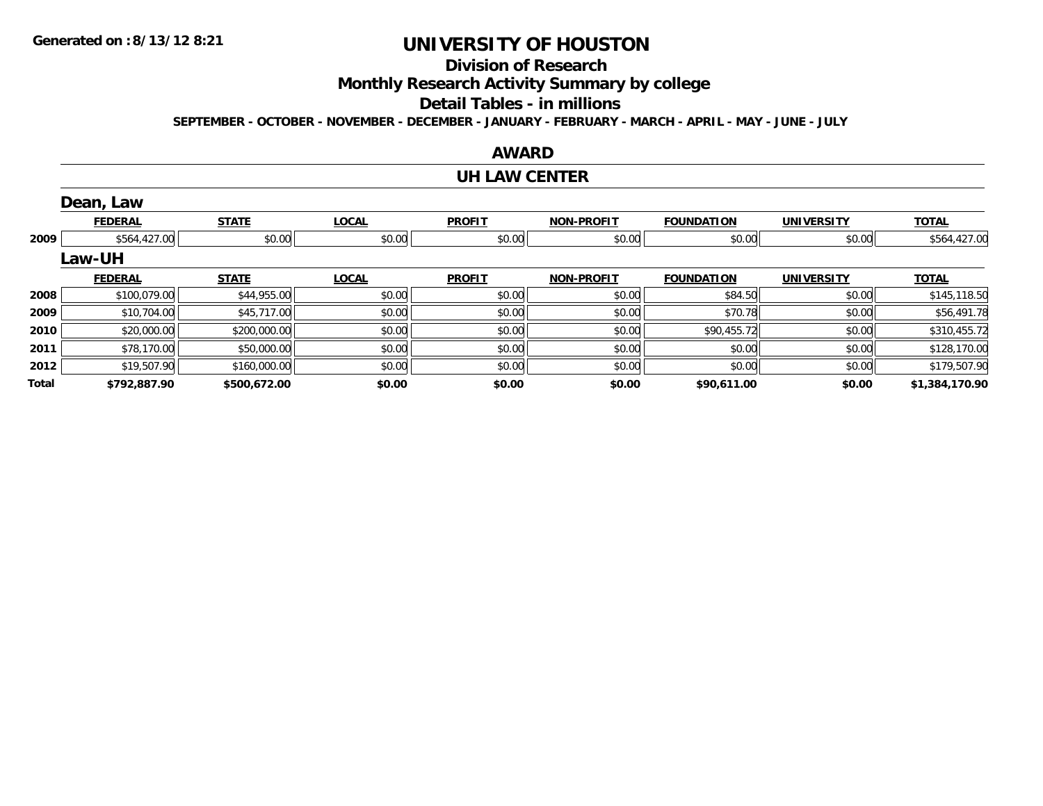Generated on :8/13/12 8:21

# UNIVERSITY OF HOUSTON

## Division of Research

## Monthly Research Activity Summary by college

## Detail Tables - in millions

**SEPTEMBER - OCTOBER - NOVEMBER - DECEMBER - JANUARY - FEBRUARY - MARCH - APRIL - MAY - JUNE - JULY**

## AWARD

## UH LAW CENTER

### Dean, Law

| | FEDERAL | STATE | LOCAL | PROFIT | NON-PROFIT | FOUNDATION | UNIVERSITY | TOTAL |
|---|---|---|---|---|---|---|---|---|
| 2009 | $564,427.00 | $0.00 | $0.00 | $0.00 | $0.00 | $0.00 | $0.00 | $564,427.00 |

### Law-UH

| | FEDERAL | STATE | LOCAL | PROFIT | NON-PROFIT | FOUNDATION | UNIVERSITY | TOTAL |
|---|---|---|---|---|---|---|---|---|
| 2008 | $100,079.00 | $44,955.00 | $0.00 | $0.00 | $0.00 | $84.50 | $0.00 | $145,118.50 |
| 2009 | $10,704.00 | $45,717.00 | $0.00 | $0.00 | $0.00 | $70.78 | $0.00 | $56,491.78 |
| 2010 | $20,000.00 | $200,000.00 | $0.00 | $0.00 | $0.00 | $90,455.72 | $0.00 | $310,455.72 |
| 2011 | $78,170.00 | $50,000.00 | $0.00 | $0.00 | $0.00 | $0.00 | $0.00 | $128,170.00 |
| 2012 | $19,507.90 | $160,000.00 | $0.00 | $0.00 | $0.00 | $0.00 | $0.00 | $179,507.90 |
| **Total** | **$792,887.90** | **$500,672.00** | **$0.00** | **$0.00** | **$0.00** | **$90,611.00** | **$0.00** | **$1,384,170.90** |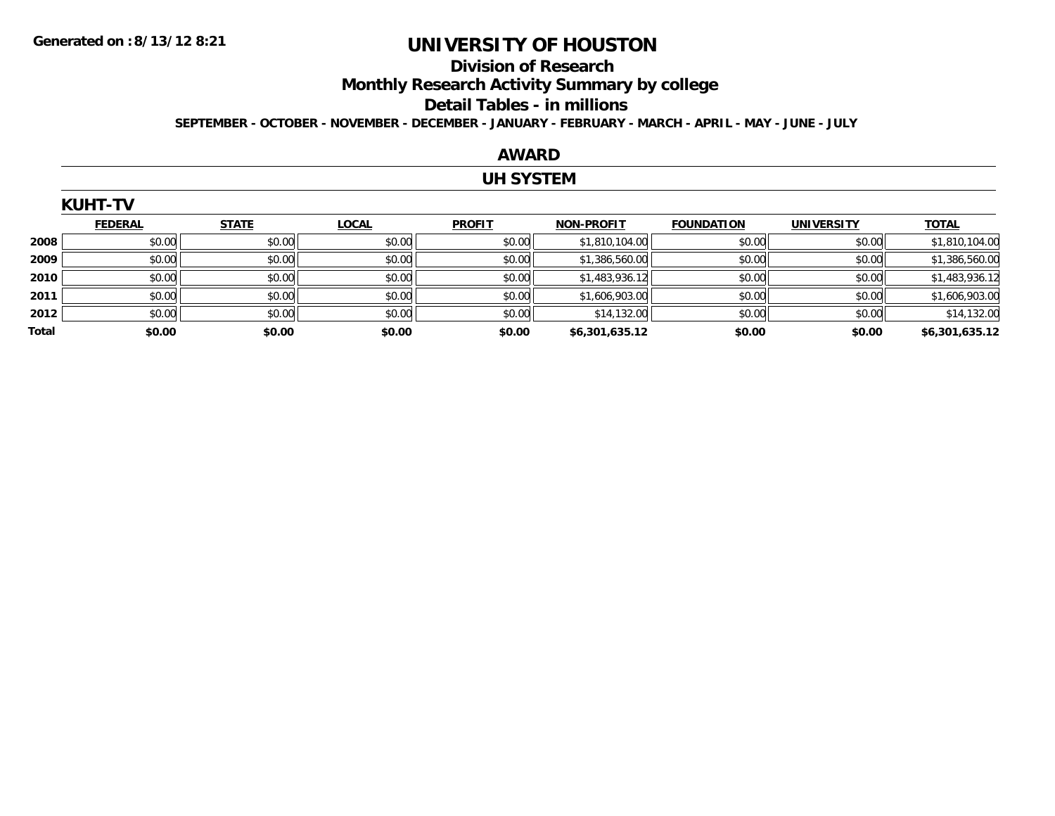Generated on :8/13/12 8:21

# UNIVERSITY OF HOUSTON

## Division of Research

## Monthly Research Activity Summary by college

## Detail Tables - in millions

**SEPTEMBER - OCTOBER - NOVEMBER - DECEMBER - JANUARY - FEBRUARY - MARCH - APRIL - MAY - JUNE - JULY**

## AWARD

## UH SYSTEM

### KUHT-TV

| | FEDERAL | STATE | LOCAL | PROFIT | NON-PROFIT | FOUNDATION | UNIVERSITY | TOTAL |
|---|---|---|---|---|---|---|---|---|
| 2008 | $0.00 | $0.00 | $0.00 | $0.00 | $1,810,104.00 | $0.00 | $0.00 | $1,810,104.00 |
| 2009 | $0.00 | $0.00 | $0.00 | $0.00 | $1,386,560.00 | $0.00 | $0.00 | $1,386,560.00 |
| 2010 | $0.00 | $0.00 | $0.00 | $0.00 | $1,483,936.12 | $0.00 | $0.00 | $1,483,936.12 |
| 2011 | $0.00 | $0.00 | $0.00 | $0.00 | $1,606,903.00 | $0.00 | $0.00 | $1,606,903.00 |
| 2012 | $0.00 | $0.00 | $0.00 | $0.00 | $14,132.00 | $0.00 | $0.00 | $14,132.00 |
| **Total** | **$0.00** | **$0.00** | **$0.00** | **$0.00** | **$6,301,635.12** | **$0.00** | **$0.00** | **$6,301,635.12** |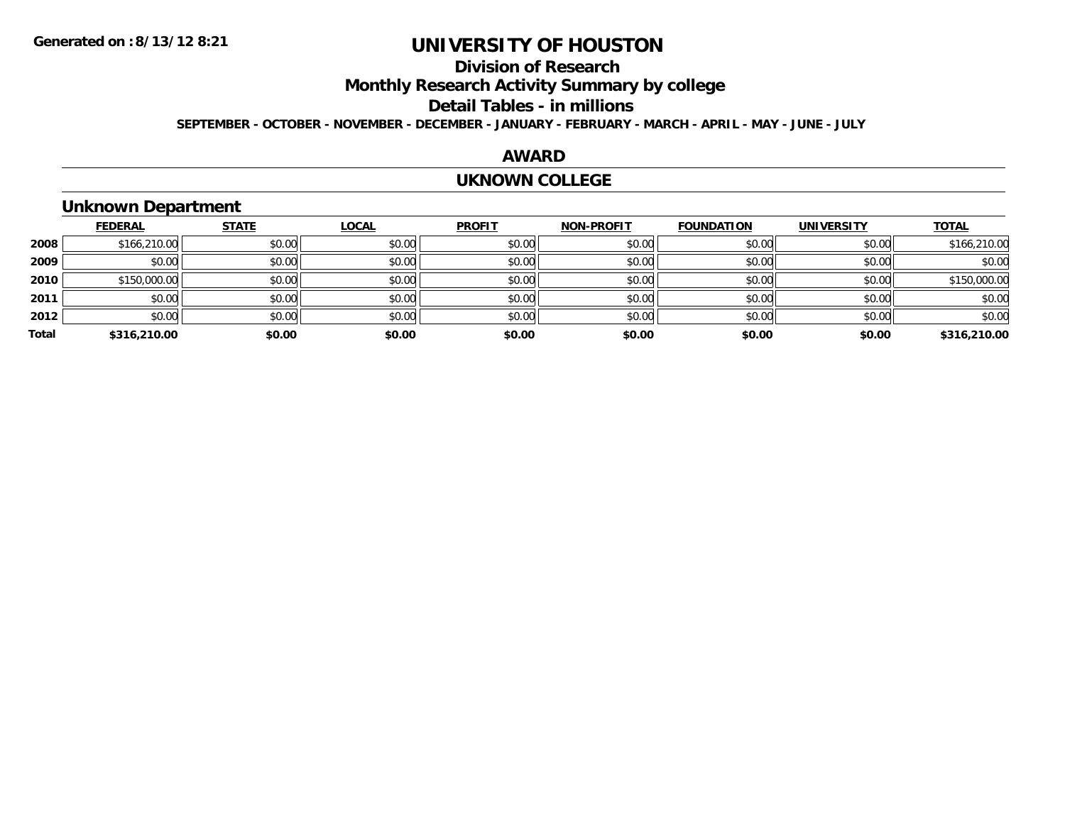**Generated on :8/13/12 8:21**

# UNIVERSITY OF HOUSTON

## Division of Research

## Monthly Research Activity Summary by college

## Detail Tables - in millions

**SEPTEMBER - OCTOBER - NOVEMBER - DECEMBER - JANUARY - FEBRUARY - MARCH - APRIL - MAY - JUNE - JULY**

## AWARD

## UKNOWN COLLEGE

### Unknown Department

| | FEDERAL | STATE | LOCAL | PROFIT | NON-PROFIT | FOUNDATION | UNIVERSITY | TOTAL |
|---|---|---|---|---|---|---|---|---|
| **2008** | $166,210.00 | $0.00 | $0.00 | $0.00 | $0.00 | $0.00 | $0.00 | $166,210.00 |
| **2009** | $0.00 | $0.00 | $0.00 | $0.00 | $0.00 | $0.00 | $0.00 | $0.00 |
| **2010** | $150,000.00 | $0.00 | $0.00 | $0.00 | $0.00 | $0.00 | $0.00 | $150,000.00 |
| **2011** | $0.00 | $0.00 | $0.00 | $0.00 | $0.00 | $0.00 | $0.00 | $0.00 |
| **2012** | $0.00 | $0.00 | $0.00 | $0.00 | $0.00 | $0.00 | $0.00 | $0.00 |
| **Total** | **$316,210.00** | **$0.00** | **$0.00** | **$0.00** | **$0.00** | **$0.00** | **$0.00** | **$316,210.00** |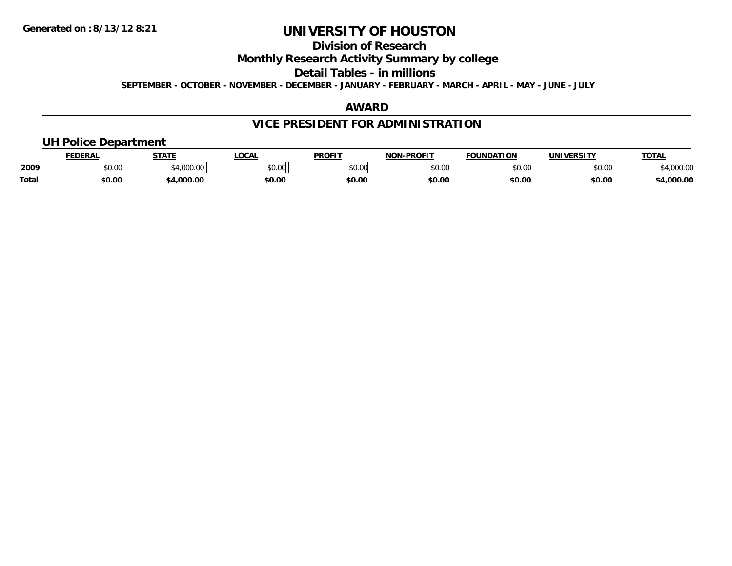**Generated on :8/13/12 8:21**

# UNIVERSITY OF HOUSTON

## Division of Research

## Monthly Research Activity Summary by college

## Detail Tables - in millions

**SEPTEMBER - OCTOBER - NOVEMBER - DECEMBER - JANUARY - FEBRUARY - MARCH - APRIL - MAY - JUNE - JULY**

## AWARD

## VICE PRESIDENT FOR ADMINISTRATION

### UH Police Department

| | FEDERAL | STATE | LOCAL | PROFIT | NON-PROFIT | FOUNDATION | UNIVERSITY | TOTAL |
|---|---|---|---|---|---|---|---|---|
| 2009 | $0.00 | $4,000.00 | $0.00 | $0.00 | $0.00 | $0.00 | $0.00 | $4,000.00 |
| **Total** | **$0.00** | **$4,000.00** | **$0.00** | **$0.00** | **$0.00** | **$0.00** | **$0.00** | **$4,000.00** |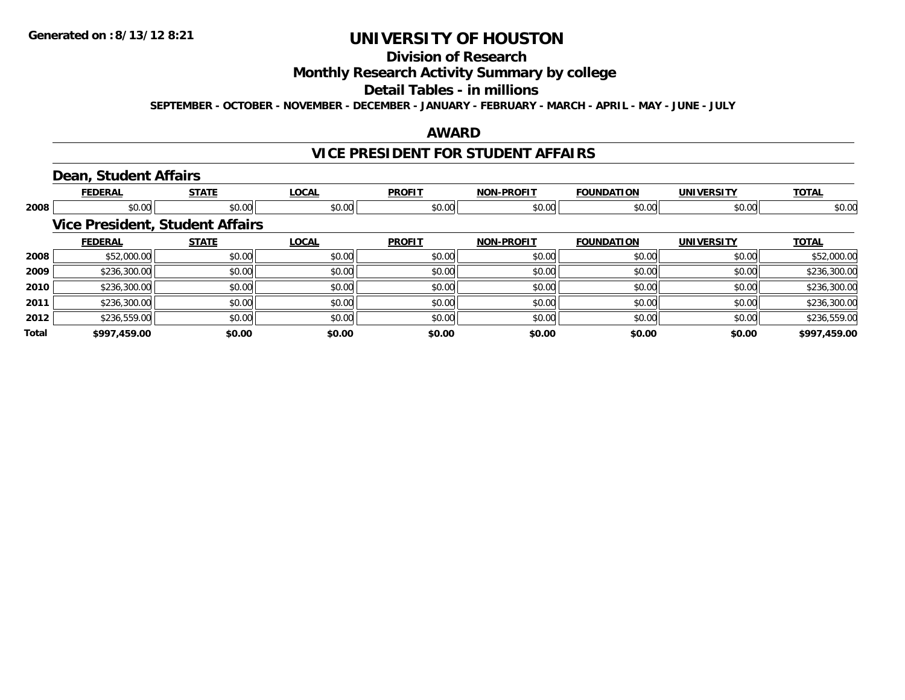**Generated on :8/13/12 8:21**

# UNIVERSITY OF HOUSTON

## Division of Research

## Monthly Research Activity Summary by college

## Detail Tables - in millions

**SEPTEMBER - OCTOBER - NOVEMBER - DECEMBER - JANUARY - FEBRUARY - MARCH - APRIL - MAY - JUNE - JULY**

## AWARD

## VICE PRESIDENT FOR STUDENT AFFAIRS

### Dean, Student Affairs

| | FEDERAL | STATE | LOCAL | PROFIT | NON-PROFIT | FOUNDATION | UNIVERSITY | TOTAL |
|---|---|---|---|---|---|---|---|---|
| 2008 | $0.00 | $0.00 | $0.00 | $0.00 | $0.00 | $0.00 | $0.00 | $0.00 |

### Vice President, Student Affairs

| | FEDERAL | STATE | LOCAL | PROFIT | NON-PROFIT | FOUNDATION | UNIVERSITY | TOTAL |
|---|---|---|---|---|---|---|---|---|
| 2008 | $52,000.00 | $0.00 | $0.00 | $0.00 | $0.00 | $0.00 | $0.00 | $52,000.00 |
| 2009 | $236,300.00 | $0.00 | $0.00 | $0.00 | $0.00 | $0.00 | $0.00 | $236,300.00 |
| 2010 | $236,300.00 | $0.00 | $0.00 | $0.00 | $0.00 | $0.00 | $0.00 | $236,300.00 |
| 2011 | $236,300.00 | $0.00 | $0.00 | $0.00 | $0.00 | $0.00 | $0.00 | $236,300.00 |
| 2012 | $236,559.00 | $0.00 | $0.00 | $0.00 | $0.00 | $0.00 | $0.00 | $236,559.00 |
| **Total** | **$997,459.00** | **$0.00** | **$0.00** | **$0.00** | **$0.00** | **$0.00** | **$0.00** | **$997,459.00** |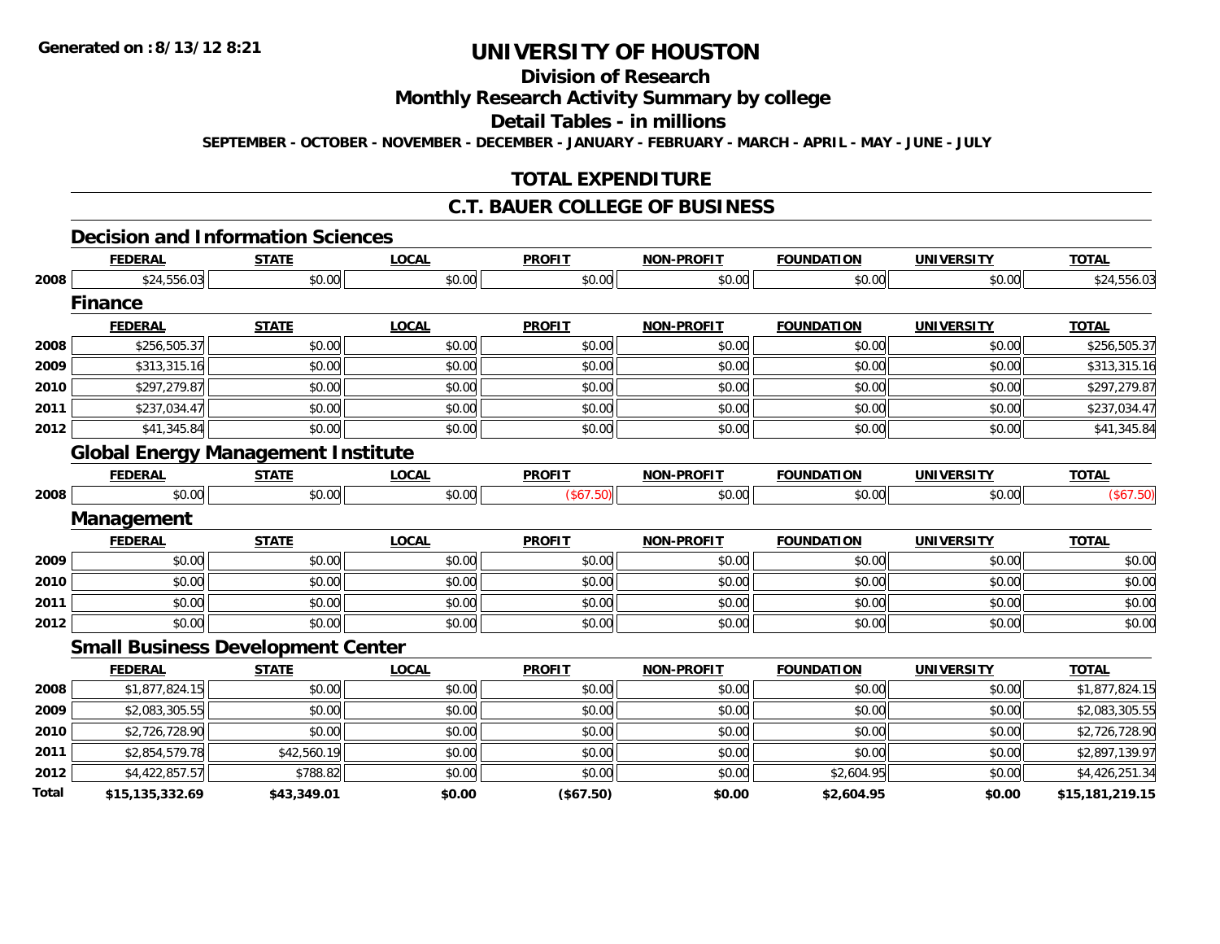# UNIVERSITY OF HOUSTON

## Division of Research

## Monthly Research Activity Summary by college

## Detail Tables - in millions

SEPTEMBER - OCTOBER - NOVEMBER - DECEMBER - JANUARY - FEBRUARY - MARCH - APRIL - MAY - JUNE - JULY

## TOTAL EXPENDITURE

## C.T. BAUER COLLEGE OF BUSINESS

### Decision and Information Sciences

| | FEDERAL | STATE | LOCAL | PROFIT | NON-PROFIT | FOUNDATION | UNIVERSITY | TOTAL |
|---|---|---|---|---|---|---|---|---|
| 2008 | $24,556.03 | $0.00 | $0.00 | $0.00 | $0.00 | $0.00 | $0.00 | $24,556.03 |

### Finance

| | FEDERAL | STATE | LOCAL | PROFIT | NON-PROFIT | FOUNDATION | UNIVERSITY | TOTAL |
|---|---|---|---|---|---|---|---|---|
| 2008 | $256,505.37 | $0.00 | $0.00 | $0.00 | $0.00 | $0.00 | $0.00 | $256,505.37 |
| 2009 | $313,315.16 | $0.00 | $0.00 | $0.00 | $0.00 | $0.00 | $0.00 | $313,315.16 |
| 2010 | $297,279.87 | $0.00 | $0.00 | $0.00 | $0.00 | $0.00 | $0.00 | $297,279.87 |
| 2011 | $237,034.47 | $0.00 | $0.00 | $0.00 | $0.00 | $0.00 | $0.00 | $237,034.47 |
| 2012 | $41,345.84 | $0.00 | $0.00 | $0.00 | $0.00 | $0.00 | $0.00 | $41,345.84 |

### Global Energy Management Institute

| | FEDERAL | STATE | LOCAL | PROFIT | NON-PROFIT | FOUNDATION | UNIVERSITY | TOTAL |
|---|---|---|---|---|---|---|---|---|
| 2008 | $0.00 | $0.00 | $0.00 | ($67.50) | $0.00 | $0.00 | $0.00 | ($67.50) |

### Management

| | FEDERAL | STATE | LOCAL | PROFIT | NON-PROFIT | FOUNDATION | UNIVERSITY | TOTAL |
|---|---|---|---|---|---|---|---|---|
| 2009 | $0.00 | $0.00 | $0.00 | $0.00 | $0.00 | $0.00 | $0.00 | $0.00 |
| 2010 | $0.00 | $0.00 | $0.00 | $0.00 | $0.00 | $0.00 | $0.00 | $0.00 |
| 2011 | $0.00 | $0.00 | $0.00 | $0.00 | $0.00 | $0.00 | $0.00 | $0.00 |
| 2012 | $0.00 | $0.00 | $0.00 | $0.00 | $0.00 | $0.00 | $0.00 | $0.00 |

### Small Business Development Center

| | FEDERAL | STATE | LOCAL | PROFIT | NON-PROFIT | FOUNDATION | UNIVERSITY | TOTAL |
|---|---|---|---|---|---|---|---|---|
| 2008 | $1,877,824.15 | $0.00 | $0.00 | $0.00 | $0.00 | $0.00 | $0.00 | $1,877,824.15 |
| 2009 | $2,083,305.55 | $0.00 | $0.00 | $0.00 | $0.00 | $0.00 | $0.00 | $2,083,305.55 |
| 2010 | $2,726,728.90 | $0.00 | $0.00 | $0.00 | $0.00 | $0.00 | $0.00 | $2,726,728.90 |
| 2011 | $2,854,579.78 | $42,560.19 | $0.00 | $0.00 | $0.00 | $0.00 | $0.00 | $2,897,139.97 |
| 2012 | $4,422,857.57 | $788.82 | $0.00 | $0.00 | $0.00 | $2,604.95 | $0.00 | $4,426,251.34 |
| **Total** | **$15,135,332.69** | **$43,349.01** | **$0.00** | **($67.50)** | **$0.00** | **$2,604.95** | **$0.00** | **$15,181,219.15** |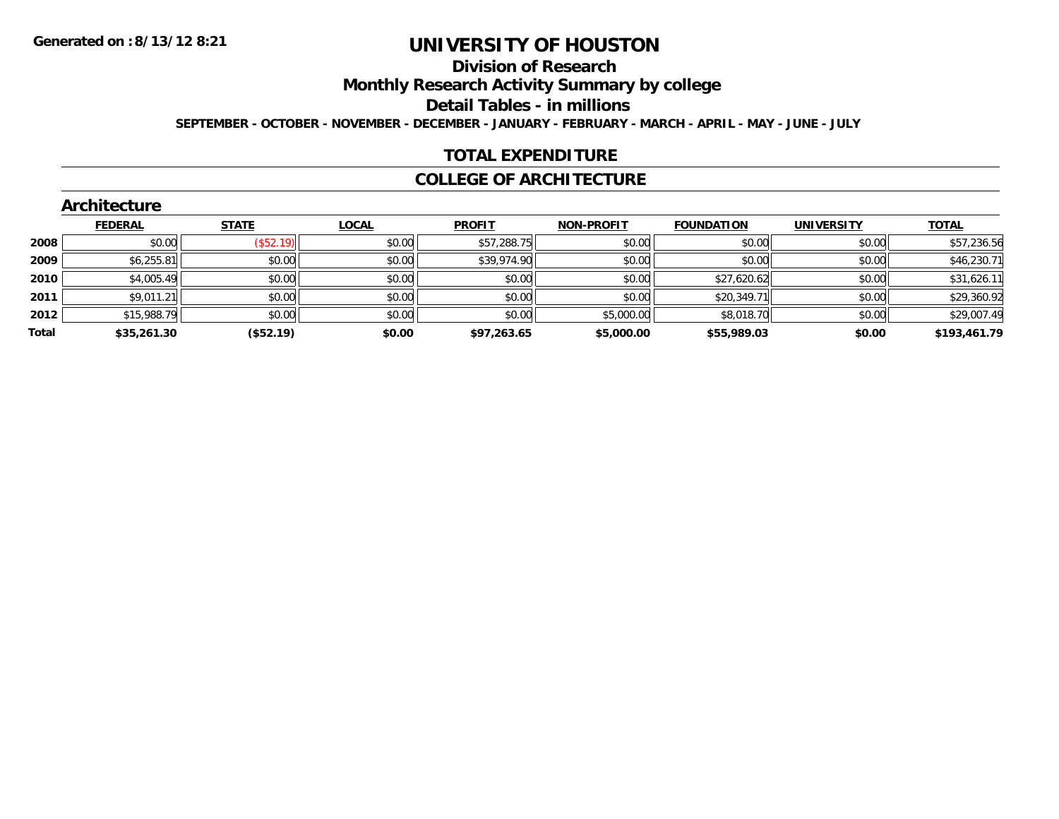Generated on :8/13/12 8:21

# UNIVERSITY OF HOUSTON

## Division of Research

## Monthly Research Activity Summary by college

## Detail Tables - in millions

SEPTEMBER - OCTOBER - NOVEMBER - DECEMBER - JANUARY - FEBRUARY - MARCH - APRIL - MAY - JUNE - JULY

## TOTAL EXPENDITURE

## COLLEGE OF ARCHITECTURE

### Architecture

| | FEDERAL | STATE | LOCAL | PROFIT | NON-PROFIT | FOUNDATION | UNIVERSITY | TOTAL |
|---|---|---|---|---|---|---|---|---|
| 2008 | $0.00 | ($52.19) | $0.00 | $57,288.75 | $0.00 | $0.00 | $0.00 | $57,236.56 |
| 2009 | $6,255.81 | $0.00 | $0.00 | $39,974.90 | $0.00 | $0.00 | $0.00 | $46,230.71 |
| 2010 | $4,005.49 | $0.00 | $0.00 | $0.00 | $0.00 | $27,620.62 | $0.00 | $31,626.11 |
| 2011 | $9,011.21 | $0.00 | $0.00 | $0.00 | $0.00 | $20,349.71 | $0.00 | $29,360.92 |
| 2012 | $15,988.79 | $0.00 | $0.00 | $0.00 | $5,000.00 | $8,018.70 | $0.00 | $29,007.49 |
| **Total** | **$35,261.30** | **($52.19)** | **$0.00** | **$97,263.65** | **$5,000.00** | **$55,989.03** | **$0.00** | **$193,461.79** |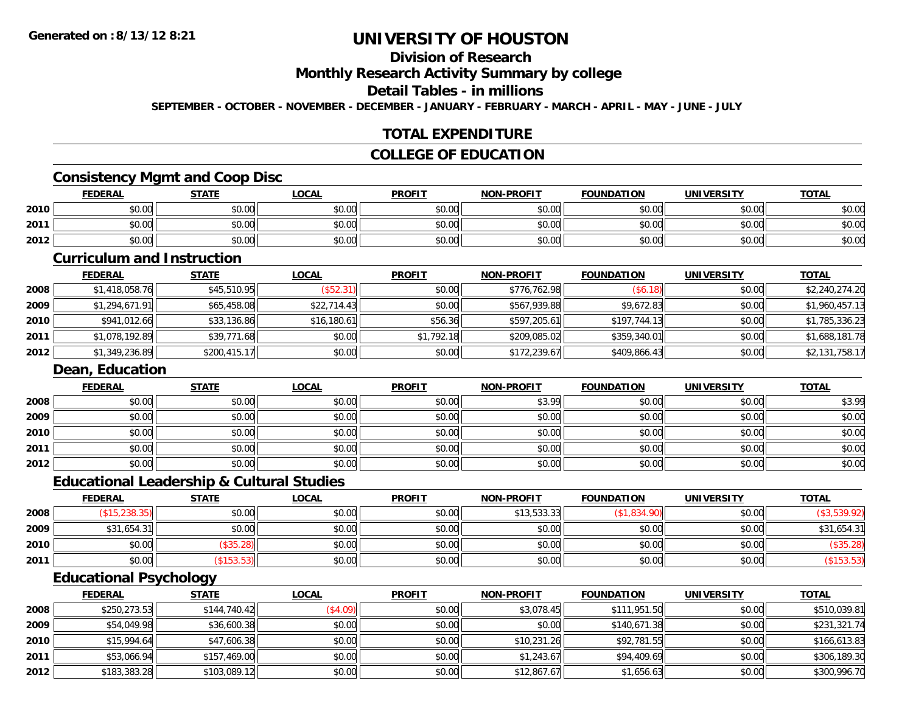**Generated on :8/13/12 8:21**

# UNIVERSITY OF HOUSTON

## Division of Research

## Monthly Research Activity Summary by college

## Detail Tables - in millions

**SEPTEMBER - OCTOBER - NOVEMBER - DECEMBER - JANUARY - FEBRUARY - MARCH - APRIL - MAY - JUNE - JULY**

## TOTAL EXPENDITURE

## COLLEGE OF EDUCATION

### Consistency Mgmt and Coop Disc

| | FEDERAL | STATE | LOCAL | PROFIT | NON-PROFIT | FOUNDATION | UNIVERSITY | TOTAL |
|---|---|---|---|---|---|---|---|---|
| 2010 | $0.00 | $0.00 | $0.00 | $0.00 | $0.00 | $0.00 | $0.00 | $0.00 |
| 2011 | $0.00 | $0.00 | $0.00 | $0.00 | $0.00 | $0.00 | $0.00 | $0.00 |
| 2012 | $0.00 | $0.00 | $0.00 | $0.00 | $0.00 | $0.00 | $0.00 | $0.00 |

### Curriculum and Instruction

| | FEDERAL | STATE | LOCAL | PROFIT | NON-PROFIT | FOUNDATION | UNIVERSITY | TOTAL |
|---|---|---|---|---|---|---|---|---|
| 2008 | $1,418,058.76 | $45,510.95 | ($52.31) | $0.00 | $776,762.98 | ($6.18) | $0.00 | $2,240,274.20 |
| 2009 | $1,294,671.91 | $65,458.08 | $22,714.43 | $0.00 | $567,939.88 | $9,672.83 | $0.00 | $1,960,457.13 |
| 2010 | $941,012.66 | $33,136.86 | $16,180.61 | $56.36 | $597,205.61 | $197,744.13 | $0.00 | $1,785,336.23 |
| 2011 | $1,078,192.89 | $39,771.68 | $0.00 | $1,792.18 | $209,085.02 | $359,340.01 | $0.00 | $1,688,181.78 |
| 2012 | $1,349,236.89 | $200,415.17 | $0.00 | $0.00 | $172,239.67 | $409,866.43 | $0.00 | $2,131,758.17 |

### Dean, Education

| | FEDERAL | STATE | LOCAL | PROFIT | NON-PROFIT | FOUNDATION | UNIVERSITY | TOTAL |
|---|---|---|---|---|---|---|---|---|
| 2008 | $0.00 | $0.00 | $0.00 | $0.00 | $3.99 | $0.00 | $0.00 | $3.99 |
| 2009 | $0.00 | $0.00 | $0.00 | $0.00 | $0.00 | $0.00 | $0.00 | $0.00 |
| 2010 | $0.00 | $0.00 | $0.00 | $0.00 | $0.00 | $0.00 | $0.00 | $0.00 |
| 2011 | $0.00 | $0.00 | $0.00 | $0.00 | $0.00 | $0.00 | $0.00 | $0.00 |
| 2012 | $0.00 | $0.00 | $0.00 | $0.00 | $0.00 | $0.00 | $0.00 | $0.00 |

### Educational Leadership & Cultural Studies

| | FEDERAL | STATE | LOCAL | PROFIT | NON-PROFIT | FOUNDATION | UNIVERSITY | TOTAL |
|---|---|---|---|---|---|---|---|---|
| 2008 | ($15,238.35) | $0.00 | $0.00 | $0.00 | $13,533.33 | ($1,834.90) | $0.00 | ($3,539.92) |
| 2009 | $31,654.31 | $0.00 | $0.00 | $0.00 | $0.00 | $0.00 | $0.00 | $31,654.31 |
| 2010 | $0.00 | ($35.28) | $0.00 | $0.00 | $0.00 | $0.00 | $0.00 | ($35.28) |
| 2011 | $0.00 | ($153.53) | $0.00 | $0.00 | $0.00 | $0.00 | $0.00 | ($153.53) |

### Educational Psychology

| | FEDERAL | STATE | LOCAL | PROFIT | NON-PROFIT | FOUNDATION | UNIVERSITY | TOTAL |
|---|---|---|---|---|---|---|---|---|
| 2008 | $250,273.53 | $144,740.42 | ($4.09) | $0.00 | $3,078.45 | $111,951.50 | $0.00 | $510,039.81 |
| 2009 | $54,049.98 | $36,600.38 | $0.00 | $0.00 | $0.00 | $140,671.38 | $0.00 | $231,321.74 |
| 2010 | $15,994.64 | $47,606.38 | $0.00 | $0.00 | $10,231.26 | $92,781.55 | $0.00 | $166,613.83 |
| 2011 | $53,066.94 | $157,469.00 | $0.00 | $0.00 | $1,243.67 | $94,409.69 | $0.00 | $306,189.30 |
| 2012 | $183,383.28 | $103,089.12 | $0.00 | $0.00 | $12,867.67 | $1,656.63 | $0.00 | $300,996.70 |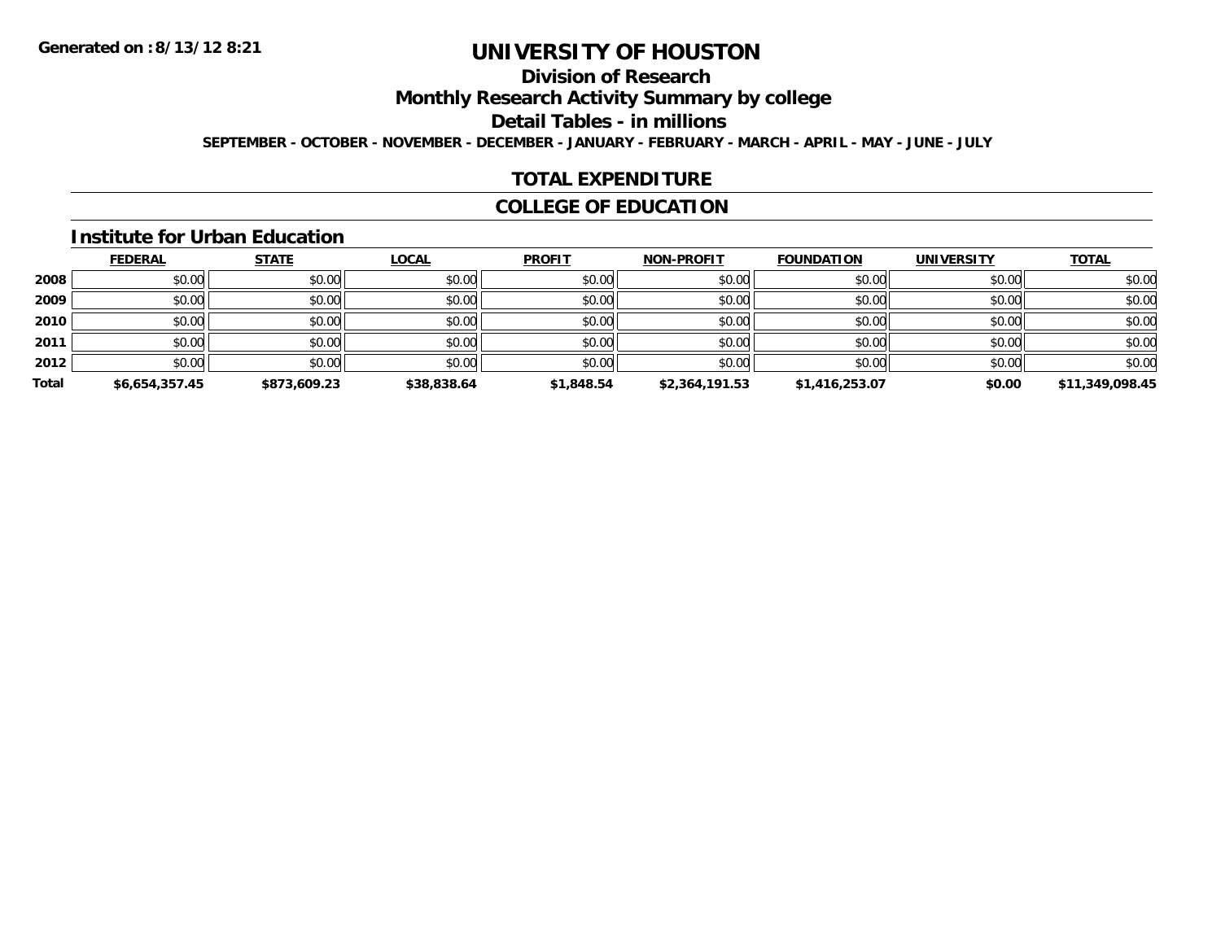Generated on :8/13/12 8:21

# UNIVERSITY OF HOUSTON

## Division of Research

## Monthly Research Activity Summary by college

## Detail Tables - in millions

SEPTEMBER - OCTOBER - NOVEMBER - DECEMBER - JANUARY - FEBRUARY - MARCH - APRIL - MAY - JUNE - JULY

## TOTAL EXPENDITURE

## COLLEGE OF EDUCATION

### Institute for Urban Education

| | FEDERAL | STATE | LOCAL | PROFIT | NON-PROFIT | FOUNDATION | UNIVERSITY | TOTAL |
|---|---|---|---|---|---|---|---|---|
| 2008 | $0.00 | $0.00 | $0.00 | $0.00 | $0.00 | $0.00 | $0.00 | $0.00 |
| 2009 | $0.00 | $0.00 | $0.00 | $0.00 | $0.00 | $0.00 | $0.00 | $0.00 |
| 2010 | $0.00 | $0.00 | $0.00 | $0.00 | $0.00 | $0.00 | $0.00 | $0.00 |
| 2011 | $0.00 | $0.00 | $0.00 | $0.00 | $0.00 | $0.00 | $0.00 | $0.00 |
| 2012 | $0.00 | $0.00 | $0.00 | $0.00 | $0.00 | $0.00 | $0.00 | $0.00 |
| Total | $6,654,357.45 | $873,609.23 | $38,838.64 | $1,848.54 | $2,364,191.53 | $1,416,253.07 | $0.00 | $11,349,098.45 |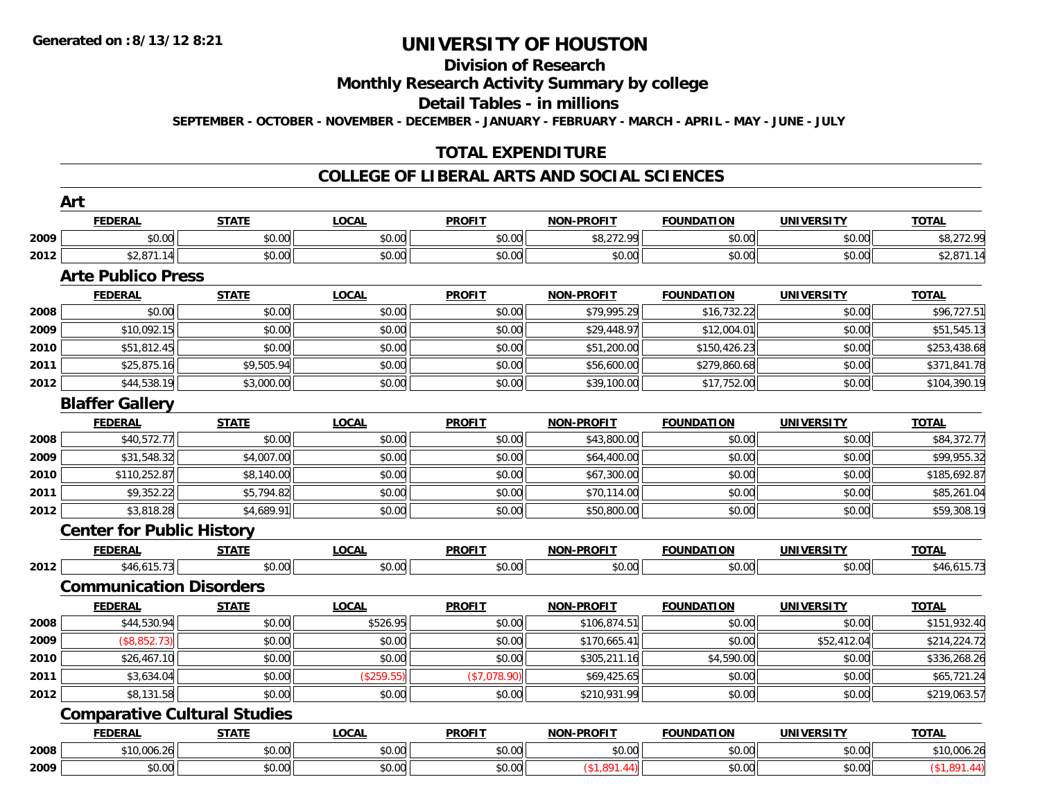**Generated on :8/13/12 8:21**

# UNIVERSITY OF HOUSTON

## Division of Research

## Monthly Research Activity Summary by college

## Detail Tables - in millions

**SEPTEMBER - OCTOBER - NOVEMBER - DECEMBER - JANUARY - FEBRUARY - MARCH - APRIL - MAY - JUNE - JULY**

## TOTAL EXPENDITURE

## COLLEGE OF LIBERAL ARTS AND SOCIAL SCIENCES

### Art

| | FEDERAL | STATE | LOCAL | PROFIT | NON-PROFIT | FOUNDATION | UNIVERSITY | TOTAL |
|---|---|---|---|---|---|---|---|---|
| 2009 | $0.00 | $0.00 | $0.00 | $0.00 | $8,272.99 | $0.00 | $0.00 | $8,272.99 |
| 2012 | $2,871.14 | $0.00 | $0.00 | $0.00 | $0.00 | $0.00 | $0.00 | $2,871.14 |

### Arte Publico Press

| | FEDERAL | STATE | LOCAL | PROFIT | NON-PROFIT | FOUNDATION | UNIVERSITY | TOTAL |
|---|---|---|---|---|---|---|---|---|
| 2008 | $0.00 | $0.00 | $0.00 | $0.00 | $79,995.29 | $16,732.22 | $0.00 | $96,727.51 |
| 2009 | $10,092.15 | $0.00 | $0.00 | $0.00 | $29,448.97 | $12,004.01 | $0.00 | $51,545.13 |
| 2010 | $51,812.45 | $0.00 | $0.00 | $0.00 | $51,200.00 | $150,426.23 | $0.00 | $253,438.68 |
| 2011 | $25,875.16 | $9,505.94 | $0.00 | $0.00 | $56,600.00 | $279,860.68 | $0.00 | $371,841.78 |
| 2012 | $44,538.19 | $3,000.00 | $0.00 | $0.00 | $39,100.00 | $17,752.00 | $0.00 | $104,390.19 |

### Blaffer Gallery

| | FEDERAL | STATE | LOCAL | PROFIT | NON-PROFIT | FOUNDATION | UNIVERSITY | TOTAL |
|---|---|---|---|---|---|---|---|---|
| 2008 | $40,572.77 | $0.00 | $0.00 | $0.00 | $43,800.00 | $0.00 | $0.00 | $84,372.77 |
| 2009 | $31,548.32 | $4,007.00 | $0.00 | $0.00 | $64,400.00 | $0.00 | $0.00 | $99,955.32 |
| 2010 | $110,252.87 | $8,140.00 | $0.00 | $0.00 | $67,300.00 | $0.00 | $0.00 | $185,692.87 |
| 2011 | $9,352.22 | $5,794.82 | $0.00 | $0.00 | $70,114.00 | $0.00 | $0.00 | $85,261.04 |
| 2012 | $3,818.28 | $4,689.91 | $0.00 | $0.00 | $50,800.00 | $0.00 | $0.00 | $59,308.19 |

### Center for Public History

| | FEDERAL | STATE | LOCAL | PROFIT | NON-PROFIT | FOUNDATION | UNIVERSITY | TOTAL |
|---|---|---|---|---|---|---|---|---|
| 2012 | $46,615.73 | $0.00 | $0.00 | $0.00 | $0.00 | $0.00 | $0.00 | $46,615.73 |

### Communication Disorders

| | FEDERAL | STATE | LOCAL | PROFIT | NON-PROFIT | FOUNDATION | UNIVERSITY | TOTAL |
|---|---|---|---|---|---|---|---|---|
| 2008 | $44,530.94 | $0.00 | $526.95 | $0.00 | $106,874.51 | $0.00 | $0.00 | $151,932.40 |
| 2009 | ($8,852.73) | $0.00 | $0.00 | $0.00 | $170,665.41 | $0.00 | $52,412.04 | $214,224.72 |
| 2010 | $26,467.10 | $0.00 | $0.00 | $0.00 | $305,211.16 | $4,590.00 | $0.00 | $336,268.26 |
| 2011 | $3,634.04 | $0.00 | ($259.55) | ($7,078.90) | $69,425.65 | $0.00 | $0.00 | $65,721.24 |
| 2012 | $8,131.58 | $0.00 | $0.00 | $0.00 | $210,931.99 | $0.00 | $0.00 | $219,063.57 |

### Comparative Cultural Studies

| | FEDERAL | STATE | LOCAL | PROFIT | NON-PROFIT | FOUNDATION | UNIVERSITY | TOTAL |
|---|---|---|---|---|---|---|---|---|
| 2008 | $10,006.26 | $0.00 | $0.00 | $0.00 | $0.00 | $0.00 | $0.00 | $10,006.26 |
| 2009 | $0.00 | $0.00 | $0.00 | $0.00 | ($1,891.44) | $0.00 | $0.00 | ($1,891.44) |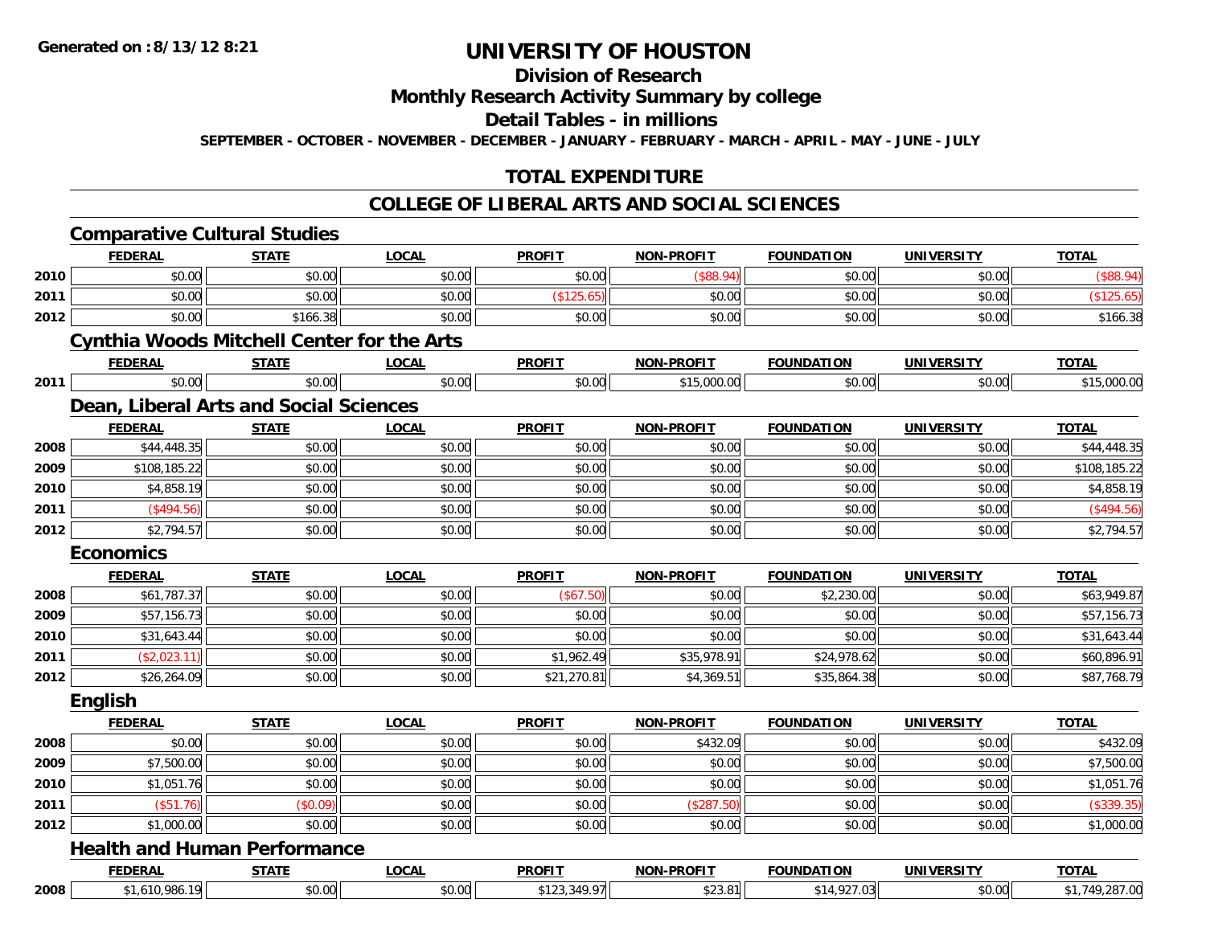Generated on :8/13/12 8:21

# UNIVERSITY OF HOUSTON

## Division of Research

## Monthly Research Activity Summary by college

## Detail Tables - in millions

**SEPTEMBER - OCTOBER - NOVEMBER - DECEMBER - JANUARY - FEBRUARY - MARCH - APRIL - MAY - JUNE - JULY**

## TOTAL EXPENDITURE

## COLLEGE OF LIBERAL ARTS AND SOCIAL SCIENCES

### Comparative Cultural Studies

| | FEDERAL | STATE | LOCAL | PROFIT | NON-PROFIT | FOUNDATION | UNIVERSITY | TOTAL |
|---|---|---|---|---|---|---|---|---|
| 2010 | $0.00 | $0.00 | $0.00 | $0.00 | ($88.94) | $0.00 | $0.00 | ($88.94) |
| 2011 | $0.00 | $0.00 | $0.00 | ($125.65) | $0.00 | $0.00 | $0.00 | ($125.65) |
| 2012 | $0.00 | $166.38 | $0.00 | $0.00 | $0.00 | $0.00 | $0.00 | $166.38 |

### Cynthia Woods Mitchell Center for the Arts

| | FEDERAL | STATE | LOCAL | PROFIT | NON-PROFIT | FOUNDATION | UNIVERSITY | TOTAL |
|---|---|---|---|---|---|---|---|---|
| 2011 | $0.00 | $0.00 | $0.00 | $0.00 | $15,000.00 | $0.00 | $0.00 | $15,000.00 |

### Dean, Liberal Arts and Social Sciences

| | FEDERAL | STATE | LOCAL | PROFIT | NON-PROFIT | FOUNDATION | UNIVERSITY | TOTAL |
|---|---|---|---|---|---|---|---|---|
| 2008 | $44,448.35 | $0.00 | $0.00 | $0.00 | $0.00 | $0.00 | $0.00 | $44,448.35 |
| 2009 | $108,185.22 | $0.00 | $0.00 | $0.00 | $0.00 | $0.00 | $0.00 | $108,185.22 |
| 2010 | $4,858.19 | $0.00 | $0.00 | $0.00 | $0.00 | $0.00 | $0.00 | $4,858.19 |
| 2011 | ($494.56) | $0.00 | $0.00 | $0.00 | $0.00 | $0.00 | $0.00 | ($494.56) |
| 2012 | $2,794.57 | $0.00 | $0.00 | $0.00 | $0.00 | $0.00 | $0.00 | $2,794.57 |

### Economics

| | FEDERAL | STATE | LOCAL | PROFIT | NON-PROFIT | FOUNDATION | UNIVERSITY | TOTAL |
|---|---|---|---|---|---|---|---|---|
| 2008 | $61,787.37 | $0.00 | $0.00 | ($67.50) | $0.00 | $2,230.00 | $0.00 | $63,949.87 |
| 2009 | $57,156.73 | $0.00 | $0.00 | $0.00 | $0.00 | $0.00 | $0.00 | $57,156.73 |
| 2010 | $31,643.44 | $0.00 | $0.00 | $0.00 | $0.00 | $0.00 | $0.00 | $31,643.44 |
| 2011 | ($2,023.11) | $0.00 | $0.00 | $1,962.49 | $35,978.91 | $24,978.62 | $0.00 | $60,896.91 |
| 2012 | $26,264.09 | $0.00 | $0.00 | $21,270.81 | $4,369.51 | $35,864.38 | $0.00 | $87,768.79 |

### English

| | FEDERAL | STATE | LOCAL | PROFIT | NON-PROFIT | FOUNDATION | UNIVERSITY | TOTAL |
|---|---|---|---|---|---|---|---|---|
| 2008 | $0.00 | $0.00 | $0.00 | $0.00 | $432.09 | $0.00 | $0.00 | $432.09 |
| 2009 | $7,500.00 | $0.00 | $0.00 | $0.00 | $0.00 | $0.00 | $0.00 | $7,500.00 |
| 2010 | $1,051.76 | $0.00 | $0.00 | $0.00 | $0.00 | $0.00 | $0.00 | $1,051.76 |
| 2011 | ($51.76) | ($0.09) | $0.00 | $0.00 | ($287.50) | $0.00 | $0.00 | ($339.35) |
| 2012 | $1,000.00 | $0.00 | $0.00 | $0.00 | $0.00 | $0.00 | $0.00 | $1,000.00 |

### Health and Human Performance

| | FEDERAL | STATE | LOCAL | PROFIT | NON-PROFIT | FOUNDATION | UNIVERSITY | TOTAL |
|---|---|---|---|---|---|---|---|---|
| 2008 | $1,610,986.19 | $0.00 | $0.00 | $123,349.97 | $23.81 | $14,927.03 | $0.00 | $1,749,287.00 |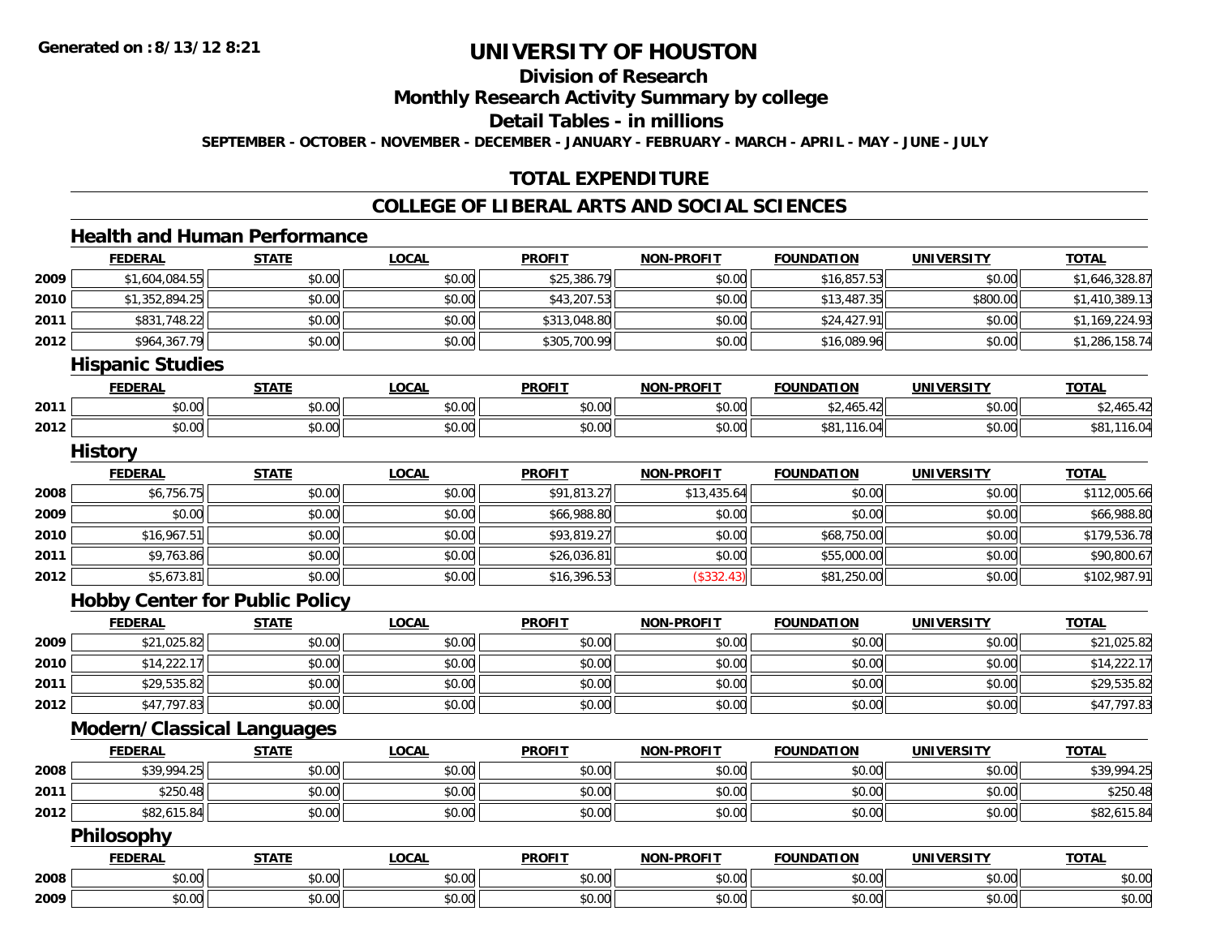# UNIVERSITY OF HOUSTON

## Division of Research

## Monthly Research Activity Summary by college

## Detail Tables - in millions

SEPTEMBER - OCTOBER - NOVEMBER - DECEMBER - JANUARY - FEBRUARY - MARCH - APRIL - MAY - JUNE - JULY

## TOTAL EXPENDITURE

## COLLEGE OF LIBERAL ARTS AND SOCIAL SCIENCES

### Health and Human Performance

| | FEDERAL | STATE | LOCAL | PROFIT | NON-PROFIT | FOUNDATION | UNIVERSITY | TOTAL |
|---|---|---|---|---|---|---|---|---|
| 2009 | $1,604,084.55 | $0.00 | $0.00 | $25,386.79 | $0.00 | $16,857.53 | $0.00 | $1,646,328.87 |
| 2010 | $1,352,894.25 | $0.00 | $0.00 | $43,207.53 | $0.00 | $13,487.35 | $800.00 | $1,410,389.13 |
| 2011 | $831,748.22 | $0.00 | $0.00 | $313,048.80 | $0.00 | $24,427.91 | $0.00 | $1,169,224.93 |
| 2012 | $964,367.79 | $0.00 | $0.00 | $305,700.99 | $0.00 | $16,089.96 | $0.00 | $1,286,158.74 |

### Hispanic Studies

| | FEDERAL | STATE | LOCAL | PROFIT | NON-PROFIT | FOUNDATION | UNIVERSITY | TOTAL |
|---|---|---|---|---|---|---|---|---|
| 2011 | $0.00 | $0.00 | $0.00 | $0.00 | $0.00 | $2,465.42 | $0.00 | $2,465.42 |
| 2012 | $0.00 | $0.00 | $0.00 | $0.00 | $0.00 | $81,116.04 | $0.00 | $81,116.04 |

### History

| | FEDERAL | STATE | LOCAL | PROFIT | NON-PROFIT | FOUNDATION | UNIVERSITY | TOTAL |
|---|---|---|---|---|---|---|---|---|
| 2008 | $6,756.75 | $0.00 | $0.00 | $91,813.27 | $13,435.64 | $0.00 | $0.00 | $112,005.66 |
| 2009 | $0.00 | $0.00 | $0.00 | $66,988.80 | $0.00 | $0.00 | $0.00 | $66,988.80 |
| 2010 | $16,967.51 | $0.00 | $0.00 | $93,819.27 | $0.00 | $68,750.00 | $0.00 | $179,536.78 |
| 2011 | $9,763.86 | $0.00 | $0.00 | $26,036.81 | $0.00 | $55,000.00 | $0.00 | $90,800.67 |
| 2012 | $5,673.81 | $0.00 | $0.00 | $16,396.53 | ($332.43) | $81,250.00 | $0.00 | $102,987.91 |

### Hobby Center for Public Policy

| | FEDERAL | STATE | LOCAL | PROFIT | NON-PROFIT | FOUNDATION | UNIVERSITY | TOTAL |
|---|---|---|---|---|---|---|---|---|
| 2009 | $21,025.82 | $0.00 | $0.00 | $0.00 | $0.00 | $0.00 | $0.00 | $21,025.82 |
| 2010 | $14,222.17 | $0.00 | $0.00 | $0.00 | $0.00 | $0.00 | $0.00 | $14,222.17 |
| 2011 | $29,535.82 | $0.00 | $0.00 | $0.00 | $0.00 | $0.00 | $0.00 | $29,535.82 |
| 2012 | $47,797.83 | $0.00 | $0.00 | $0.00 | $0.00 | $0.00 | $0.00 | $47,797.83 |

### Modern/Classical Languages

| | FEDERAL | STATE | LOCAL | PROFIT | NON-PROFIT | FOUNDATION | UNIVERSITY | TOTAL |
|---|---|---|---|---|---|---|---|---|
| 2008 | $39,994.25 | $0.00 | $0.00 | $0.00 | $0.00 | $0.00 | $0.00 | $39,994.25 |
| 2011 | $250.48 | $0.00 | $0.00 | $0.00 | $0.00 | $0.00 | $0.00 | $250.48 |
| 2012 | $82,615.84 | $0.00 | $0.00 | $0.00 | $0.00 | $0.00 | $0.00 | $82,615.84 |

### Philosophy

| | FEDERAL | STATE | LOCAL | PROFIT | NON-PROFIT | FOUNDATION | UNIVERSITY | TOTAL |
|---|---|---|---|---|---|---|---|---|
| 2008 | $0.00 | $0.00 | $0.00 | $0.00 | $0.00 | $0.00 | $0.00 | $0.00 |
| 2009 | $0.00 | $0.00 | $0.00 | $0.00 | $0.00 | $0.00 | $0.00 | $0.00 |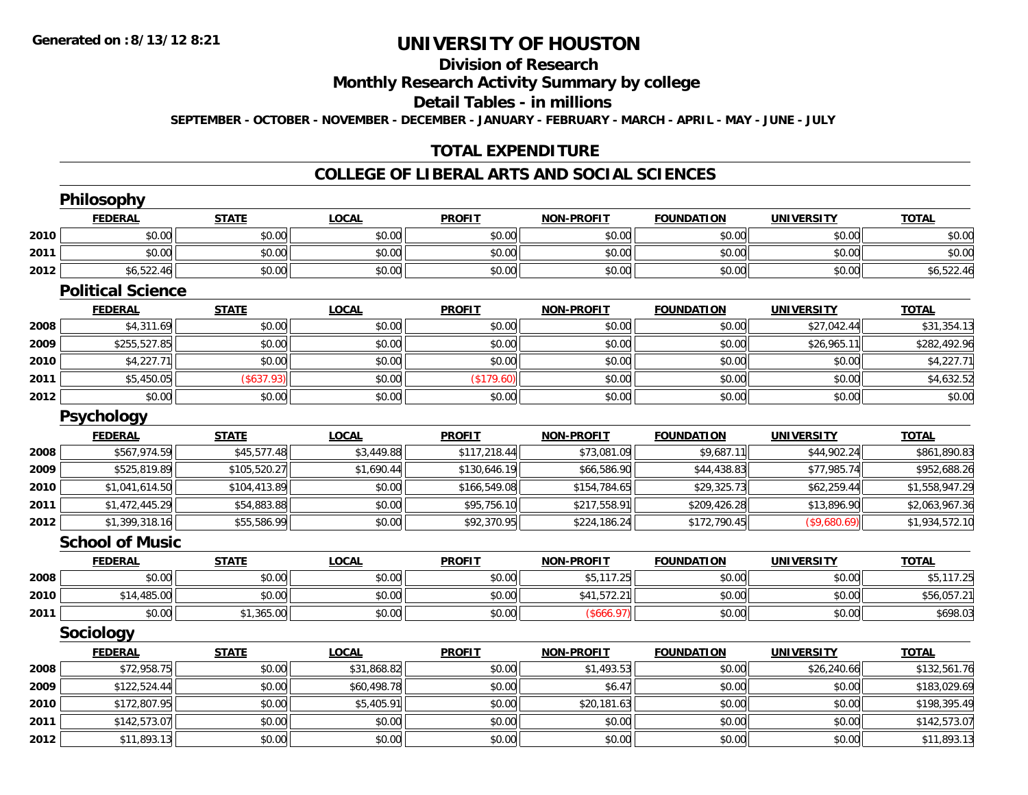Generated on :8/13/12 8:21

# UNIVERSITY OF HOUSTON

## Division of Research

## Monthly Research Activity Summary by college

## Detail Tables - in millions

SEPTEMBER - OCTOBER - NOVEMBER - DECEMBER - JANUARY - FEBRUARY - MARCH - APRIL - MAY - JUNE - JULY

## TOTAL EXPENDITURE

## COLLEGE OF LIBERAL ARTS AND SOCIAL SCIENCES

### Philosophy

| | FEDERAL | STATE | LOCAL | PROFIT | NON-PROFIT | FOUNDATION | UNIVERSITY | TOTAL |
|---|---|---|---|---|---|---|---|---|
| 2010 | $0.00 | $0.00 | $0.00 | $0.00 | $0.00 | $0.00 | $0.00 | $0.00 |
| 2011 | $0.00 | $0.00 | $0.00 | $0.00 | $0.00 | $0.00 | $0.00 | $0.00 |
| 2012 | $6,522.46 | $0.00 | $0.00 | $0.00 | $0.00 | $0.00 | $0.00 | $6,522.46 |

### Political Science

| | FEDERAL | STATE | LOCAL | PROFIT | NON-PROFIT | FOUNDATION | UNIVERSITY | TOTAL |
|---|---|---|---|---|---|---|---|---|
| 2008 | $4,311.69 | $0.00 | $0.00 | $0.00 | $0.00 | $0.00 | $27,042.44 | $31,354.13 |
| 2009 | $255,527.85 | $0.00 | $0.00 | $0.00 | $0.00 | $0.00 | $26,965.11 | $282,492.96 |
| 2010 | $4,227.71 | $0.00 | $0.00 | $0.00 | $0.00 | $0.00 | $0.00 | $4,227.71 |
| 2011 | $5,450.05 | ($637.93) | $0.00 | ($179.60) | $0.00 | $0.00 | $0.00 | $4,632.52 |
| 2012 | $0.00 | $0.00 | $0.00 | $0.00 | $0.00 | $0.00 | $0.00 | $0.00 |

### Psychology

| | FEDERAL | STATE | LOCAL | PROFIT | NON-PROFIT | FOUNDATION | UNIVERSITY | TOTAL |
|---|---|---|---|---|---|---|---|---|
| 2008 | $567,974.59 | $45,577.48 | $3,449.88 | $117,218.44 | $73,081.09 | $9,687.11 | $44,902.24 | $861,890.83 |
| 2009 | $525,819.89 | $105,520.27 | $1,690.44 | $130,646.19 | $66,586.90 | $44,438.83 | $77,985.74 | $952,688.26 |
| 2010 | $1,041,614.50 | $104,413.89 | $0.00 | $166,549.08 | $154,784.65 | $29,325.73 | $62,259.44 | $1,558,947.29 |
| 2011 | $1,472,445.29 | $54,883.88 | $0.00 | $95,756.10 | $217,558.91 | $209,426.28 | $13,896.90 | $2,063,967.36 |
| 2012 | $1,399,318.16 | $55,586.99 | $0.00 | $92,370.95 | $224,186.24 | $172,790.45 | ($9,680.69) | $1,934,572.10 |

### School of Music

| | FEDERAL | STATE | LOCAL | PROFIT | NON-PROFIT | FOUNDATION | UNIVERSITY | TOTAL |
|---|---|---|---|---|---|---|---|---|
| 2008 | $0.00 | $0.00 | $0.00 | $0.00 | $5,117.25 | $0.00 | $0.00 | $5,117.25 |
| 2010 | $14,485.00 | $0.00 | $0.00 | $0.00 | $41,572.21 | $0.00 | $0.00 | $56,057.21 |
| 2011 | $0.00 | $1,365.00 | $0.00 | $0.00 | ($666.97) | $0.00 | $0.00 | $698.03 |

### Sociology

| | FEDERAL | STATE | LOCAL | PROFIT | NON-PROFIT | FOUNDATION | UNIVERSITY | TOTAL |
|---|---|---|---|---|---|---|---|---|
| 2008 | $72,958.75 | $0.00 | $31,868.82 | $0.00 | $1,493.53 | $0.00 | $26,240.66 | $132,561.76 |
| 2009 | $122,524.44 | $0.00 | $60,498.78 | $0.00 | $6.47 | $0.00 | $0.00 | $183,029.69 |
| 2010 | $172,807.95 | $0.00 | $5,405.91 | $0.00 | $20,181.63 | $0.00 | $0.00 | $198,395.49 |
| 2011 | $142,573.07 | $0.00 | $0.00 | $0.00 | $0.00 | $0.00 | $0.00 | $142,573.07 |
| 2012 | $11,893.13 | $0.00 | $0.00 | $0.00 | $0.00 | $0.00 | $0.00 | $11,893.13 |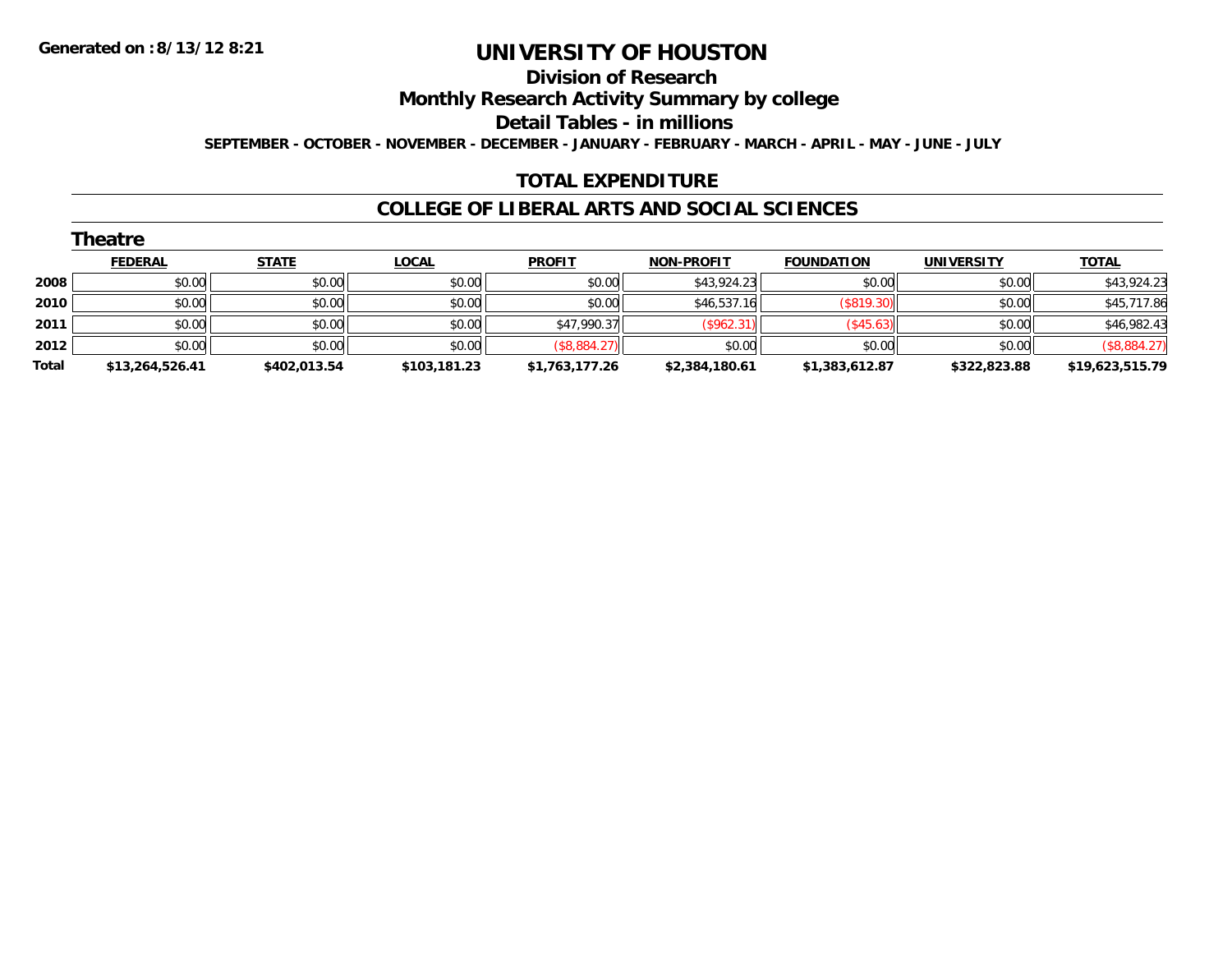**Generated on :8/13/12 8:21**

# UNIVERSITY OF HOUSTON

## Division of Research

## Monthly Research Activity Summary by college

## Detail Tables - in millions

**SEPTEMBER - OCTOBER - NOVEMBER - DECEMBER - JANUARY - FEBRUARY - MARCH - APRIL - MAY - JUNE - JULY**

## TOTAL EXPENDITURE

## COLLEGE OF LIBERAL ARTS AND SOCIAL SCIENCES

### Theatre

| | FEDERAL | STATE | LOCAL | PROFIT | NON-PROFIT | FOUNDATION | UNIVERSITY | TOTAL |
|---|---|---|---|---|---|---|---|---|
| **2008** | $0.00 | $0.00 | $0.00 | $0.00 | $43,924.23 | $0.00 | $0.00 | $43,924.23 |
| **2010** | $0.00 | $0.00 | $0.00 | $0.00 | $46,537.16 | ($819.30) | $0.00 | $45,717.86 |
| **2011** | $0.00 | $0.00 | $0.00 | $47,990.37 | ($962.31) | ($45.63) | $0.00 | $46,982.43 |
| **2012** | $0.00 | $0.00 | $0.00 | ($8,884.27) | $0.00 | $0.00 | $0.00 | ($8,884.27) |
| **Total** | **$13,264,526.41** | **$402,013.54** | **$103,181.23** | **$1,763,177.26** | **$2,384,180.61** | **$1,383,612.87** | **$322,823.88** | **$19,623,515.79** |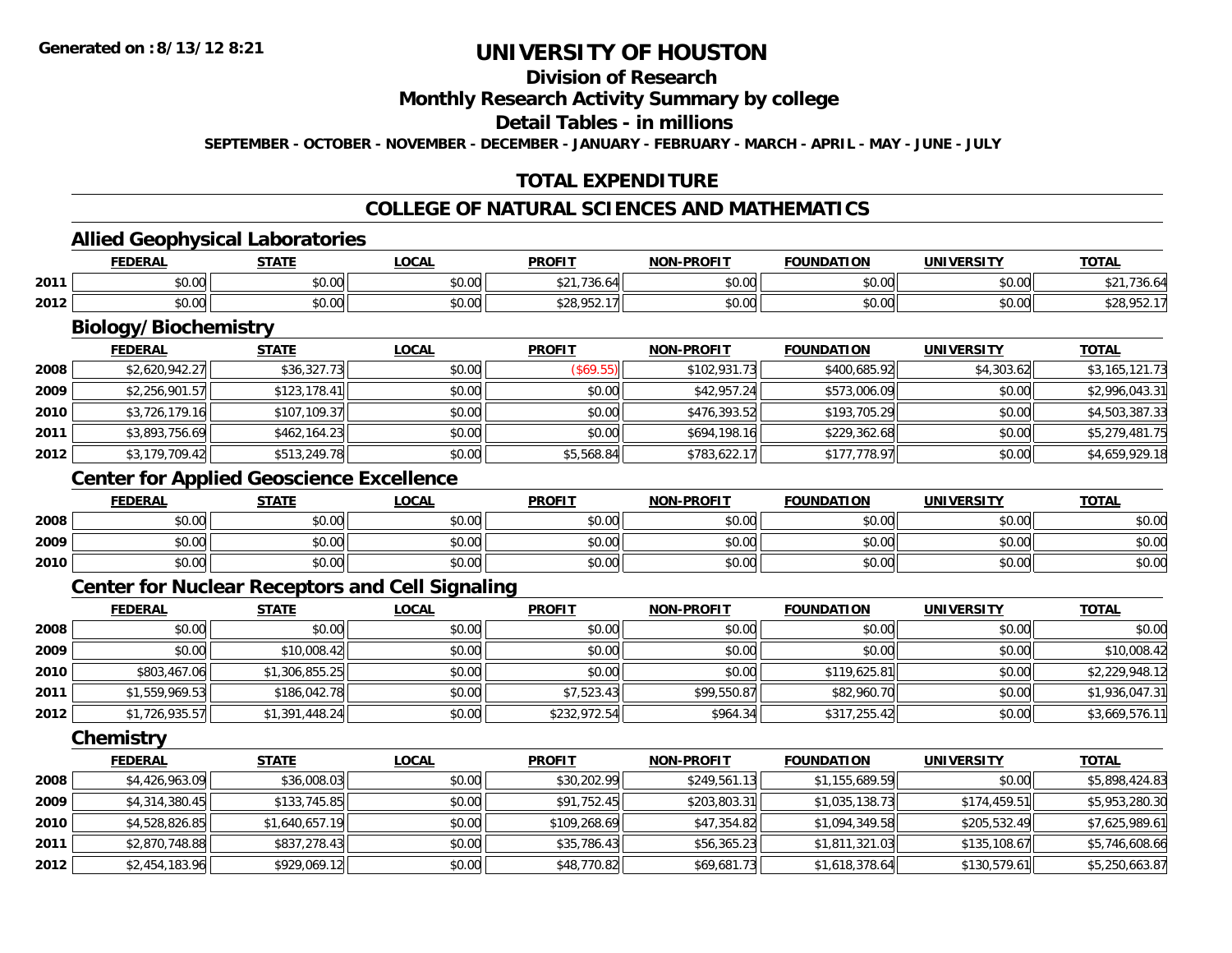**Generated on :8/13/12 8:21**

# UNIVERSITY OF HOUSTON

## Division of Research

## Monthly Research Activity Summary by college

## Detail Tables - in millions

**SEPTEMBER - OCTOBER - NOVEMBER - DECEMBER - JANUARY - FEBRUARY - MARCH - APRIL - MAY - JUNE - JULY**

## TOTAL EXPENDITURE

## COLLEGE OF NATURAL SCIENCES AND MATHEMATICS

### Allied Geophysical Laboratories

| | FEDERAL | STATE | LOCAL | PROFIT | NON-PROFIT | FOUNDATION | UNIVERSITY | TOTAL |
|---|---|---|---|---|---|---|---|---|
| 2011 | $0.00 | $0.00 | $0.00 | $21,736.64 | $0.00 | $0.00 | $0.00 | $21,736.64 |
| 2012 | $0.00 | $0.00 | $0.00 | $28,952.17 | $0.00 | $0.00 | $0.00 | $28,952.17 |

### Biology/Biochemistry

| | FEDERAL | STATE | LOCAL | PROFIT | NON-PROFIT | FOUNDATION | UNIVERSITY | TOTAL |
|---|---|---|---|---|---|---|---|---|
| 2008 | $2,620,942.27 | $36,327.73 | $0.00 | ($69.55) | $102,931.73 | $400,685.92 | $4,303.62 | $3,165,121.73 |
| 2009 | $2,256,901.57 | $123,178.41 | $0.00 | $0.00 | $42,957.24 | $573,006.09 | $0.00 | $2,996,043.31 |
| 2010 | $3,726,179.16 | $107,109.37 | $0.00 | $0.00 | $476,393.52 | $193,705.29 | $0.00 | $4,503,387.33 |
| 2011 | $3,893,756.69 | $462,164.23 | $0.00 | $0.00 | $694,198.16 | $229,362.68 | $0.00 | $5,279,481.75 |
| 2012 | $3,179,709.42 | $513,249.78 | $0.00 | $5,568.84 | $783,622.17 | $177,778.97 | $0.00 | $4,659,929.18 |

### Center for Applied Geoscience Excellence

| | FEDERAL | STATE | LOCAL | PROFIT | NON-PROFIT | FOUNDATION | UNIVERSITY | TOTAL |
|---|---|---|---|---|---|---|---|---|
| 2008 | $0.00 | $0.00 | $0.00 | $0.00 | $0.00 | $0.00 | $0.00 | $0.00 |
| 2009 | $0.00 | $0.00 | $0.00 | $0.00 | $0.00 | $0.00 | $0.00 | $0.00 |
| 2010 | $0.00 | $0.00 | $0.00 | $0.00 | $0.00 | $0.00 | $0.00 | $0.00 |

### Center for Nuclear Receptors and Cell Signaling

| | FEDERAL | STATE | LOCAL | PROFIT | NON-PROFIT | FOUNDATION | UNIVERSITY | TOTAL |
|---|---|---|---|---|---|---|---|---|
| 2008 | $0.00 | $0.00 | $0.00 | $0.00 | $0.00 | $0.00 | $0.00 | $0.00 |
| 2009 | $0.00 | $10,008.42 | $0.00 | $0.00 | $0.00 | $0.00 | $0.00 | $10,008.42 |
| 2010 | $803,467.06 | $1,306,855.25 | $0.00 | $0.00 | $0.00 | $119,625.81 | $0.00 | $2,229,948.12 |
| 2011 | $1,559,969.53 | $186,042.78 | $0.00 | $7,523.43 | $99,550.87 | $82,960.70 | $0.00 | $1,936,047.31 |
| 2012 | $1,726,935.57 | $1,391,448.24 | $0.00 | $232,972.54 | $964.34 | $317,255.42 | $0.00 | $3,669,576.11 |

### Chemistry

| | FEDERAL | STATE | LOCAL | PROFIT | NON-PROFIT | FOUNDATION | UNIVERSITY | TOTAL |
|---|---|---|---|---|---|---|---|---|
| 2008 | $4,426,963.09 | $36,008.03 | $0.00 | $30,202.99 | $249,561.13 | $1,155,689.59 | $0.00 | $5,898,424.83 |
| 2009 | $4,314,380.45 | $133,745.85 | $0.00 | $91,752.45 | $203,803.31 | $1,035,138.73 | $174,459.51 | $5,953,280.30 |
| 2010 | $4,528,826.85 | $1,640,657.19 | $0.00 | $109,268.69 | $47,354.82 | $1,094,349.58 | $205,532.49 | $7,625,989.61 |
| 2011 | $2,870,748.88 | $837,278.43 | $0.00 | $35,786.43 | $56,365.23 | $1,811,321.03 | $135,108.67 | $5,746,608.66 |
| 2012 | $2,454,183.96 | $929,069.12 | $0.00 | $48,770.82 | $69,681.73 | $1,618,378.64 | $130,579.61 | $5,250,663.87 |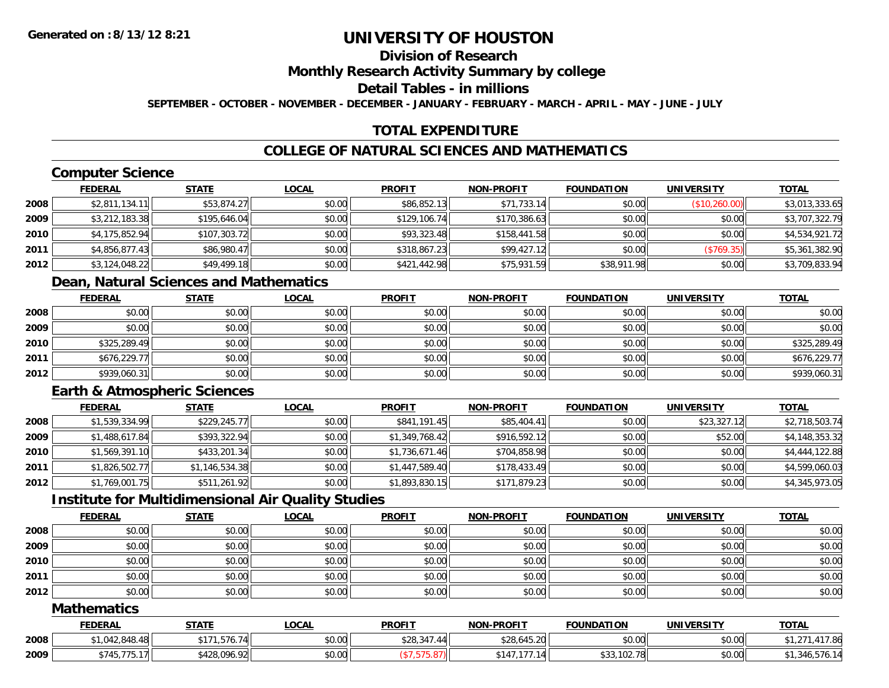# UNIVERSITY OF HOUSTON

## Division of Research

## Monthly Research Activity Summary by college

## Detail Tables - in millions

**SEPTEMBER - OCTOBER - NOVEMBER - DECEMBER - JANUARY - FEBRUARY - MARCH - APRIL - MAY - JUNE - JULY**

**Generated on : 8/13/12 8:21**

## TOTAL EXPENDITURE

## COLLEGE OF NATURAL SCIENCES AND MATHEMATICS

### Computer Science

| | FEDERAL | STATE | LOCAL | PROFIT | NON-PROFIT | FOUNDATION | UNIVERSITY | TOTAL |
|---|---|---|---|---|---|---|---|---|
| 2008 | $2,811,134.11 | $53,874.27 | $0.00 | $86,852.13 | $71,733.14 | $0.00 | ($10,260.00) | $3,013,333.65 |
| 2009 | $3,212,183.38 | $195,646.04 | $0.00 | $129,106.74 | $170,386.63 | $0.00 | $0.00 | $3,707,322.79 |
| 2010 | $4,175,852.94 | $107,303.72 | $0.00 | $93,323.48 | $158,441.58 | $0.00 | $0.00 | $4,534,921.72 |
| 2011 | $4,856,877.43 | $86,980.47 | $0.00 | $318,867.23 | $99,427.12 | $0.00 | ($769.35) | $5,361,382.90 |
| 2012 | $3,124,048.22 | $49,499.18 | $0.00 | $421,442.98 | $75,931.59 | $38,911.98 | $0.00 | $3,709,833.94 |

### Dean, Natural Sciences and Mathematics

| | FEDERAL | STATE | LOCAL | PROFIT | NON-PROFIT | FOUNDATION | UNIVERSITY | TOTAL |
|---|---|---|---|---|---|---|---|---|
| 2008 | $0.00 | $0.00 | $0.00 | $0.00 | $0.00 | $0.00 | $0.00 | $0.00 |
| 2009 | $0.00 | $0.00 | $0.00 | $0.00 | $0.00 | $0.00 | $0.00 | $0.00 |
| 2010 | $325,289.49 | $0.00 | $0.00 | $0.00 | $0.00 | $0.00 | $0.00 | $325,289.49 |
| 2011 | $676,229.77 | $0.00 | $0.00 | $0.00 | $0.00 | $0.00 | $0.00 | $676,229.77 |
| 2012 | $939,060.31 | $0.00 | $0.00 | $0.00 | $0.00 | $0.00 | $0.00 | $939,060.31 |

### Earth & Atmospheric Sciences

| | FEDERAL | STATE | LOCAL | PROFIT | NON-PROFIT | FOUNDATION | UNIVERSITY | TOTAL |
|---|---|---|---|---|---|---|---|---|
| 2008 | $1,539,334.99 | $229,245.77 | $0.00 | $841,191.45 | $85,404.41 | $0.00 | $23,327.12 | $2,718,503.74 |
| 2009 | $1,488,617.84 | $393,322.94 | $0.00 | $1,349,768.42 | $916,592.12 | $0.00 | $52.00 | $4,148,353.32 |
| 2010 | $1,569,391.10 | $433,201.34 | $0.00 | $1,736,671.46 | $704,858.98 | $0.00 | $0.00 | $4,444,122.88 |
| 2011 | $1,826,502.77 | $1,146,534.38 | $0.00 | $1,447,589.40 | $178,433.49 | $0.00 | $0.00 | $4,599,060.03 |
| 2012 | $1,769,001.75 | $511,261.92 | $0.00 | $1,893,830.15 | $171,879.23 | $0.00 | $0.00 | $4,345,973.05 |

### Institute for Multidimensional Air Quality Studies

| | FEDERAL | STATE | LOCAL | PROFIT | NON-PROFIT | FOUNDATION | UNIVERSITY | TOTAL |
|---|---|---|---|---|---|---|---|---|
| 2008 | $0.00 | $0.00 | $0.00 | $0.00 | $0.00 | $0.00 | $0.00 | $0.00 |
| 2009 | $0.00 | $0.00 | $0.00 | $0.00 | $0.00 | $0.00 | $0.00 | $0.00 |
| 2010 | $0.00 | $0.00 | $0.00 | $0.00 | $0.00 | $0.00 | $0.00 | $0.00 |
| 2011 | $0.00 | $0.00 | $0.00 | $0.00 | $0.00 | $0.00 | $0.00 | $0.00 |
| 2012 | $0.00 | $0.00 | $0.00 | $0.00 | $0.00 | $0.00 | $0.00 | $0.00 |

### Mathematics

| | FEDERAL | STATE | LOCAL | PROFIT | NON-PROFIT | FOUNDATION | UNIVERSITY | TOTAL |
|---|---|---|---|---|---|---|---|---|
| 2008 | $1,042,848.48 | $171,576.74 | $0.00 | $28,347.44 | $28,645.20 | $0.00 | $0.00 | $1,271,417.86 |
| 2009 | $745,775.17 | $428,096.92 | $0.00 | ($7,575.87) | $147,177.14 | $33,102.78 | $0.00 | $1,346,576.14 |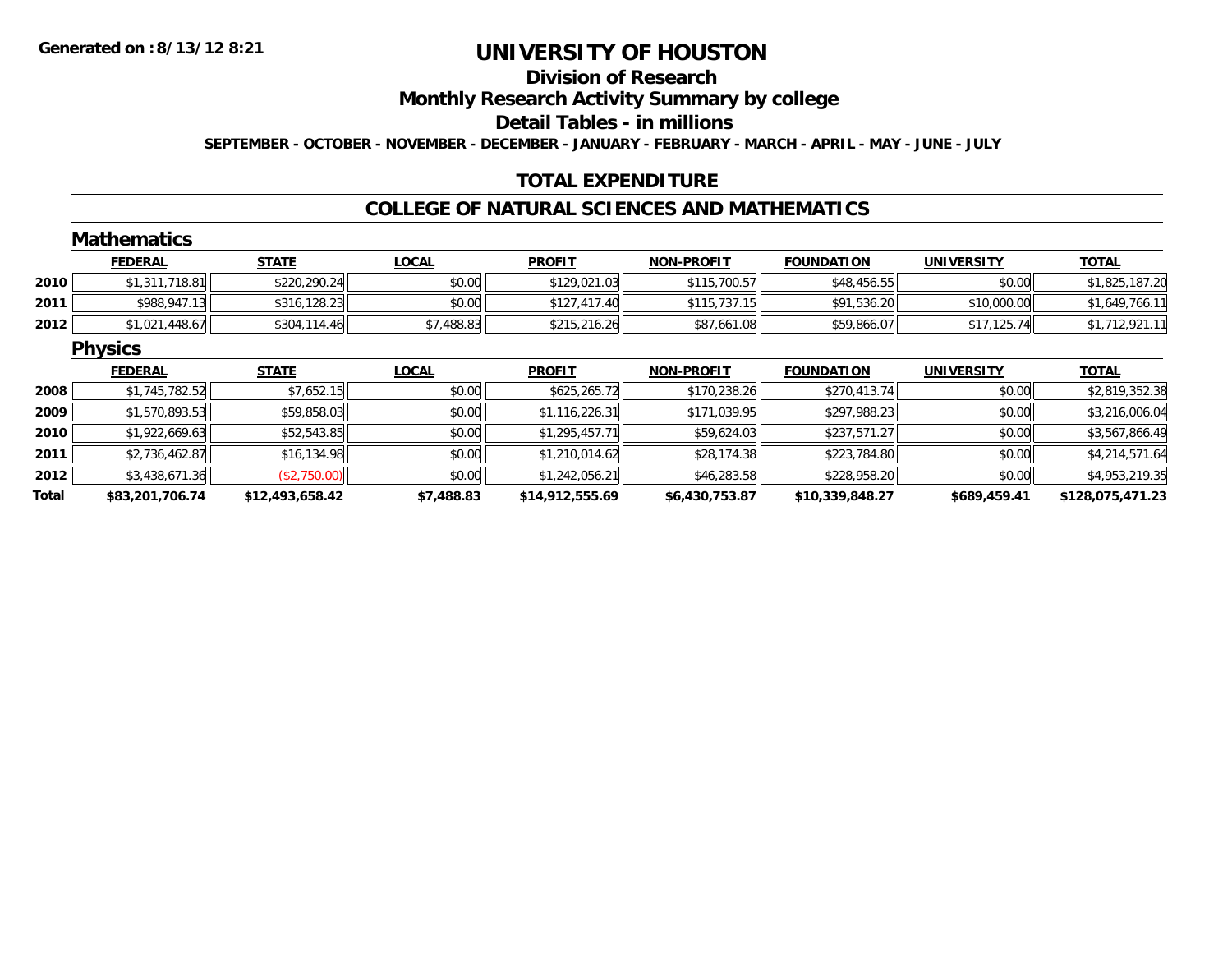Generated on :8/13/12 8:21

# UNIVERSITY OF HOUSTON

## Division of Research

## Monthly Research Activity Summary by college

## Detail Tables - in millions

SEPTEMBER - OCTOBER - NOVEMBER - DECEMBER - JANUARY - FEBRUARY - MARCH - APRIL - MAY - JUNE - JULY

## TOTAL EXPENDITURE

## COLLEGE OF NATURAL SCIENCES AND MATHEMATICS

### Mathematics

| | FEDERAL | STATE | LOCAL | PROFIT | NON-PROFIT | FOUNDATION | UNIVERSITY | TOTAL |
|---|---|---|---|---|---|---|---|---|
| 2010 | $1,311,718.81 | $220,290.24 | $0.00 | $129,021.03 | $115,700.57 | $48,456.55 | $0.00 | $1,825,187.20 |
| 2011 | $988,947.13 | $316,128.23 | $0.00 | $127,417.40 | $115,737.15 | $91,536.20 | $10,000.00 | $1,649,766.11 |
| 2012 | $1,021,448.67 | $304,114.46 | $7,488.83 | $215,216.26 | $87,661.08 | $59,866.07 | $17,125.74 | $1,712,921.11 |

### Physics

| | FEDERAL | STATE | LOCAL | PROFIT | NON-PROFIT | FOUNDATION | UNIVERSITY | TOTAL |
|---|---|---|---|---|---|---|---|---|
| 2008 | $1,745,782.52 | $7,652.15 | $0.00 | $625,265.72 | $170,238.26 | $270,413.74 | $0.00 | $2,819,352.38 |
| 2009 | $1,570,893.53 | $59,858.03 | $0.00 | $1,116,226.31 | $171,039.95 | $297,988.23 | $0.00 | $3,216,006.04 |
| 2010 | $1,922,669.63 | $52,543.85 | $0.00 | $1,295,457.71 | $59,624.03 | $237,571.27 | $0.00 | $3,567,866.49 |
| 2011 | $2,736,462.87 | $16,134.98 | $0.00 | $1,210,014.62 | $28,174.38 | $223,784.80 | $0.00 | $4,214,571.64 |
| 2012 | $3,438,671.36 | ($2,750.00) | $0.00 | $1,242,056.21 | $46,283.58 | $228,958.20 | $0.00 | $4,953,219.35 |
| **Total** | **$83,201,706.74** | **$12,493,658.42** | **$7,488.83** | **$14,912,555.69** | **$6,430,753.87** | **$10,339,848.27** | **$689,459.41** | **$128,075,471.23** |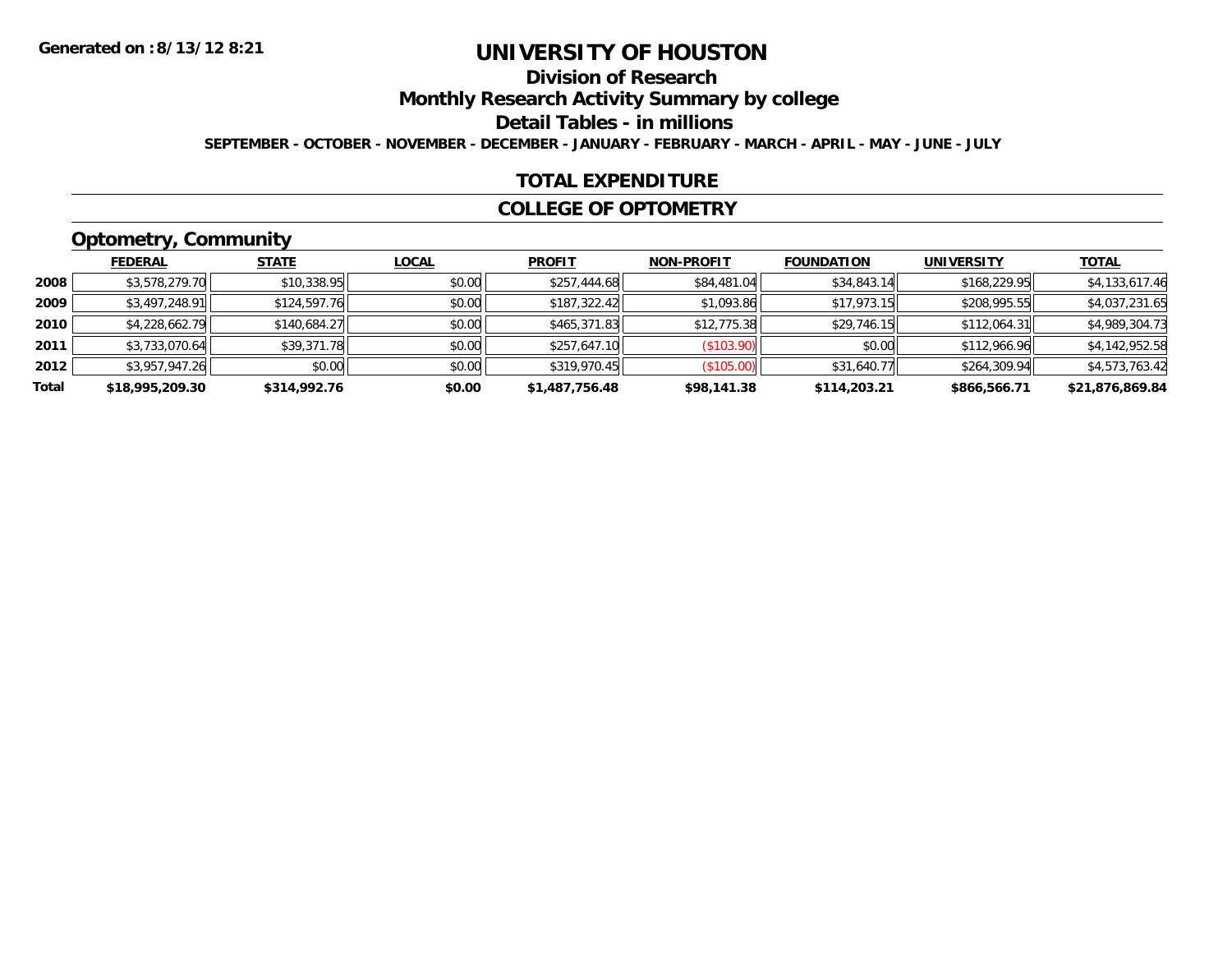Generated on :8/13/12 8:21

# UNIVERSITY OF HOUSTON

## Division of Research

## Monthly Research Activity Summary by college

## Detail Tables - in millions

SEPTEMBER - OCTOBER - NOVEMBER - DECEMBER - JANUARY - FEBRUARY - MARCH - APRIL - MAY - JUNE - JULY

## TOTAL EXPENDITURE

## COLLEGE OF OPTOMETRY

### Optometry, Community

| | FEDERAL | STATE | LOCAL | PROFIT | NON-PROFIT | FOUNDATION | UNIVERSITY | TOTAL |
|---|---|---|---|---|---|---|---|---|
| 2008 | $3,578,279.70 | $10,338.95 | $0.00 | $257,444.68 | $84,481.04 | $34,843.14 | $168,229.95 | $4,133,617.46 |
| 2009 | $3,497,248.91 | $124,597.76 | $0.00 | $187,322.42 | $1,093.86 | $17,973.15 | $208,995.55 | $4,037,231.65 |
| 2010 | $4,228,662.79 | $140,684.27 | $0.00 | $465,371.83 | $12,775.38 | $29,746.15 | $112,064.31 | $4,989,304.73 |
| 2011 | $3,733,070.64 | $39,371.78 | $0.00 | $257,647.10 | ($103.90) | $0.00 | $112,966.96 | $4,142,952.58 |
| 2012 | $3,957,947.26 | $0.00 | $0.00 | $319,970.45 | ($105.00) | $31,640.77 | $264,309.94 | $4,573,763.42 |
| **Total** | **$18,995,209.30** | **$314,992.76** | **$0.00** | **$1,487,756.48** | **$98,141.38** | **$114,203.21** | **$866,566.71** | **$21,876,869.84** |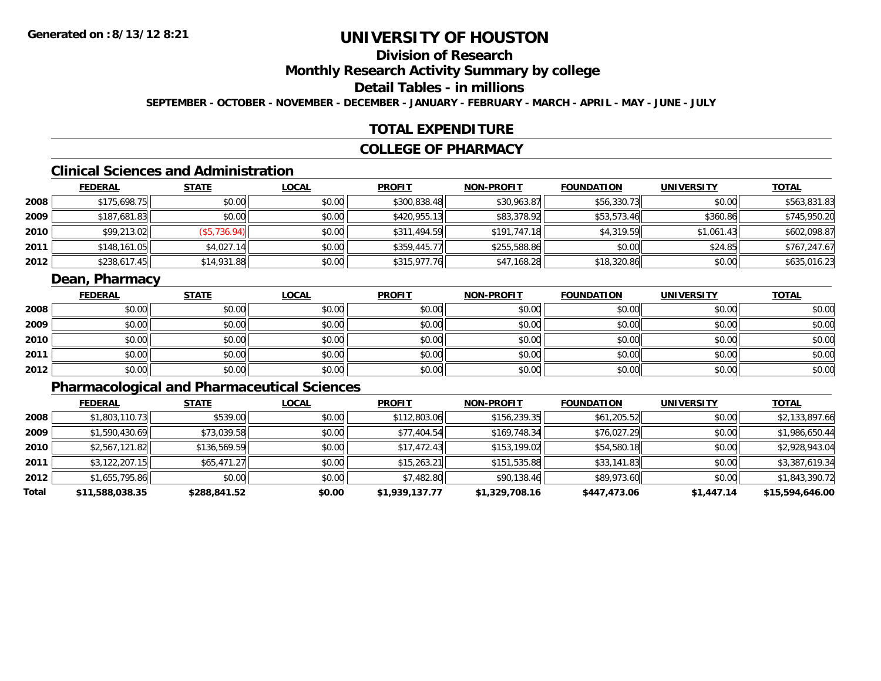**Generated on :8/13/12 8:21**

# UNIVERSITY OF HOUSTON

## Division of Research

## Monthly Research Activity Summary by college

## Detail Tables - in millions

**SEPTEMBER - OCTOBER - NOVEMBER - DECEMBER - JANUARY - FEBRUARY - MARCH - APRIL - MAY - JUNE - JULY**

## TOTAL EXPENDITURE

## COLLEGE OF PHARMACY

### Clinical Sciences and Administration

| | FEDERAL | STATE | LOCAL | PROFIT | NON-PROFIT | FOUNDATION | UNIVERSITY | TOTAL |
|---|---|---|---|---|---|---|---|---|
| 2008 | $175,698.75 | $0.00 | $0.00 | $300,838.48 | $30,963.87 | $56,330.73 | $0.00 | $563,831.83 |
| 2009 | $187,681.83 | $0.00 | $0.00 | $420,955.13 | $83,378.92 | $53,573.46 | $360.86 | $745,950.20 |
| 2010 | $99,213.02 | ($5,736.94) | $0.00 | $311,494.59 | $191,747.18 | $4,319.59 | $1,061.43 | $602,098.87 |
| 2011 | $148,161.05 | $4,027.14 | $0.00 | $359,445.77 | $255,588.86 | $0.00 | $24.85 | $767,247.67 |
| 2012 | $238,617.45 | $14,931.88 | $0.00 | $315,977.76 | $47,168.28 | $18,320.86 | $0.00 | $635,016.23 |

### Dean, Pharmacy

| | FEDERAL | STATE | LOCAL | PROFIT | NON-PROFIT | FOUNDATION | UNIVERSITY | TOTAL |
|---|---|---|---|---|---|---|---|---|
| 2008 | $0.00 | $0.00 | $0.00 | $0.00 | $0.00 | $0.00 | $0.00 | $0.00 |
| 2009 | $0.00 | $0.00 | $0.00 | $0.00 | $0.00 | $0.00 | $0.00 | $0.00 |
| 2010 | $0.00 | $0.00 | $0.00 | $0.00 | $0.00 | $0.00 | $0.00 | $0.00 |
| 2011 | $0.00 | $0.00 | $0.00 | $0.00 | $0.00 | $0.00 | $0.00 | $0.00 |
| 2012 | $0.00 | $0.00 | $0.00 | $0.00 | $0.00 | $0.00 | $0.00 | $0.00 |

### Pharmacological and Pharmaceutical Sciences

| | FEDERAL | STATE | LOCAL | PROFIT | NON-PROFIT | FOUNDATION | UNIVERSITY | TOTAL |
|---|---|---|---|---|---|---|---|---|
| 2008 | $1,803,110.73 | $539.00 | $0.00 | $112,803.06 | $156,239.35 | $61,205.52 | $0.00 | $2,133,897.66 |
| 2009 | $1,590,430.69 | $73,039.58 | $0.00 | $77,404.54 | $169,748.34 | $76,027.29 | $0.00 | $1,986,650.44 |
| 2010 | $2,567,121.82 | $136,569.59 | $0.00 | $17,472.43 | $153,199.02 | $54,580.18 | $0.00 | $2,928,943.04 |
| 2011 | $3,122,207.15 | $65,471.27 | $0.00 | $15,263.21 | $151,535.88 | $33,141.83 | $0.00 | $3,387,619.34 |
| 2012 | $1,655,795.86 | $0.00 | $0.00 | $7,482.80 | $90,138.46 | $89,973.60 | $0.00 | $1,843,390.72 |
| **Total** | **$11,588,038.35** | **$288,841.52** | **$0.00** | **$1,939,137.77** | **$1,329,708.16** | **$447,473.06** | **$1,447.14** | **$15,594,646.00** |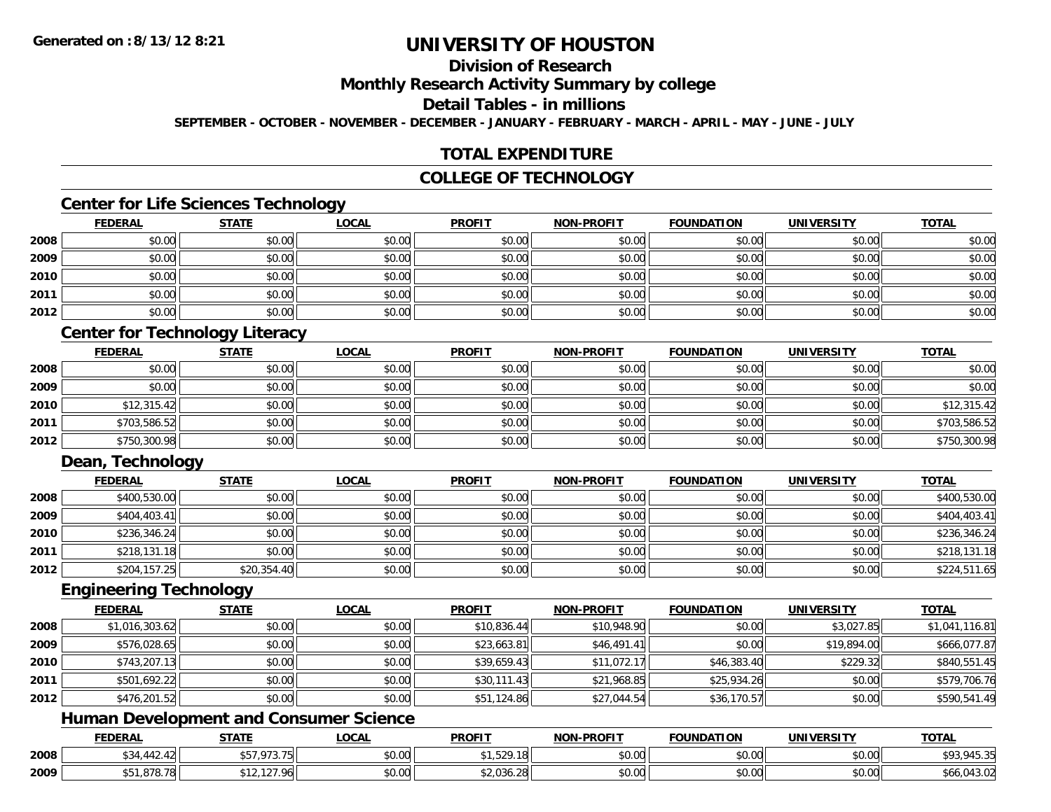**Generated on :8/13/12 8:21**

# UNIVERSITY OF HOUSTON

## Division of Research

## Monthly Research Activity Summary by college

## Detail Tables - in millions

**SEPTEMBER - OCTOBER - NOVEMBER - DECEMBER - JANUARY - FEBRUARY - MARCH - APRIL - MAY - JUNE - JULY**

## TOTAL EXPENDITURE

## COLLEGE OF TECHNOLOGY

### Center for Life Sciences Technology

| | FEDERAL | STATE | LOCAL | PROFIT | NON-PROFIT | FOUNDATION | UNIVERSITY | TOTAL |
|---|---|---|---|---|---|---|---|---|
| 2008 | $0.00 | $0.00 | $0.00 | $0.00 | $0.00 | $0.00 | $0.00 | $0.00 |
| 2009 | $0.00 | $0.00 | $0.00 | $0.00 | $0.00 | $0.00 | $0.00 | $0.00 |
| 2010 | $0.00 | $0.00 | $0.00 | $0.00 | $0.00 | $0.00 | $0.00 | $0.00 |
| 2011 | $0.00 | $0.00 | $0.00 | $0.00 | $0.00 | $0.00 | $0.00 | $0.00 |
| 2012 | $0.00 | $0.00 | $0.00 | $0.00 | $0.00 | $0.00 | $0.00 | $0.00 |

### Center for Technology Literacy

| | FEDERAL | STATE | LOCAL | PROFIT | NON-PROFIT | FOUNDATION | UNIVERSITY | TOTAL |
|---|---|---|---|---|---|---|---|---|
| 2008 | $0.00 | $0.00 | $0.00 | $0.00 | $0.00 | $0.00 | $0.00 | $0.00 |
| 2009 | $0.00 | $0.00 | $0.00 | $0.00 | $0.00 | $0.00 | $0.00 | $0.00 |
| 2010 | $12,315.42 | $0.00 | $0.00 | $0.00 | $0.00 | $0.00 | $0.00 | $12,315.42 |
| 2011 | $703,586.52 | $0.00 | $0.00 | $0.00 | $0.00 | $0.00 | $0.00 | $703,586.52 |
| 2012 | $750,300.98 | $0.00 | $0.00 | $0.00 | $0.00 | $0.00 | $0.00 | $750,300.98 |

### Dean, Technology

| | FEDERAL | STATE | LOCAL | PROFIT | NON-PROFIT | FOUNDATION | UNIVERSITY | TOTAL |
|---|---|---|---|---|---|---|---|---|
| 2008 | $400,530.00 | $0.00 | $0.00 | $0.00 | $0.00 | $0.00 | $0.00 | $400,530.00 |
| 2009 | $404,403.41 | $0.00 | $0.00 | $0.00 | $0.00 | $0.00 | $0.00 | $404,403.41 |
| 2010 | $236,346.24 | $0.00 | $0.00 | $0.00 | $0.00 | $0.00 | $0.00 | $236,346.24 |
| 2011 | $218,131.18 | $0.00 | $0.00 | $0.00 | $0.00 | $0.00 | $0.00 | $218,131.18 |
| 2012 | $204,157.25 | $20,354.40 | $0.00 | $0.00 | $0.00 | $0.00 | $0.00 | $224,511.65 |

### Engineering Technology

| | FEDERAL | STATE | LOCAL | PROFIT | NON-PROFIT | FOUNDATION | UNIVERSITY | TOTAL |
|---|---|---|---|---|---|---|---|---|
| 2008 | $1,016,303.62 | $0.00 | $0.00 | $10,836.44 | $10,948.90 | $0.00 | $3,027.85 | $1,041,116.81 |
| 2009 | $576,028.65 | $0.00 | $0.00 | $23,663.81 | $46,491.41 | $0.00 | $19,894.00 | $666,077.87 |
| 2010 | $743,207.13 | $0.00 | $0.00 | $39,659.43 | $11,072.17 | $46,383.40 | $229.32 | $840,551.45 |
| 2011 | $501,692.22 | $0.00 | $0.00 | $30,111.43 | $21,968.85 | $25,934.26 | $0.00 | $579,706.76 |
| 2012 | $476,201.52 | $0.00 | $0.00 | $51,124.86 | $27,044.54 | $36,170.57 | $0.00 | $590,541.49 |

### Human Development and Consumer Science

| | FEDERAL | STATE | LOCAL | PROFIT | NON-PROFIT | FOUNDATION | UNIVERSITY | TOTAL |
|---|---|---|---|---|---|---|---|---|
| 2008 | $34,442.42 | $57,973.75 | $0.00 | $1,529.18 | $0.00 | $0.00 | $0.00 | $93,945.35 |
| 2009 | $51,878.78 | $12,127.96 | $0.00 | $2,036.28 | $0.00 | $0.00 | $0.00 | $66,043.02 |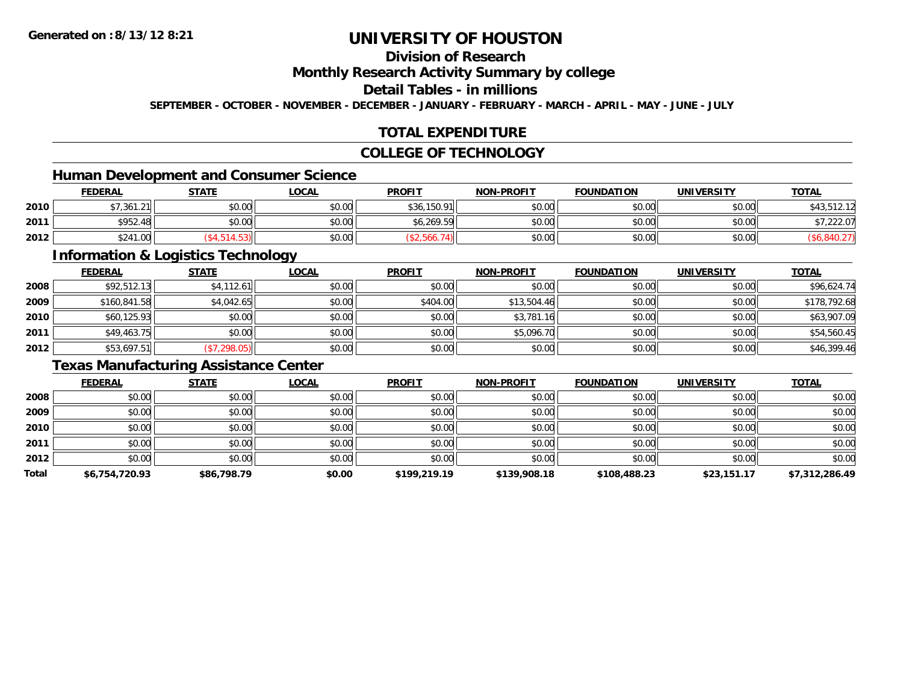# UNIVERSITY OF HOUSTON

## Division of Research

## Monthly Research Activity Summary by college

## Detail Tables - in millions

**SEPTEMBER - OCTOBER - NOVEMBER - DECEMBER - JANUARY - FEBRUARY - MARCH - APRIL - MAY - JUNE - JULY**

## TOTAL EXPENDITURE

## COLLEGE OF TECHNOLOGY

### Human Development and Consumer Science

| | FEDERAL | STATE | LOCAL | PROFIT | NON-PROFIT | FOUNDATION | UNIVERSITY | TOTAL |
|---|---|---|---|---|---|---|---|---|
| 2010 | $7,361.21 | $0.00 | $0.00 | $36,150.91 | $0.00 | $0.00 | $0.00 | $43,512.12 |
| 2011 | $952.48 | $0.00 | $0.00 | $6,269.59 | $0.00 | $0.00 | $0.00 | $7,222.07 |
| 2012 | $241.00 | ($4,514.53) | $0.00 | ($2,566.74) | $0.00 | $0.00 | $0.00 | ($6,840.27) |

### Information & Logistics Technology

| | FEDERAL | STATE | LOCAL | PROFIT | NON-PROFIT | FOUNDATION | UNIVERSITY | TOTAL |
|---|---|---|---|---|---|---|---|---|
| 2008 | $92,512.13 | $4,112.61 | $0.00 | $0.00 | $0.00 | $0.00 | $0.00 | $96,624.74 |
| 2009 | $160,841.58 | $4,042.65 | $0.00 | $404.00 | $13,504.46 | $0.00 | $0.00 | $178,792.68 |
| 2010 | $60,125.93 | $0.00 | $0.00 | $0.00 | $3,781.16 | $0.00 | $0.00 | $63,907.09 |
| 2011 | $49,463.75 | $0.00 | $0.00 | $0.00 | $5,096.70 | $0.00 | $0.00 | $54,560.45 |
| 2012 | $53,697.51 | ($7,298.05) | $0.00 | $0.00 | $0.00 | $0.00 | $0.00 | $46,399.46 |

### Texas Manufacturing Assistance Center

| | FEDERAL | STATE | LOCAL | PROFIT | NON-PROFIT | FOUNDATION | UNIVERSITY | TOTAL |
|---|---|---|---|---|---|---|---|---|
| 2008 | $0.00 | $0.00 | $0.00 | $0.00 | $0.00 | $0.00 | $0.00 | $0.00 |
| 2009 | $0.00 | $0.00 | $0.00 | $0.00 | $0.00 | $0.00 | $0.00 | $0.00 |
| 2010 | $0.00 | $0.00 | $0.00 | $0.00 | $0.00 | $0.00 | $0.00 | $0.00 |
| 2011 | $0.00 | $0.00 | $0.00 | $0.00 | $0.00 | $0.00 | $0.00 | $0.00 |
| 2012 | $0.00 | $0.00 | $0.00 | $0.00 | $0.00 | $0.00 | $0.00 | $0.00 |
| **Total** | **$6,754,720.93** | **$86,798.79** | **$0.00** | **$199,219.19** | **$139,908.18** | **$108,488.23** | **$23,151.17** | **$7,312,286.49** |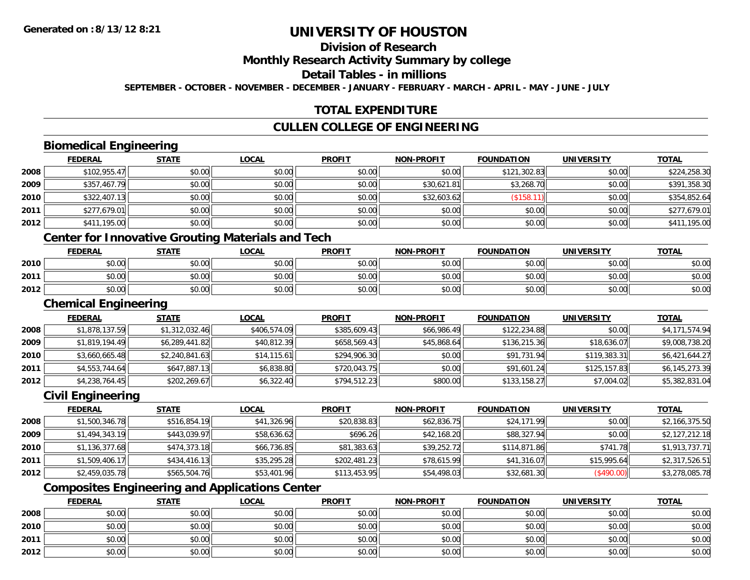# UNIVERSITY OF HOUSTON

## Division of Research

## Monthly Research Activity Summary by college

## Detail Tables - in millions

**SEPTEMBER - OCTOBER - NOVEMBER - DECEMBER - JANUARY - FEBRUARY - MARCH - APRIL - MAY - JUNE - JULY**

## TOTAL EXPENDITURE

## CULLEN COLLEGE OF ENGINEERING

### Biomedical Engineering

| | FEDERAL | STATE | LOCAL | PROFIT | NON-PROFIT | FOUNDATION | UNIVERSITY | TOTAL |
|---|---|---|---|---|---|---|---|---|
| 2008 | $102,955.47 | $0.00 | $0.00 | $0.00 | $0.00 | $121,302.83 | $0.00 | $224,258.30 |
| 2009 | $357,467.79 | $0.00 | $0.00 | $0.00 | $30,621.81 | $3,268.70 | $0.00 | $391,358.30 |
| 2010 | $322,407.13 | $0.00 | $0.00 | $0.00 | $32,603.62 | ($158.11) | $0.00 | $354,852.64 |
| 2011 | $277,679.01 | $0.00 | $0.00 | $0.00 | $0.00 | $0.00 | $0.00 | $277,679.01 |
| 2012 | $411,195.00 | $0.00 | $0.00 | $0.00 | $0.00 | $0.00 | $0.00 | $411,195.00 |

### Center for Innovative Grouting Materials and Tech

| | FEDERAL | STATE | LOCAL | PROFIT | NON-PROFIT | FOUNDATION | UNIVERSITY | TOTAL |
|---|---|---|---|---|---|---|---|---|
| 2010 | $0.00 | $0.00 | $0.00 | $0.00 | $0.00 | $0.00 | $0.00 | $0.00 |
| 2011 | $0.00 | $0.00 | $0.00 | $0.00 | $0.00 | $0.00 | $0.00 | $0.00 |
| 2012 | $0.00 | $0.00 | $0.00 | $0.00 | $0.00 | $0.00 | $0.00 | $0.00 |

### Chemical Engineering

| | FEDERAL | STATE | LOCAL | PROFIT | NON-PROFIT | FOUNDATION | UNIVERSITY | TOTAL |
|---|---|---|---|---|---|---|---|---|
| 2008 | $1,878,137.59 | $1,312,032.46 | $406,574.09 | $385,609.43 | $66,986.49 | $122,234.88 | $0.00 | $4,171,574.94 |
| 2009 | $1,819,194.49 | $6,289,441.82 | $40,812.39 | $658,569.43 | $45,868.64 | $136,215.36 | $18,636.07 | $9,008,738.20 |
| 2010 | $3,660,665.48 | $2,240,841.63 | $14,115.61 | $294,906.30 | $0.00 | $91,731.94 | $119,383.31 | $6,421,644.27 |
| 2011 | $4,553,744.64 | $647,887.13 | $6,838.80 | $720,043.75 | $0.00 | $91,601.24 | $125,157.83 | $6,145,273.39 |
| 2012 | $4,238,764.45 | $202,269.67 | $6,322.40 | $794,512.23 | $800.00 | $133,158.27 | $7,004.02 | $5,382,831.04 |

### Civil Engineering

| | FEDERAL | STATE | LOCAL | PROFIT | NON-PROFIT | FOUNDATION | UNIVERSITY | TOTAL |
|---|---|---|---|---|---|---|---|---|
| 2008 | $1,500,346.78 | $516,854.19 | $41,326.96 | $20,838.83 | $62,836.75 | $24,171.99 | $0.00 | $2,166,375.50 |
| 2009 | $1,494,343.19 | $443,039.97 | $58,636.62 | $696.26 | $42,168.20 | $88,327.94 | $0.00 | $2,127,212.18 |
| 2010 | $1,136,377.68 | $474,373.18 | $66,736.85 | $81,383.63 | $39,252.72 | $114,871.86 | $741.78 | $1,913,737.71 |
| 2011 | $1,509,406.17 | $434,416.13 | $35,295.28 | $202,481.23 | $78,615.99 | $41,316.07 | $15,995.64 | $2,317,526.51 |
| 2012 | $2,459,035.78 | $565,504.76 | $53,401.96 | $113,453.95 | $54,498.03 | $32,681.30 | ($490.00) | $3,278,085.78 |

### Composites Engineering and Applications Center

| | FEDERAL | STATE | LOCAL | PROFIT | NON-PROFIT | FOUNDATION | UNIVERSITY | TOTAL |
|---|---|---|---|---|---|---|---|---|
| 2008 | $0.00 | $0.00 | $0.00 | $0.00 | $0.00 | $0.00 | $0.00 | $0.00 |
| 2010 | $0.00 | $0.00 | $0.00 | $0.00 | $0.00 | $0.00 | $0.00 | $0.00 |
| 2011 | $0.00 | $0.00 | $0.00 | $0.00 | $0.00 | $0.00 | $0.00 | $0.00 |
| 2012 | $0.00 | $0.00 | $0.00 | $0.00 | $0.00 | $0.00 | $0.00 | $0.00 |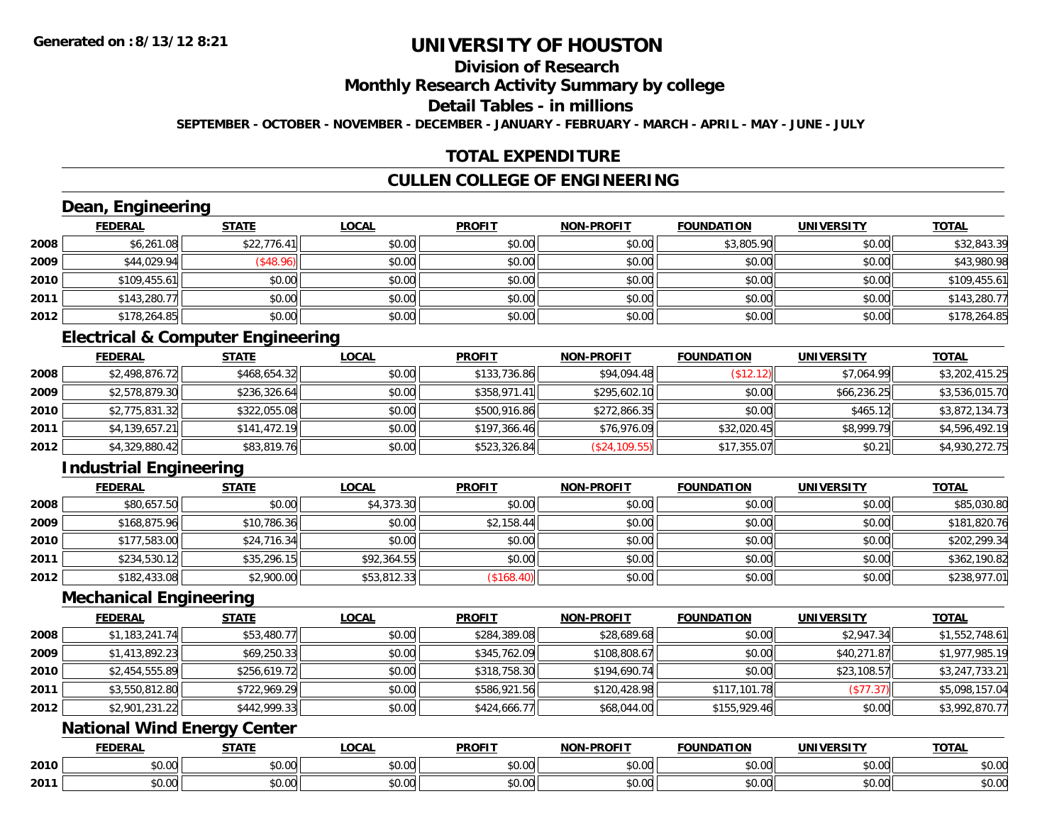Generated on :8/13/12 8:21

# UNIVERSITY OF HOUSTON

## Division of Research

## Monthly Research Activity Summary by college

## Detail Tables - in millions

SEPTEMBER - OCTOBER - NOVEMBER - DECEMBER - JANUARY - FEBRUARY - MARCH - APRIL - MAY - JUNE - JULY

## TOTAL EXPENDITURE

## CULLEN COLLEGE OF ENGINEERING

### Dean, Engineering

| | FEDERAL | STATE | LOCAL | PROFIT | NON-PROFIT | FOUNDATION | UNIVERSITY | TOTAL |
|---|---|---|---|---|---|---|---|---|
| 2008 | $6,261.08 | $22,776.41 | $0.00 | $0.00 | $0.00 | $3,805.90 | $0.00 | $32,843.39 |
| 2009 | $44,029.94 | ($48.96) | $0.00 | $0.00 | $0.00 | $0.00 | $0.00 | $43,980.98 |
| 2010 | $109,455.61 | $0.00 | $0.00 | $0.00 | $0.00 | $0.00 | $0.00 | $109,455.61 |
| 2011 | $143,280.77 | $0.00 | $0.00 | $0.00 | $0.00 | $0.00 | $0.00 | $143,280.77 |
| 2012 | $178,264.85 | $0.00 | $0.00 | $0.00 | $0.00 | $0.00 | $0.00 | $178,264.85 |

### Electrical & Computer Engineering

| | FEDERAL | STATE | LOCAL | PROFIT | NON-PROFIT | FOUNDATION | UNIVERSITY | TOTAL |
|---|---|---|---|---|---|---|---|---|
| 2008 | $2,498,876.72 | $468,654.32 | $0.00 | $133,736.86 | $94,094.48 | ($12.12) | $7,064.99 | $3,202,415.25 |
| 2009 | $2,578,879.30 | $236,326.64 | $0.00 | $358,971.41 | $295,602.10 | $0.00 | $66,236.25 | $3,536,015.70 |
| 2010 | $2,775,831.32 | $322,055.08 | $0.00 | $500,916.86 | $272,866.35 | $0.00 | $465.12 | $3,872,134.73 |
| 2011 | $4,139,657.21 | $141,472.19 | $0.00 | $197,366.46 | $76,976.09 | $32,020.45 | $8,999.79 | $4,596,492.19 |
| 2012 | $4,329,880.42 | $83,819.76 | $0.00 | $523,326.84 | ($24,109.55) | $17,355.07 | $0.21 | $4,930,272.75 |

### Industrial Engineering

| | FEDERAL | STATE | LOCAL | PROFIT | NON-PROFIT | FOUNDATION | UNIVERSITY | TOTAL |
|---|---|---|---|---|---|---|---|---|
| 2008 | $80,657.50 | $0.00 | $4,373.30 | $0.00 | $0.00 | $0.00 | $0.00 | $85,030.80 |
| 2009 | $168,875.96 | $10,786.36 | $0.00 | $2,158.44 | $0.00 | $0.00 | $0.00 | $181,820.76 |
| 2010 | $177,583.00 | $24,716.34 | $0.00 | $0.00 | $0.00 | $0.00 | $0.00 | $202,299.34 |
| 2011 | $234,530.12 | $35,296.15 | $92,364.55 | $0.00 | $0.00 | $0.00 | $0.00 | $362,190.82 |
| 2012 | $182,433.08 | $2,900.00 | $53,812.33 | ($168.40) | $0.00 | $0.00 | $0.00 | $238,977.01 |

### Mechanical Engineering

| | FEDERAL | STATE | LOCAL | PROFIT | NON-PROFIT | FOUNDATION | UNIVERSITY | TOTAL |
|---|---|---|---|---|---|---|---|---|
| 2008 | $1,183,241.74 | $53,480.77 | $0.00 | $284,389.08 | $28,689.68 | $0.00 | $2,947.34 | $1,552,748.61 |
| 2009 | $1,413,892.23 | $69,250.33 | $0.00 | $345,762.09 | $108,808.67 | $0.00 | $40,271.87 | $1,977,985.19 |
| 2010 | $2,454,555.89 | $256,619.72 | $0.00 | $318,758.30 | $194,690.74 | $0.00 | $23,108.57 | $3,247,733.21 |
| 2011 | $3,550,812.80 | $722,969.29 | $0.00 | $586,921.56 | $120,428.98 | $117,101.78 | ($77.37) | $5,098,157.04 |
| 2012 | $2,901,231.22 | $442,999.33 | $0.00 | $424,666.77 | $68,044.00 | $155,929.46 | $0.00 | $3,992,870.77 |

### National Wind Energy Center

| | FEDERAL | STATE | LOCAL | PROFIT | NON-PROFIT | FOUNDATION | UNIVERSITY | TOTAL |
|---|---|---|---|---|---|---|---|---|
| 2010 | $0.00 | $0.00 | $0.00 | $0.00 | $0.00 | $0.00 | $0.00 | $0.00 |
| 2011 | $0.00 | $0.00 | $0.00 | $0.00 | $0.00 | $0.00 | $0.00 | $0.00 |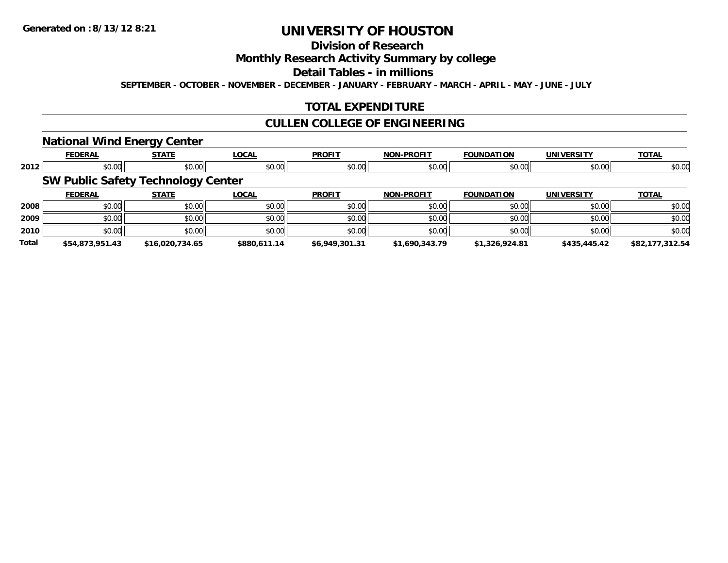**Generated on :8/13/12 8:21**

# UNIVERSITY OF HOUSTON

## Division of Research

## Monthly Research Activity Summary by college

## Detail Tables - in millions

**SEPTEMBER - OCTOBER - NOVEMBER - DECEMBER - JANUARY - FEBRUARY - MARCH - APRIL - MAY - JUNE - JULY**

## TOTAL EXPENDITURE

## CULLEN COLLEGE OF ENGINEERING

### National Wind Energy Center

| | FEDERAL | STATE | LOCAL | PROFIT | NON-PROFIT | FOUNDATION | UNIVERSITY | TOTAL |
|---|---|---|---|---|---|---|---|---|
| 2012 | $0.00 | $0.00 | $0.00 | $0.00 | $0.00 | $0.00 | $0.00 | $0.00 |

### SW Public Safety Technology Center

| | FEDERAL | STATE | LOCAL | PROFIT | NON-PROFIT | FOUNDATION | UNIVERSITY | TOTAL |
|---|---|---|---|---|---|---|---|---|
| 2008 | $0.00 | $0.00 | $0.00 | $0.00 | $0.00 | $0.00 | $0.00 | $0.00 |
| 2009 | $0.00 | $0.00 | $0.00 | $0.00 | $0.00 | $0.00 | $0.00 | $0.00 |
| 2010 | $0.00 | $0.00 | $0.00 | $0.00 | $0.00 | $0.00 | $0.00 | $0.00 |
| **Total** | **$54,873,951.43** | **$16,020,734.65** | **$880,611.14** | **$6,949,301.31** | **$1,690,343.79** | **$1,326,924.81** | **$435,445.42** | **$82,177,312.54** |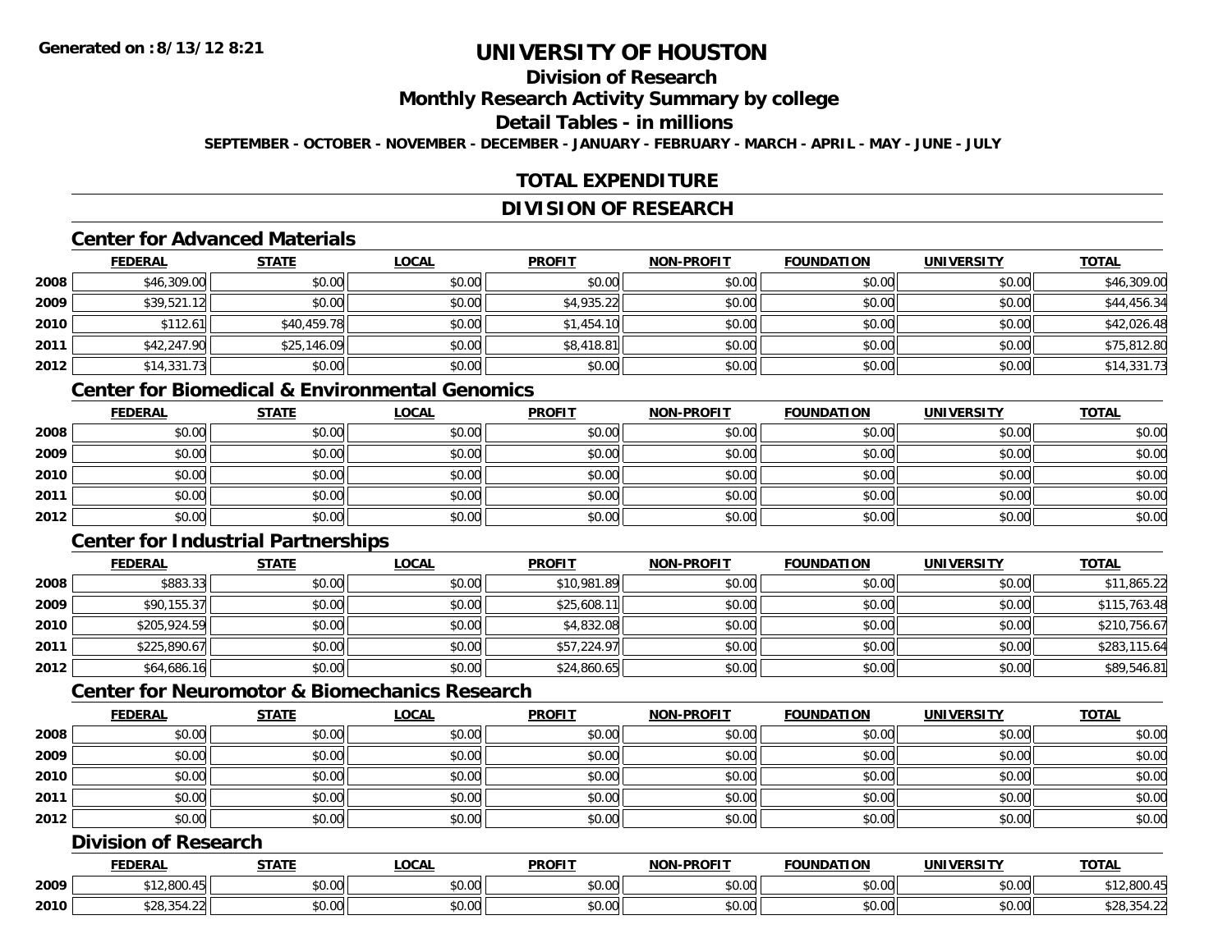Generated on :8/13/12 8:21

# UNIVERSITY OF HOUSTON

## Division of Research

## Monthly Research Activity Summary by college

## Detail Tables - in millions

**SEPTEMBER - OCTOBER - NOVEMBER - DECEMBER - JANUARY - FEBRUARY - MARCH - APRIL - MAY - JUNE - JULY**

## TOTAL EXPENDITURE

## DIVISION OF RESEARCH

### Center for Advanced Materials

| | FEDERAL | STATE | LOCAL | PROFIT | NON-PROFIT | FOUNDATION | UNIVERSITY | TOTAL |
|---|---|---|---|---|---|---|---|---|
| 2008 | $46,309.00 | $0.00 | $0.00 | $0.00 | $0.00 | $0.00 | $0.00 | $46,309.00 |
| 2009 | $39,521.12 | $0.00 | $0.00 | $4,935.22 | $0.00 | $0.00 | $0.00 | $44,456.34 |
| 2010 | $112.61 | $40,459.78 | $0.00 | $1,454.10 | $0.00 | $0.00 | $0.00 | $42,026.48 |
| 2011 | $42,247.90 | $25,146.09 | $0.00 | $8,418.81 | $0.00 | $0.00 | $0.00 | $75,812.80 |
| 2012 | $14,331.73 | $0.00 | $0.00 | $0.00 | $0.00 | $0.00 | $0.00 | $14,331.73 |

### Center for Biomedical & Environmental Genomics

| | FEDERAL | STATE | LOCAL | PROFIT | NON-PROFIT | FOUNDATION | UNIVERSITY | TOTAL |
|---|---|---|---|---|---|---|---|---|
| 2008 | $0.00 | $0.00 | $0.00 | $0.00 | $0.00 | $0.00 | $0.00 | $0.00 |
| 2009 | $0.00 | $0.00 | $0.00 | $0.00 | $0.00 | $0.00 | $0.00 | $0.00 |
| 2010 | $0.00 | $0.00 | $0.00 | $0.00 | $0.00 | $0.00 | $0.00 | $0.00 |
| 2011 | $0.00 | $0.00 | $0.00 | $0.00 | $0.00 | $0.00 | $0.00 | $0.00 |
| 2012 | $0.00 | $0.00 | $0.00 | $0.00 | $0.00 | $0.00 | $0.00 | $0.00 |

### Center for Industrial Partnerships

| | FEDERAL | STATE | LOCAL | PROFIT | NON-PROFIT | FOUNDATION | UNIVERSITY | TOTAL |
|---|---|---|---|---|---|---|---|---|
| 2008 | $883.33 | $0.00 | $0.00 | $10,981.89 | $0.00 | $0.00 | $0.00 | $11,865.22 |
| 2009 | $90,155.37 | $0.00 | $0.00 | $25,608.11 | $0.00 | $0.00 | $0.00 | $115,763.48 |
| 2010 | $205,924.59 | $0.00 | $0.00 | $4,832.08 | $0.00 | $0.00 | $0.00 | $210,756.67 |
| 2011 | $225,890.67 | $0.00 | $0.00 | $57,224.97 | $0.00 | $0.00 | $0.00 | $283,115.64 |
| 2012 | $64,686.16 | $0.00 | $0.00 | $24,860.65 | $0.00 | $0.00 | $0.00 | $89,546.81 |

### Center for Neuromotor & Biomechanics Research

| | FEDERAL | STATE | LOCAL | PROFIT | NON-PROFIT | FOUNDATION | UNIVERSITY | TOTAL |
|---|---|---|---|---|---|---|---|---|
| 2008 | $0.00 | $0.00 | $0.00 | $0.00 | $0.00 | $0.00 | $0.00 | $0.00 |
| 2009 | $0.00 | $0.00 | $0.00 | $0.00 | $0.00 | $0.00 | $0.00 | $0.00 |
| 2010 | $0.00 | $0.00 | $0.00 | $0.00 | $0.00 | $0.00 | $0.00 | $0.00 |
| 2011 | $0.00 | $0.00 | $0.00 | $0.00 | $0.00 | $0.00 | $0.00 | $0.00 |
| 2012 | $0.00 | $0.00 | $0.00 | $0.00 | $0.00 | $0.00 | $0.00 | $0.00 |

### Division of Research

| | FEDERAL | STATE | LOCAL | PROFIT | NON-PROFIT | FOUNDATION | UNIVERSITY | TOTAL |
|---|---|---|---|---|---|---|---|---|
| 2009 | $12,800.45 | $0.00 | $0.00 | $0.00 | $0.00 | $0.00 | $0.00 | $12,800.45 |
| 2010 | $28,354.22 | $0.00 | $0.00 | $0.00 | $0.00 | $0.00 | $0.00 | $28,354.22 |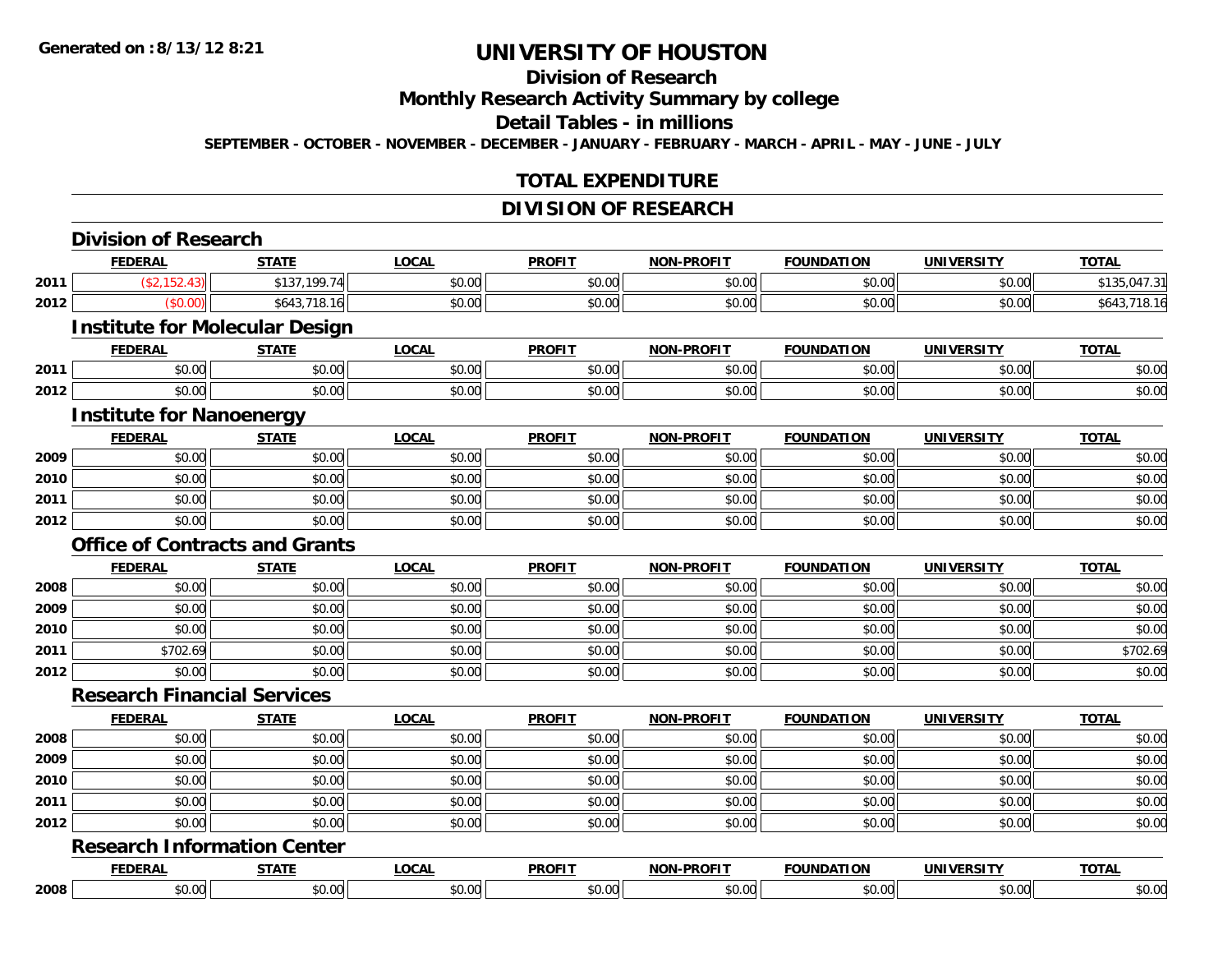# UNIVERSITY OF HOUSTON

## Division of Research

## Monthly Research Activity Summary by college

## Detail Tables - in millions

**SEPTEMBER - OCTOBER - NOVEMBER - DECEMBER - JANUARY - FEBRUARY - MARCH - APRIL - MAY - JUNE - JULY**

## TOTAL EXPENDITURE

## DIVISION OF RESEARCH

### Division of Research

| | FEDERAL | STATE | LOCAL | PROFIT | NON-PROFIT | FOUNDATION | UNIVERSITY | TOTAL |
|---|---|---|---|---|---|---|---|---|
| 2011 | ($2,152.43) | $137,199.74 | $0.00 | $0.00 | $0.00 | $0.00 | $0.00 | $135,047.31 |
| 2012 | ($0.00) | $643,718.16 | $0.00 | $0.00 | $0.00 | $0.00 | $0.00 | $643,718.16 |

### Institute for Molecular Design

| | FEDERAL | STATE | LOCAL | PROFIT | NON-PROFIT | FOUNDATION | UNIVERSITY | TOTAL |
|---|---|---|---|---|---|---|---|---|
| 2011 | $0.00 | $0.00 | $0.00 | $0.00 | $0.00 | $0.00 | $0.00 | $0.00 |
| 2012 | $0.00 | $0.00 | $0.00 | $0.00 | $0.00 | $0.00 | $0.00 | $0.00 |

### Institute for Nanoenergy

| | FEDERAL | STATE | LOCAL | PROFIT | NON-PROFIT | FOUNDATION | UNIVERSITY | TOTAL |
|---|---|---|---|---|---|---|---|---|
| 2009 | $0.00 | $0.00 | $0.00 | $0.00 | $0.00 | $0.00 | $0.00 | $0.00 |
| 2010 | $0.00 | $0.00 | $0.00 | $0.00 | $0.00 | $0.00 | $0.00 | $0.00 |
| 2011 | $0.00 | $0.00 | $0.00 | $0.00 | $0.00 | $0.00 | $0.00 | $0.00 |
| 2012 | $0.00 | $0.00 | $0.00 | $0.00 | $0.00 | $0.00 | $0.00 | $0.00 |

### Office of Contracts and Grants

| | FEDERAL | STATE | LOCAL | PROFIT | NON-PROFIT | FOUNDATION | UNIVERSITY | TOTAL |
|---|---|---|---|---|---|---|---|---|
| 2008 | $0.00 | $0.00 | $0.00 | $0.00 | $0.00 | $0.00 | $0.00 | $0.00 |
| 2009 | $0.00 | $0.00 | $0.00 | $0.00 | $0.00 | $0.00 | $0.00 | $0.00 |
| 2010 | $0.00 | $0.00 | $0.00 | $0.00 | $0.00 | $0.00 | $0.00 | $0.00 |
| 2011 | $702.69 | $0.00 | $0.00 | $0.00 | $0.00 | $0.00 | $0.00 | $702.69 |
| 2012 | $0.00 | $0.00 | $0.00 | $0.00 | $0.00 | $0.00 | $0.00 | $0.00 |

### Research Financial Services

| | FEDERAL | STATE | LOCAL | PROFIT | NON-PROFIT | FOUNDATION | UNIVERSITY | TOTAL |
|---|---|---|---|---|---|---|---|---|
| 2008 | $0.00 | $0.00 | $0.00 | $0.00 | $0.00 | $0.00 | $0.00 | $0.00 |
| 2009 | $0.00 | $0.00 | $0.00 | $0.00 | $0.00 | $0.00 | $0.00 | $0.00 |
| 2010 | $0.00 | $0.00 | $0.00 | $0.00 | $0.00 | $0.00 | $0.00 | $0.00 |
| 2011 | $0.00 | $0.00 | $0.00 | $0.00 | $0.00 | $0.00 | $0.00 | $0.00 |
| 2012 | $0.00 | $0.00 | $0.00 | $0.00 | $0.00 | $0.00 | $0.00 | $0.00 |

### Research Information Center

| | FEDERAL | STATE | LOCAL | PROFIT | NON-PROFIT | FOUNDATION | UNIVERSITY | TOTAL |
|---|---|---|---|---|---|---|---|---|
| 2008 | $0.00 | $0.00 | $0.00 | $0.00 | $0.00 | $0.00 | $0.00 | $0.00 |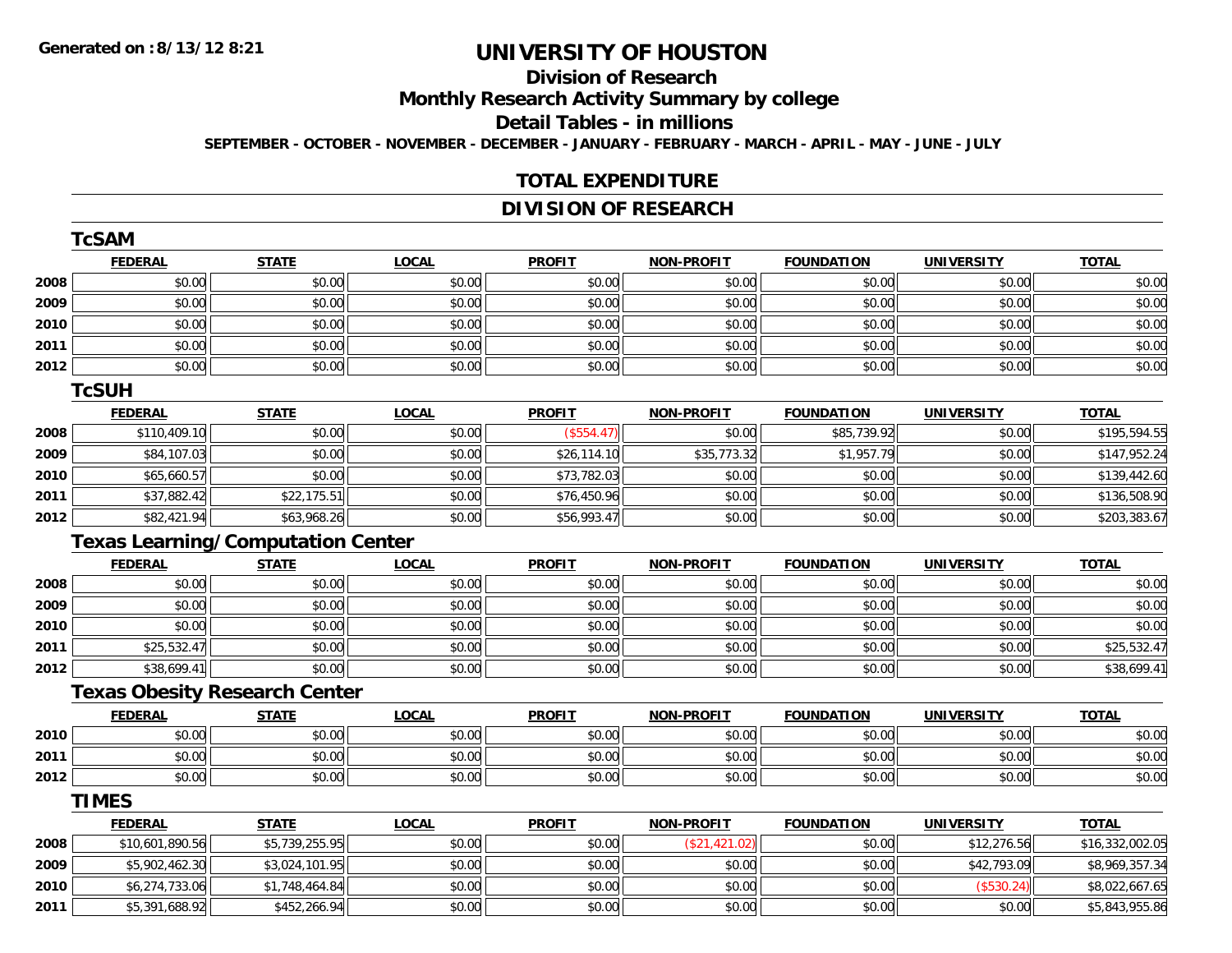Generated on :8/13/12 8:21

# UNIVERSITY OF HOUSTON

## Division of Research

## Monthly Research Activity Summary by college

## Detail Tables - in millions

SEPTEMBER - OCTOBER - NOVEMBER - DECEMBER - JANUARY - FEBRUARY - MARCH - APRIL - MAY - JUNE - JULY

## TOTAL EXPENDITURE

## DIVISION OF RESEARCH

### TcSAM

| | FEDERAL | STATE | LOCAL | PROFIT | NON-PROFIT | FOUNDATION | UNIVERSITY | TOTAL |
|---|---|---|---|---|---|---|---|---|
| 2008 | $0.00 | $0.00 | $0.00 | $0.00 | $0.00 | $0.00 | $0.00 | $0.00 |
| 2009 | $0.00 | $0.00 | $0.00 | $0.00 | $0.00 | $0.00 | $0.00 | $0.00 |
| 2010 | $0.00 | $0.00 | $0.00 | $0.00 | $0.00 | $0.00 | $0.00 | $0.00 |
| 2011 | $0.00 | $0.00 | $0.00 | $0.00 | $0.00 | $0.00 | $0.00 | $0.00 |
| 2012 | $0.00 | $0.00 | $0.00 | $0.00 | $0.00 | $0.00 | $0.00 | $0.00 |

### TcSUH

| | FEDERAL | STATE | LOCAL | PROFIT | NON-PROFIT | FOUNDATION | UNIVERSITY | TOTAL |
|---|---|---|---|---|---|---|---|---|
| 2008 | $110,409.10 | $0.00 | $0.00 | ($554.47) | $0.00 | $85,739.92 | $0.00 | $195,594.55 |
| 2009 | $84,107.03 | $0.00 | $0.00 | $26,114.10 | $35,773.32 | $1,957.79 | $0.00 | $147,952.24 |
| 2010 | $65,660.57 | $0.00 | $0.00 | $73,782.03 | $0.00 | $0.00 | $0.00 | $139,442.60 |
| 2011 | $37,882.42 | $22,175.51 | $0.00 | $76,450.96 | $0.00 | $0.00 | $0.00 | $136,508.90 |
| 2012 | $82,421.94 | $63,968.26 | $0.00 | $56,993.47 | $0.00 | $0.00 | $0.00 | $203,383.67 |

### Texas Learning/Computation Center

| | FEDERAL | STATE | LOCAL | PROFIT | NON-PROFIT | FOUNDATION | UNIVERSITY | TOTAL |
|---|---|---|---|---|---|---|---|---|
| 2008 | $0.00 | $0.00 | $0.00 | $0.00 | $0.00 | $0.00 | $0.00 | $0.00 |
| 2009 | $0.00 | $0.00 | $0.00 | $0.00 | $0.00 | $0.00 | $0.00 | $0.00 |
| 2010 | $0.00 | $0.00 | $0.00 | $0.00 | $0.00 | $0.00 | $0.00 | $0.00 |
| 2011 | $25,532.47 | $0.00 | $0.00 | $0.00 | $0.00 | $0.00 | $0.00 | $25,532.47 |
| 2012 | $38,699.41 | $0.00 | $0.00 | $0.00 | $0.00 | $0.00 | $0.00 | $38,699.41 |

### Texas Obesity Research Center

| | FEDERAL | STATE | LOCAL | PROFIT | NON-PROFIT | FOUNDATION | UNIVERSITY | TOTAL |
|---|---|---|---|---|---|---|---|---|
| 2010 | $0.00 | $0.00 | $0.00 | $0.00 | $0.00 | $0.00 | $0.00 | $0.00 |
| 2011 | $0.00 | $0.00 | $0.00 | $0.00 | $0.00 | $0.00 | $0.00 | $0.00 |
| 2012 | $0.00 | $0.00 | $0.00 | $0.00 | $0.00 | $0.00 | $0.00 | $0.00 |

### TIMES

| | FEDERAL | STATE | LOCAL | PROFIT | NON-PROFIT | FOUNDATION | UNIVERSITY | TOTAL |
|---|---|---|---|---|---|---|---|---|
| 2008 | $10,601,890.56 | $5,739,255.95 | $0.00 | $0.00 | ($21,421.02) | $0.00 | $12,276.56 | $16,332,002.05 |
| 2009 | $5,902,462.30 | $3,024,101.95 | $0.00 | $0.00 | $0.00 | $0.00 | $42,793.09 | $8,969,357.34 |
| 2010 | $6,274,733.06 | $1,748,464.84 | $0.00 | $0.00 | $0.00 | $0.00 | ($530.24) | $8,022,667.65 |
| 2011 | $5,391,688.92 | $452,266.94 | $0.00 | $0.00 | $0.00 | $0.00 | $0.00 | $5,843,955.86 |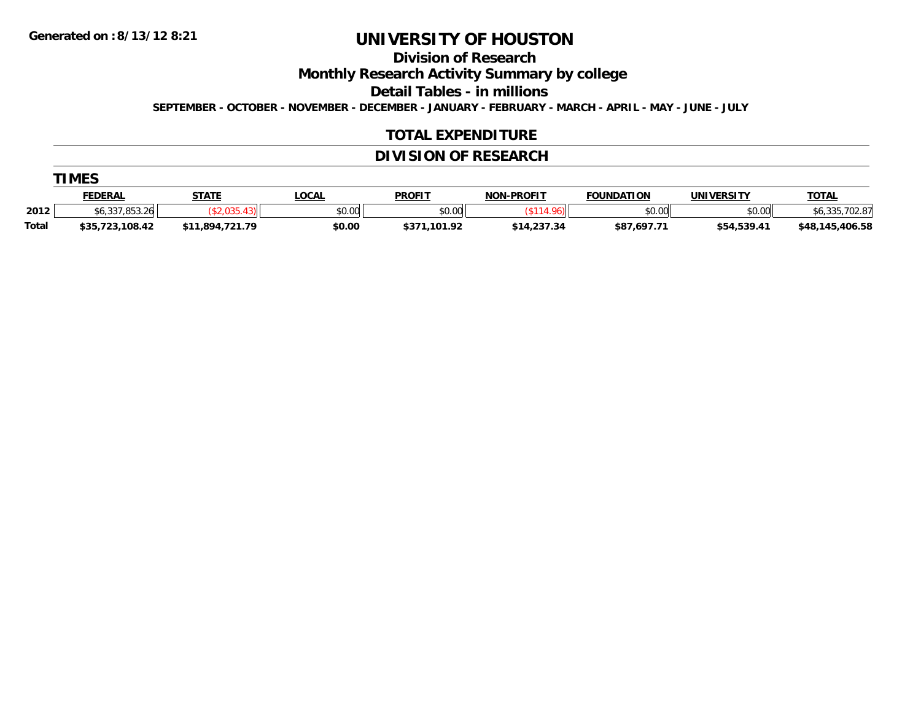Generated on :8/13/12 8:21

# UNIVERSITY OF HOUSTON

## Division of Research

## Monthly Research Activity Summary by college

## Detail Tables - in millions

**SEPTEMBER - OCTOBER - NOVEMBER - DECEMBER - JANUARY - FEBRUARY - MARCH - APRIL - MAY - JUNE - JULY**

### TOTAL EXPENDITURE

### DIVISION OF RESEARCH

**TIMES**

| | FEDERAL | STATE | LOCAL | PROFIT | NON-PROFIT | FOUNDATION | UNIVERSITY | TOTAL |
|---|---|---|---|---|---|---|---|---|
| 2012 | $6,337,853.26 | ($2,035.43) | $0.00 | $0.00 | ($114.96) | $0.00 | $0.00 | $6,335,702.87 |
| **Total** | **$35,723,108.42** | **$11,894,721.79** | **$0.00** | **$371,101.92** | **$14,237.34** | **$87,697.71** | **$54,539.41** | **$48,145,406.58** |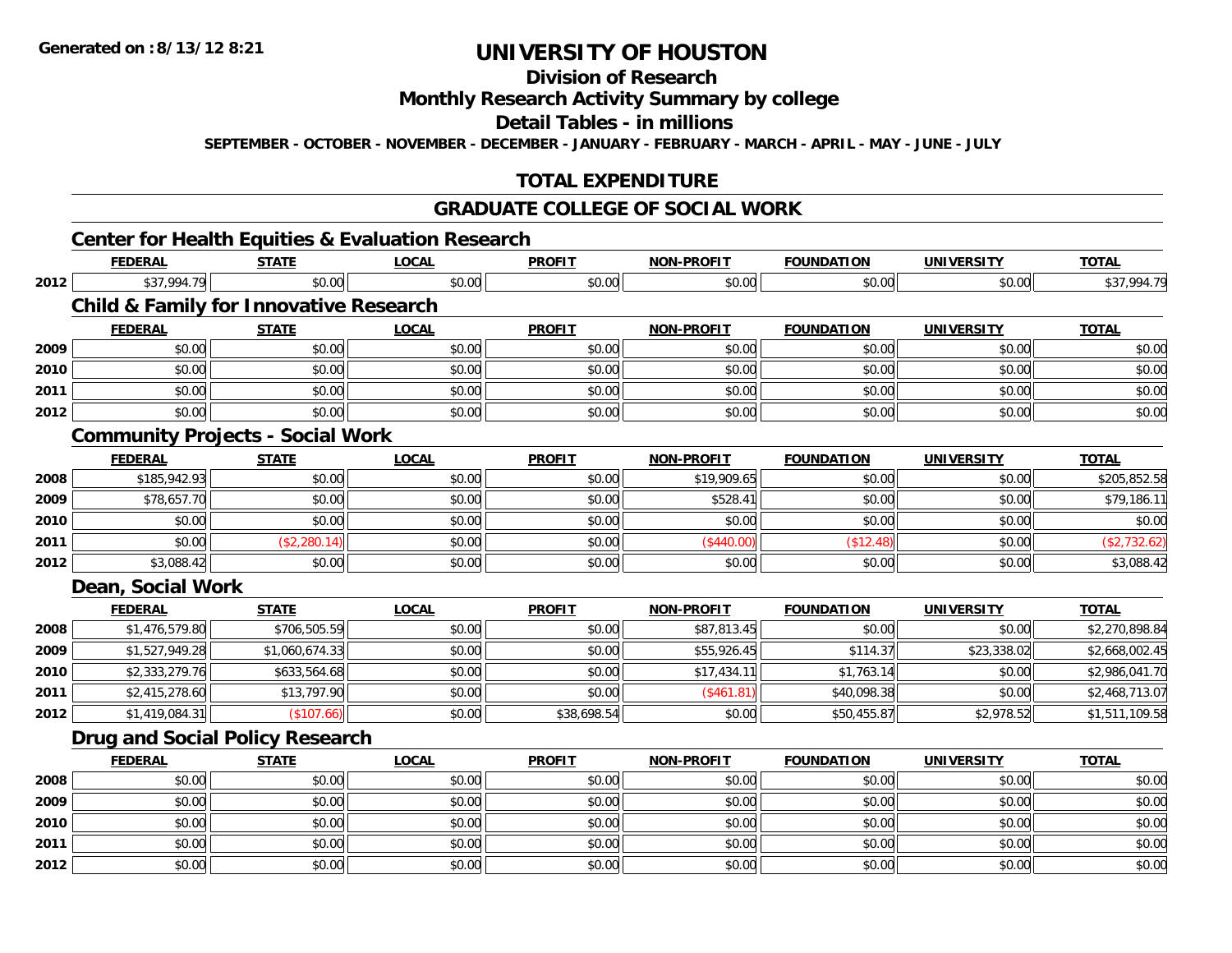**Generated on :8/13/12 8:21**

# UNIVERSITY OF HOUSTON

## Division of Research

## Monthly Research Activity Summary by college

## Detail Tables - in millions

**SEPTEMBER - OCTOBER - NOVEMBER - DECEMBER - JANUARY - FEBRUARY - MARCH - APRIL - MAY - JUNE - JULY**

## TOTAL EXPENDITURE

## GRADUATE COLLEGE OF SOCIAL WORK

### Center for Health Equities & Evaluation Research

| | FEDERAL | STATE | LOCAL | PROFIT | NON-PROFIT | FOUNDATION | UNIVERSITY | TOTAL |
|---|---|---|---|---|---|---|---|---|
| 2012 | $37,994.79 | $0.00 | $0.00 | $0.00 | $0.00 | $0.00 | $0.00 | $37,994.79 |

### Child & Family for Innovative Research

| | FEDERAL | STATE | LOCAL | PROFIT | NON-PROFIT | FOUNDATION | UNIVERSITY | TOTAL |
|---|---|---|---|---|---|---|---|---|
| 2009 | $0.00 | $0.00 | $0.00 | $0.00 | $0.00 | $0.00 | $0.00 | $0.00 |
| 2010 | $0.00 | $0.00 | $0.00 | $0.00 | $0.00 | $0.00 | $0.00 | $0.00 |
| 2011 | $0.00 | $0.00 | $0.00 | $0.00 | $0.00 | $0.00 | $0.00 | $0.00 |
| 2012 | $0.00 | $0.00 | $0.00 | $0.00 | $0.00 | $0.00 | $0.00 | $0.00 |

### Community Projects - Social Work

| | FEDERAL | STATE | LOCAL | PROFIT | NON-PROFIT | FOUNDATION | UNIVERSITY | TOTAL |
|---|---|---|---|---|---|---|---|---|
| 2008 | $185,942.93 | $0.00 | $0.00 | $0.00 | $19,909.65 | $0.00 | $0.00 | $205,852.58 |
| 2009 | $78,657.70 | $0.00 | $0.00 | $0.00 | $528.41 | $0.00 | $0.00 | $79,186.11 |
| 2010 | $0.00 | $0.00 | $0.00 | $0.00 | $0.00 | $0.00 | $0.00 | $0.00 |
| 2011 | $0.00 | ($2,280.14) | $0.00 | $0.00 | ($440.00) | ($12.48) | $0.00 | ($2,732.62) |
| 2012 | $3,088.42 | $0.00 | $0.00 | $0.00 | $0.00 | $0.00 | $0.00 | $3,088.42 |

### Dean, Social Work

| | FEDERAL | STATE | LOCAL | PROFIT | NON-PROFIT | FOUNDATION | UNIVERSITY | TOTAL |
|---|---|---|---|---|---|---|---|---|
| 2008 | $1,476,579.80 | $706,505.59 | $0.00 | $0.00 | $87,813.45 | $0.00 | $0.00 | $2,270,898.84 |
| 2009 | $1,527,949.28 | $1,060,674.33 | $0.00 | $0.00 | $55,926.45 | $114.37 | $23,338.02 | $2,668,002.45 |
| 2010 | $2,333,279.76 | $633,564.68 | $0.00 | $0.00 | $17,434.11 | $1,763.14 | $0.00 | $2,986,041.70 |
| 2011 | $2,415,278.60 | $13,797.90 | $0.00 | $0.00 | ($461.81) | $40,098.38 | $0.00 | $2,468,713.07 |
| 2012 | $1,419,084.31 | ($107.66) | $0.00 | $38,698.54 | $0.00 | $50,455.87 | $2,978.52 | $1,511,109.58 |

### Drug and Social Policy Research

| | FEDERAL | STATE | LOCAL | PROFIT | NON-PROFIT | FOUNDATION | UNIVERSITY | TOTAL |
|---|---|---|---|---|---|---|---|---|
| 2008 | $0.00 | $0.00 | $0.00 | $0.00 | $0.00 | $0.00 | $0.00 | $0.00 |
| 2009 | $0.00 | $0.00 | $0.00 | $0.00 | $0.00 | $0.00 | $0.00 | $0.00 |
| 2010 | $0.00 | $0.00 | $0.00 | $0.00 | $0.00 | $0.00 | $0.00 | $0.00 |
| 2011 | $0.00 | $0.00 | $0.00 | $0.00 | $0.00 | $0.00 | $0.00 | $0.00 |
| 2012 | $0.00 | $0.00 | $0.00 | $0.00 | $0.00 | $0.00 | $0.00 | $0.00 |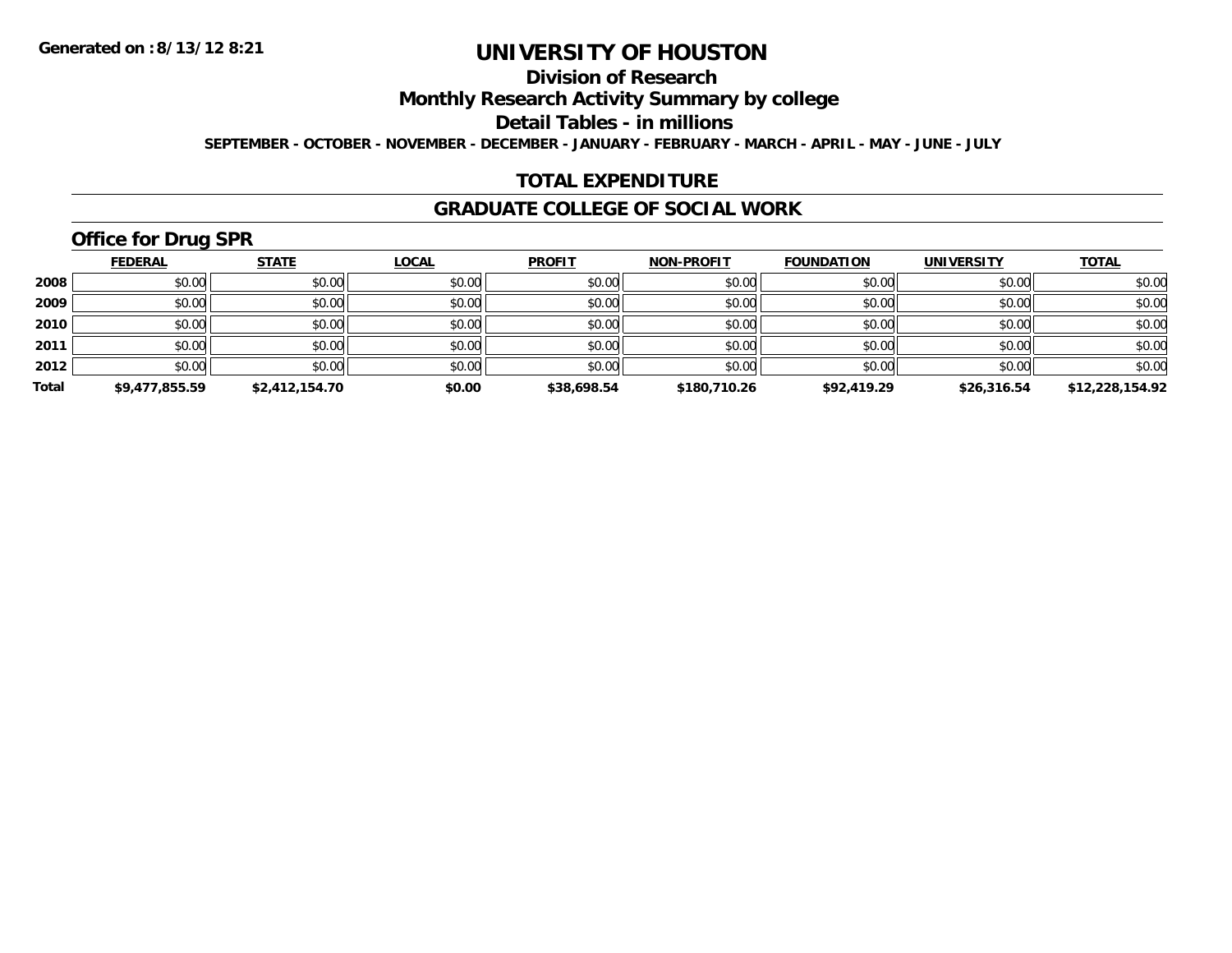**Generated on :8/13/12 8:21**

# UNIVERSITY OF HOUSTON

## Division of Research

## Monthly Research Activity Summary by college

## Detail Tables - in millions

**SEPTEMBER - OCTOBER - NOVEMBER - DECEMBER - JANUARY - FEBRUARY - MARCH - APRIL - MAY - JUNE - JULY**

## TOTAL EXPENDITURE

## GRADUATE COLLEGE OF SOCIAL WORK

### Office for Drug SPR

| | FEDERAL | STATE | LOCAL | PROFIT | NON-PROFIT | FOUNDATION | UNIVERSITY | TOTAL |
|---|---|---|---|---|---|---|---|---|
| **2008** | $0.00 | $0.00 | $0.00 | $0.00 | $0.00 | $0.00 | $0.00 | $0.00 |
| **2009** | $0.00 | $0.00 | $0.00 | $0.00 | $0.00 | $0.00 | $0.00 | $0.00 |
| **2010** | $0.00 | $0.00 | $0.00 | $0.00 | $0.00 | $0.00 | $0.00 | $0.00 |
| **2011** | $0.00 | $0.00 | $0.00 | $0.00 | $0.00 | $0.00 | $0.00 | $0.00 |
| **2012** | $0.00 | $0.00 | $0.00 | $0.00 | $0.00 | $0.00 | $0.00 | $0.00 |
| **Total** | **$9,477,855.59** | **$2,412,154.70** | **$0.00** | **$38,698.54** | **$180,710.26** | **$92,419.29** | **$26,316.54** | **$12,228,154.92** |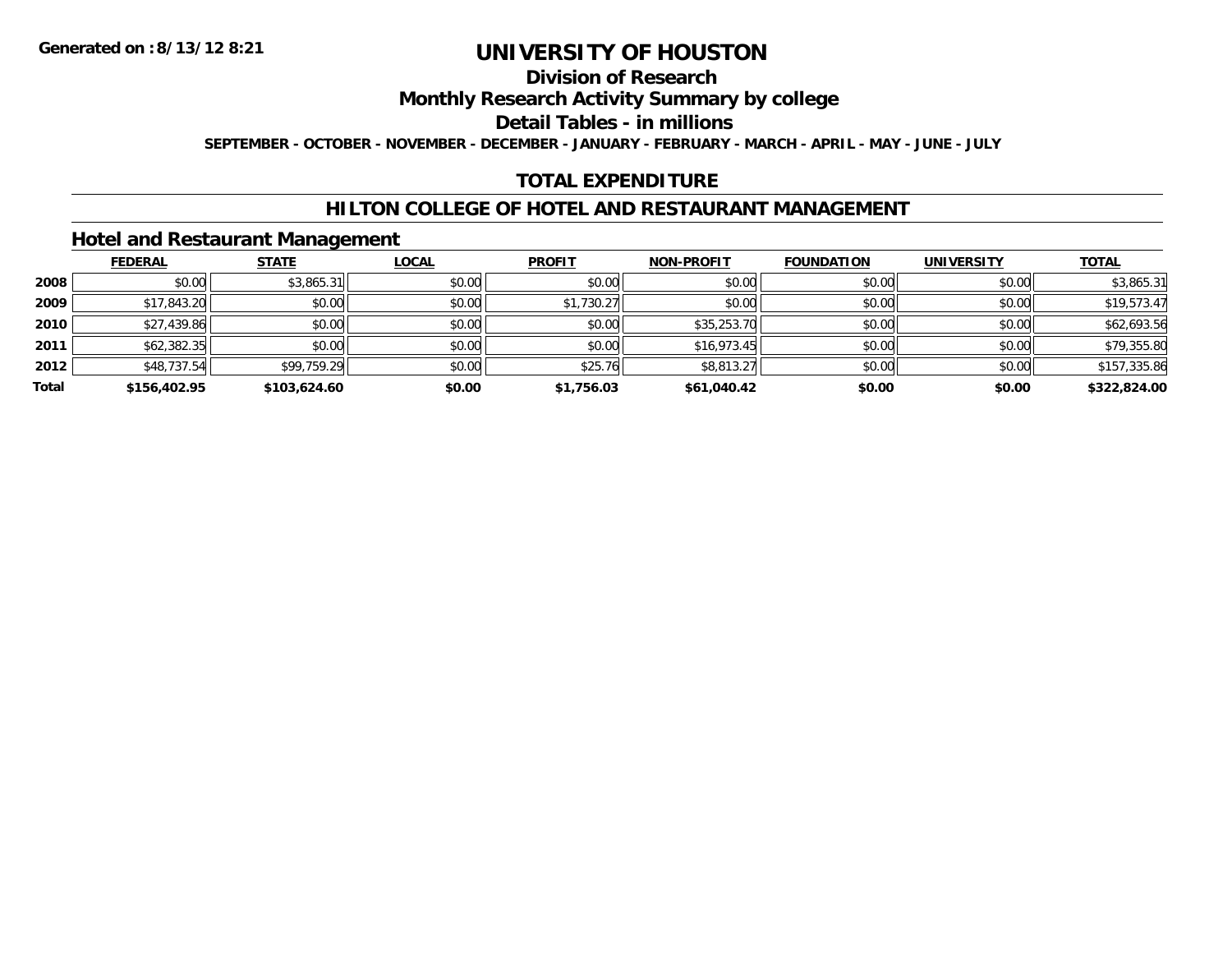**Generated on :8/13/12 8:21**

# UNIVERSITY OF HOUSTON

## Division of Research

## Monthly Research Activity Summary by college

## Detail Tables - in millions

**SEPTEMBER - OCTOBER - NOVEMBER - DECEMBER - JANUARY - FEBRUARY - MARCH - APRIL - MAY - JUNE - JULY**

## TOTAL EXPENDITURE

## HILTON COLLEGE OF HOTEL AND RESTAURANT MANAGEMENT

### Hotel and Restaurant Management

| | FEDERAL | STATE | LOCAL | PROFIT | NON-PROFIT | FOUNDATION | UNIVERSITY | TOTAL |
|---|---|---|---|---|---|---|---|---|
| 2008 | $0.00 | $3,865.31 | $0.00 | $0.00 | $0.00 | $0.00 | $0.00 | $3,865.31 |
| 2009 | $17,843.20 | $0.00 | $0.00 | $1,730.27 | $0.00 | $0.00 | $0.00 | $19,573.47 |
| 2010 | $27,439.86 | $0.00 | $0.00 | $0.00 | $35,253.70 | $0.00 | $0.00 | $62,693.56 |
| 2011 | $62,382.35 | $0.00 | $0.00 | $0.00 | $16,973.45 | $0.00 | $0.00 | $79,355.80 |
| 2012 | $48,737.54 | $99,759.29 | $0.00 | $25.76 | $8,813.27 | $0.00 | $0.00 | $157,335.86 |
| **Total** | **$156,402.95** | **$103,624.60** | **$0.00** | **$1,756.03** | **$61,040.42** | **$0.00** | **$0.00** | **$322,824.00** |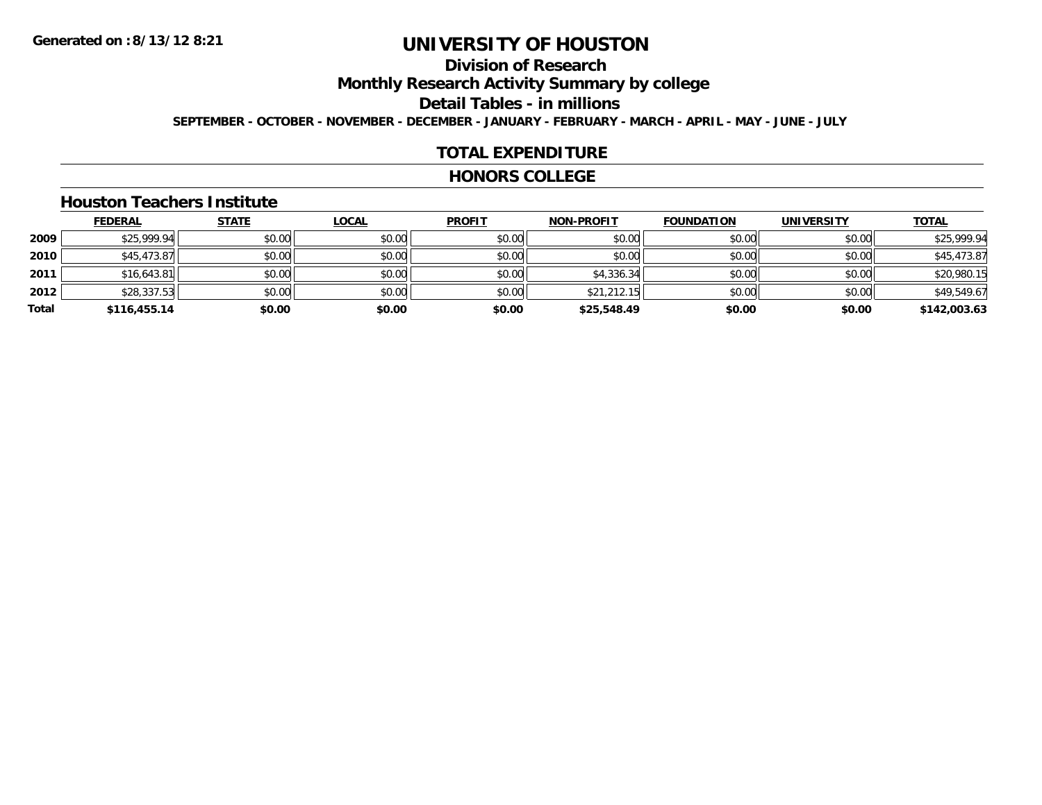Generated on :8/13/12 8:21

# UNIVERSITY OF HOUSTON

## Division of Research

## Monthly Research Activity Summary by college

## Detail Tables - in millions

SEPTEMBER - OCTOBER - NOVEMBER - DECEMBER - JANUARY - FEBRUARY - MARCH - APRIL - MAY - JUNE - JULY

## TOTAL EXPENDITURE

## HONORS COLLEGE

### Houston Teachers Institute

| | FEDERAL | STATE | LOCAL | PROFIT | NON-PROFIT | FOUNDATION | UNIVERSITY | TOTAL |
|---|---|---|---|---|---|---|---|---|
| 2009 | $25,999.94 | $0.00 | $0.00 | $0.00 | $0.00 | $0.00 | $0.00 | $25,999.94 |
| 2010 | $45,473.87 | $0.00 | $0.00 | $0.00 | $0.00 | $0.00 | $0.00 | $45,473.87 |
| 2011 | $16,643.81 | $0.00 | $0.00 | $0.00 | $4,336.34 | $0.00 | $0.00 | $20,980.15 |
| 2012 | $28,337.53 | $0.00 | $0.00 | $0.00 | $21,212.15 | $0.00 | $0.00 | $49,549.67 |
| **Total** | **$116,455.14** | **$0.00** | **$0.00** | **$0.00** | **$25,548.49** | **$0.00** | **$0.00** | **$142,003.63** |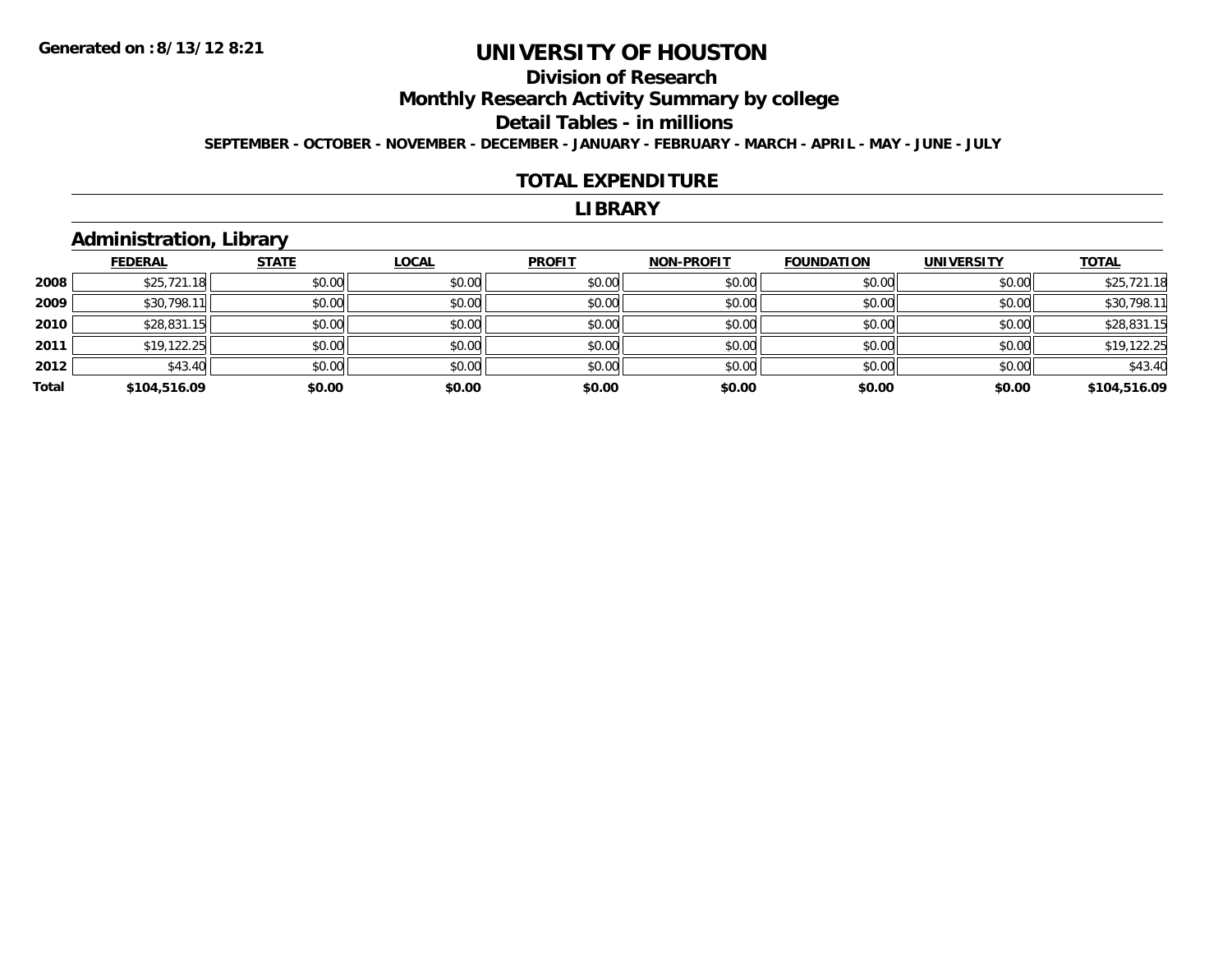Generated on :8/13/12 8:21

# UNIVERSITY OF HOUSTON

## Division of Research

## Monthly Research Activity Summary by college

## Detail Tables - in millions

**SEPTEMBER - OCTOBER - NOVEMBER - DECEMBER - JANUARY - FEBRUARY - MARCH - APRIL - MAY - JUNE - JULY**

## TOTAL EXPENDITURE

## LIBRARY

### Administration, Library

| | FEDERAL | STATE | LOCAL | PROFIT | NON-PROFIT | FOUNDATION | UNIVERSITY | TOTAL |
|---|---|---|---|---|---|---|---|---|
| 2008 | $25,721.18 | $0.00 | $0.00 | $0.00 | $0.00 | $0.00 | $0.00 | $25,721.18 |
| 2009 | $30,798.11 | $0.00 | $0.00 | $0.00 | $0.00 | $0.00 | $0.00 | $30,798.11 |
| 2010 | $28,831.15 | $0.00 | $0.00 | $0.00 | $0.00 | $0.00 | $0.00 | $28,831.15 |
| 2011 | $19,122.25 | $0.00 | $0.00 | $0.00 | $0.00 | $0.00 | $0.00 | $19,122.25 |
| 2012 | $43.40 | $0.00 | $0.00 | $0.00 | $0.00 | $0.00 | $0.00 | $43.40 |
| **Total** | **$104,516.09** | **$0.00** | **$0.00** | **$0.00** | **$0.00** | **$0.00** | **$0.00** | **$104,516.09** |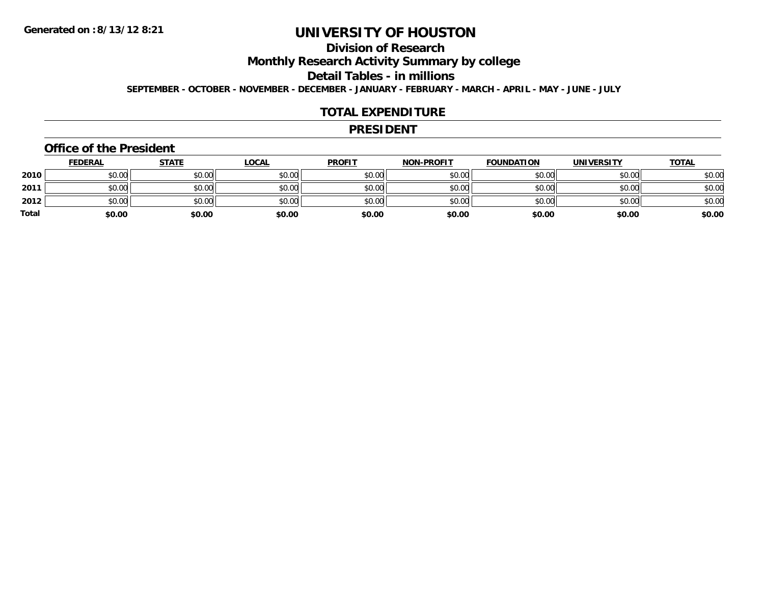Generated on :8/13/12 8:21

# UNIVERSITY OF HOUSTON

## Division of Research

## Monthly Research Activity Summary by college

## Detail Tables - in millions

SEPTEMBER - OCTOBER - NOVEMBER - DECEMBER - JANUARY - FEBRUARY - MARCH - APRIL - MAY - JUNE - JULY

## TOTAL EXPENDITURE

## PRESIDENT

### Office of the President

| | FEDERAL | STATE | LOCAL | PROFIT | NON-PROFIT | FOUNDATION | UNIVERSITY | TOTAL |
|---|---|---|---|---|---|---|---|---|
| 2010 | $0.00 | $0.00 | $0.00 | $0.00 | $0.00 | $0.00 | $0.00 | $0.00 |
| 2011 | $0.00 | $0.00 | $0.00 | $0.00 | $0.00 | $0.00 | $0.00 | $0.00 |
| 2012 | $0.00 | $0.00 | $0.00 | $0.00 | $0.00 | $0.00 | $0.00 | $0.00 |
| **Total** | **$0.00** | **$0.00** | **$0.00** | **$0.00** | **$0.00** | **$0.00** | **$0.00** | **$0.00** |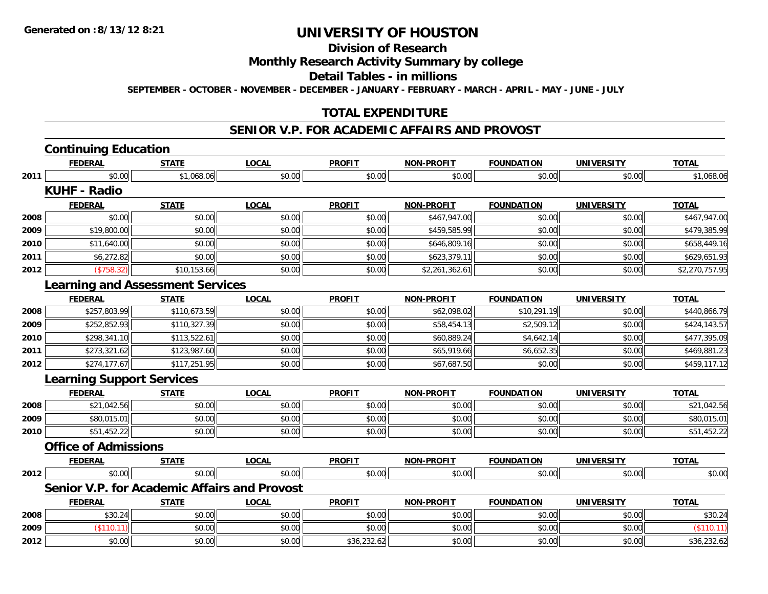# UNIVERSITY OF HOUSTON

## Division of Research

## Monthly Research Activity Summary by college

## Detail Tables - in millions

**SEPTEMBER - OCTOBER - NOVEMBER - DECEMBER - JANUARY - FEBRUARY - MARCH - APRIL - MAY - JUNE - JULY**

## TOTAL EXPENDITURE

## SENIOR V.P. FOR ACADEMIC AFFAIRS AND PROVOST

### Continuing Education

| | FEDERAL | STATE | LOCAL | PROFIT | NON-PROFIT | FOUNDATION | UNIVERSITY | TOTAL |
|---|---|---|---|---|---|---|---|---|
| 2011 | $0.00 | $1,068.06 | $0.00 | $0.00 | $0.00 | $0.00 | $0.00 | $1,068.06 |

### KUHF - Radio

| | FEDERAL | STATE | LOCAL | PROFIT | NON-PROFIT | FOUNDATION | UNIVERSITY | TOTAL |
|---|---|---|---|---|---|---|---|---|
| 2008 | $0.00 | $0.00 | $0.00 | $0.00 | $467,947.00 | $0.00 | $0.00 | $467,947.00 |
| 2009 | $19,800.00 | $0.00 | $0.00 | $0.00 | $459,585.99 | $0.00 | $0.00 | $479,385.99 |
| 2010 | $11,640.00 | $0.00 | $0.00 | $0.00 | $646,809.16 | $0.00 | $0.00 | $658,449.16 |
| 2011 | $6,272.82 | $0.00 | $0.00 | $0.00 | $623,379.11 | $0.00 | $0.00 | $629,651.93 |
| 2012 | ($758.32) | $10,153.66 | $0.00 | $0.00 | $2,261,362.61 | $0.00 | $0.00 | $2,270,757.95 |

### Learning and Assessment Services

| | FEDERAL | STATE | LOCAL | PROFIT | NON-PROFIT | FOUNDATION | UNIVERSITY | TOTAL |
|---|---|---|---|---|---|---|---|---|
| 2008 | $257,803.99 | $110,673.59 | $0.00 | $0.00 | $62,098.02 | $10,291.19 | $0.00 | $440,866.79 |
| 2009 | $252,852.93 | $110,327.39 | $0.00 | $0.00 | $58,454.13 | $2,509.12 | $0.00 | $424,143.57 |
| 2010 | $298,341.10 | $113,522.61 | $0.00 | $0.00 | $60,889.24 | $4,642.14 | $0.00 | $477,395.09 |
| 2011 | $273,321.62 | $123,987.60 | $0.00 | $0.00 | $65,919.66 | $6,652.35 | $0.00 | $469,881.23 |
| 2012 | $274,177.67 | $117,251.95 | $0.00 | $0.00 | $67,687.50 | $0.00 | $0.00 | $459,117.12 |

### Learning Support Services

| | FEDERAL | STATE | LOCAL | PROFIT | NON-PROFIT | FOUNDATION | UNIVERSITY | TOTAL |
|---|---|---|---|---|---|---|---|---|
| 2008 | $21,042.56 | $0.00 | $0.00 | $0.00 | $0.00 | $0.00 | $0.00 | $21,042.56 |
| 2009 | $80,015.01 | $0.00 | $0.00 | $0.00 | $0.00 | $0.00 | $0.00 | $80,015.01 |
| 2010 | $51,452.22 | $0.00 | $0.00 | $0.00 | $0.00 | $0.00 | $0.00 | $51,452.22 |

### Office of Admissions

| | FEDERAL | STATE | LOCAL | PROFIT | NON-PROFIT | FOUNDATION | UNIVERSITY | TOTAL |
|---|---|---|---|---|---|---|---|---|
| 2012 | $0.00 | $0.00 | $0.00 | $0.00 | $0.00 | $0.00 | $0.00 | $0.00 |

### Senior V.P. for Academic Affairs and Provost

| | FEDERAL | STATE | LOCAL | PROFIT | NON-PROFIT | FOUNDATION | UNIVERSITY | TOTAL |
|---|---|---|---|---|---|---|---|---|
| 2008 | $30.24 | $0.00 | $0.00 | $0.00 | $0.00 | $0.00 | $0.00 | $30.24 |
| 2009 | ($110.11) | $0.00 | $0.00 | $0.00 | $0.00 | $0.00 | $0.00 | ($110.11) |
| 2012 | $0.00 | $0.00 | $0.00 | $36,232.62 | $0.00 | $0.00 | $0.00 | $36,232.62 |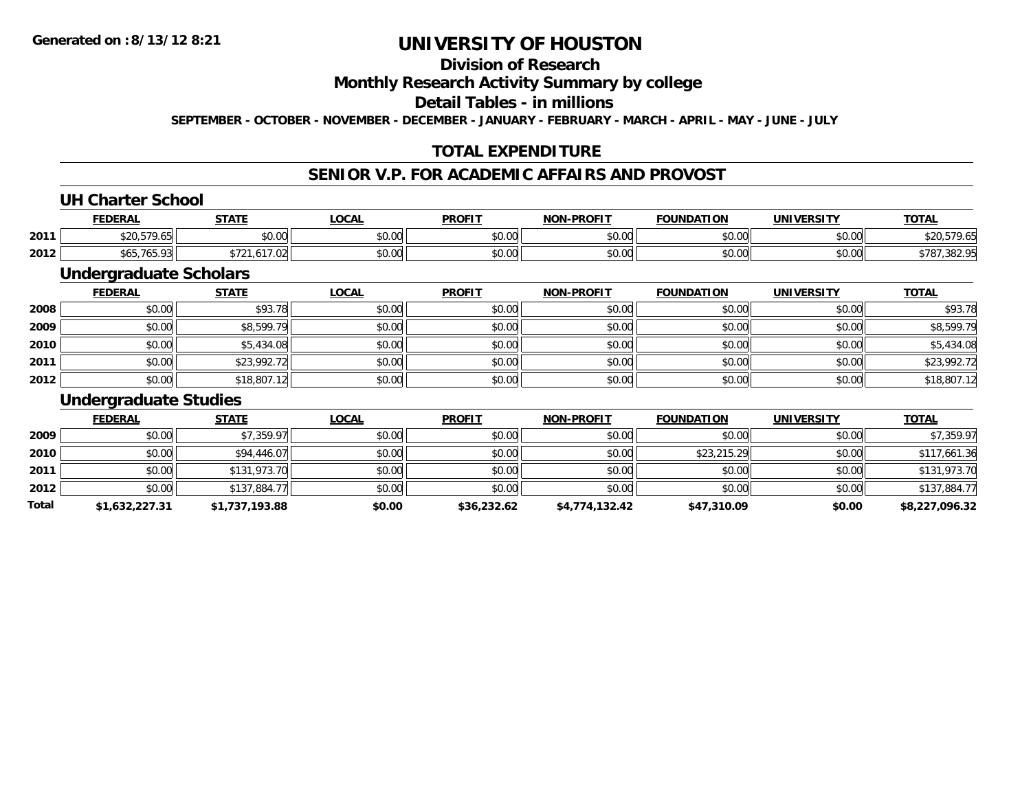Generated on :8/13/12 8:21

# UNIVERSITY OF HOUSTON

## Division of Research

## Monthly Research Activity Summary by college

## Detail Tables - in millions

SEPTEMBER - OCTOBER - NOVEMBER - DECEMBER - JANUARY - FEBRUARY - MARCH - APRIL - MAY - JUNE - JULY

## TOTAL EXPENDITURE

## SENIOR V.P. FOR ACADEMIC AFFAIRS AND PROVOST

### UH Charter School

| | FEDERAL | STATE | LOCAL | PROFIT | NON-PROFIT | FOUNDATION | UNIVERSITY | TOTAL |
|---|---|---|---|---|---|---|---|---|
| 2011 | $20,579.65 | $0.00 | $0.00 | $0.00 | $0.00 | $0.00 | $0.00 | $20,579.65 |
| 2012 | $65,765.93 | $721,617.02 | $0.00 | $0.00 | $0.00 | $0.00 | $0.00 | $787,382.95 |

### Undergraduate Scholars

| | FEDERAL | STATE | LOCAL | PROFIT | NON-PROFIT | FOUNDATION | UNIVERSITY | TOTAL |
|---|---|---|---|---|---|---|---|---|
| 2008 | $0.00 | $93.78 | $0.00 | $0.00 | $0.00 | $0.00 | $0.00 | $93.78 |
| 2009 | $0.00 | $8,599.79 | $0.00 | $0.00 | $0.00 | $0.00 | $0.00 | $8,599.79 |
| 2010 | $0.00 | $5,434.08 | $0.00 | $0.00 | $0.00 | $0.00 | $0.00 | $5,434.08 |
| 2011 | $0.00 | $23,992.72 | $0.00 | $0.00 | $0.00 | $0.00 | $0.00 | $23,992.72 |
| 2012 | $0.00 | $18,807.12 | $0.00 | $0.00 | $0.00 | $0.00 | $0.00 | $18,807.12 |

### Undergraduate Studies

| | FEDERAL | STATE | LOCAL | PROFIT | NON-PROFIT | FOUNDATION | UNIVERSITY | TOTAL |
|---|---|---|---|---|---|---|---|---|
| 2009 | $0.00 | $7,359.97 | $0.00 | $0.00 | $0.00 | $0.00 | $0.00 | $7,359.97 |
| 2010 | $0.00 | $94,446.07 | $0.00 | $0.00 | $0.00 | $23,215.29 | $0.00 | $117,661.36 |
| 2011 | $0.00 | $131,973.70 | $0.00 | $0.00 | $0.00 | $0.00 | $0.00 | $131,973.70 |
| 2012 | $0.00 | $137,884.77 | $0.00 | $0.00 | $0.00 | $0.00 | $0.00 | $137,884.77 |
| **Total** | **$1,632,227.31** | **$1,737,193.88** | **$0.00** | **$36,232.62** | **$4,774,132.42** | **$47,310.09** | **$0.00** | **$8,227,096.32** |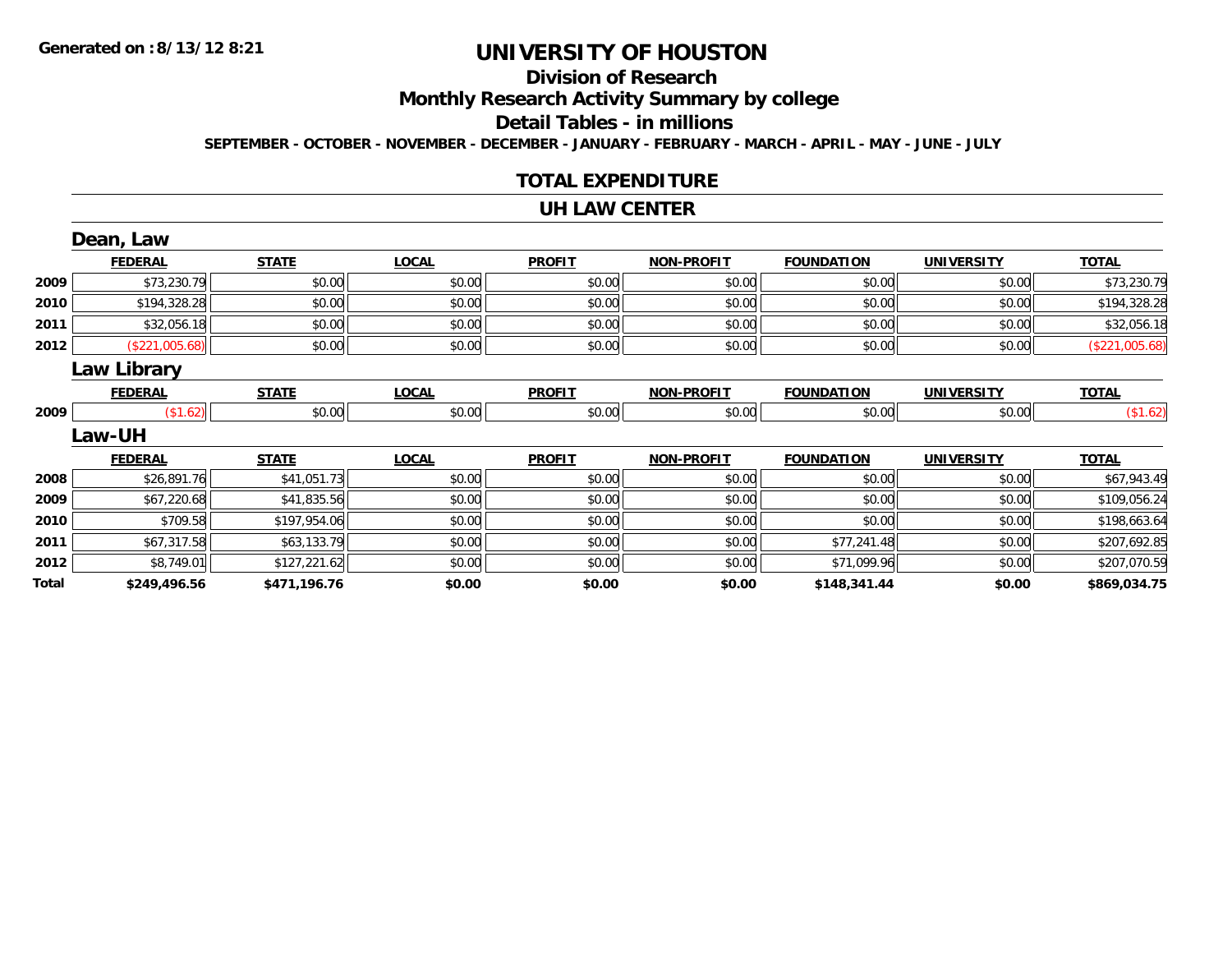**Generated on :8/13/12 8:21**

# UNIVERSITY OF HOUSTON

## Division of Research

## Monthly Research Activity Summary by college

## Detail Tables - in millions

**SEPTEMBER - OCTOBER - NOVEMBER - DECEMBER - JANUARY - FEBRUARY - MARCH - APRIL - MAY - JUNE - JULY**

## TOTAL EXPENDITURE

## UH LAW CENTER

### Dean, Law

| | FEDERAL | STATE | LOCAL | PROFIT | NON-PROFIT | FOUNDATION | UNIVERSITY | TOTAL |
|---|---|---|---|---|---|---|---|---|
| 2009 | $73,230.79 | $0.00 | $0.00 | $0.00 | $0.00 | $0.00 | $0.00 | $73,230.79 |
| 2010 | $194,328.28 | $0.00 | $0.00 | $0.00 | $0.00 | $0.00 | $0.00 | $194,328.28 |
| 2011 | $32,056.18 | $0.00 | $0.00 | $0.00 | $0.00 | $0.00 | $0.00 | $32,056.18 |
| 2012 | ($221,005.68) | $0.00 | $0.00 | $0.00 | $0.00 | $0.00 | $0.00 | ($221,005.68) |

### Law Library

| | FEDERAL | STATE | LOCAL | PROFIT | NON-PROFIT | FOUNDATION | UNIVERSITY | TOTAL |
|---|---|---|---|---|---|---|---|---|
| 2009 | ($1.62) | $0.00 | $0.00 | $0.00 | $0.00 | $0.00 | $0.00 | ($1.62) |

### Law-UH

| | FEDERAL | STATE | LOCAL | PROFIT | NON-PROFIT | FOUNDATION | UNIVERSITY | TOTAL |
|---|---|---|---|---|---|---|---|---|
| 2008 | $26,891.76 | $41,051.73 | $0.00 | $0.00 | $0.00 | $0.00 | $0.00 | $67,943.49 |
| 2009 | $67,220.68 | $41,835.56 | $0.00 | $0.00 | $0.00 | $0.00 | $0.00 | $109,056.24 |
| 2010 | $709.58 | $197,954.06 | $0.00 | $0.00 | $0.00 | $0.00 | $0.00 | $198,663.64 |
| 2011 | $67,317.58 | $63,133.79 | $0.00 | $0.00 | $0.00 | $77,241.48 | $0.00 | $207,692.85 |
| 2012 | $8,749.01 | $127,221.62 | $0.00 | $0.00 | $0.00 | $71,099.96 | $0.00 | $207,070.59 |
| **Total** | **$249,496.56** | **$471,196.76** | **$0.00** | **$0.00** | **$0.00** | **$148,341.44** | **$0.00** | **$869,034.75** |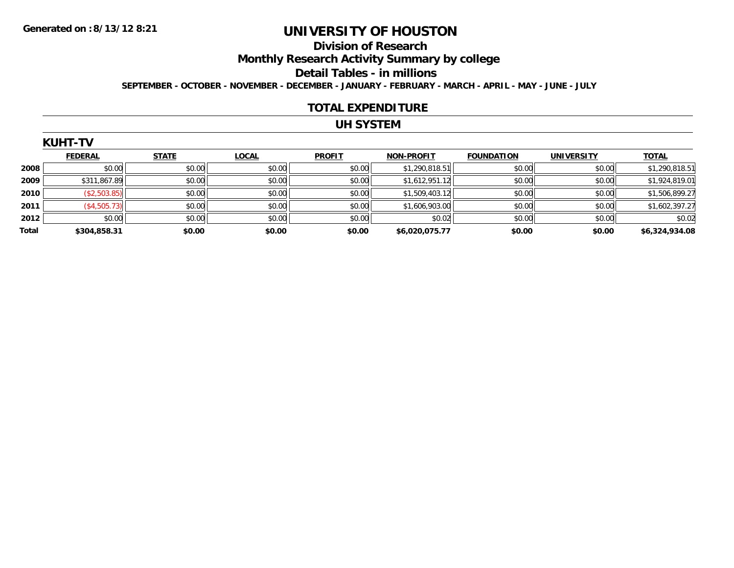Generated on :8/13/12 8:21

# UNIVERSITY OF HOUSTON

## Division of Research

## Monthly Research Activity Summary by college

## Detail Tables - in millions

**SEPTEMBER - OCTOBER - NOVEMBER - DECEMBER - JANUARY - FEBRUARY - MARCH - APRIL - MAY - JUNE - JULY**

## TOTAL EXPENDITURE

## UH SYSTEM

### KUHT-TV

| | FEDERAL | STATE | LOCAL | PROFIT | NON-PROFIT | FOUNDATION | UNIVERSITY | TOTAL |
|---|---|---|---|---|---|---|---|---|
| 2008 | $0.00 | $0.00 | $0.00 | $0.00 | $1,290,818.51 | $0.00 | $0.00 | $1,290,818.51 |
| 2009 | $311,867.89 | $0.00 | $0.00 | $0.00 | $1,612,951.12 | $0.00 | $0.00 | $1,924,819.01 |
| 2010 | ($2,503.85) | $0.00 | $0.00 | $0.00 | $1,509,403.12 | $0.00 | $0.00 | $1,506,899.27 |
| 2011 | ($4,505.73) | $0.00 | $0.00 | $0.00 | $1,606,903.00 | $0.00 | $0.00 | $1,602,397.27 |
| 2012 | $0.00 | $0.00 | $0.00 | $0.00 | $0.02 | $0.00 | $0.00 | $0.02 |
| **Total** | **$304,858.31** | **$0.00** | **$0.00** | **$0.00** | **$6,020,075.77** | **$0.00** | **$0.00** | **$6,324,934.08** |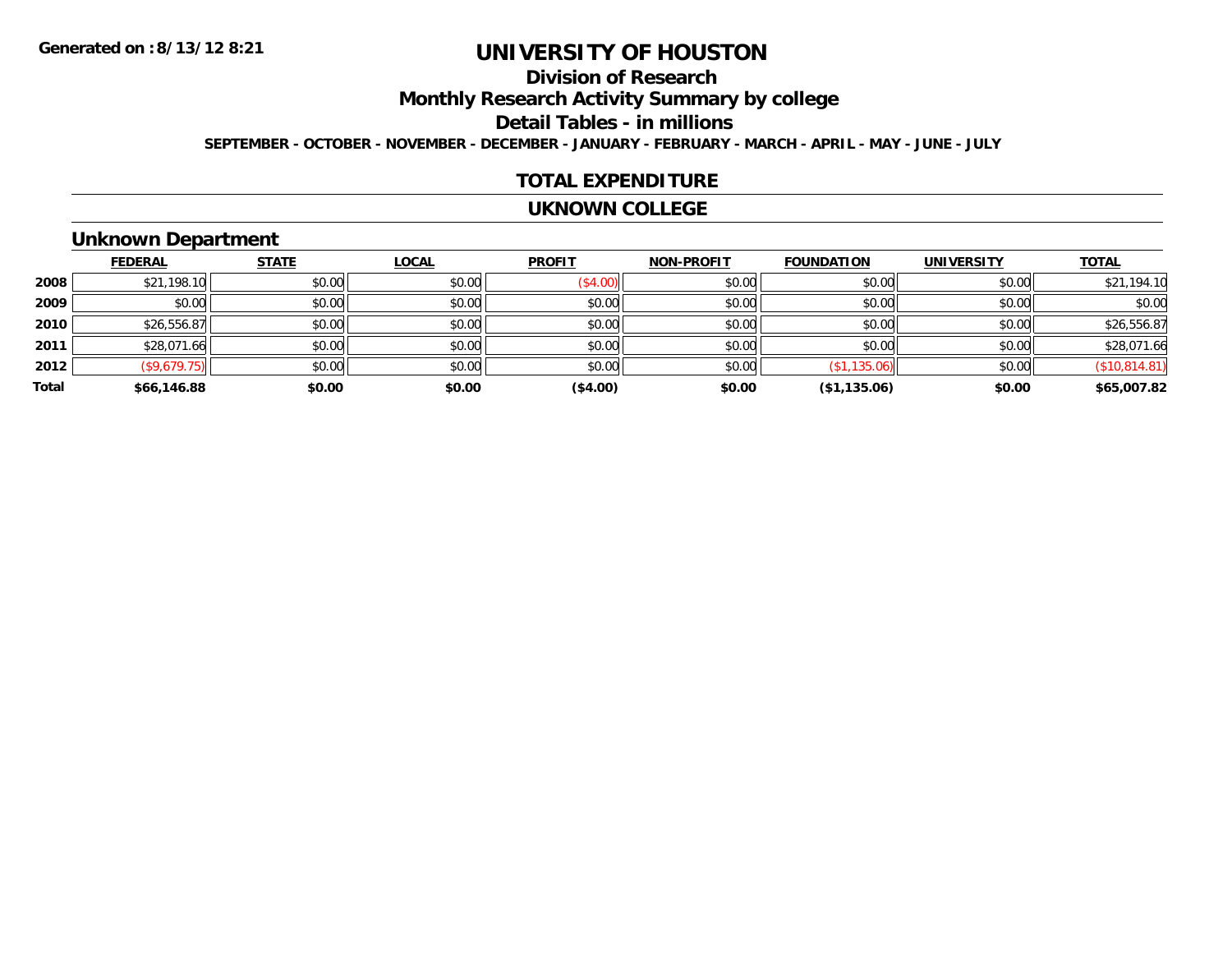Generated on :8/13/12 8:21

# UNIVERSITY OF HOUSTON

## Division of Research

## Monthly Research Activity Summary by college

## Detail Tables - in millions

**SEPTEMBER - OCTOBER - NOVEMBER - DECEMBER - JANUARY - FEBRUARY - MARCH - APRIL - MAY - JUNE - JULY**

## TOTAL EXPENDITURE

## UKNOWN COLLEGE

### Unknown Department

| | FEDERAL | STATE | LOCAL | PROFIT | NON-PROFIT | FOUNDATION | UNIVERSITY | TOTAL |
|---|---|---|---|---|---|---|---|---|
| 2008 | $21,198.10 | $0.00 | $0.00 | ($4.00) | $0.00 | $0.00 | $0.00 | $21,194.10 |
| 2009 | $0.00 | $0.00 | $0.00 | $0.00 | $0.00 | $0.00 | $0.00 | $0.00 |
| 2010 | $26,556.87 | $0.00 | $0.00 | $0.00 | $0.00 | $0.00 | $0.00 | $26,556.87 |
| 2011 | $28,071.66 | $0.00 | $0.00 | $0.00 | $0.00 | $0.00 | $0.00 | $28,071.66 |
| 2012 | ($9,679.75) | $0.00 | $0.00 | $0.00 | $0.00 | ($1,135.06) | $0.00 | ($10,814.81) |
| **Total** | **$66,146.88** | **$0.00** | **$0.00** | **($4.00)** | **$0.00** | **($1,135.06)** | **$0.00** | **$65,007.82** |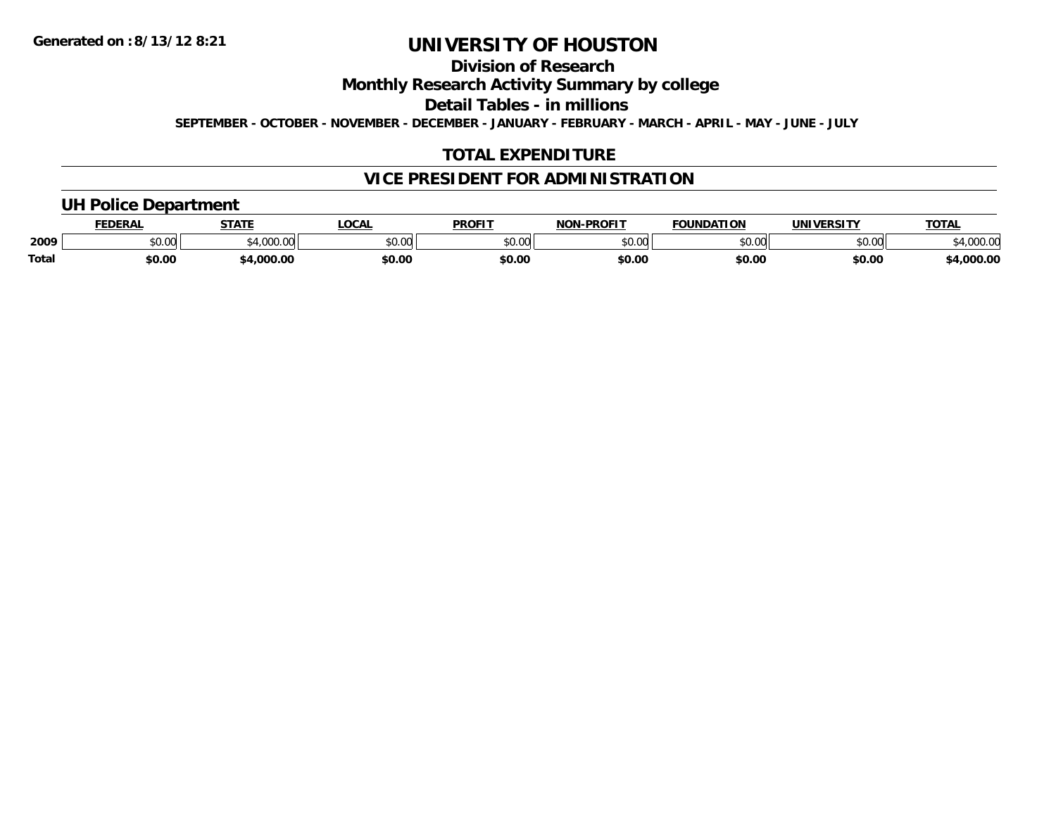Generated on :8/13/12 8:21

# UNIVERSITY OF HOUSTON

## Division of Research

## Monthly Research Activity Summary by college

## Detail Tables - in millions

**SEPTEMBER - OCTOBER - NOVEMBER - DECEMBER - JANUARY - FEBRUARY - MARCH - APRIL - MAY - JUNE - JULY**

## TOTAL EXPENDITURE

## VICE PRESIDENT FOR ADMINISTRATION

### UH Police Department

| | FEDERAL | STATE | LOCAL | PROFIT | NON-PROFIT | FOUNDATION | UNIVERSITY | TOTAL |
|---|---|---|---|---|---|---|---|---|
| 2009 | $0.00 | $4,000.00 | $0.00 | $0.00 | $0.00 | $0.00 | $0.00 | $4,000.00 |
| **Total** | **$0.00** | **$4,000.00** | **$0.00** | **$0.00** | **$0.00** | **$0.00** | **$0.00** | **$4,000.00** |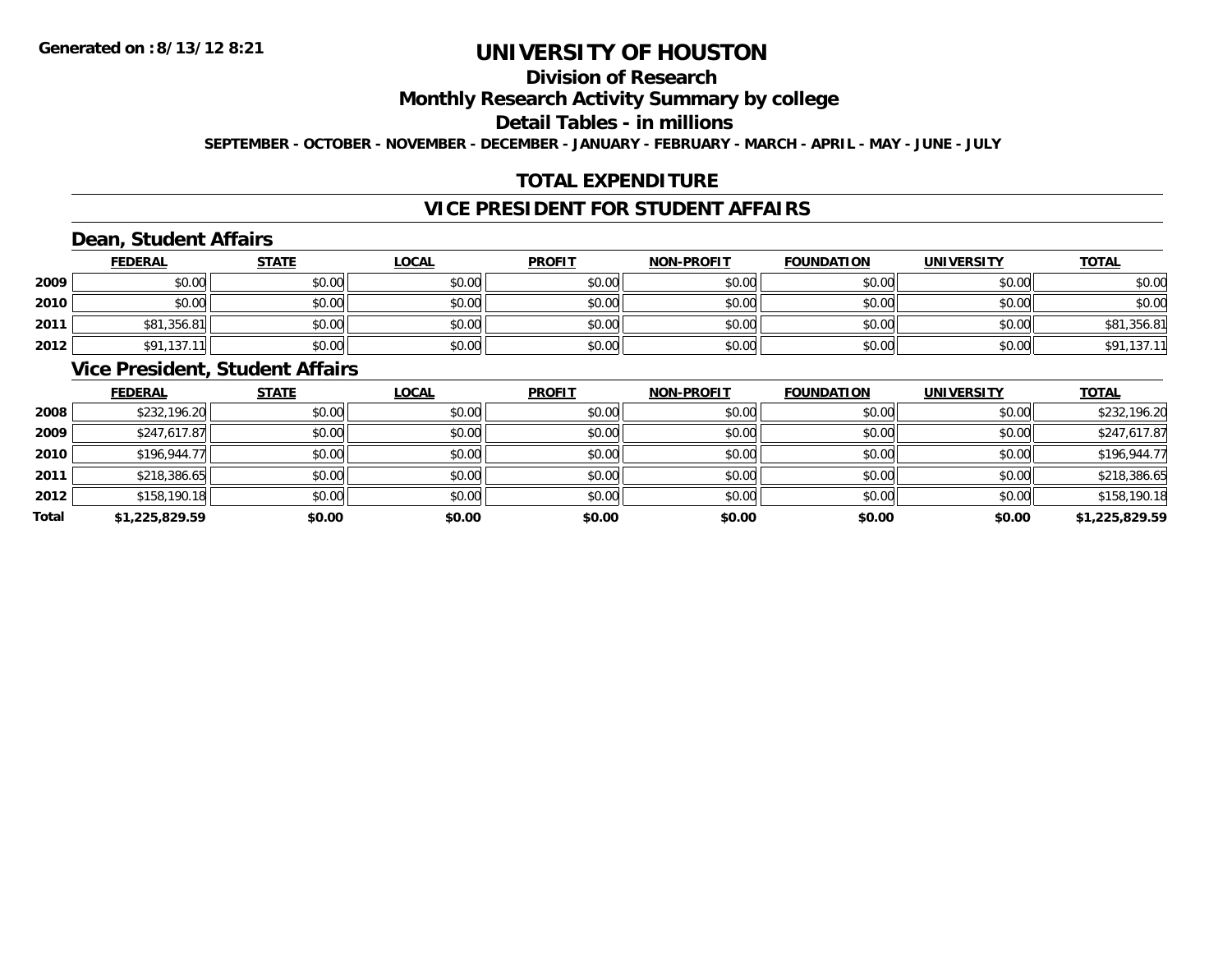Generated on :8/13/12 8:21

# UNIVERSITY OF HOUSTON

## Division of Research

## Monthly Research Activity Summary by college

## Detail Tables - in millions

**SEPTEMBER - OCTOBER - NOVEMBER - DECEMBER - JANUARY - FEBRUARY - MARCH - APRIL - MAY - JUNE - JULY**

## TOTAL EXPENDITURE

## VICE PRESIDENT FOR STUDENT AFFAIRS

### Dean, Student Affairs

| | FEDERAL | STATE | LOCAL | PROFIT | NON-PROFIT | FOUNDATION | UNIVERSITY | TOTAL |
|---|---|---|---|---|---|---|---|---|
| 2009 | $0.00 | $0.00 | $0.00 | $0.00 | $0.00 | $0.00 | $0.00 | $0.00 |
| 2010 | $0.00 | $0.00 | $0.00 | $0.00 | $0.00 | $0.00 | $0.00 | $0.00 |
| 2011 | $81,356.81 | $0.00 | $0.00 | $0.00 | $0.00 | $0.00 | $0.00 | $81,356.81 |
| 2012 | $91,137.11 | $0.00 | $0.00 | $0.00 | $0.00 | $0.00 | $0.00 | $91,137.11 |

### Vice President, Student Affairs

| | FEDERAL | STATE | LOCAL | PROFIT | NON-PROFIT | FOUNDATION | UNIVERSITY | TOTAL |
|---|---|---|---|---|---|---|---|---|
| 2008 | $232,196.20 | $0.00 | $0.00 | $0.00 | $0.00 | $0.00 | $0.00 | $232,196.20 |
| 2009 | $247,617.87 | $0.00 | $0.00 | $0.00 | $0.00 | $0.00 | $0.00 | $247,617.87 |
| 2010 | $196,944.77 | $0.00 | $0.00 | $0.00 | $0.00 | $0.00 | $0.00 | $196,944.77 |
| 2011 | $218,386.65 | $0.00 | $0.00 | $0.00 | $0.00 | $0.00 | $0.00 | $218,386.65 |
| 2012 | $158,190.18 | $0.00 | $0.00 | $0.00 | $0.00 | $0.00 | $0.00 | $158,190.18 |
| **Total** | **$1,225,829.59** | **$0.00** | **$0.00** | **$0.00** | **$0.00** | **$0.00** | **$0.00** | **$1,225,829.59** |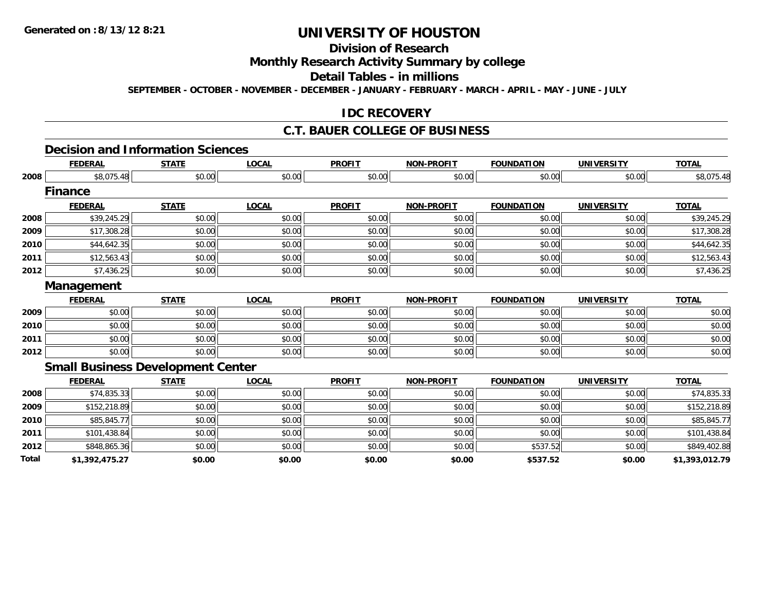Generated on :8/13/12 8:21

# UNIVERSITY OF HOUSTON

## Division of Research

## Monthly Research Activity Summary by college

## Detail Tables - in millions

SEPTEMBER - OCTOBER - NOVEMBER - DECEMBER - JANUARY - FEBRUARY - MARCH - APRIL - MAY - JUNE - JULY

## IDC RECOVERY

## C.T. BAUER COLLEGE OF BUSINESS

### Decision and Information Sciences

| | FEDERAL | STATE | LOCAL | PROFIT | NON-PROFIT | FOUNDATION | UNIVERSITY | TOTAL |
|---|---|---|---|---|---|---|---|---|
| 2008 | $8,075.48 | $0.00 | $0.00 | $0.00 | $0.00 | $0.00 | $0.00 | $8,075.48 |

### Finance

| | FEDERAL | STATE | LOCAL | PROFIT | NON-PROFIT | FOUNDATION | UNIVERSITY | TOTAL |
|---|---|---|---|---|---|---|---|---|
| 2008 | $39,245.29 | $0.00 | $0.00 | $0.00 | $0.00 | $0.00 | $0.00 | $39,245.29 |
| 2009 | $17,308.28 | $0.00 | $0.00 | $0.00 | $0.00 | $0.00 | $0.00 | $17,308.28 |
| 2010 | $44,642.35 | $0.00 | $0.00 | $0.00 | $0.00 | $0.00 | $0.00 | $44,642.35 |
| 2011 | $12,563.43 | $0.00 | $0.00 | $0.00 | $0.00 | $0.00 | $0.00 | $12,563.43 |
| 2012 | $7,436.25 | $0.00 | $0.00 | $0.00 | $0.00 | $0.00 | $0.00 | $7,436.25 |

### Management

| | FEDERAL | STATE | LOCAL | PROFIT | NON-PROFIT | FOUNDATION | UNIVERSITY | TOTAL |
|---|---|---|---|---|---|---|---|---|
| 2009 | $0.00 | $0.00 | $0.00 | $0.00 | $0.00 | $0.00 | $0.00 | $0.00 |
| 2010 | $0.00 | $0.00 | $0.00 | $0.00 | $0.00 | $0.00 | $0.00 | $0.00 |
| 2011 | $0.00 | $0.00 | $0.00 | $0.00 | $0.00 | $0.00 | $0.00 | $0.00 |
| 2012 | $0.00 | $0.00 | $0.00 | $0.00 | $0.00 | $0.00 | $0.00 | $0.00 |

### Small Business Development Center

| | FEDERAL | STATE | LOCAL | PROFIT | NON-PROFIT | FOUNDATION | UNIVERSITY | TOTAL |
|---|---|---|---|---|---|---|---|---|
| 2008 | $74,835.33 | $0.00 | $0.00 | $0.00 | $0.00 | $0.00 | $0.00 | $74,835.33 |
| 2009 | $152,218.89 | $0.00 | $0.00 | $0.00 | $0.00 | $0.00 | $0.00 | $152,218.89 |
| 2010 | $85,845.77 | $0.00 | $0.00 | $0.00 | $0.00 | $0.00 | $0.00 | $85,845.77 |
| 2011 | $101,438.84 | $0.00 | $0.00 | $0.00 | $0.00 | $0.00 | $0.00 | $101,438.84 |
| 2012 | $848,865.36 | $0.00 | $0.00 | $0.00 | $0.00 | $537.52 | $0.00 | $849,402.88 |
| **Total** | **$1,392,475.27** | **$0.00** | **$0.00** | **$0.00** | **$0.00** | **$537.52** | **$0.00** | **$1,393,012.79** |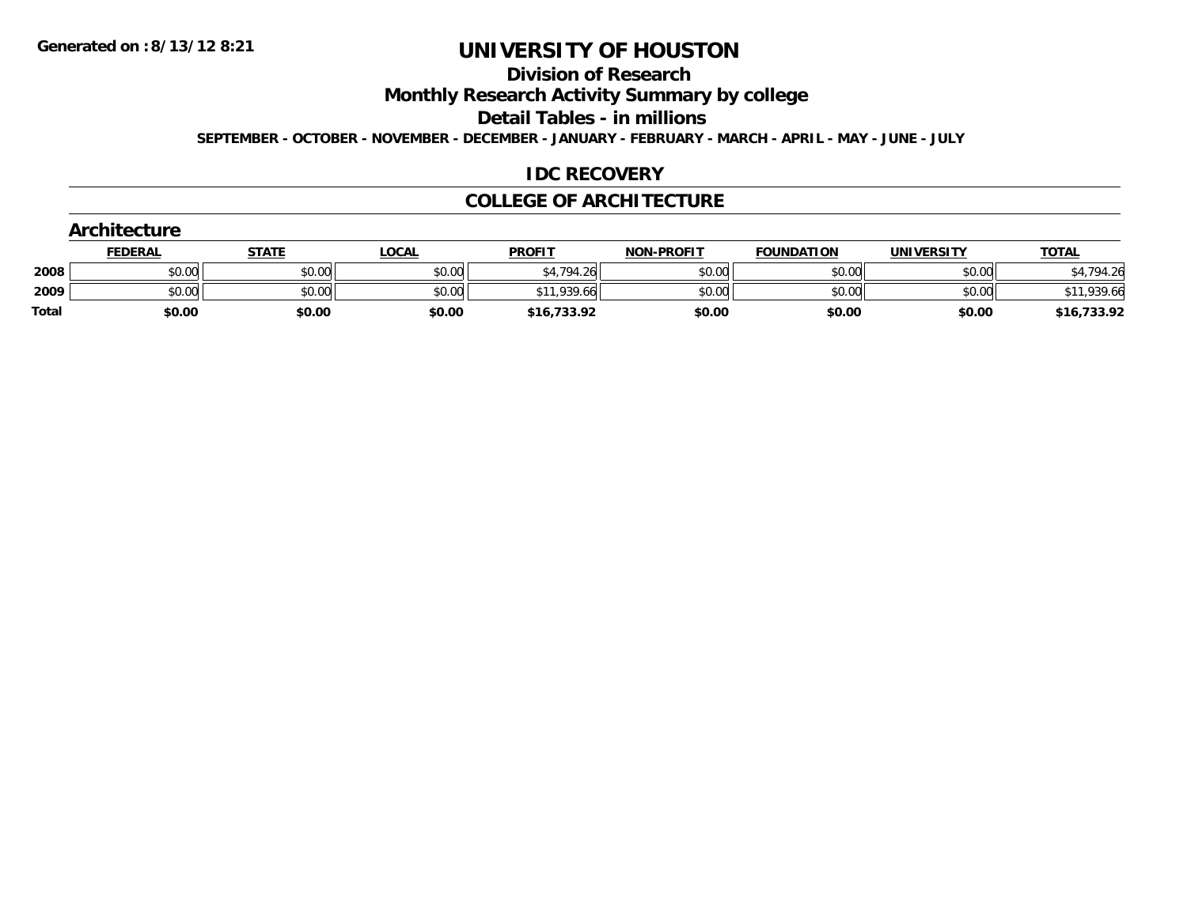**Generated on :8/13/12 8:21**

# UNIVERSITY OF HOUSTON

## Division of Research

## Monthly Research Activity Summary by college

## Detail Tables - in millions

**SEPTEMBER - OCTOBER - NOVEMBER - DECEMBER - JANUARY - FEBRUARY - MARCH - APRIL - MAY - JUNE - JULY**

## IDC RECOVERY

## COLLEGE OF ARCHITECTURE

### Architecture

| | FEDERAL | STATE | LOCAL | PROFIT | NON-PROFIT | FOUNDATION | UNIVERSITY | TOTAL |
|---|---|---|---|---|---|---|---|---|
| 2008 | $0.00 | $0.00 | $0.00 | $4,794.26 | $0.00 | $0.00 | $0.00 | $4,794.26 |
| 2009 | $0.00 | $0.00 | $0.00 | $11,939.66 | $0.00 | $0.00 | $0.00 | $11,939.66 |
| Total | $0.00 | $0.00 | $0.00 | $16,733.92 | $0.00 | $0.00 | $0.00 | $16,733.92 |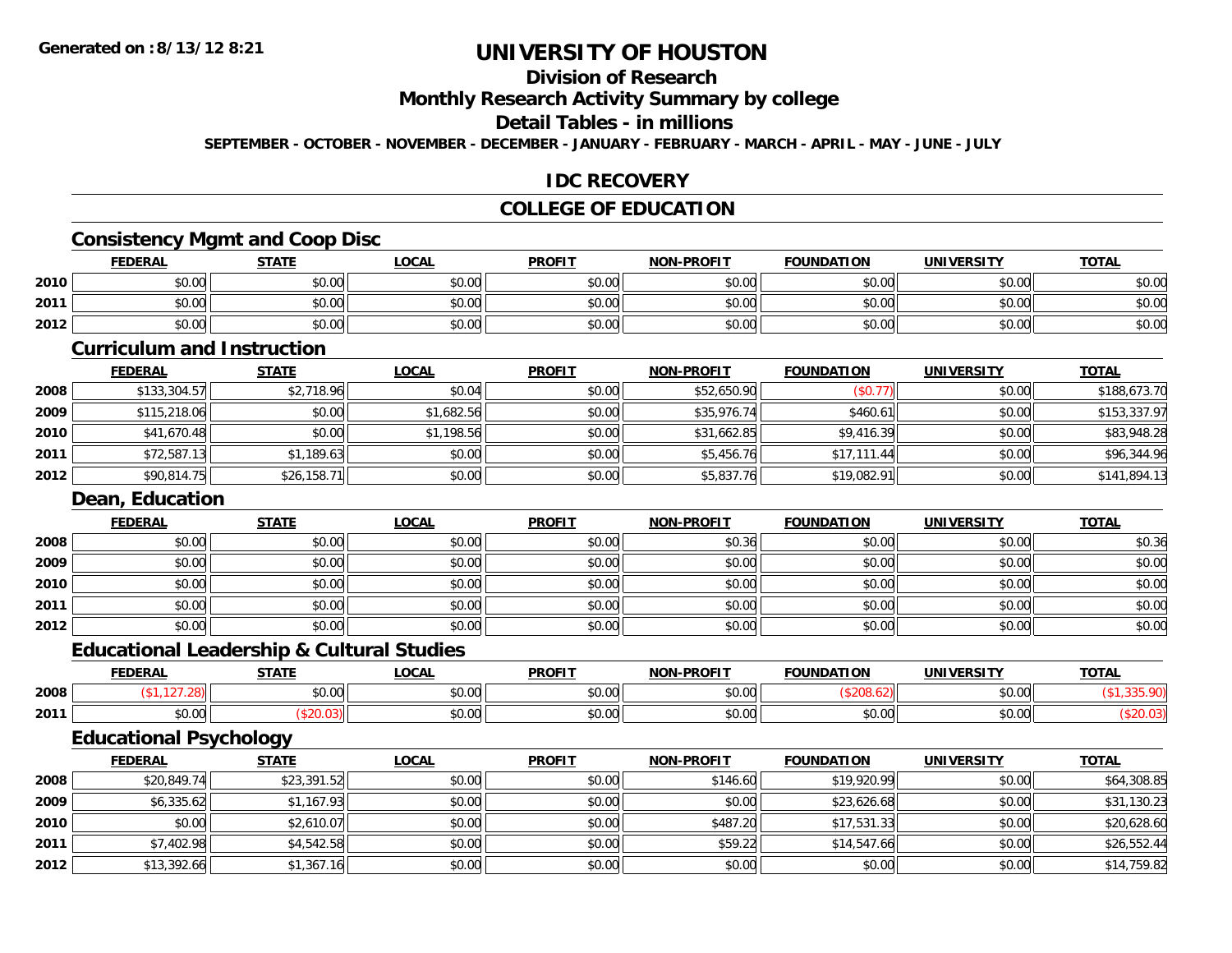# UNIVERSITY OF HOUSTON

## Division of Research

## Monthly Research Activity Summary by college

## Detail Tables - in millions

**SEPTEMBER - OCTOBER - NOVEMBER - DECEMBER - JANUARY - FEBRUARY - MARCH - APRIL - MAY - JUNE - JULY**

Generated on : 8/13/12 8:21

### IDC RECOVERY

### COLLEGE OF EDUCATION

#### Consistency Mgmt and Coop Disc

| | FEDERAL | STATE | LOCAL | PROFIT | NON-PROFIT | FOUNDATION | UNIVERSITY | TOTAL |
|---|---|---|---|---|---|---|---|---|
| 2010 | $0.00 | $0.00 | $0.00 | $0.00 | $0.00 | $0.00 | $0.00 | $0.00 |
| 2011 | $0.00 | $0.00 | $0.00 | $0.00 | $0.00 | $0.00 | $0.00 | $0.00 |
| 2012 | $0.00 | $0.00 | $0.00 | $0.00 | $0.00 | $0.00 | $0.00 | $0.00 |

#### Curriculum and Instruction

| | FEDERAL | STATE | LOCAL | PROFIT | NON-PROFIT | FOUNDATION | UNIVERSITY | TOTAL |
|---|---|---|---|---|---|---|---|---|
| 2008 | $133,304.57 | $2,718.96 | $0.04 | $0.00 | $52,650.90 | ($0.77) | $0.00 | $188,673.70 |
| 2009 | $115,218.06 | $0.00 | $1,682.56 | $0.00 | $35,976.74 | $460.61 | $0.00 | $153,337.97 |
| 2010 | $41,670.48 | $0.00 | $1,198.56 | $0.00 | $31,662.85 | $9,416.39 | $0.00 | $83,948.28 |
| 2011 | $72,587.13 | $1,189.63 | $0.00 | $0.00 | $5,456.76 | $17,111.44 | $0.00 | $96,344.96 |
| 2012 | $90,814.75 | $26,158.71 | $0.00 | $0.00 | $5,837.76 | $19,082.91 | $0.00 | $141,894.13 |

#### Dean, Education

| | FEDERAL | STATE | LOCAL | PROFIT | NON-PROFIT | FOUNDATION | UNIVERSITY | TOTAL |
|---|---|---|---|---|---|---|---|---|
| 2008 | $0.00 | $0.00 | $0.00 | $0.00 | $0.36 | $0.00 | $0.00 | $0.36 |
| 2009 | $0.00 | $0.00 | $0.00 | $0.00 | $0.00 | $0.00 | $0.00 | $0.00 |
| 2010 | $0.00 | $0.00 | $0.00 | $0.00 | $0.00 | $0.00 | $0.00 | $0.00 |
| 2011 | $0.00 | $0.00 | $0.00 | $0.00 | $0.00 | $0.00 | $0.00 | $0.00 |
| 2012 | $0.00 | $0.00 | $0.00 | $0.00 | $0.00 | $0.00 | $0.00 | $0.00 |

#### Educational Leadership & Cultural Studies

| | FEDERAL | STATE | LOCAL | PROFIT | NON-PROFIT | FOUNDATION | UNIVERSITY | TOTAL |
|---|---|---|---|---|---|---|---|---|
| 2008 | ($1,127.28) | $0.00 | $0.00 | $0.00 | $0.00 | ($208.62) | $0.00 | ($1,335.90) |
| 2011 | $0.00 | ($20.03) | $0.00 | $0.00 | $0.00 | $0.00 | $0.00 | ($20.03) |

#### Educational Psychology

| | FEDERAL | STATE | LOCAL | PROFIT | NON-PROFIT | FOUNDATION | UNIVERSITY | TOTAL |
|---|---|---|---|---|---|---|---|---|
| 2008 | $20,849.74 | $23,391.52 | $0.00 | $0.00 | $146.60 | $19,920.99 | $0.00 | $64,308.85 |
| 2009 | $6,335.62 | $1,167.93 | $0.00 | $0.00 | $0.00 | $23,626.68 | $0.00 | $31,130.23 |
| 2010 | $0.00 | $2,610.07 | $0.00 | $0.00 | $487.20 | $17,531.33 | $0.00 | $20,628.60 |
| 2011 | $7,402.98 | $4,542.58 | $0.00 | $0.00 | $59.22 | $14,547.66 | $0.00 | $26,552.44 |
| 2012 | $13,392.66 | $1,367.16 | $0.00 | $0.00 | $0.00 | $0.00 | $0.00 | $14,759.82 |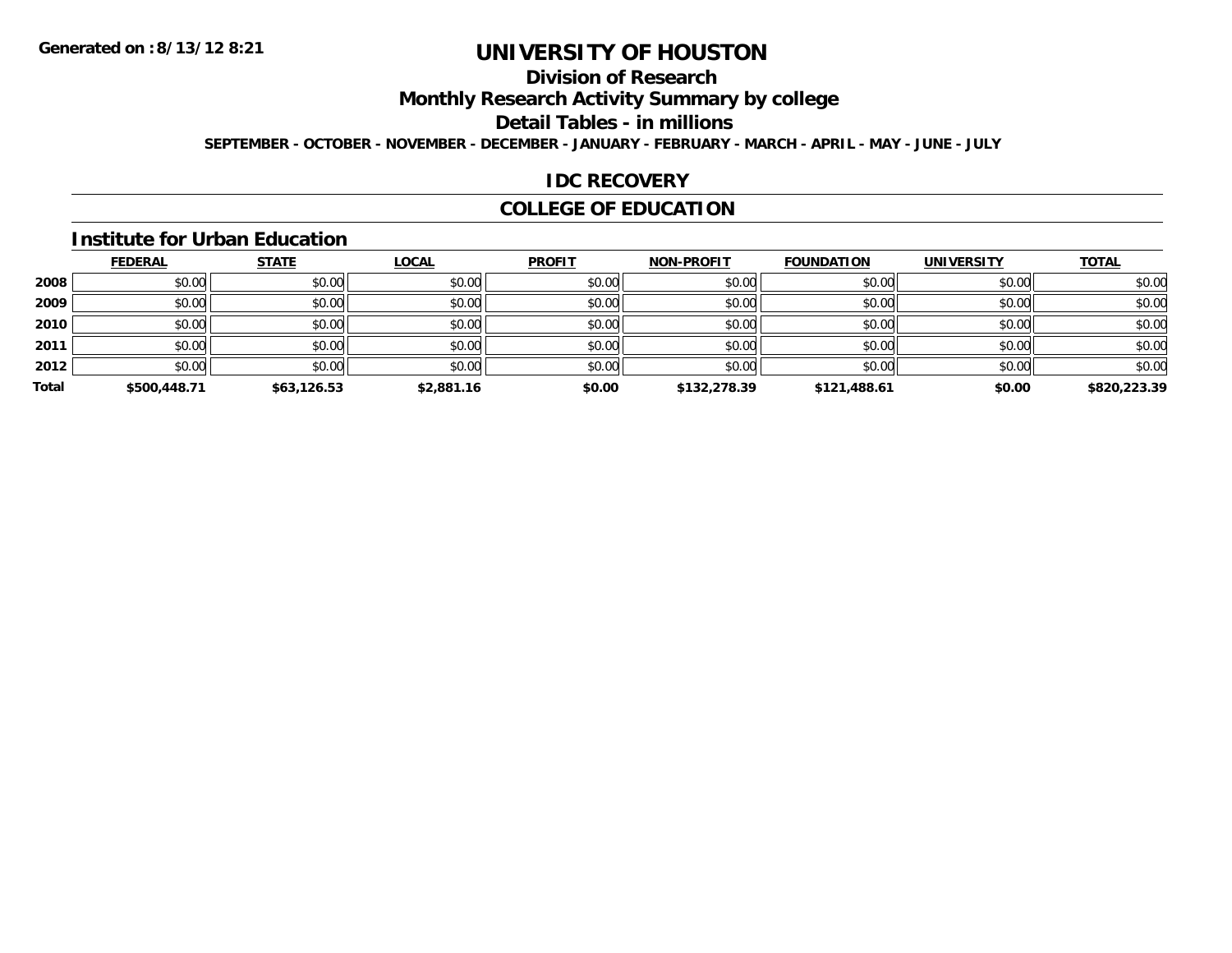Generated on :8/13/12 8:21

# UNIVERSITY OF HOUSTON

## Division of Research

## Monthly Research Activity Summary by college

## Detail Tables - in millions

**SEPTEMBER - OCTOBER - NOVEMBER - DECEMBER - JANUARY - FEBRUARY - MARCH - APRIL - MAY - JUNE - JULY**

## IDC RECOVERY

## COLLEGE OF EDUCATION

### Institute for Urban Education

| | FEDERAL | STATE | LOCAL | PROFIT | NON-PROFIT | FOUNDATION | UNIVERSITY | TOTAL |
|---|---|---|---|---|---|---|---|---|
| 2008 | $0.00 | $0.00 | $0.00 | $0.00 | $0.00 | $0.00 | $0.00 | $0.00 |
| 2009 | $0.00 | $0.00 | $0.00 | $0.00 | $0.00 | $0.00 | $0.00 | $0.00 |
| 2010 | $0.00 | $0.00 | $0.00 | $0.00 | $0.00 | $0.00 | $0.00 | $0.00 |
| 2011 | $0.00 | $0.00 | $0.00 | $0.00 | $0.00 | $0.00 | $0.00 | $0.00 |
| 2012 | $0.00 | $0.00 | $0.00 | $0.00 | $0.00 | $0.00 | $0.00 | $0.00 |
| **Total** | **$500,448.71** | **$63,126.53** | **$2,881.16** | **$0.00** | **$132,278.39** | **$121,488.61** | **$0.00** | **$820,223.39** |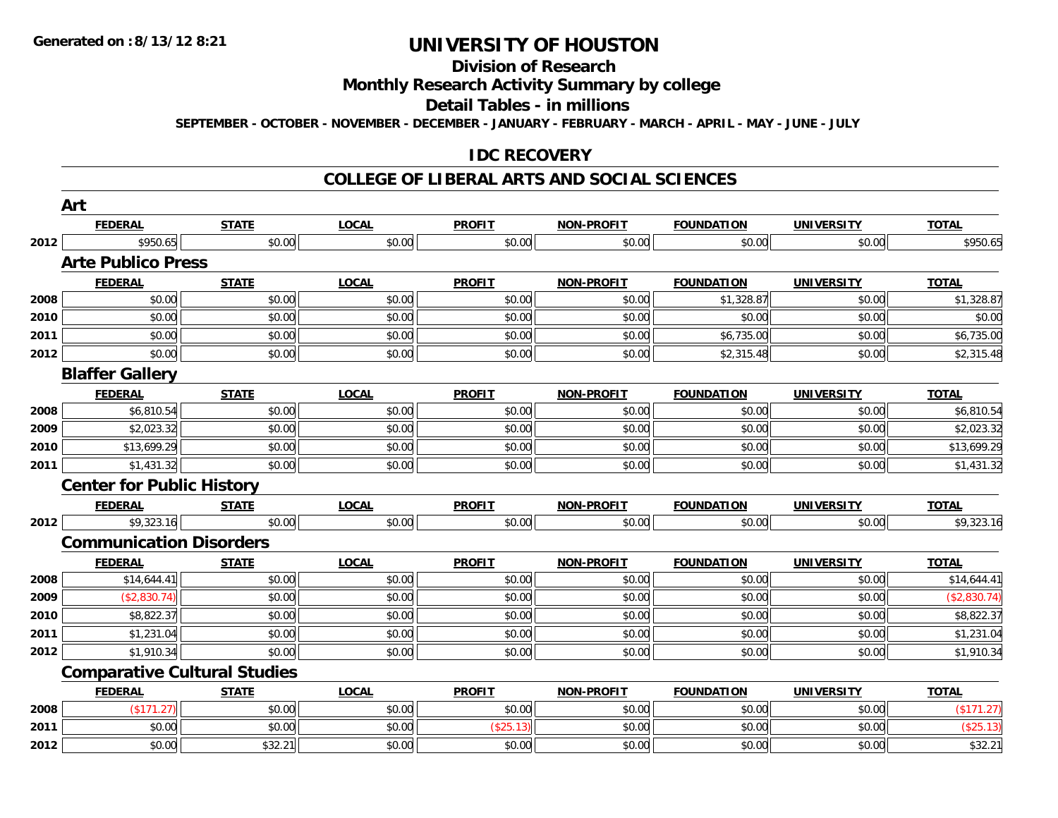Generated on :8/13/12 8:21

# UNIVERSITY OF HOUSTON

## Division of Research

## Monthly Research Activity Summary by college

## Detail Tables - in millions

SEPTEMBER - OCTOBER - NOVEMBER - DECEMBER - JANUARY - FEBRUARY - MARCH - APRIL - MAY - JUNE - JULY

### IDC RECOVERY

### COLLEGE OF LIBERAL ARTS AND SOCIAL SCIENCES

#### Art

| | FEDERAL | STATE | LOCAL | PROFIT | NON-PROFIT | FOUNDATION | UNIVERSITY | TOTAL |
|---|---|---|---|---|---|---|---|---|
| 2012 | $950.65 | $0.00 | $0.00 | $0.00 | $0.00 | $0.00 | $0.00 | $950.65 |

#### Arte Publico Press

| | FEDERAL | STATE | LOCAL | PROFIT | NON-PROFIT | FOUNDATION | UNIVERSITY | TOTAL |
|---|---|---|---|---|---|---|---|---|
| 2008 | $0.00 | $0.00 | $0.00 | $0.00 | $0.00 | $1,328.87 | $0.00 | $1,328.87 |
| 2010 | $0.00 | $0.00 | $0.00 | $0.00 | $0.00 | $0.00 | $0.00 | $0.00 |
| 2011 | $0.00 | $0.00 | $0.00 | $0.00 | $0.00 | $6,735.00 | $0.00 | $6,735.00 |
| 2012 | $0.00 | $0.00 | $0.00 | $0.00 | $0.00 | $2,315.48 | $0.00 | $2,315.48 |

#### Blaffer Gallery

| | FEDERAL | STATE | LOCAL | PROFIT | NON-PROFIT | FOUNDATION | UNIVERSITY | TOTAL |
|---|---|---|---|---|---|---|---|---|
| 2008 | $6,810.54 | $0.00 | $0.00 | $0.00 | $0.00 | $0.00 | $0.00 | $6,810.54 |
| 2009 | $2,023.32 | $0.00 | $0.00 | $0.00 | $0.00 | $0.00 | $0.00 | $2,023.32 |
| 2010 | $13,699.29 | $0.00 | $0.00 | $0.00 | $0.00 | $0.00 | $0.00 | $13,699.29 |
| 2011 | $1,431.32 | $0.00 | $0.00 | $0.00 | $0.00 | $0.00 | $0.00 | $1,431.32 |

#### Center for Public History

| | FEDERAL | STATE | LOCAL | PROFIT | NON-PROFIT | FOUNDATION | UNIVERSITY | TOTAL |
|---|---|---|---|---|---|---|---|---|
| 2012 | $9,323.16 | $0.00 | $0.00 | $0.00 | $0.00 | $0.00 | $0.00 | $9,323.16 |

#### Communication Disorders

| | FEDERAL | STATE | LOCAL | PROFIT | NON-PROFIT | FOUNDATION | UNIVERSITY | TOTAL |
|---|---|---|---|---|---|---|---|---|
| 2008 | $14,644.41 | $0.00 | $0.00 | $0.00 | $0.00 | $0.00 | $0.00 | $14,644.41 |
| 2009 | ($2,830.74) | $0.00 | $0.00 | $0.00 | $0.00 | $0.00 | $0.00 | ($2,830.74) |
| 2010 | $8,822.37 | $0.00 | $0.00 | $0.00 | $0.00 | $0.00 | $0.00 | $8,822.37 |
| 2011 | $1,231.04 | $0.00 | $0.00 | $0.00 | $0.00 | $0.00 | $0.00 | $1,231.04 |
| 2012 | $1,910.34 | $0.00 | $0.00 | $0.00 | $0.00 | $0.00 | $0.00 | $1,910.34 |

#### Comparative Cultural Studies

| | FEDERAL | STATE | LOCAL | PROFIT | NON-PROFIT | FOUNDATION | UNIVERSITY | TOTAL |
|---|---|---|---|---|---|---|---|---|
| 2008 | ($171.27) | $0.00 | $0.00 | $0.00 | $0.00 | $0.00 | $0.00 | ($171.27) |
| 2011 | $0.00 | $0.00 | $0.00 | ($25.13) | $0.00 | $0.00 | $0.00 | ($25.13) |
| 2012 | $0.00 | $32.21 | $0.00 | $0.00 | $0.00 | $0.00 | $0.00 | $32.21 |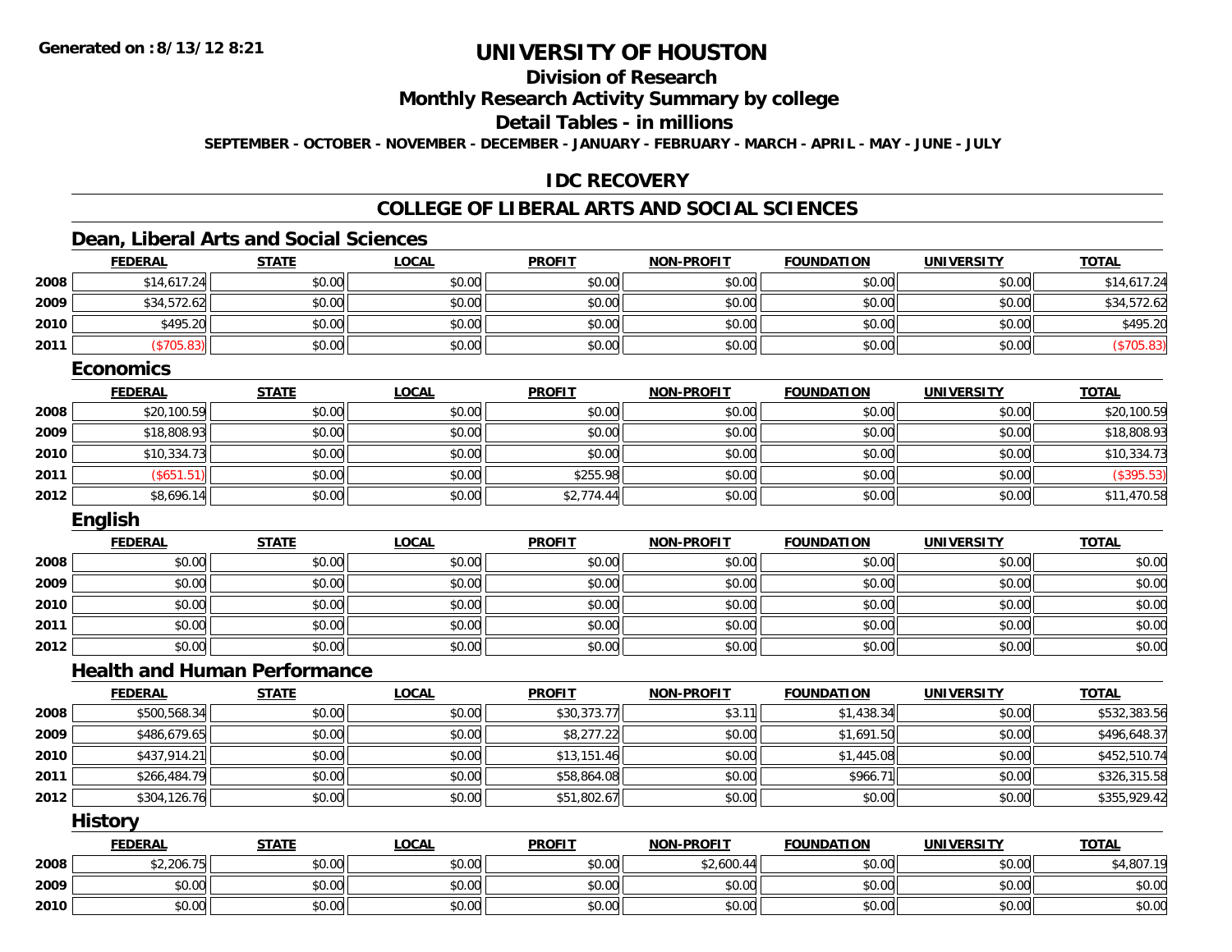Generated on :8/13/12 8:21

# UNIVERSITY OF HOUSTON

## Division of Research

## Monthly Research Activity Summary by college

## Detail Tables - in millions

SEPTEMBER - OCTOBER - NOVEMBER - DECEMBER - JANUARY - FEBRUARY - MARCH - APRIL - MAY - JUNE - JULY

## IDC RECOVERY

## COLLEGE OF LIBERAL ARTS AND SOCIAL SCIENCES

### Dean, Liberal Arts and Social Sciences

| | FEDERAL | STATE | LOCAL | PROFIT | NON-PROFIT | FOUNDATION | UNIVERSITY | TOTAL |
|---|---|---|---|---|---|---|---|---|
| 2008 | $14,617.24 | $0.00 | $0.00 | $0.00 | $0.00 | $0.00 | $0.00 | $14,617.24 |
| 2009 | $34,572.62 | $0.00 | $0.00 | $0.00 | $0.00 | $0.00 | $0.00 | $34,572.62 |
| 2010 | $495.20 | $0.00 | $0.00 | $0.00 | $0.00 | $0.00 | $0.00 | $495.20 |
| 2011 | ($705.83) | $0.00 | $0.00 | $0.00 | $0.00 | $0.00 | $0.00 | ($705.83) |

### Economics

| | FEDERAL | STATE | LOCAL | PROFIT | NON-PROFIT | FOUNDATION | UNIVERSITY | TOTAL |
|---|---|---|---|---|---|---|---|---|
| 2008 | $20,100.59 | $0.00 | $0.00 | $0.00 | $0.00 | $0.00 | $0.00 | $20,100.59 |
| 2009 | $18,808.93 | $0.00 | $0.00 | $0.00 | $0.00 | $0.00 | $0.00 | $18,808.93 |
| 2010 | $10,334.73 | $0.00 | $0.00 | $0.00 | $0.00 | $0.00 | $0.00 | $10,334.73 |
| 2011 | ($651.51) | $0.00 | $0.00 | $255.98 | $0.00 | $0.00 | $0.00 | ($395.53) |
| 2012 | $8,696.14 | $0.00 | $0.00 | $2,774.44 | $0.00 | $0.00 | $0.00 | $11,470.58 |

### English

| | FEDERAL | STATE | LOCAL | PROFIT | NON-PROFIT | FOUNDATION | UNIVERSITY | TOTAL |
|---|---|---|---|---|---|---|---|---|
| 2008 | $0.00 | $0.00 | $0.00 | $0.00 | $0.00 | $0.00 | $0.00 | $0.00 |
| 2009 | $0.00 | $0.00 | $0.00 | $0.00 | $0.00 | $0.00 | $0.00 | $0.00 |
| 2010 | $0.00 | $0.00 | $0.00 | $0.00 | $0.00 | $0.00 | $0.00 | $0.00 |
| 2011 | $0.00 | $0.00 | $0.00 | $0.00 | $0.00 | $0.00 | $0.00 | $0.00 |
| 2012 | $0.00 | $0.00 | $0.00 | $0.00 | $0.00 | $0.00 | $0.00 | $0.00 |

### Health and Human Performance

| | FEDERAL | STATE | LOCAL | PROFIT | NON-PROFIT | FOUNDATION | UNIVERSITY | TOTAL |
|---|---|---|---|---|---|---|---|---|
| 2008 | $500,568.34 | $0.00 | $0.00 | $30,373.77 | $3.11 | $1,438.34 | $0.00 | $532,383.56 |
| 2009 | $486,679.65 | $0.00 | $0.00 | $8,277.22 | $0.00 | $1,691.50 | $0.00 | $496,648.37 |
| 2010 | $437,914.21 | $0.00 | $0.00 | $13,151.46 | $0.00 | $1,445.08 | $0.00 | $452,510.74 |
| 2011 | $266,484.79 | $0.00 | $0.00 | $58,864.08 | $0.00 | $966.71 | $0.00 | $326,315.58 |
| 2012 | $304,126.76 | $0.00 | $0.00 | $51,802.67 | $0.00 | $0.00 | $0.00 | $355,929.42 |

### History

| | FEDERAL | STATE | LOCAL | PROFIT | NON-PROFIT | FOUNDATION | UNIVERSITY | TOTAL |
|---|---|---|---|---|---|---|---|---|
| 2008 | $2,206.75 | $0.00 | $0.00 | $0.00 | $2,600.44 | $0.00 | $0.00 | $4,807.19 |
| 2009 | $0.00 | $0.00 | $0.00 | $0.00 | $0.00 | $0.00 | $0.00 | $0.00 |
| 2010 | $0.00 | $0.00 | $0.00 | $0.00 | $0.00 | $0.00 | $0.00 | $0.00 |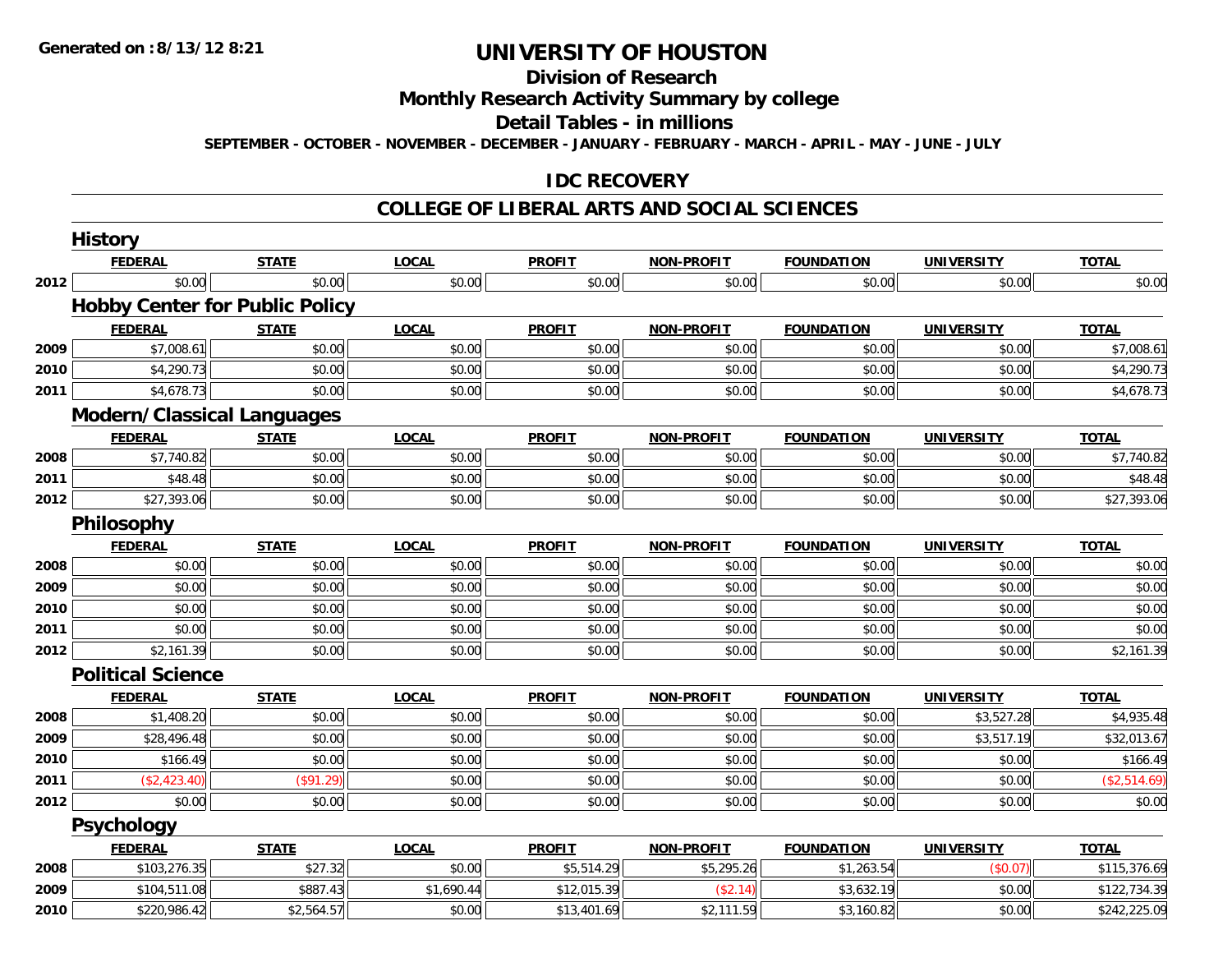Generated on :8/13/12 8:21

# UNIVERSITY OF HOUSTON

## Division of Research

## Monthly Research Activity Summary by college

## Detail Tables - in millions

SEPTEMBER - OCTOBER - NOVEMBER - DECEMBER - JANUARY - FEBRUARY - MARCH - APRIL - MAY - JUNE - JULY

## IDC RECOVERY

## COLLEGE OF LIBERAL ARTS AND SOCIAL SCIENCES

### History

| | FEDERAL | STATE | LOCAL | PROFIT | NON-PROFIT | FOUNDATION | UNIVERSITY | TOTAL |
|---|---|---|---|---|---|---|---|---|
| 2012 | $0.00 | $0.00 | $0.00 | $0.00 | $0.00 | $0.00 | $0.00 | $0.00 |

### Hobby Center for Public Policy

| | FEDERAL | STATE | LOCAL | PROFIT | NON-PROFIT | FOUNDATION | UNIVERSITY | TOTAL |
|---|---|---|---|---|---|---|---|---|
| 2009 | $7,008.61 | $0.00 | $0.00 | $0.00 | $0.00 | $0.00 | $0.00 | $7,008.61 |
| 2010 | $4,290.73 | $0.00 | $0.00 | $0.00 | $0.00 | $0.00 | $0.00 | $4,290.73 |
| 2011 | $4,678.73 | $0.00 | $0.00 | $0.00 | $0.00 | $0.00 | $0.00 | $4,678.73 |

### Modern/Classical Languages

| | FEDERAL | STATE | LOCAL | PROFIT | NON-PROFIT | FOUNDATION | UNIVERSITY | TOTAL |
|---|---|---|---|---|---|---|---|---|
| 2008 | $7,740.82 | $0.00 | $0.00 | $0.00 | $0.00 | $0.00 | $0.00 | $7,740.82 |
| 2011 | $48.48 | $0.00 | $0.00 | $0.00 | $0.00 | $0.00 | $0.00 | $48.48 |
| 2012 | $27,393.06 | $0.00 | $0.00 | $0.00 | $0.00 | $0.00 | $0.00 | $27,393.06 |

### Philosophy

| | FEDERAL | STATE | LOCAL | PROFIT | NON-PROFIT | FOUNDATION | UNIVERSITY | TOTAL |
|---|---|---|---|---|---|---|---|---|
| 2008 | $0.00 | $0.00 | $0.00 | $0.00 | $0.00 | $0.00 | $0.00 | $0.00 |
| 2009 | $0.00 | $0.00 | $0.00 | $0.00 | $0.00 | $0.00 | $0.00 | $0.00 |
| 2010 | $0.00 | $0.00 | $0.00 | $0.00 | $0.00 | $0.00 | $0.00 | $0.00 |
| 2011 | $0.00 | $0.00 | $0.00 | $0.00 | $0.00 | $0.00 | $0.00 | $0.00 |
| 2012 | $2,161.39 | $0.00 | $0.00 | $0.00 | $0.00 | $0.00 | $0.00 | $2,161.39 |

### Political Science

| | FEDERAL | STATE | LOCAL | PROFIT | NON-PROFIT | FOUNDATION | UNIVERSITY | TOTAL |
|---|---|---|---|---|---|---|---|---|
| 2008 | $1,408.20 | $0.00 | $0.00 | $0.00 | $0.00 | $0.00 | $3,527.28 | $4,935.48 |
| 2009 | $28,496.48 | $0.00 | $0.00 | $0.00 | $0.00 | $0.00 | $3,517.19 | $32,013.67 |
| 2010 | $166.49 | $0.00 | $0.00 | $0.00 | $0.00 | $0.00 | $0.00 | $166.49 |
| 2011 | ($2,423.40) | ($91.29) | $0.00 | $0.00 | $0.00 | $0.00 | $0.00 | ($2,514.69) |
| 2012 | $0.00 | $0.00 | $0.00 | $0.00 | $0.00 | $0.00 | $0.00 | $0.00 |

### Psychology

| | FEDERAL | STATE | LOCAL | PROFIT | NON-PROFIT | FOUNDATION | UNIVERSITY | TOTAL |
|---|---|---|---|---|---|---|---|---|
| 2008 | $103,276.35 | $27.32 | $0.00 | $5,514.29 | $5,295.26 | $1,263.54 | ($0.07) | $115,376.69 |
| 2009 | $104,511.08 | $887.43 | $1,690.44 | $12,015.39 | ($2.14) | $3,632.19 | $0.00 | $122,734.39 |
| 2010 | $220,986.42 | $2,564.57 | $0.00 | $13,401.69 | $2,111.59 | $3,160.82 | $0.00 | $242,225.09 |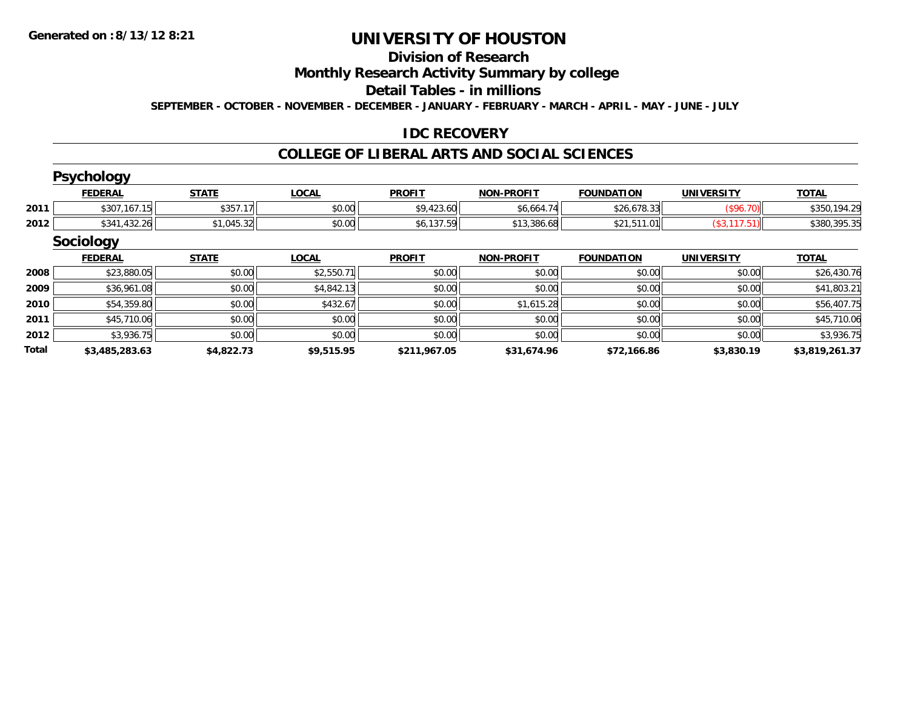Generated on :8/13/12 8:21

# UNIVERSITY OF HOUSTON

## Division of Research

## Monthly Research Activity Summary by college

## Detail Tables - in millions

SEPTEMBER - OCTOBER - NOVEMBER - DECEMBER - JANUARY - FEBRUARY - MARCH - APRIL - MAY - JUNE - JULY

### IDC RECOVERY

### COLLEGE OF LIBERAL ARTS AND SOCIAL SCIENCES

#### Psychology

| | FEDERAL | STATE | LOCAL | PROFIT | NON-PROFIT | FOUNDATION | UNIVERSITY | TOTAL |
|---|---|---|---|---|---|---|---|---|
| 2011 | $307,167.15 | $357.17 | $0.00 | $9,423.60 | $6,664.74 | $26,678.33 | ($96.70) | $350,194.29 |
| 2012 | $341,432.26 | $1,045.32 | $0.00 | $6,137.59 | $13,386.68 | $21,511.01 | ($3,117.51) | $380,395.35 |

#### Sociology

| | FEDERAL | STATE | LOCAL | PROFIT | NON-PROFIT | FOUNDATION | UNIVERSITY | TOTAL |
|---|---|---|---|---|---|---|---|---|
| 2008 | $23,880.05 | $0.00 | $2,550.71 | $0.00 | $0.00 | $0.00 | $0.00 | $26,430.76 |
| 2009 | $36,961.08 | $0.00 | $4,842.13 | $0.00 | $0.00 | $0.00 | $0.00 | $41,803.21 |
| 2010 | $54,359.80 | $0.00 | $432.67 | $0.00 | $1,615.28 | $0.00 | $0.00 | $56,407.75 |
| 2011 | $45,710.06 | $0.00 | $0.00 | $0.00 | $0.00 | $0.00 | $0.00 | $45,710.06 |
| 2012 | $3,936.75 | $0.00 | $0.00 | $0.00 | $0.00 | $0.00 | $0.00 | $3,936.75 |
| **Total** | **$3,485,283.63** | **$4,822.73** | **$9,515.95** | **$211,967.05** | **$31,674.96** | **$72,166.86** | **$3,830.19** | **$3,819,261.37** |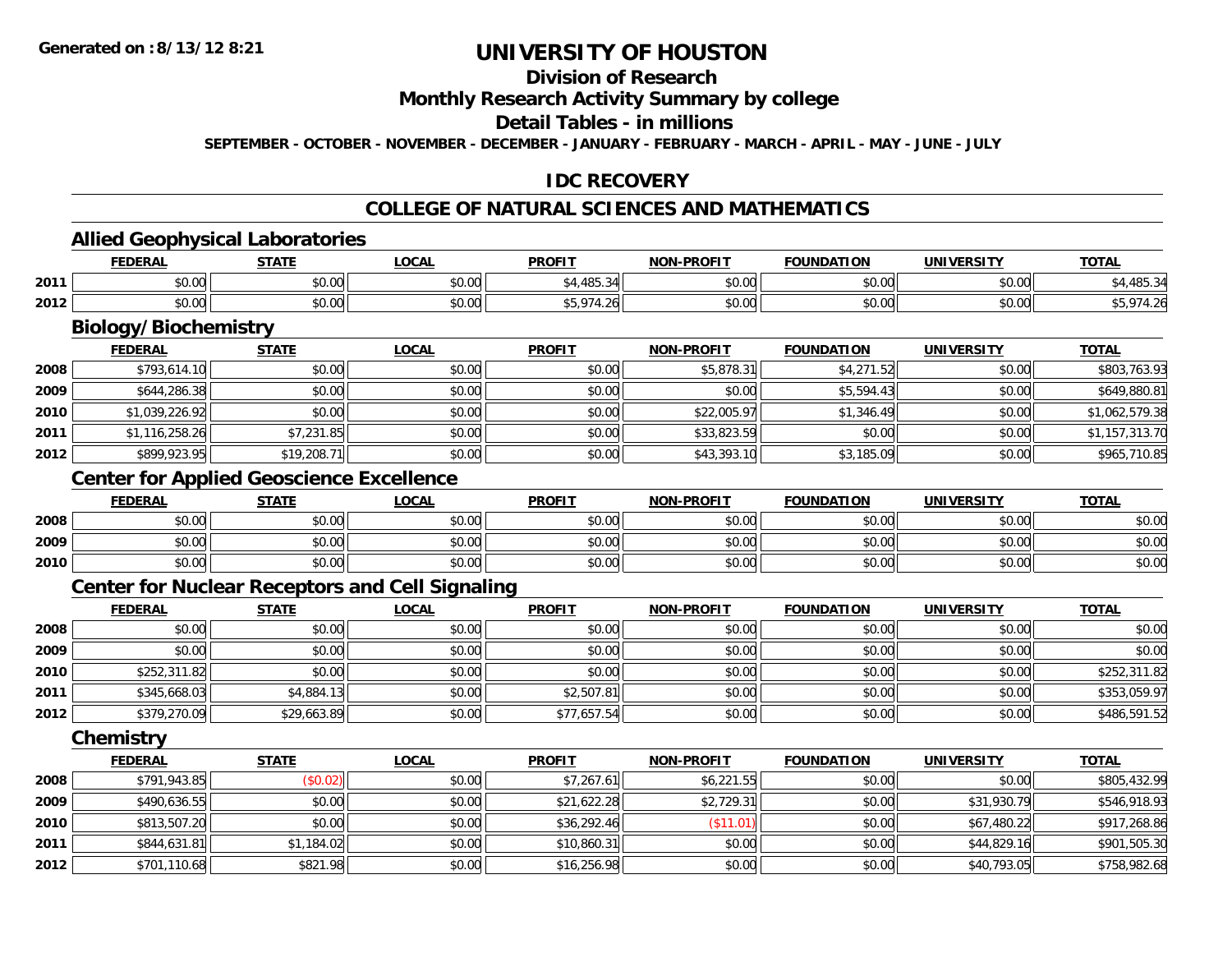Generated on :8/13/12 8:21

# UNIVERSITY OF HOUSTON

## Division of Research

## Monthly Research Activity Summary by college

## Detail Tables - in millions

SEPTEMBER - OCTOBER - NOVEMBER - DECEMBER - JANUARY - FEBRUARY - MARCH - APRIL - MAY - JUNE - JULY

## IDC RECOVERY

## COLLEGE OF NATURAL SCIENCES AND MATHEMATICS

### Allied Geophysical Laboratories

| | FEDERAL | STATE | LOCAL | PROFIT | NON-PROFIT | FOUNDATION | UNIVERSITY | TOTAL |
|---|---|---|---|---|---|---|---|---|
| 2011 | $0.00 | $0.00 | $0.00 | $4,485.34 | $0.00 | $0.00 | $0.00 | $4,485.34 |
| 2012 | $0.00 | $0.00 | $0.00 | $5,974.26 | $0.00 | $0.00 | $0.00 | $5,974.26 |

### Biology/Biochemistry

| | FEDERAL | STATE | LOCAL | PROFIT | NON-PROFIT | FOUNDATION | UNIVERSITY | TOTAL |
|---|---|---|---|---|---|---|---|---|
| 2008 | $793,614.10 | $0.00 | $0.00 | $0.00 | $5,878.31 | $4,271.52 | $0.00 | $803,763.93 |
| 2009 | $644,286.38 | $0.00 | $0.00 | $0.00 | $0.00 | $5,594.43 | $0.00 | $649,880.81 |
| 2010 | $1,039,226.92 | $0.00 | $0.00 | $0.00 | $22,005.97 | $1,346.49 | $0.00 | $1,062,579.38 |
| 2011 | $1,116,258.26 | $7,231.85 | $0.00 | $0.00 | $33,823.59 | $0.00 | $0.00 | $1,157,313.70 |
| 2012 | $899,923.95 | $19,208.71 | $0.00 | $0.00 | $43,393.10 | $3,185.09 | $0.00 | $965,710.85 |

### Center for Applied Geoscience Excellence

| | FEDERAL | STATE | LOCAL | PROFIT | NON-PROFIT | FOUNDATION | UNIVERSITY | TOTAL |
|---|---|---|---|---|---|---|---|---|
| 2008 | $0.00 | $0.00 | $0.00 | $0.00 | $0.00 | $0.00 | $0.00 | $0.00 |
| 2009 | $0.00 | $0.00 | $0.00 | $0.00 | $0.00 | $0.00 | $0.00 | $0.00 |
| 2010 | $0.00 | $0.00 | $0.00 | $0.00 | $0.00 | $0.00 | $0.00 | $0.00 |

### Center for Nuclear Receptors and Cell Signaling

| | FEDERAL | STATE | LOCAL | PROFIT | NON-PROFIT | FOUNDATION | UNIVERSITY | TOTAL |
|---|---|---|---|---|---|---|---|---|
| 2008 | $0.00 | $0.00 | $0.00 | $0.00 | $0.00 | $0.00 | $0.00 | $0.00 |
| 2009 | $0.00 | $0.00 | $0.00 | $0.00 | $0.00 | $0.00 | $0.00 | $0.00 |
| 2010 | $252,311.82 | $0.00 | $0.00 | $0.00 | $0.00 | $0.00 | $0.00 | $252,311.82 |
| 2011 | $345,668.03 | $4,884.13 | $0.00 | $2,507.81 | $0.00 | $0.00 | $0.00 | $353,059.97 |
| 2012 | $379,270.09 | $29,663.89 | $0.00 | $77,657.54 | $0.00 | $0.00 | $0.00 | $486,591.52 |

### Chemistry

| | FEDERAL | STATE | LOCAL | PROFIT | NON-PROFIT | FOUNDATION | UNIVERSITY | TOTAL |
|---|---|---|---|---|---|---|---|---|
| 2008 | $791,943.85 | ($0.02) | $0.00 | $7,267.61 | $6,221.55 | $0.00 | $0.00 | $805,432.99 |
| 2009 | $490,636.55 | $0.00 | $0.00 | $21,622.28 | $2,729.31 | $0.00 | $31,930.79 | $546,918.93 |
| 2010 | $813,507.20 | $0.00 | $0.00 | $36,292.46 | ($11.01) | $0.00 | $67,480.22 | $917,268.86 |
| 2011 | $844,631.81 | $1,184.02 | $0.00 | $10,860.31 | $0.00 | $0.00 | $44,829.16 | $901,505.30 |
| 2012 | $701,110.68 | $821.98 | $0.00 | $16,256.98 | $0.00 | $0.00 | $40,793.05 | $758,982.68 |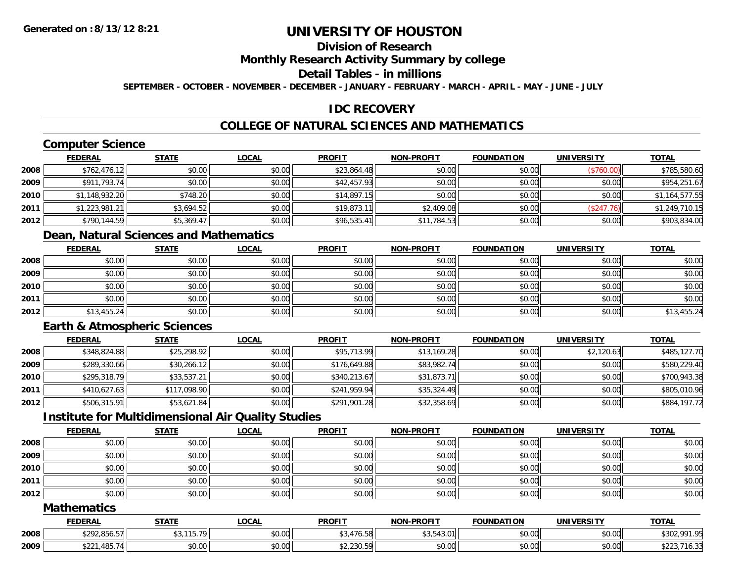# UNIVERSITY OF HOUSTON

## Division of Research

## Monthly Research Activity Summary by college

## Detail Tables - in millions

**SEPTEMBER - OCTOBER - NOVEMBER - DECEMBER - JANUARY - FEBRUARY - MARCH - APRIL - MAY - JUNE - JULY**

## IDC RECOVERY

## COLLEGE OF NATURAL SCIENCES AND MATHEMATICS

### Computer Science

| | FEDERAL | STATE | LOCAL | PROFIT | NON-PROFIT | FOUNDATION | UNIVERSITY | TOTAL |
|---|---|---|---|---|---|---|---|---|
| 2008 | $762,476.12 | $0.00 | $0.00 | $23,864.48 | $0.00 | $0.00 | ($760.00) | $785,580.60 |
| 2009 | $911,793.74 | $0.00 | $0.00 | $42,457.93 | $0.00 | $0.00 | $0.00 | $954,251.67 |
| 2010 | $1,148,932.20 | $748.20 | $0.00 | $14,897.15 | $0.00 | $0.00 | $0.00 | $1,164,577.55 |
| 2011 | $1,223,981.21 | $3,694.52 | $0.00 | $19,873.11 | $2,409.08 | $0.00 | ($247.76) | $1,249,710.15 |
| 2012 | $790,144.59 | $5,369.47 | $0.00 | $96,535.41 | $11,784.53 | $0.00 | $0.00 | $903,834.00 |

### Dean, Natural Sciences and Mathematics

| | FEDERAL | STATE | LOCAL | PROFIT | NON-PROFIT | FOUNDATION | UNIVERSITY | TOTAL |
|---|---|---|---|---|---|---|---|---|
| 2008 | $0.00 | $0.00 | $0.00 | $0.00 | $0.00 | $0.00 | $0.00 | $0.00 |
| 2009 | $0.00 | $0.00 | $0.00 | $0.00 | $0.00 | $0.00 | $0.00 | $0.00 |
| 2010 | $0.00 | $0.00 | $0.00 | $0.00 | $0.00 | $0.00 | $0.00 | $0.00 |
| 2011 | $0.00 | $0.00 | $0.00 | $0.00 | $0.00 | $0.00 | $0.00 | $0.00 |
| 2012 | $13,455.24 | $0.00 | $0.00 | $0.00 | $0.00 | $0.00 | $0.00 | $13,455.24 |

### Earth & Atmospheric Sciences

| | FEDERAL | STATE | LOCAL | PROFIT | NON-PROFIT | FOUNDATION | UNIVERSITY | TOTAL |
|---|---|---|---|---|---|---|---|---|
| 2008 | $348,824.88 | $25,298.92 | $0.00 | $95,713.99 | $13,169.28 | $0.00 | $2,120.63 | $485,127.70 |
| 2009 | $289,330.66 | $30,266.12 | $0.00 | $176,649.88 | $83,982.74 | $0.00 | $0.00 | $580,229.40 |
| 2010 | $295,318.79 | $33,537.21 | $0.00 | $340,213.67 | $31,873.71 | $0.00 | $0.00 | $700,943.38 |
| 2011 | $410,627.63 | $117,098.90 | $0.00 | $241,959.94 | $35,324.49 | $0.00 | $0.00 | $805,010.96 |
| 2012 | $506,315.91 | $53,621.84 | $0.00 | $291,901.28 | $32,358.69 | $0.00 | $0.00 | $884,197.72 |

### Institute for Multidimensional Air Quality Studies

| | FEDERAL | STATE | LOCAL | PROFIT | NON-PROFIT | FOUNDATION | UNIVERSITY | TOTAL |
|---|---|---|---|---|---|---|---|---|
| 2008 | $0.00 | $0.00 | $0.00 | $0.00 | $0.00 | $0.00 | $0.00 | $0.00 |
| 2009 | $0.00 | $0.00 | $0.00 | $0.00 | $0.00 | $0.00 | $0.00 | $0.00 |
| 2010 | $0.00 | $0.00 | $0.00 | $0.00 | $0.00 | $0.00 | $0.00 | $0.00 |
| 2011 | $0.00 | $0.00 | $0.00 | $0.00 | $0.00 | $0.00 | $0.00 | $0.00 |
| 2012 | $0.00 | $0.00 | $0.00 | $0.00 | $0.00 | $0.00 | $0.00 | $0.00 |

### Mathematics

| | FEDERAL | STATE | LOCAL | PROFIT | NON-PROFIT | FOUNDATION | UNIVERSITY | TOTAL |
|---|---|---|---|---|---|---|---|---|
| 2008 | $292,856.57 | $3,115.79 | $0.00 | $3,476.58 | $3,543.01 | $0.00 | $0.00 | $302,991.95 |
| 2009 | $221,485.74 | $0.00 | $0.00 | $2,230.59 | $0.00 | $0.00 | $0.00 | $223,716.33 |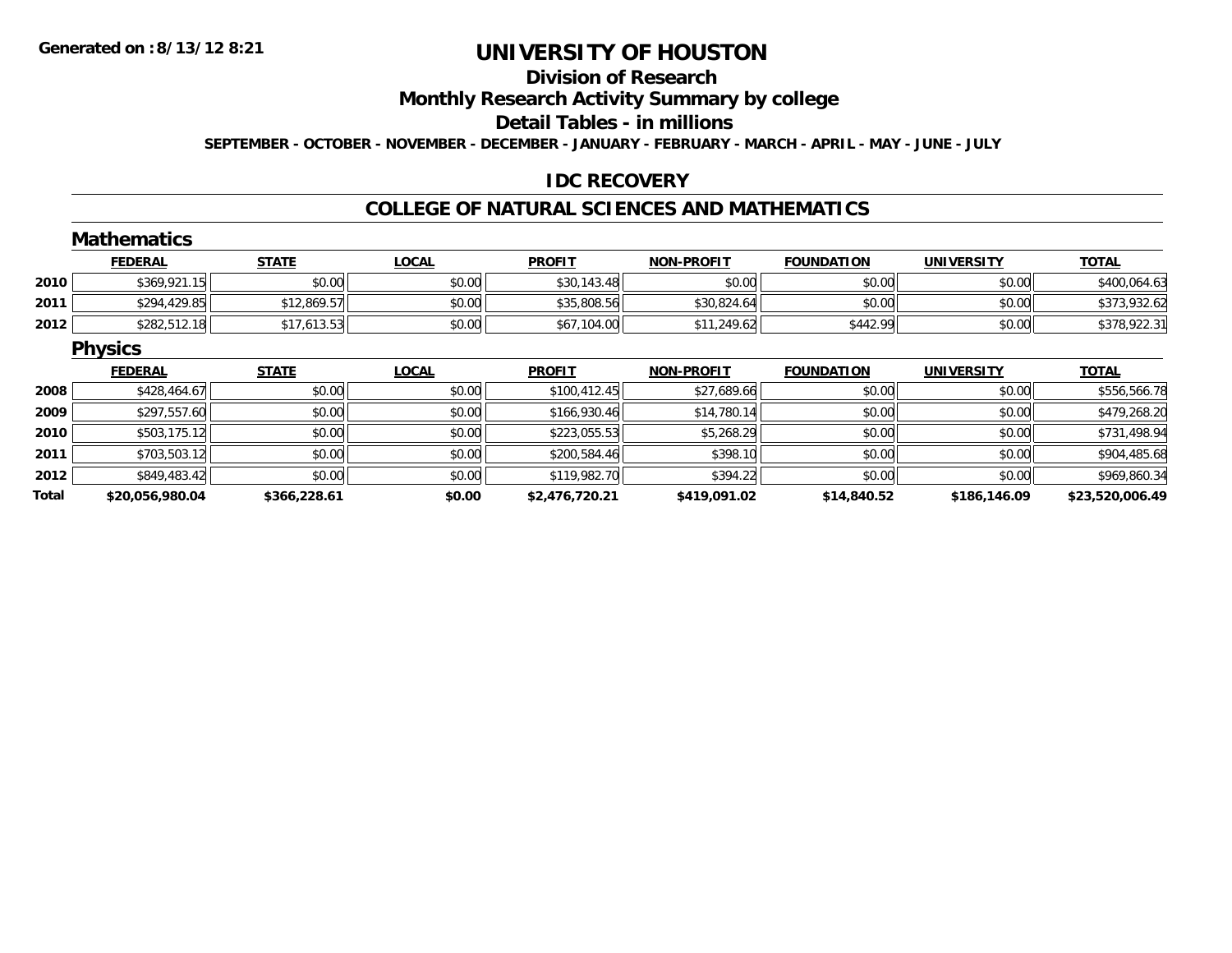# UNIVERSITY OF HOUSTON

## Division of Research

## Monthly Research Activity Summary by college

## Detail Tables - in millions

**SEPTEMBER - OCTOBER - NOVEMBER - DECEMBER - JANUARY - FEBRUARY - MARCH - APRIL - MAY - JUNE - JULY**

## IDC RECOVERY

## COLLEGE OF NATURAL SCIENCES AND MATHEMATICS

### Mathematics

| | FEDERAL | STATE | LOCAL | PROFIT | NON-PROFIT | FOUNDATION | UNIVERSITY | TOTAL |
|---|---|---|---|---|---|---|---|---|
| 2010 | $369,921.15 | $0.00 | $0.00 | $30,143.48 | $0.00 | $0.00 | $0.00 | $400,064.63 |
| 2011 | $294,429.85 | $12,869.57 | $0.00 | $35,808.56 | $30,824.64 | $0.00 | $0.00 | $373,932.62 |
| 2012 | $282,512.18 | $17,613.53 | $0.00 | $67,104.00 | $11,249.62 | $442.99 | $0.00 | $378,922.31 |

### Physics

| | FEDERAL | STATE | LOCAL | PROFIT | NON-PROFIT | FOUNDATION | UNIVERSITY | TOTAL |
|---|---|---|---|---|---|---|---|---|
| 2008 | $428,464.67 | $0.00 | $0.00 | $100,412.45 | $27,689.66 | $0.00 | $0.00 | $556,566.78 |
| 2009 | $297,557.60 | $0.00 | $0.00 | $166,930.46 | $14,780.14 | $0.00 | $0.00 | $479,268.20 |
| 2010 | $503,175.12 | $0.00 | $0.00 | $223,055.53 | $5,268.29 | $0.00 | $0.00 | $731,498.94 |
| 2011 | $703,503.12 | $0.00 | $0.00 | $200,584.46 | $398.10 | $0.00 | $0.00 | $904,485.68 |
| 2012 | $849,483.42 | $0.00 | $0.00 | $119,982.70 | $394.22 | $0.00 | $0.00 | $969,860.34 |
| **Total** | **$20,056,980.04** | **$366,228.61** | **$0.00** | **$2,476,720.21** | **$419,091.02** | **$14,840.52** | **$186,146.09** | **$23,520,006.49** |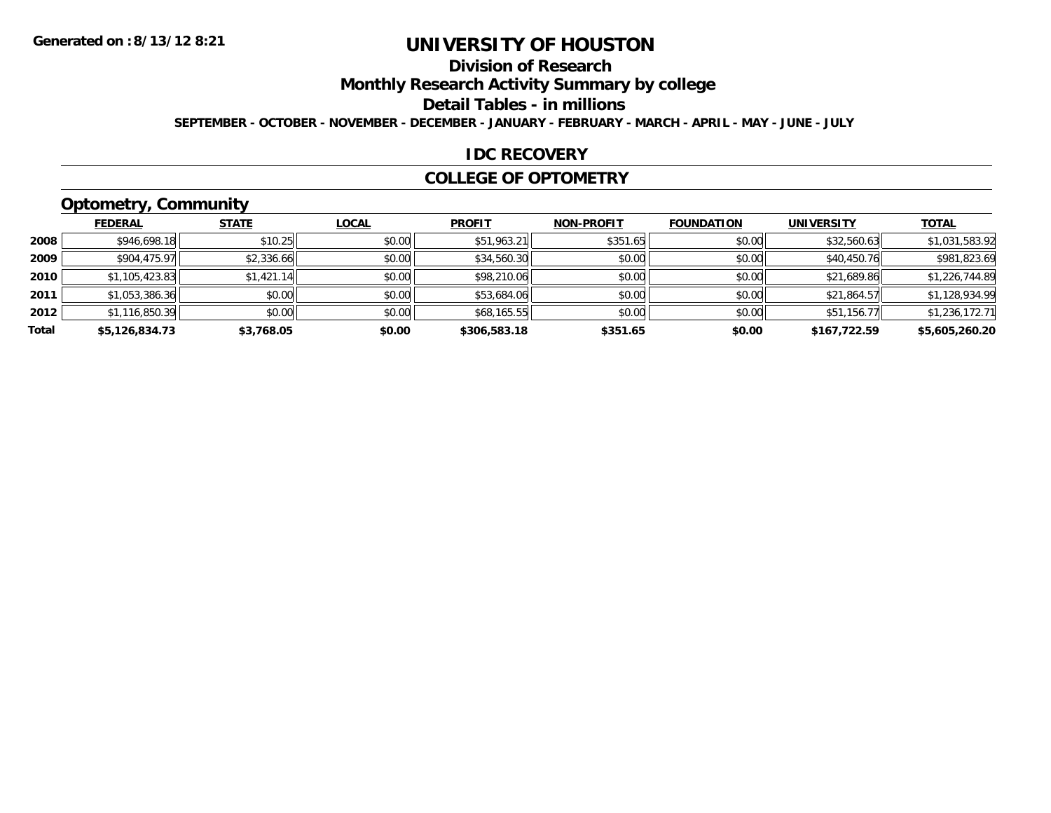Generated on :8/13/12 8:21

# UNIVERSITY OF HOUSTON

## Division of Research

## Monthly Research Activity Summary by college

## Detail Tables - in millions

**SEPTEMBER - OCTOBER - NOVEMBER - DECEMBER - JANUARY - FEBRUARY - MARCH - APRIL - MAY - JUNE - JULY**

## IDC RECOVERY

## COLLEGE OF OPTOMETRY

### Optometry, Community

| | FEDERAL | STATE | LOCAL | PROFIT | NON-PROFIT | FOUNDATION | UNIVERSITY | TOTAL |
|---|---|---|---|---|---|---|---|---|
| 2008 | $946,698.18 | $10.25 | $0.00 | $51,963.21 | $351.65 | $0.00 | $32,560.63 | $1,031,583.92 |
| 2009 | $904,475.97 | $2,336.66 | $0.00 | $34,560.30 | $0.00 | $0.00 | $40,450.76 | $981,823.69 |
| 2010 | $1,105,423.83 | $1,421.14 | $0.00 | $98,210.06 | $0.00 | $0.00 | $21,689.86 | $1,226,744.89 |
| 2011 | $1,053,386.36 | $0.00 | $0.00 | $53,684.06 | $0.00 | $0.00 | $21,864.57 | $1,128,934.99 |
| 2012 | $1,116,850.39 | $0.00 | $0.00 | $68,165.55 | $0.00 | $0.00 | $51,156.77 | $1,236,172.71 |
| **Total** | **$5,126,834.73** | **$3,768.05** | **$0.00** | **$306,583.18** | **$351.65** | **$0.00** | **$167,722.59** | **$5,605,260.20** |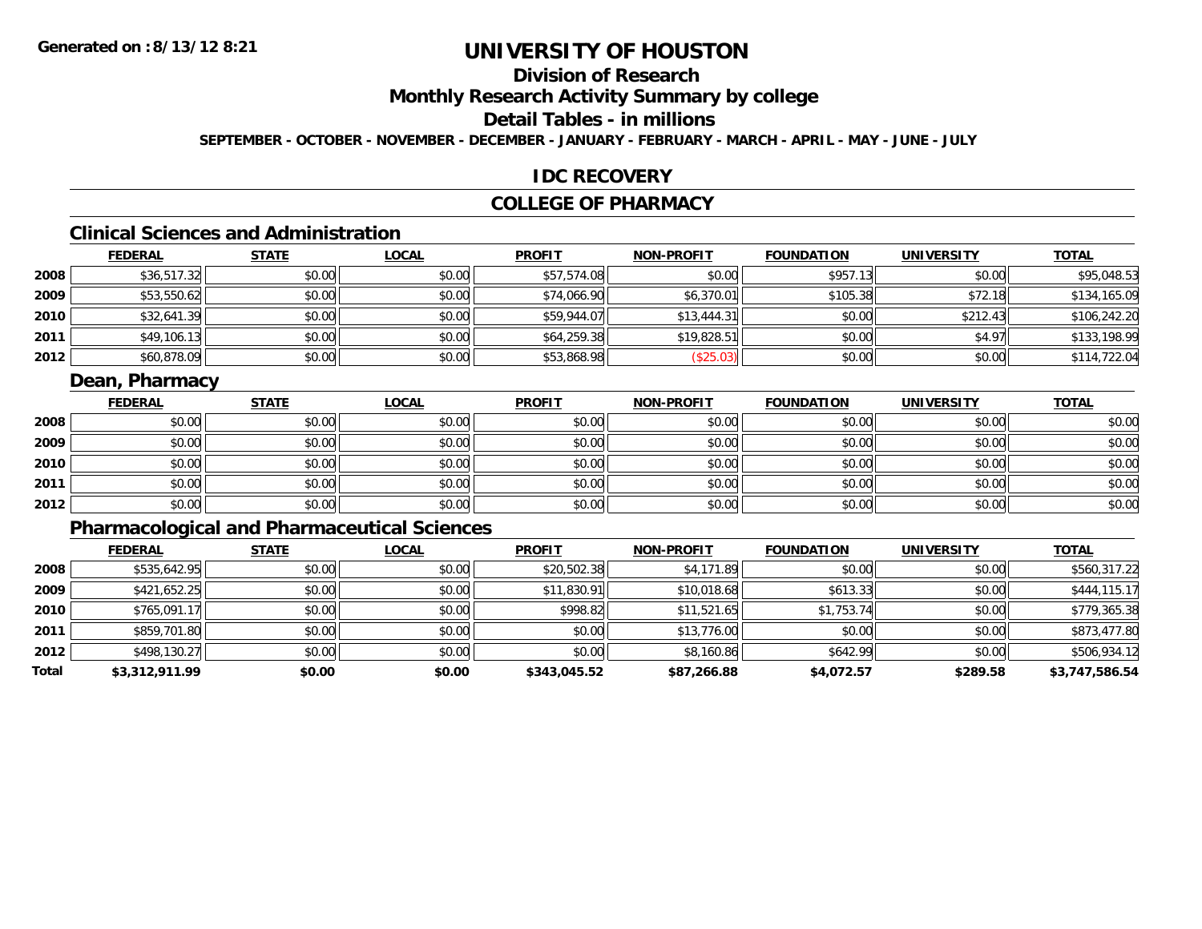# UNIVERSITY OF HOUSTON

## Division of Research

## Monthly Research Activity Summary by college

## Detail Tables - in millions

**SEPTEMBER - OCTOBER - NOVEMBER - DECEMBER - JANUARY - FEBRUARY - MARCH - APRIL - MAY - JUNE - JULY**

## IDC RECOVERY

## COLLEGE OF PHARMACY

### Clinical Sciences and Administration

| | FEDERAL | STATE | LOCAL | PROFIT | NON-PROFIT | FOUNDATION | UNIVERSITY | TOTAL |
|---|---|---|---|---|---|---|---|---|
| 2008 | $36,517.32 | $0.00 | $0.00 | $57,574.08 | $0.00 | $957.13 | $0.00 | $95,048.53 |
| 2009 | $53,550.62 | $0.00 | $0.00 | $74,066.90 | $6,370.01 | $105.38 | $72.18 | $134,165.09 |
| 2010 | $32,641.39 | $0.00 | $0.00 | $59,944.07 | $13,444.31 | $0.00 | $212.43 | $106,242.20 |
| 2011 | $49,106.13 | $0.00 | $0.00 | $64,259.38 | $19,828.51 | $0.00 | $4.97 | $133,198.99 |
| 2012 | $60,878.09 | $0.00 | $0.00 | $53,868.98 | ($25.03) | $0.00 | $0.00 | $114,722.04 |

### Dean, Pharmacy

| | FEDERAL | STATE | LOCAL | PROFIT | NON-PROFIT | FOUNDATION | UNIVERSITY | TOTAL |
|---|---|---|---|---|---|---|---|---|
| 2008 | $0.00 | $0.00 | $0.00 | $0.00 | $0.00 | $0.00 | $0.00 | $0.00 |
| 2009 | $0.00 | $0.00 | $0.00 | $0.00 | $0.00 | $0.00 | $0.00 | $0.00 |
| 2010 | $0.00 | $0.00 | $0.00 | $0.00 | $0.00 | $0.00 | $0.00 | $0.00 |
| 2011 | $0.00 | $0.00 | $0.00 | $0.00 | $0.00 | $0.00 | $0.00 | $0.00 |
| 2012 | $0.00 | $0.00 | $0.00 | $0.00 | $0.00 | $0.00 | $0.00 | $0.00 |

### Pharmacological and Pharmaceutical Sciences

| | FEDERAL | STATE | LOCAL | PROFIT | NON-PROFIT | FOUNDATION | UNIVERSITY | TOTAL |
|---|---|---|---|---|---|---|---|---|
| 2008 | $535,642.95 | $0.00 | $0.00 | $20,502.38 | $4,171.89 | $0.00 | $0.00 | $560,317.22 |
| 2009 | $421,652.25 | $0.00 | $0.00 | $11,830.91 | $10,018.68 | $613.33 | $0.00 | $444,115.17 |
| 2010 | $765,091.17 | $0.00 | $0.00 | $998.82 | $11,521.65 | $1,753.74 | $0.00 | $779,365.38 |
| 2011 | $859,701.80 | $0.00 | $0.00 | $0.00 | $13,776.00 | $0.00 | $0.00 | $873,477.80 |
| 2012 | $498,130.27 | $0.00 | $0.00 | $0.00 | $8,160.86 | $642.99 | $0.00 | $506,934.12 |
| **Total** | **$3,312,911.99** | **$0.00** | **$0.00** | **$343,045.52** | **$87,266.88** | **$4,072.57** | **$289.58** | **$3,747,586.54** |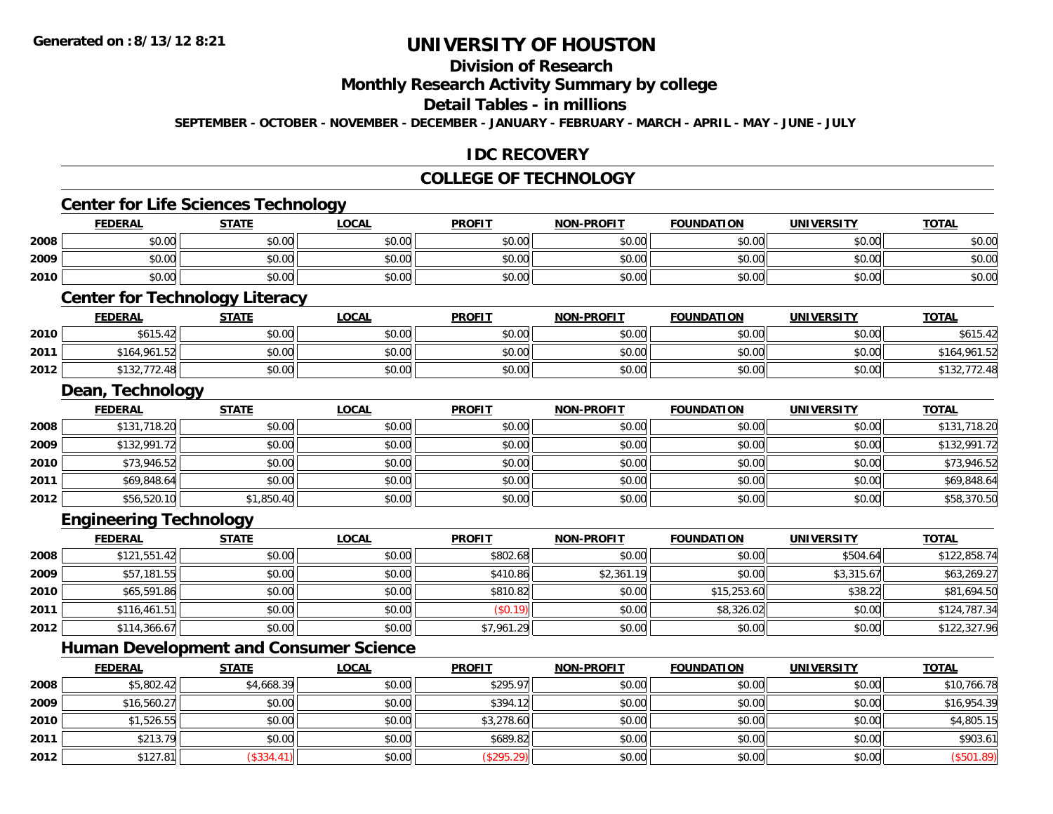# UNIVERSITY OF HOUSTON

## Division of Research

## Monthly Research Activity Summary by college

## Detail Tables - in millions

**SEPTEMBER - OCTOBER - NOVEMBER - DECEMBER - JANUARY - FEBRUARY - MARCH - APRIL - MAY - JUNE - JULY**

## IDC RECOVERY

## COLLEGE OF TECHNOLOGY

### Center for Life Sciences Technology

| | FEDERAL | STATE | LOCAL | PROFIT | NON-PROFIT | FOUNDATION | UNIVERSITY | TOTAL |
|---|---|---|---|---|---|---|---|---|
| 2008 | $0.00 | $0.00 | $0.00 | $0.00 | $0.00 | $0.00 | $0.00 | $0.00 |
| 2009 | $0.00 | $0.00 | $0.00 | $0.00 | $0.00 | $0.00 | $0.00 | $0.00 |
| 2010 | $0.00 | $0.00 | $0.00 | $0.00 | $0.00 | $0.00 | $0.00 | $0.00 |

### Center for Technology Literacy

| | FEDERAL | STATE | LOCAL | PROFIT | NON-PROFIT | FOUNDATION | UNIVERSITY | TOTAL |
|---|---|---|---|---|---|---|---|---|
| 2010 | $615.42 | $0.00 | $0.00 | $0.00 | $0.00 | $0.00 | $0.00 | $615.42 |
| 2011 | $164,961.52 | $0.00 | $0.00 | $0.00 | $0.00 | $0.00 | $0.00 | $164,961.52 |
| 2012 | $132,772.48 | $0.00 | $0.00 | $0.00 | $0.00 | $0.00 | $0.00 | $132,772.48 |

### Dean, Technology

| | FEDERAL | STATE | LOCAL | PROFIT | NON-PROFIT | FOUNDATION | UNIVERSITY | TOTAL |
|---|---|---|---|---|---|---|---|---|
| 2008 | $131,718.20 | $0.00 | $0.00 | $0.00 | $0.00 | $0.00 | $0.00 | $131,718.20 |
| 2009 | $132,991.72 | $0.00 | $0.00 | $0.00 | $0.00 | $0.00 | $0.00 | $132,991.72 |
| 2010 | $73,946.52 | $0.00 | $0.00 | $0.00 | $0.00 | $0.00 | $0.00 | $73,946.52 |
| 2011 | $69,848.64 | $0.00 | $0.00 | $0.00 | $0.00 | $0.00 | $0.00 | $69,848.64 |
| 2012 | $56,520.10 | $1,850.40 | $0.00 | $0.00 | $0.00 | $0.00 | $0.00 | $58,370.50 |

### Engineering Technology

| | FEDERAL | STATE | LOCAL | PROFIT | NON-PROFIT | FOUNDATION | UNIVERSITY | TOTAL |
|---|---|---|---|---|---|---|---|---|
| 2008 | $121,551.42 | $0.00 | $0.00 | $802.68 | $0.00 | $0.00 | $504.64 | $122,858.74 |
| 2009 | $57,181.55 | $0.00 | $0.00 | $410.86 | $2,361.19 | $0.00 | $3,315.67 | $63,269.27 |
| 2010 | $65,591.86 | $0.00 | $0.00 | $810.82 | $0.00 | $15,253.60 | $38.22 | $81,694.50 |
| 2011 | $116,461.51 | $0.00 | $0.00 | ($0.19) | $0.00 | $8,326.02 | $0.00 | $124,787.34 |
| 2012 | $114,366.67 | $0.00 | $0.00 | $7,961.29 | $0.00 | $0.00 | $0.00 | $122,327.96 |

### Human Development and Consumer Science

| | FEDERAL | STATE | LOCAL | PROFIT | NON-PROFIT | FOUNDATION | UNIVERSITY | TOTAL |
|---|---|---|---|---|---|---|---|---|
| 2008 | $5,802.42 | $4,668.39 | $0.00 | $295.97 | $0.00 | $0.00 | $0.00 | $10,766.78 |
| 2009 | $16,560.27 | $0.00 | $0.00 | $394.12 | $0.00 | $0.00 | $0.00 | $16,954.39 |
| 2010 | $1,526.55 | $0.00 | $0.00 | $3,278.60 | $0.00 | $0.00 | $0.00 | $4,805.15 |
| 2011 | $213.79 | $0.00 | $0.00 | $689.82 | $0.00 | $0.00 | $0.00 | $903.61 |
| 2012 | $127.81 | ($334.41) | $0.00 | ($295.29) | $0.00 | $0.00 | $0.00 | ($501.89) |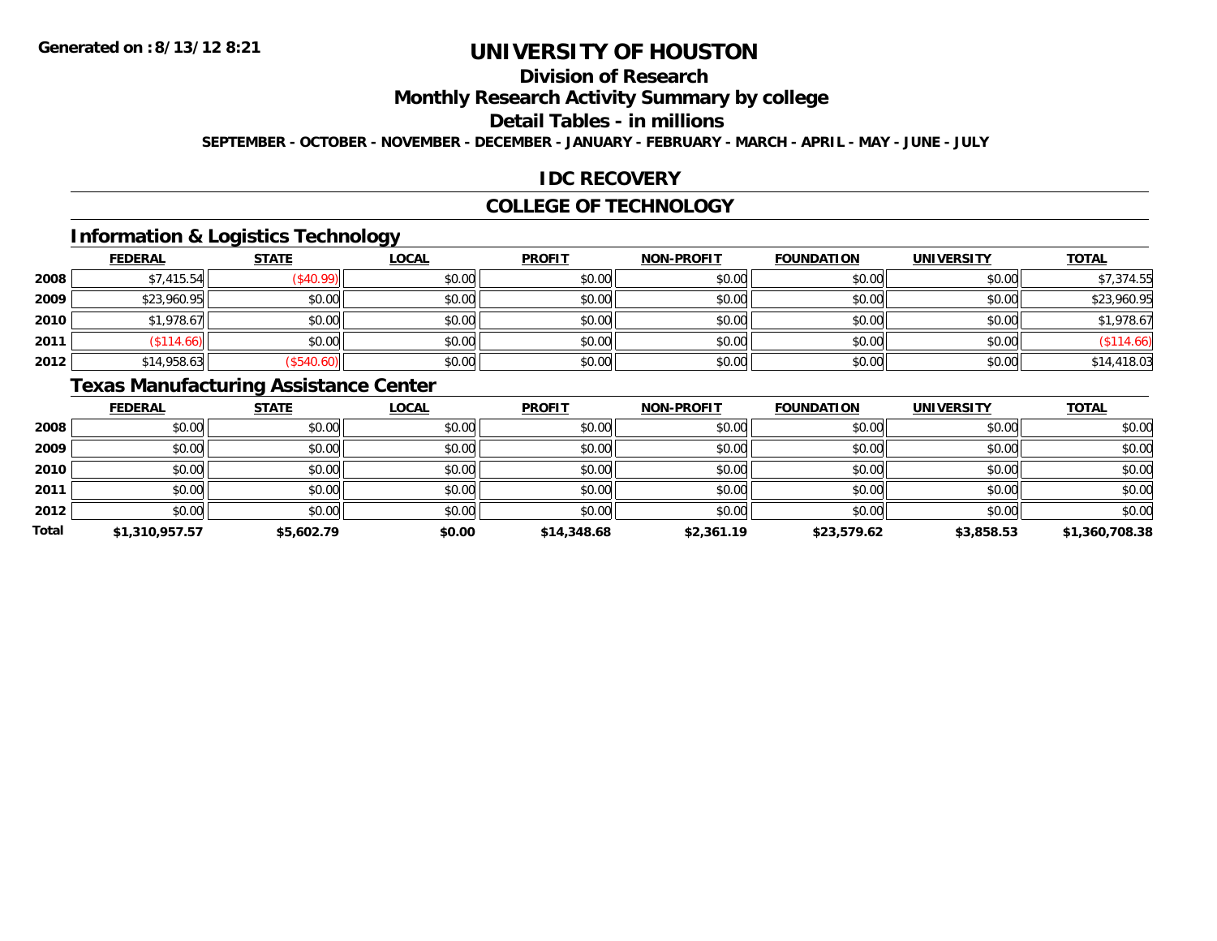# UNIVERSITY OF HOUSTON

## Division of Research

## Monthly Research Activity Summary by college

## Detail Tables - in millions

**SEPTEMBER - OCTOBER - NOVEMBER - DECEMBER - JANUARY - FEBRUARY - MARCH - APRIL - MAY - JUNE - JULY**

Generated on : 8/13/12 8:21

## IDC RECOVERY

## COLLEGE OF TECHNOLOGY

### Information & Logistics Technology

| | FEDERAL | STATE | LOCAL | PROFIT | NON-PROFIT | FOUNDATION | UNIVERSITY | TOTAL |
|---|---|---|---|---|---|---|---|---|
| 2008 | $7,415.54 | ($40.99) | $0.00 | $0.00 | $0.00 | $0.00 | $0.00 | $7,374.55 |
| 2009 | $23,960.95 | $0.00 | $0.00 | $0.00 | $0.00 | $0.00 | $0.00 | $23,960.95 |
| 2010 | $1,978.67 | $0.00 | $0.00 | $0.00 | $0.00 | $0.00 | $0.00 | $1,978.67 |
| 2011 | ($114.66) | $0.00 | $0.00 | $0.00 | $0.00 | $0.00 | $0.00 | ($114.66) |
| 2012 | $14,958.63 | ($540.60) | $0.00 | $0.00 | $0.00 | $0.00 | $0.00 | $14,418.03 |

### Texas Manufacturing Assistance Center

| | FEDERAL | STATE | LOCAL | PROFIT | NON-PROFIT | FOUNDATION | UNIVERSITY | TOTAL |
|---|---|---|---|---|---|---|---|---|
| 2008 | $0.00 | $0.00 | $0.00 | $0.00 | $0.00 | $0.00 | $0.00 | $0.00 |
| 2009 | $0.00 | $0.00 | $0.00 | $0.00 | $0.00 | $0.00 | $0.00 | $0.00 |
| 2010 | $0.00 | $0.00 | $0.00 | $0.00 | $0.00 | $0.00 | $0.00 | $0.00 |
| 2011 | $0.00 | $0.00 | $0.00 | $0.00 | $0.00 | $0.00 | $0.00 | $0.00 |
| 2012 | $0.00 | $0.00 | $0.00 | $0.00 | $0.00 | $0.00 | $0.00 | $0.00 |
| **Total** | **$1,310,957.57** | **$5,602.79** | **$0.00** | **$14,348.68** | **$2,361.19** | **$23,579.62** | **$3,858.53** | **$1,360,708.38** |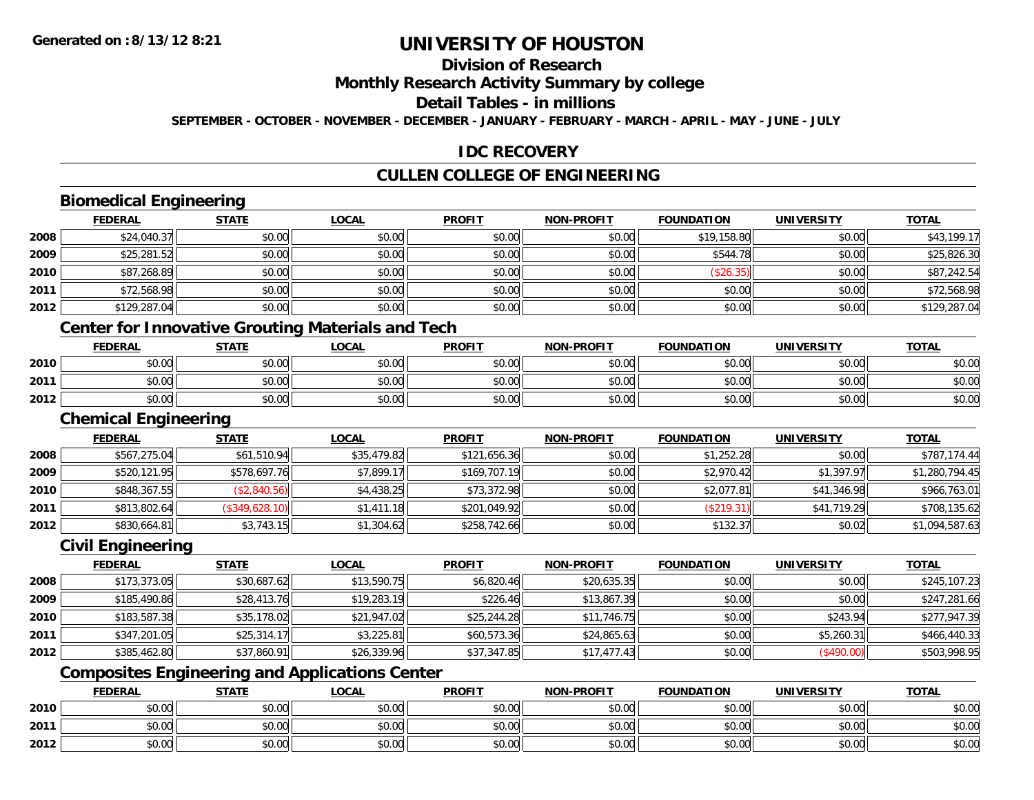# UNIVERSITY OF HOUSTON

## Division of Research

## Monthly Research Activity Summary by college

## Detail Tables - in millions

**SEPTEMBER - OCTOBER - NOVEMBER - DECEMBER - JANUARY - FEBRUARY - MARCH - APRIL - MAY - JUNE - JULY**

## IDC RECOVERY

## CULLEN COLLEGE OF ENGINEERING

### Biomedical Engineering

| | FEDERAL | STATE | LOCAL | PROFIT | NON-PROFIT | FOUNDATION | UNIVERSITY | TOTAL |
|---|---|---|---|---|---|---|---|---|
| 2008 | $24,040.37 | $0.00 | $0.00 | $0.00 | $0.00 | $19,158.80 | $0.00 | $43,199.17 |
| 2009 | $25,281.52 | $0.00 | $0.00 | $0.00 | $0.00 | $544.78 | $0.00 | $25,826.30 |
| 2010 | $87,268.89 | $0.00 | $0.00 | $0.00 | $0.00 | ($26.35) | $0.00 | $87,242.54 |
| 2011 | $72,568.98 | $0.00 | $0.00 | $0.00 | $0.00 | $0.00 | $0.00 | $72,568.98 |
| 2012 | $129,287.04 | $0.00 | $0.00 | $0.00 | $0.00 | $0.00 | $0.00 | $129,287.04 |

### Center for Innovative Grouting Materials and Tech

| | FEDERAL | STATE | LOCAL | PROFIT | NON-PROFIT | FOUNDATION | UNIVERSITY | TOTAL |
|---|---|---|---|---|---|---|---|---|
| 2010 | $0.00 | $0.00 | $0.00 | $0.00 | $0.00 | $0.00 | $0.00 | $0.00 |
| 2011 | $0.00 | $0.00 | $0.00 | $0.00 | $0.00 | $0.00 | $0.00 | $0.00 |
| 2012 | $0.00 | $0.00 | $0.00 | $0.00 | $0.00 | $0.00 | $0.00 | $0.00 |

### Chemical Engineering

| | FEDERAL | STATE | LOCAL | PROFIT | NON-PROFIT | FOUNDATION | UNIVERSITY | TOTAL |
|---|---|---|---|---|---|---|---|---|
| 2008 | $567,275.04 | $61,510.94 | $35,479.82 | $121,656.36 | $0.00 | $1,252.28 | $0.00 | $787,174.44 |
| 2009 | $520,121.95 | $578,697.76 | $7,899.17 | $169,707.19 | $0.00 | $2,970.42 | $1,397.97 | $1,280,794.45 |
| 2010 | $848,367.55 | ($2,840.56) | $4,438.25 | $73,372.98 | $0.00 | $2,077.81 | $41,346.98 | $966,763.01 |
| 2011 | $813,802.64 | ($349,628.10) | $1,411.18 | $201,049.92 | $0.00 | ($219.31) | $41,719.29 | $708,135.62 |
| 2012 | $830,664.81 | $3,743.15 | $1,304.62 | $258,742.66 | $0.00 | $132.37 | $0.02 | $1,094,587.63 |

### Civil Engineering

| | FEDERAL | STATE | LOCAL | PROFIT | NON-PROFIT | FOUNDATION | UNIVERSITY | TOTAL |
|---|---|---|---|---|---|---|---|---|
| 2008 | $173,373.05 | $30,687.62 | $13,590.75 | $6,820.46 | $20,635.35 | $0.00 | $0.00 | $245,107.23 |
| 2009 | $185,490.86 | $28,413.76 | $19,283.19 | $226.46 | $13,867.39 | $0.00 | $0.00 | $247,281.66 |
| 2010 | $183,587.38 | $35,178.02 | $21,947.02 | $25,244.28 | $11,746.75 | $0.00 | $243.94 | $277,947.39 |
| 2011 | $347,201.05 | $25,314.17 | $3,225.81 | $60,573.36 | $24,865.63 | $0.00 | $5,260.31 | $466,440.33 |
| 2012 | $385,462.80 | $37,860.91 | $26,339.96 | $37,347.85 | $17,477.43 | $0.00 | ($490.00) | $503,998.95 |

### Composites Engineering and Applications Center

| | FEDERAL | STATE | LOCAL | PROFIT | NON-PROFIT | FOUNDATION | UNIVERSITY | TOTAL |
|---|---|---|---|---|---|---|---|---|
| 2010 | $0.00 | $0.00 | $0.00 | $0.00 | $0.00 | $0.00 | $0.00 | $0.00 |
| 2011 | $0.00 | $0.00 | $0.00 | $0.00 | $0.00 | $0.00 | $0.00 | $0.00 |
| 2012 | $0.00 | $0.00 | $0.00 | $0.00 | $0.00 | $0.00 | $0.00 | $0.00 |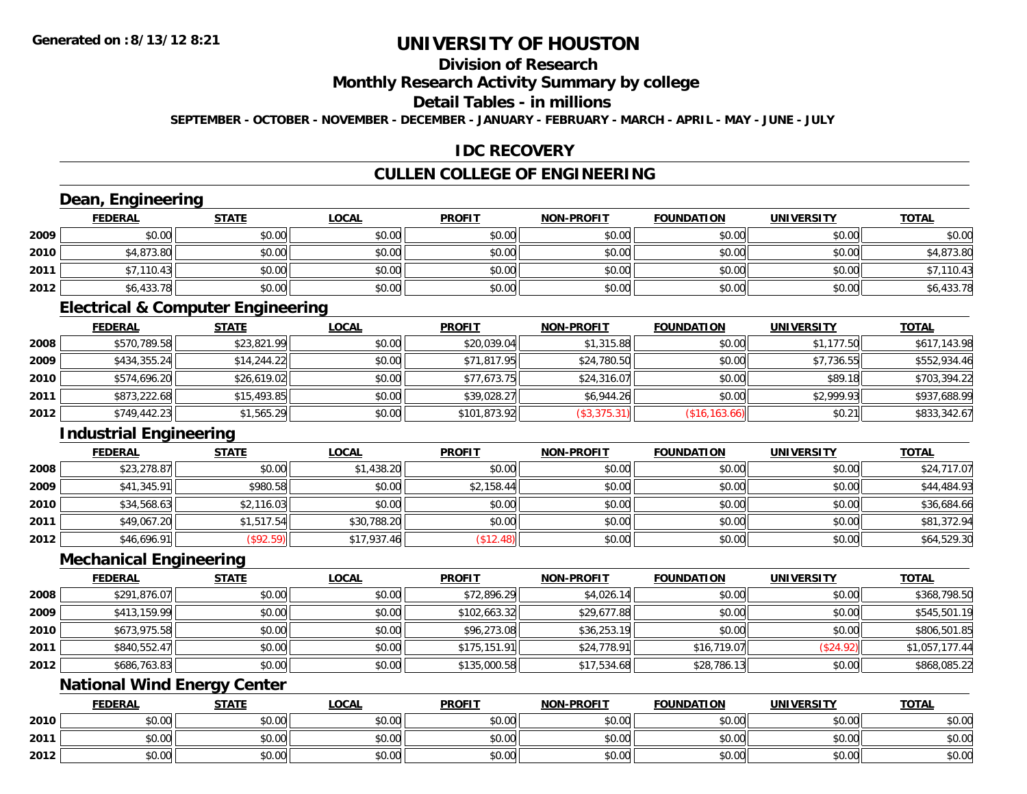**Generated on :8/13/12 8:21**

# UNIVERSITY OF HOUSTON

## Division of Research

## Monthly Research Activity Summary by college

## Detail Tables - in millions

**SEPTEMBER - OCTOBER - NOVEMBER - DECEMBER - JANUARY - FEBRUARY - MARCH - APRIL - MAY - JUNE - JULY**

## IDC RECOVERY

## CULLEN COLLEGE OF ENGINEERING

### Dean, Engineering

| | FEDERAL | STATE | LOCAL | PROFIT | NON-PROFIT | FOUNDATION | UNIVERSITY | TOTAL |
|---|---|---|---|---|---|---|---|---|
| 2009 | $0.00 | $0.00 | $0.00 | $0.00 | $0.00 | $0.00 | $0.00 | $0.00 |
| 2010 | $4,873.80 | $0.00 | $0.00 | $0.00 | $0.00 | $0.00 | $0.00 | $4,873.80 |
| 2011 | $7,110.43 | $0.00 | $0.00 | $0.00 | $0.00 | $0.00 | $0.00 | $7,110.43 |
| 2012 | $6,433.78 | $0.00 | $0.00 | $0.00 | $0.00 | $0.00 | $0.00 | $6,433.78 |

### Electrical & Computer Engineering

| | FEDERAL | STATE | LOCAL | PROFIT | NON-PROFIT | FOUNDATION | UNIVERSITY | TOTAL |
|---|---|---|---|---|---|---|---|---|
| 2008 | $570,789.58 | $23,821.99 | $0.00 | $20,039.04 | $1,315.88 | $0.00 | $1,177.50 | $617,143.98 |
| 2009 | $434,355.24 | $14,244.22 | $0.00 | $71,817.95 | $24,780.50 | $0.00 | $7,736.55 | $552,934.46 |
| 2010 | $574,696.20 | $26,619.02 | $0.00 | $77,673.75 | $24,316.07 | $0.00 | $89.18 | $703,394.22 |
| 2011 | $873,222.68 | $15,493.85 | $0.00 | $39,028.27 | $6,944.26 | $0.00 | $2,999.93 | $937,688.99 |
| 2012 | $749,442.23 | $1,565.29 | $0.00 | $101,873.92 | ($3,375.31) | ($16,163.66) | $0.21 | $833,342.67 |

### Industrial Engineering

| | FEDERAL | STATE | LOCAL | PROFIT | NON-PROFIT | FOUNDATION | UNIVERSITY | TOTAL |
|---|---|---|---|---|---|---|---|---|
| 2008 | $23,278.87 | $0.00 | $1,438.20 | $0.00 | $0.00 | $0.00 | $0.00 | $24,717.07 |
| 2009 | $41,345.91 | $980.58 | $0.00 | $2,158.44 | $0.00 | $0.00 | $0.00 | $44,484.93 |
| 2010 | $34,568.63 | $2,116.03 | $0.00 | $0.00 | $0.00 | $0.00 | $0.00 | $36,684.66 |
| 2011 | $49,067.20 | $1,517.54 | $30,788.20 | $0.00 | $0.00 | $0.00 | $0.00 | $81,372.94 |
| 2012 | $46,696.91 | ($92.59) | $17,937.46 | ($12.48) | $0.00 | $0.00 | $0.00 | $64,529.30 |

### Mechanical Engineering

| | FEDERAL | STATE | LOCAL | PROFIT | NON-PROFIT | FOUNDATION | UNIVERSITY | TOTAL |
|---|---|---|---|---|---|---|---|---|
| 2008 | $291,876.07 | $0.00 | $0.00 | $72,896.29 | $4,026.14 | $0.00 | $0.00 | $368,798.50 |
| 2009 | $413,159.99 | $0.00 | $0.00 | $102,663.32 | $29,677.88 | $0.00 | $0.00 | $545,501.19 |
| 2010 | $673,975.58 | $0.00 | $0.00 | $96,273.08 | $36,253.19 | $0.00 | $0.00 | $806,501.85 |
| 2011 | $840,552.47 | $0.00 | $0.00 | $175,151.91 | $24,778.91 | $16,719.07 | ($24.92) | $1,057,177.44 |
| 2012 | $686,763.83 | $0.00 | $0.00 | $135,000.58 | $17,534.68 | $28,786.13 | $0.00 | $868,085.22 |

### National Wind Energy Center

| | FEDERAL | STATE | LOCAL | PROFIT | NON-PROFIT | FOUNDATION | UNIVERSITY | TOTAL |
|---|---|---|---|---|---|---|---|---|
| 2010 | $0.00 | $0.00 | $0.00 | $0.00 | $0.00 | $0.00 | $0.00 | $0.00 |
| 2011 | $0.00 | $0.00 | $0.00 | $0.00 | $0.00 | $0.00 | $0.00 | $0.00 |
| 2012 | $0.00 | $0.00 | $0.00 | $0.00 | $0.00 | $0.00 | $0.00 | $0.00 |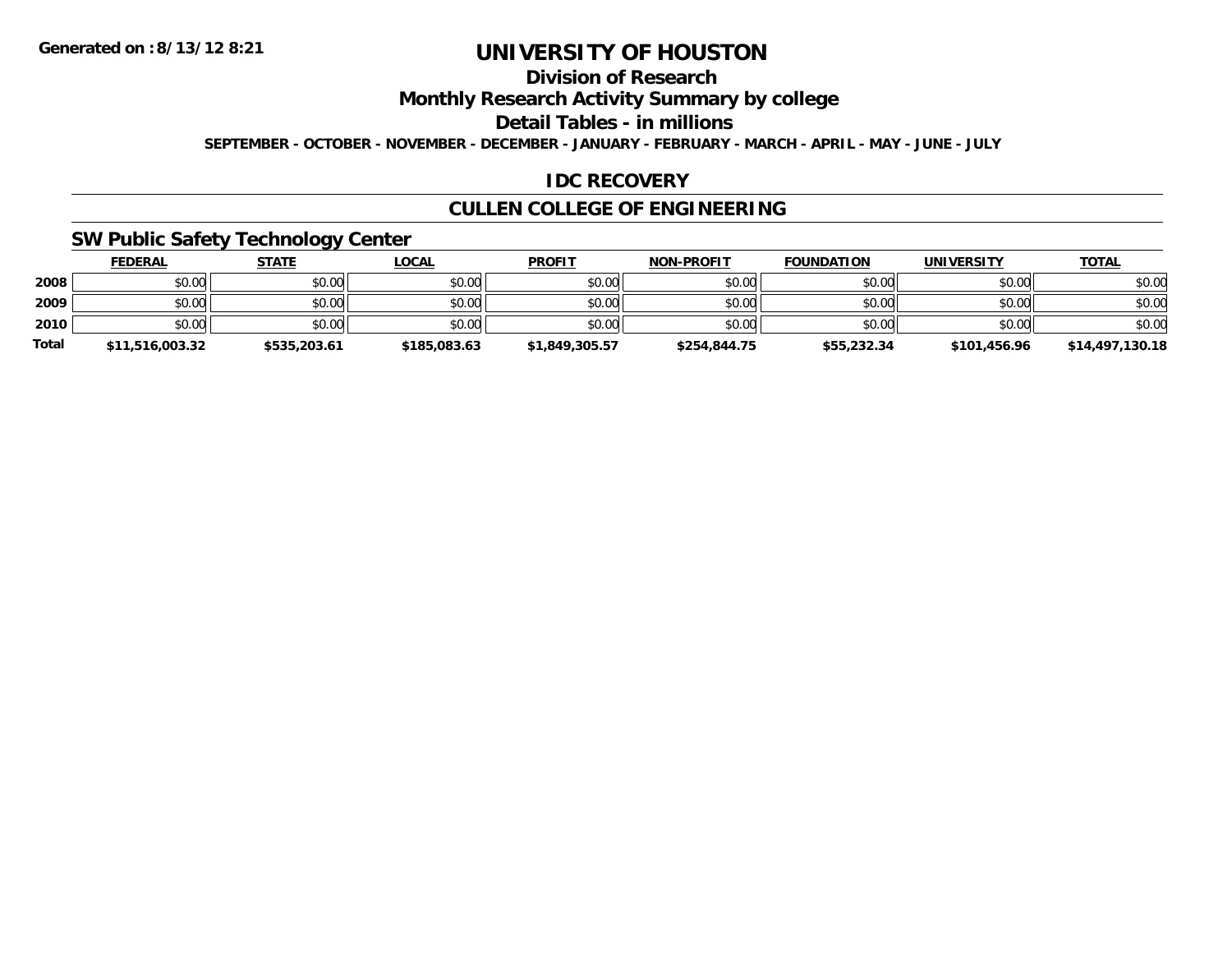**Generated on :8/13/12 8:21**

# UNIVERSITY OF HOUSTON

## Division of Research

## Monthly Research Activity Summary by college

## Detail Tables - in millions

**SEPTEMBER - OCTOBER - NOVEMBER - DECEMBER - JANUARY - FEBRUARY - MARCH - APRIL - MAY - JUNE - JULY**

## IDC RECOVERY

## CULLEN COLLEGE OF ENGINEERING

### SW Public Safety Technology Center

| | FEDERAL | STATE | LOCAL | PROFIT | NON-PROFIT | FOUNDATION | UNIVERSITY | TOTAL |
|---|---|---|---|---|---|---|---|---|
| 2008 | $0.00 | $0.00 | $0.00 | $0.00 | $0.00 | $0.00 | $0.00 | $0.00 |
| 2009 | $0.00 | $0.00 | $0.00 | $0.00 | $0.00 | $0.00 | $0.00 | $0.00 |
| 2010 | $0.00 | $0.00 | $0.00 | $0.00 | $0.00 | $0.00 | $0.00 | $0.00 |
| **Total** | **$11,516,003.32** | **$535,203.61** | **$185,083.63** | **$1,849,305.57** | **$254,844.75** | **$55,232.34** | **$101,456.96** | **$14,497,130.18** |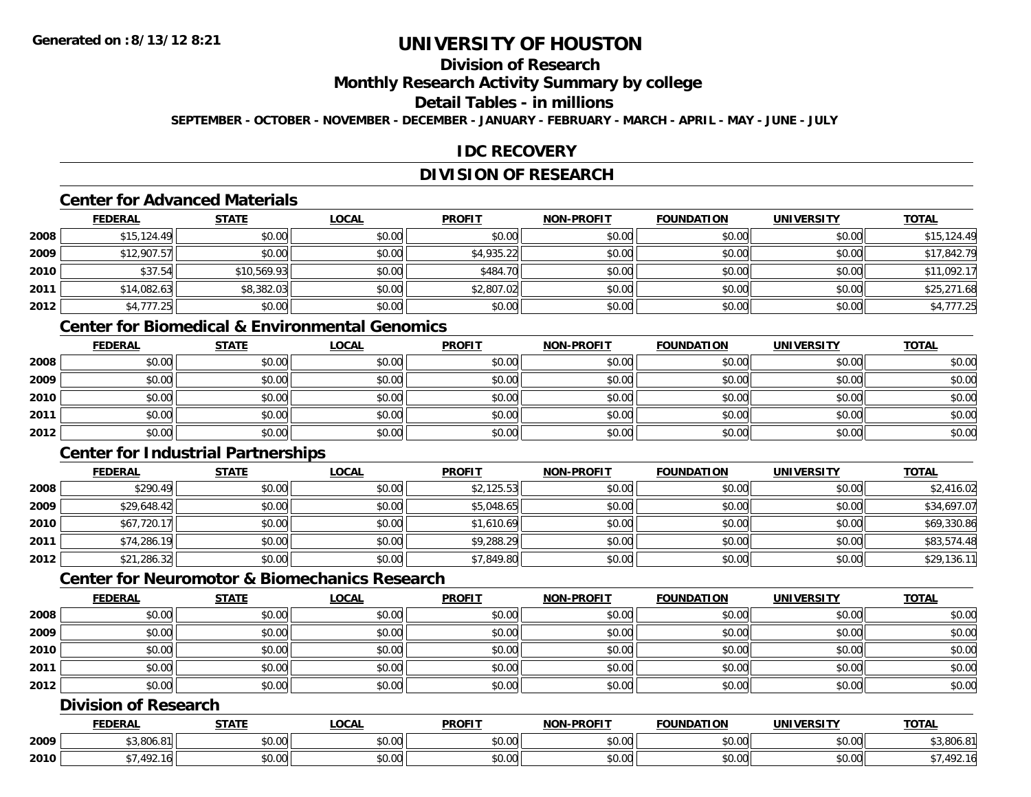Generated on :8/13/12 8:21

# UNIVERSITY OF HOUSTON

## Division of Research

## Monthly Research Activity Summary by college

## Detail Tables - in millions

**SEPTEMBER - OCTOBER - NOVEMBER - DECEMBER - JANUARY - FEBRUARY - MARCH - APRIL - MAY - JUNE - JULY**

## IDC RECOVERY

## DIVISION OF RESEARCH

### Center for Advanced Materials

| | FEDERAL | STATE | LOCAL | PROFIT | NON-PROFIT | FOUNDATION | UNIVERSITY | TOTAL |
|---|---|---|---|---|---|---|---|---|
| 2008 | $15,124.49 | $0.00 | $0.00 | $0.00 | $0.00 | $0.00 | $0.00 | $15,124.49 |
| 2009 | $12,907.57 | $0.00 | $0.00 | $4,935.22 | $0.00 | $0.00 | $0.00 | $17,842.79 |
| 2010 | $37.54 | $10,569.93 | $0.00 | $484.70 | $0.00 | $0.00 | $0.00 | $11,092.17 |
| 2011 | $14,082.63 | $8,382.03 | $0.00 | $2,807.02 | $0.00 | $0.00 | $0.00 | $25,271.68 |
| 2012 | $4,777.25 | $0.00 | $0.00 | $0.00 | $0.00 | $0.00 | $0.00 | $4,777.25 |

### Center for Biomedical & Environmental Genomics

| | FEDERAL | STATE | LOCAL | PROFIT | NON-PROFIT | FOUNDATION | UNIVERSITY | TOTAL |
|---|---|---|---|---|---|---|---|---|
| 2008 | $0.00 | $0.00 | $0.00 | $0.00 | $0.00 | $0.00 | $0.00 | $0.00 |
| 2009 | $0.00 | $0.00 | $0.00 | $0.00 | $0.00 | $0.00 | $0.00 | $0.00 |
| 2010 | $0.00 | $0.00 | $0.00 | $0.00 | $0.00 | $0.00 | $0.00 | $0.00 |
| 2011 | $0.00 | $0.00 | $0.00 | $0.00 | $0.00 | $0.00 | $0.00 | $0.00 |
| 2012 | $0.00 | $0.00 | $0.00 | $0.00 | $0.00 | $0.00 | $0.00 | $0.00 |

### Center for Industrial Partnerships

| | FEDERAL | STATE | LOCAL | PROFIT | NON-PROFIT | FOUNDATION | UNIVERSITY | TOTAL |
|---|---|---|---|---|---|---|---|---|
| 2008 | $290.49 | $0.00 | $0.00 | $2,125.53 | $0.00 | $0.00 | $0.00 | $2,416.02 |
| 2009 | $29,648.42 | $0.00 | $0.00 | $5,048.65 | $0.00 | $0.00 | $0.00 | $34,697.07 |
| 2010 | $67,720.17 | $0.00 | $0.00 | $1,610.69 | $0.00 | $0.00 | $0.00 | $69,330.86 |
| 2011 | $74,286.19 | $0.00 | $0.00 | $9,288.29 | $0.00 | $0.00 | $0.00 | $83,574.48 |
| 2012 | $21,286.32 | $0.00 | $0.00 | $7,849.80 | $0.00 | $0.00 | $0.00 | $29,136.11 |

### Center for Neuromotor & Biomechanics Research

| | FEDERAL | STATE | LOCAL | PROFIT | NON-PROFIT | FOUNDATION | UNIVERSITY | TOTAL |
|---|---|---|---|---|---|---|---|---|
| 2008 | $0.00 | $0.00 | $0.00 | $0.00 | $0.00 | $0.00 | $0.00 | $0.00 |
| 2009 | $0.00 | $0.00 | $0.00 | $0.00 | $0.00 | $0.00 | $0.00 | $0.00 |
| 2010 | $0.00 | $0.00 | $0.00 | $0.00 | $0.00 | $0.00 | $0.00 | $0.00 |
| 2011 | $0.00 | $0.00 | $0.00 | $0.00 | $0.00 | $0.00 | $0.00 | $0.00 |
| 2012 | $0.00 | $0.00 | $0.00 | $0.00 | $0.00 | $0.00 | $0.00 | $0.00 |

### Division of Research

| | FEDERAL | STATE | LOCAL | PROFIT | NON-PROFIT | FOUNDATION | UNIVERSITY | TOTAL |
|---|---|---|---|---|---|---|---|---|
| 2009 | $3,806.81 | $0.00 | $0.00 | $0.00 | $0.00 | $0.00 | $0.00 | $3,806.81 |
| 2010 | $7,492.16 | $0.00 | $0.00 | $0.00 | $0.00 | $0.00 | $0.00 | $7,492.16 |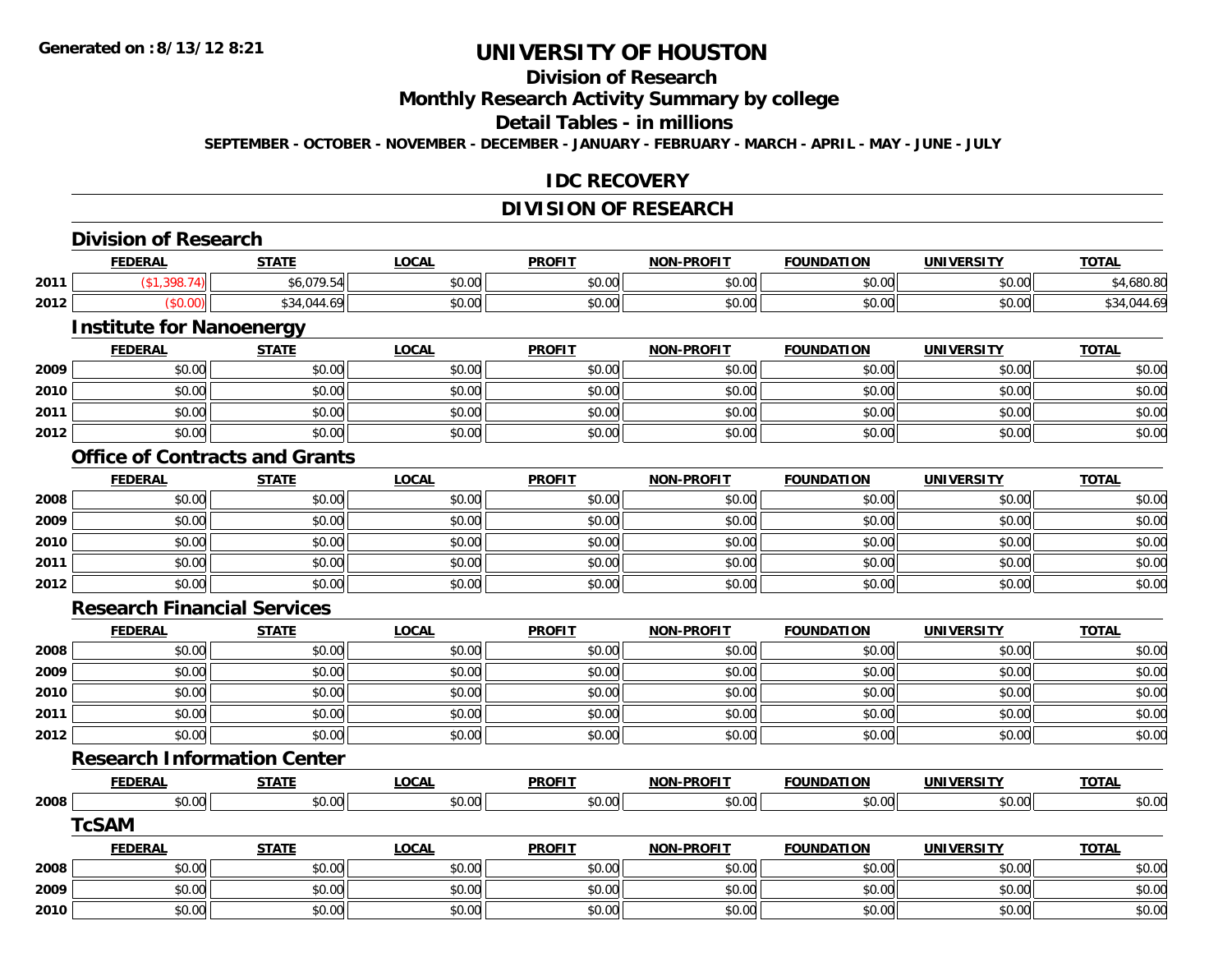Generated on :8/13/12 8:21

# UNIVERSITY OF HOUSTON

## Division of Research

## Monthly Research Activity Summary by college

## Detail Tables - in millions

**SEPTEMBER - OCTOBER - NOVEMBER - DECEMBER - JANUARY - FEBRUARY - MARCH - APRIL - MAY - JUNE - JULY**

## IDC RECOVERY

## DIVISION OF RESEARCH

### Division of Research

| | FEDERAL | STATE | LOCAL | PROFIT | NON-PROFIT | FOUNDATION | UNIVERSITY | TOTAL |
|---|---|---|---|---|---|---|---|---|
| 2011 | ($1,398.74) | $6,079.54 | $0.00 | $0.00 | $0.00 | $0.00 | $0.00 | $4,680.80 |
| 2012 | ($0.00) | $34,044.69 | $0.00 | $0.00 | $0.00 | $0.00 | $0.00 | $34,044.69 |

### Institute for Nanoenergy

| | FEDERAL | STATE | LOCAL | PROFIT | NON-PROFIT | FOUNDATION | UNIVERSITY | TOTAL |
|---|---|---|---|---|---|---|---|---|
| 2009 | $0.00 | $0.00 | $0.00 | $0.00 | $0.00 | $0.00 | $0.00 | $0.00 |
| 2010 | $0.00 | $0.00 | $0.00 | $0.00 | $0.00 | $0.00 | $0.00 | $0.00 |
| 2011 | $0.00 | $0.00 | $0.00 | $0.00 | $0.00 | $0.00 | $0.00 | $0.00 |
| 2012 | $0.00 | $0.00 | $0.00 | $0.00 | $0.00 | $0.00 | $0.00 | $0.00 |

### Office of Contracts and Grants

| | FEDERAL | STATE | LOCAL | PROFIT | NON-PROFIT | FOUNDATION | UNIVERSITY | TOTAL |
|---|---|---|---|---|---|---|---|---|
| 2008 | $0.00 | $0.00 | $0.00 | $0.00 | $0.00 | $0.00 | $0.00 | $0.00 |
| 2009 | $0.00 | $0.00 | $0.00 | $0.00 | $0.00 | $0.00 | $0.00 | $0.00 |
| 2010 | $0.00 | $0.00 | $0.00 | $0.00 | $0.00 | $0.00 | $0.00 | $0.00 |
| 2011 | $0.00 | $0.00 | $0.00 | $0.00 | $0.00 | $0.00 | $0.00 | $0.00 |
| 2012 | $0.00 | $0.00 | $0.00 | $0.00 | $0.00 | $0.00 | $0.00 | $0.00 |

### Research Financial Services

| | FEDERAL | STATE | LOCAL | PROFIT | NON-PROFIT | FOUNDATION | UNIVERSITY | TOTAL |
|---|---|---|---|---|---|---|---|---|
| 2008 | $0.00 | $0.00 | $0.00 | $0.00 | $0.00 | $0.00 | $0.00 | $0.00 |
| 2009 | $0.00 | $0.00 | $0.00 | $0.00 | $0.00 | $0.00 | $0.00 | $0.00 |
| 2010 | $0.00 | $0.00 | $0.00 | $0.00 | $0.00 | $0.00 | $0.00 | $0.00 |
| 2011 | $0.00 | $0.00 | $0.00 | $0.00 | $0.00 | $0.00 | $0.00 | $0.00 |
| 2012 | $0.00 | $0.00 | $0.00 | $0.00 | $0.00 | $0.00 | $0.00 | $0.00 |

### Research Information Center

| | FEDERAL | STATE | LOCAL | PROFIT | NON-PROFIT | FOUNDATION | UNIVERSITY | TOTAL |
|---|---|---|---|---|---|---|---|---|
| 2008 | $0.00 | $0.00 | $0.00 | $0.00 | $0.00 | $0.00 | $0.00 | $0.00 |

### TcSAM

| | FEDERAL | STATE | LOCAL | PROFIT | NON-PROFIT | FOUNDATION | UNIVERSITY | TOTAL |
|---|---|---|---|---|---|---|---|---|
| 2008 | $0.00 | $0.00 | $0.00 | $0.00 | $0.00 | $0.00 | $0.00 | $0.00 |
| 2009 | $0.00 | $0.00 | $0.00 | $0.00 | $0.00 | $0.00 | $0.00 | $0.00 |
| 2010 | $0.00 | $0.00 | $0.00 | $0.00 | $0.00 | $0.00 | $0.00 | $0.00 |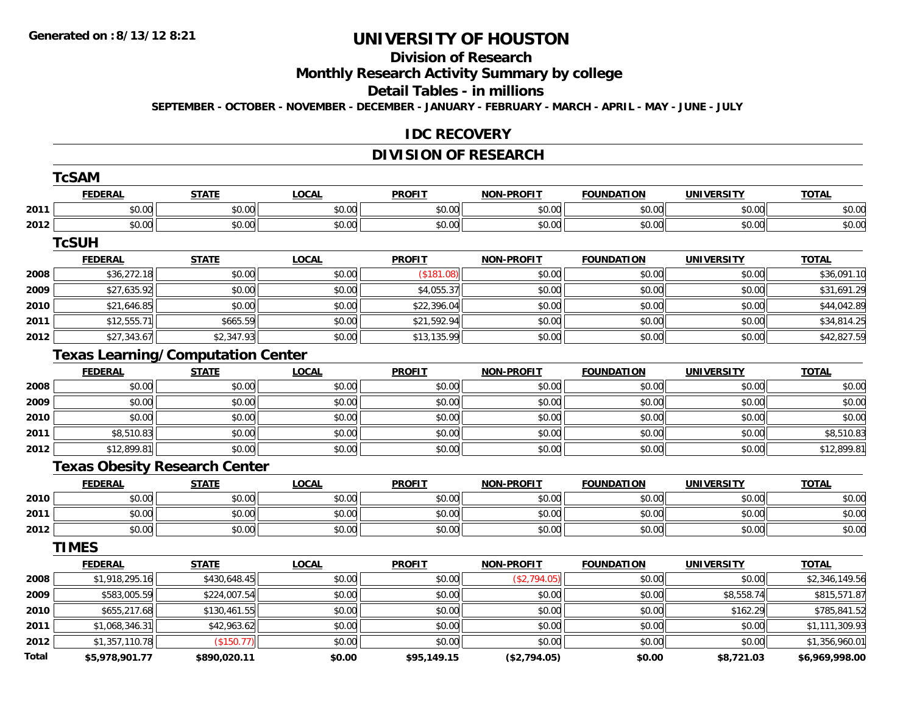# UNIVERSITY OF HOUSTON

## Division of Research

## Monthly Research Activity Summary by college

## Detail Tables - in millions

**SEPTEMBER - OCTOBER - NOVEMBER - DECEMBER - JANUARY - FEBRUARY - MARCH - APRIL - MAY - JUNE - JULY**

## IDC RECOVERY

## DIVISION OF RESEARCH

### TcSAM

| | FEDERAL | STATE | LOCAL | PROFIT | NON-PROFIT | FOUNDATION | UNIVERSITY | TOTAL |
|---|---|---|---|---|---|---|---|---|
| 2011 | $0.00 | $0.00 | $0.00 | $0.00 | $0.00 | $0.00 | $0.00 | $0.00 |
| 2012 | $0.00 | $0.00 | $0.00 | $0.00 | $0.00 | $0.00 | $0.00 | $0.00 |

### TcSUH

| | FEDERAL | STATE | LOCAL | PROFIT | NON-PROFIT | FOUNDATION | UNIVERSITY | TOTAL |
|---|---|---|---|---|---|---|---|---|
| 2008 | $36,272.18 | $0.00 | $0.00 | ($181.08) | $0.00 | $0.00 | $0.00 | $36,091.10 |
| 2009 | $27,635.92 | $0.00 | $0.00 | $4,055.37 | $0.00 | $0.00 | $0.00 | $31,691.29 |
| 2010 | $21,646.85 | $0.00 | $0.00 | $22,396.04 | $0.00 | $0.00 | $0.00 | $44,042.89 |
| 2011 | $12,555.71 | $665.59 | $0.00 | $21,592.94 | $0.00 | $0.00 | $0.00 | $34,814.25 |
| 2012 | $27,343.67 | $2,347.93 | $0.00 | $13,135.99 | $0.00 | $0.00 | $0.00 | $42,827.59 |

### Texas Learning/Computation Center

| | FEDERAL | STATE | LOCAL | PROFIT | NON-PROFIT | FOUNDATION | UNIVERSITY | TOTAL |
|---|---|---|---|---|---|---|---|---|
| 2008 | $0.00 | $0.00 | $0.00 | $0.00 | $0.00 | $0.00 | $0.00 | $0.00 |
| 2009 | $0.00 | $0.00 | $0.00 | $0.00 | $0.00 | $0.00 | $0.00 | $0.00 |
| 2010 | $0.00 | $0.00 | $0.00 | $0.00 | $0.00 | $0.00 | $0.00 | $0.00 |
| 2011 | $8,510.83 | $0.00 | $0.00 | $0.00 | $0.00 | $0.00 | $0.00 | $8,510.83 |
| 2012 | $12,899.81 | $0.00 | $0.00 | $0.00 | $0.00 | $0.00 | $0.00 | $12,899.81 |

### Texas Obesity Research Center

| | FEDERAL | STATE | LOCAL | PROFIT | NON-PROFIT | FOUNDATION | UNIVERSITY | TOTAL |
|---|---|---|---|---|---|---|---|---|
| 2010 | $0.00 | $0.00 | $0.00 | $0.00 | $0.00 | $0.00 | $0.00 | $0.00 |
| 2011 | $0.00 | $0.00 | $0.00 | $0.00 | $0.00 | $0.00 | $0.00 | $0.00 |
| 2012 | $0.00 | $0.00 | $0.00 | $0.00 | $0.00 | $0.00 | $0.00 | $0.00 |

### TIMES

| | FEDERAL | STATE | LOCAL | PROFIT | NON-PROFIT | FOUNDATION | UNIVERSITY | TOTAL |
|---|---|---|---|---|---|---|---|---|
| 2008 | $1,918,295.16 | $430,648.45 | $0.00 | $0.00 | ($2,794.05) | $0.00 | $0.00 | $2,346,149.56 |
| 2009 | $583,005.59 | $224,007.54 | $0.00 | $0.00 | $0.00 | $0.00 | $8,558.74 | $815,571.87 |
| 2010 | $655,217.68 | $130,461.55 | $0.00 | $0.00 | $0.00 | $0.00 | $162.29 | $785,841.52 |
| 2011 | $1,068,346.31 | $42,963.62 | $0.00 | $0.00 | $0.00 | $0.00 | $0.00 | $1,111,309.93 |
| 2012 | $1,357,110.78 | ($150.77) | $0.00 | $0.00 | $0.00 | $0.00 | $0.00 | $1,356,960.01 |
| **Total** | **$5,978,901.77** | **$890,020.11** | **$0.00** | **$95,149.15** | **($2,794.05)** | **$0.00** | **$8,721.03** | **$6,969,998.00** |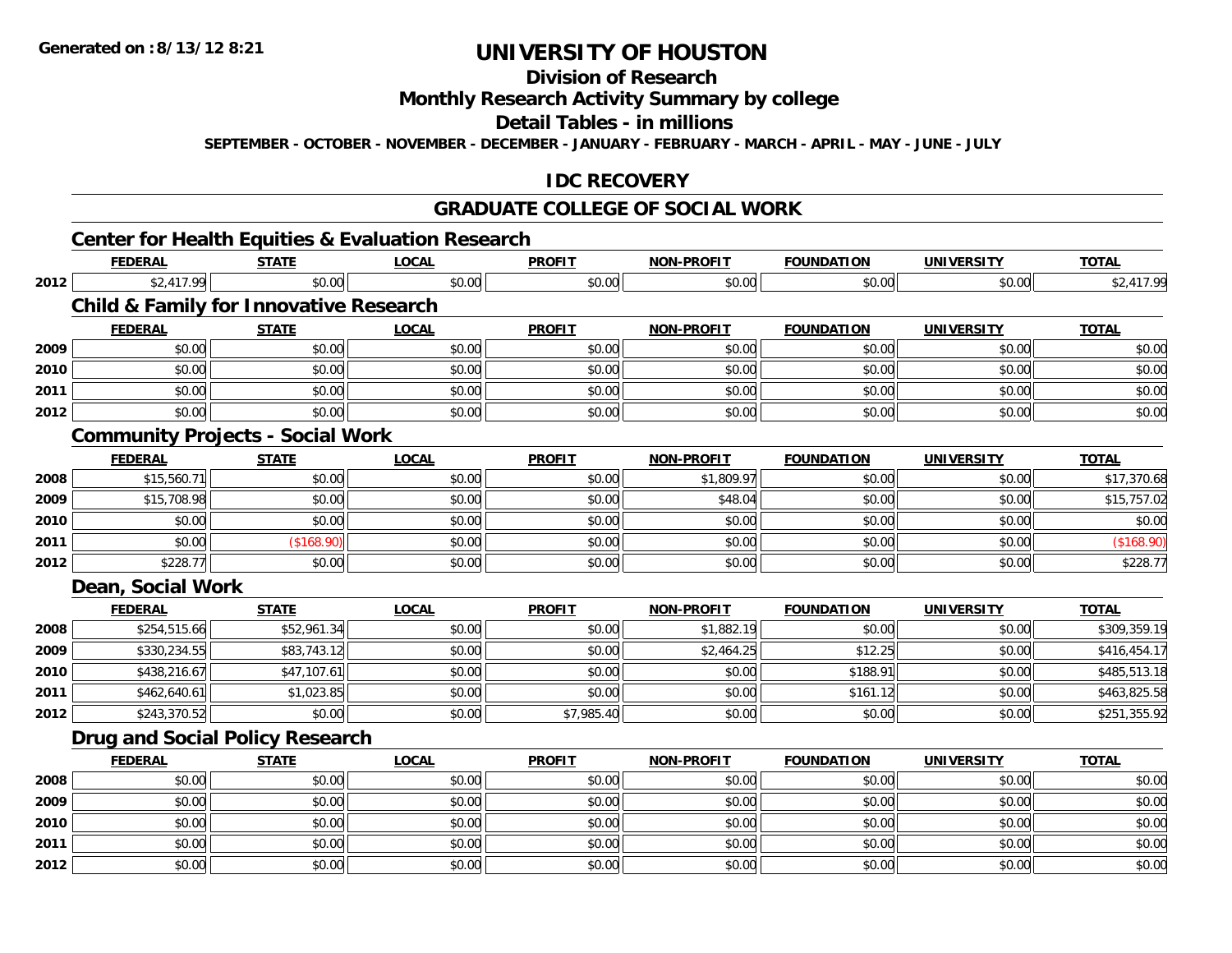Generated on :8/13/12 8:21

# UNIVERSITY OF HOUSTON

## Division of Research

## Monthly Research Activity Summary by college

## Detail Tables - in millions

SEPTEMBER - OCTOBER - NOVEMBER - DECEMBER - JANUARY - FEBRUARY - MARCH - APRIL - MAY - JUNE - JULY

## IDC RECOVERY

## GRADUATE COLLEGE OF SOCIAL WORK

### Center for Health Equities & Evaluation Research

| | FEDERAL | STATE | LOCAL | PROFIT | NON-PROFIT | FOUNDATION | UNIVERSITY | TOTAL |
|---|---|---|---|---|---|---|---|---|
| 2012 | $2,417.99 | $0.00 | $0.00 | $0.00 | $0.00 | $0.00 | $0.00 | $2,417.99 |

### Child & Family for Innovative Research

| | FEDERAL | STATE | LOCAL | PROFIT | NON-PROFIT | FOUNDATION | UNIVERSITY | TOTAL |
|---|---|---|---|---|---|---|---|---|
| 2009 | $0.00 | $0.00 | $0.00 | $0.00 | $0.00 | $0.00 | $0.00 | $0.00 |
| 2010 | $0.00 | $0.00 | $0.00 | $0.00 | $0.00 | $0.00 | $0.00 | $0.00 |
| 2011 | $0.00 | $0.00 | $0.00 | $0.00 | $0.00 | $0.00 | $0.00 | $0.00 |
| 2012 | $0.00 | $0.00 | $0.00 | $0.00 | $0.00 | $0.00 | $0.00 | $0.00 |

### Community Projects - Social Work

| | FEDERAL | STATE | LOCAL | PROFIT | NON-PROFIT | FOUNDATION | UNIVERSITY | TOTAL |
|---|---|---|---|---|---|---|---|---|
| 2008 | $15,560.71 | $0.00 | $0.00 | $0.00 | $1,809.97 | $0.00 | $0.00 | $17,370.68 |
| 2009 | $15,708.98 | $0.00 | $0.00 | $0.00 | $48.04 | $0.00 | $0.00 | $15,757.02 |
| 2010 | $0.00 | $0.00 | $0.00 | $0.00 | $0.00 | $0.00 | $0.00 | $0.00 |
| 2011 | $0.00 | ($168.90) | $0.00 | $0.00 | $0.00 | $0.00 | $0.00 | ($168.90) |
| 2012 | $228.77 | $0.00 | $0.00 | $0.00 | $0.00 | $0.00 | $0.00 | $228.77 |

### Dean, Social Work

| | FEDERAL | STATE | LOCAL | PROFIT | NON-PROFIT | FOUNDATION | UNIVERSITY | TOTAL |
|---|---|---|---|---|---|---|---|---|
| 2008 | $254,515.66 | $52,961.34 | $0.00 | $0.00 | $1,882.19 | $0.00 | $0.00 | $309,359.19 |
| 2009 | $330,234.55 | $83,743.12 | $0.00 | $0.00 | $2,464.25 | $12.25 | $0.00 | $416,454.17 |
| 2010 | $438,216.67 | $47,107.61 | $0.00 | $0.00 | $0.00 | $188.91 | $0.00 | $485,513.18 |
| 2011 | $462,640.61 | $1,023.85 | $0.00 | $0.00 | $0.00 | $161.12 | $0.00 | $463,825.58 |
| 2012 | $243,370.52 | $0.00 | $0.00 | $7,985.40 | $0.00 | $0.00 | $0.00 | $251,355.92 |

### Drug and Social Policy Research

| | FEDERAL | STATE | LOCAL | PROFIT | NON-PROFIT | FOUNDATION | UNIVERSITY | TOTAL |
|---|---|---|---|---|---|---|---|---|
| 2008 | $0.00 | $0.00 | $0.00 | $0.00 | $0.00 | $0.00 | $0.00 | $0.00 |
| 2009 | $0.00 | $0.00 | $0.00 | $0.00 | $0.00 | $0.00 | $0.00 | $0.00 |
| 2010 | $0.00 | $0.00 | $0.00 | $0.00 | $0.00 | $0.00 | $0.00 | $0.00 |
| 2011 | $0.00 | $0.00 | $0.00 | $0.00 | $0.00 | $0.00 | $0.00 | $0.00 |
| 2012 | $0.00 | $0.00 | $0.00 | $0.00 | $0.00 | $0.00 | $0.00 | $0.00 |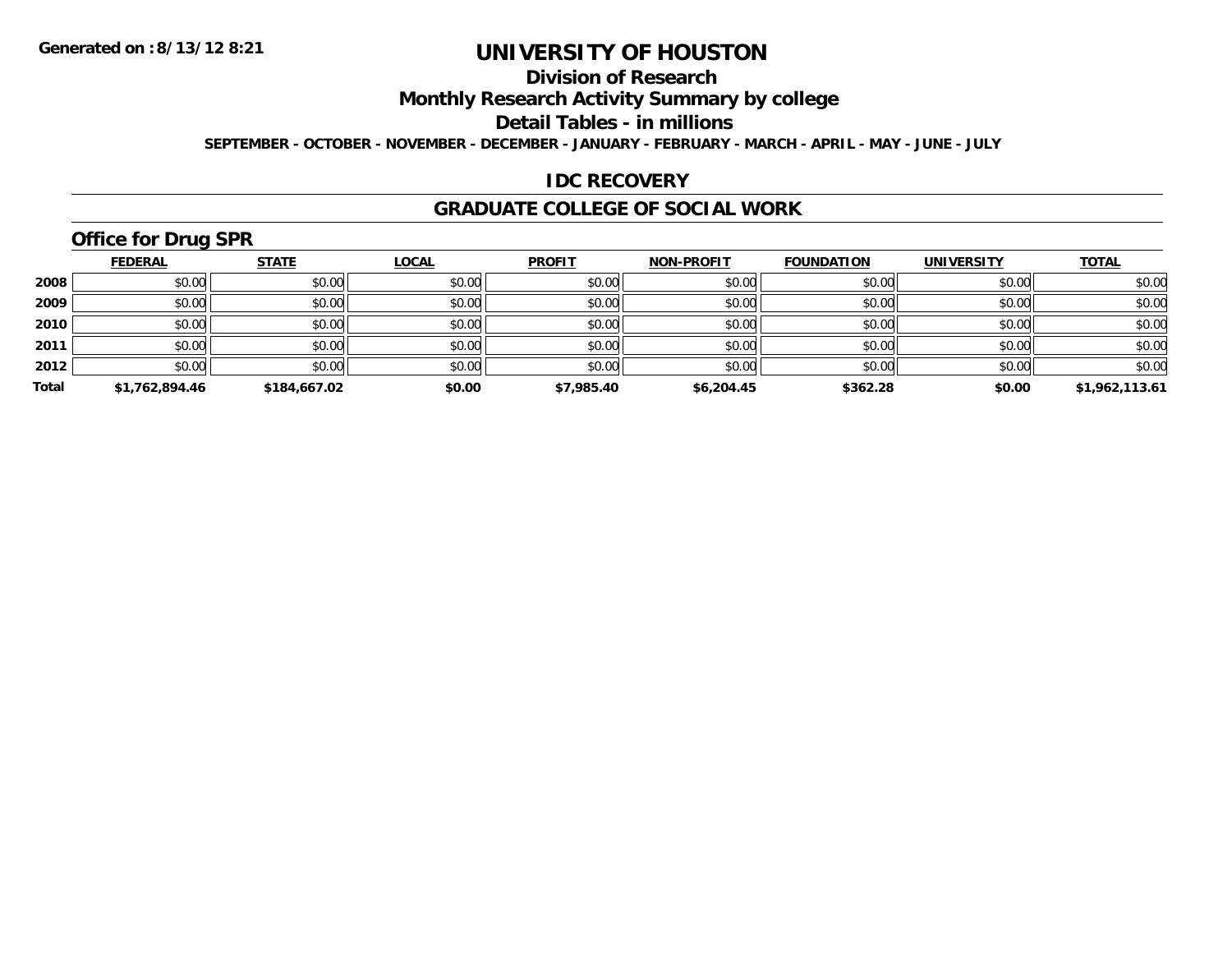# UNIVERSITY OF HOUSTON

## Division of Research

## Monthly Research Activity Summary by college

## Detail Tables - in millions

**SEPTEMBER - OCTOBER - NOVEMBER - DECEMBER - JANUARY - FEBRUARY - MARCH - APRIL - MAY - JUNE - JULY**

Generated on : 8/13/12 8:21

## IDC RECOVERY

## GRADUATE COLLEGE OF SOCIAL WORK

### Office for Drug SPR

| | FEDERAL | STATE | LOCAL | PROFIT | NON-PROFIT | FOUNDATION | UNIVERSITY | TOTAL |
|---|---|---|---|---|---|---|---|---|
| 2008 | $0.00 | $0.00 | $0.00 | $0.00 | $0.00 | $0.00 | $0.00 | $0.00 |
| 2009 | $0.00 | $0.00 | $0.00 | $0.00 | $0.00 | $0.00 | $0.00 | $0.00 |
| 2010 | $0.00 | $0.00 | $0.00 | $0.00 | $0.00 | $0.00 | $0.00 | $0.00 |
| 2011 | $0.00 | $0.00 | $0.00 | $0.00 | $0.00 | $0.00 | $0.00 | $0.00 |
| 2012 | $0.00 | $0.00 | $0.00 | $0.00 | $0.00 | $0.00 | $0.00 | $0.00 |
| **Total** | **$1,762,894.46** | **$184,667.02** | **$0.00** | **$7,985.40** | **$6,204.45** | **$362.28** | **$0.00** | **$1,962,113.61** |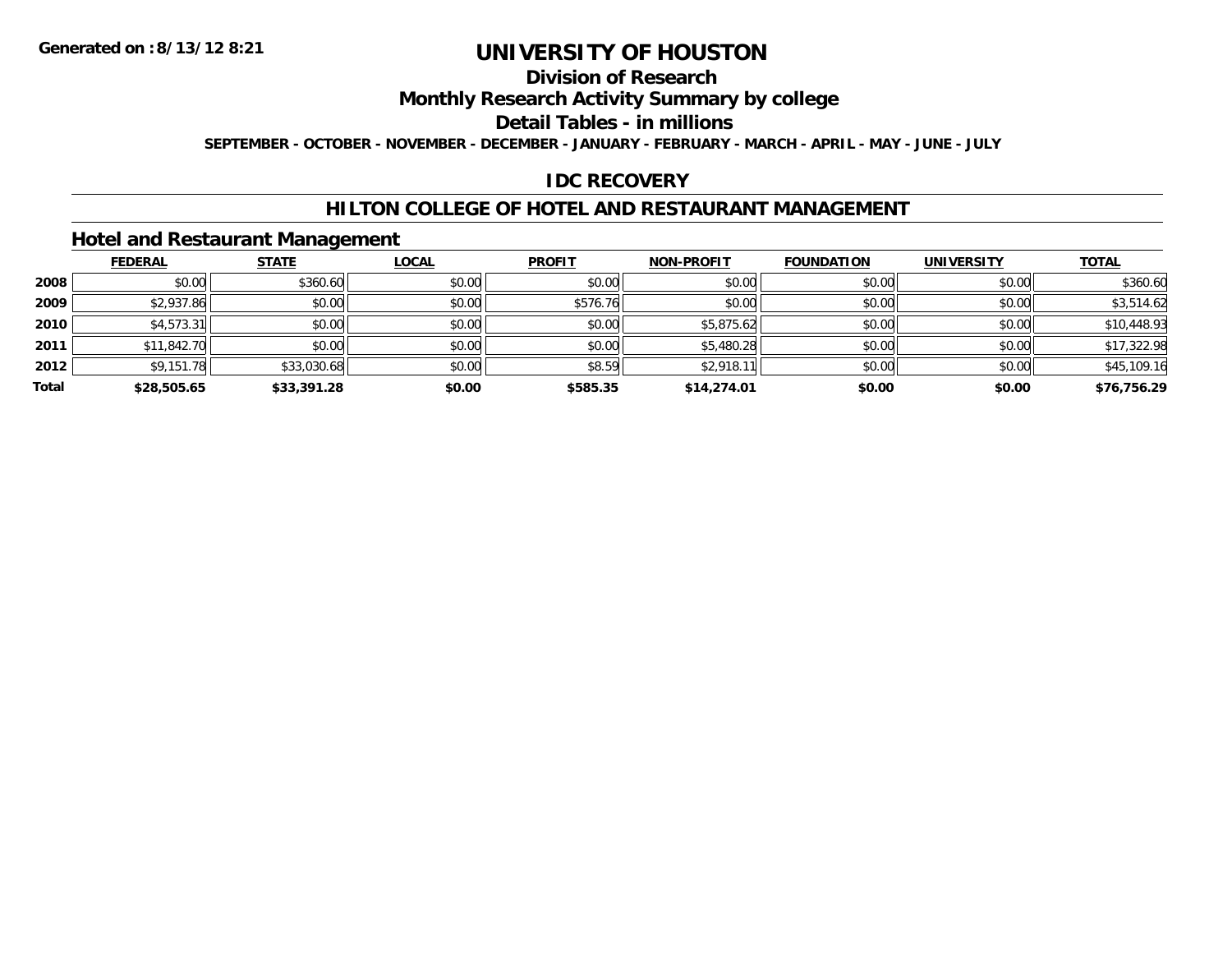**Generated on :8/13/12 8:21**

# UNIVERSITY OF HOUSTON

## Division of Research

## Monthly Research Activity Summary by college

## Detail Tables - in millions

**SEPTEMBER - OCTOBER - NOVEMBER - DECEMBER - JANUARY - FEBRUARY - MARCH - APRIL - MAY - JUNE - JULY**

## IDC RECOVERY

## HILTON COLLEGE OF HOTEL AND RESTAURANT MANAGEMENT

### Hotel and Restaurant Management

| | FEDERAL | STATE | LOCAL | PROFIT | NON-PROFIT | FOUNDATION | UNIVERSITY | TOTAL |
|---|---|---|---|---|---|---|---|---|
| **2008** | $0.00 | $360.60 | $0.00 | $0.00 | $0.00 | $0.00 | $0.00 | $360.60 |
| **2009** | $2,937.86 | $0.00 | $0.00 | $576.76 | $0.00 | $0.00 | $0.00 | $3,514.62 |
| **2010** | $4,573.31 | $0.00 | $0.00 | $0.00 | $5,875.62 | $0.00 | $0.00 | $10,448.93 |
| **2011** | $11,842.70 | $0.00 | $0.00 | $0.00 | $5,480.28 | $0.00 | $0.00 | $17,322.98 |
| **2012** | $9,151.78 | $33,030.68 | $0.00 | $8.59 | $2,918.11 | $0.00 | $0.00 | $45,109.16 |
| **Total** | **$28,505.65** | **$33,391.28** | **$0.00** | **$585.35** | **$14,274.01** | **$0.00** | **$0.00** | **$76,756.29** |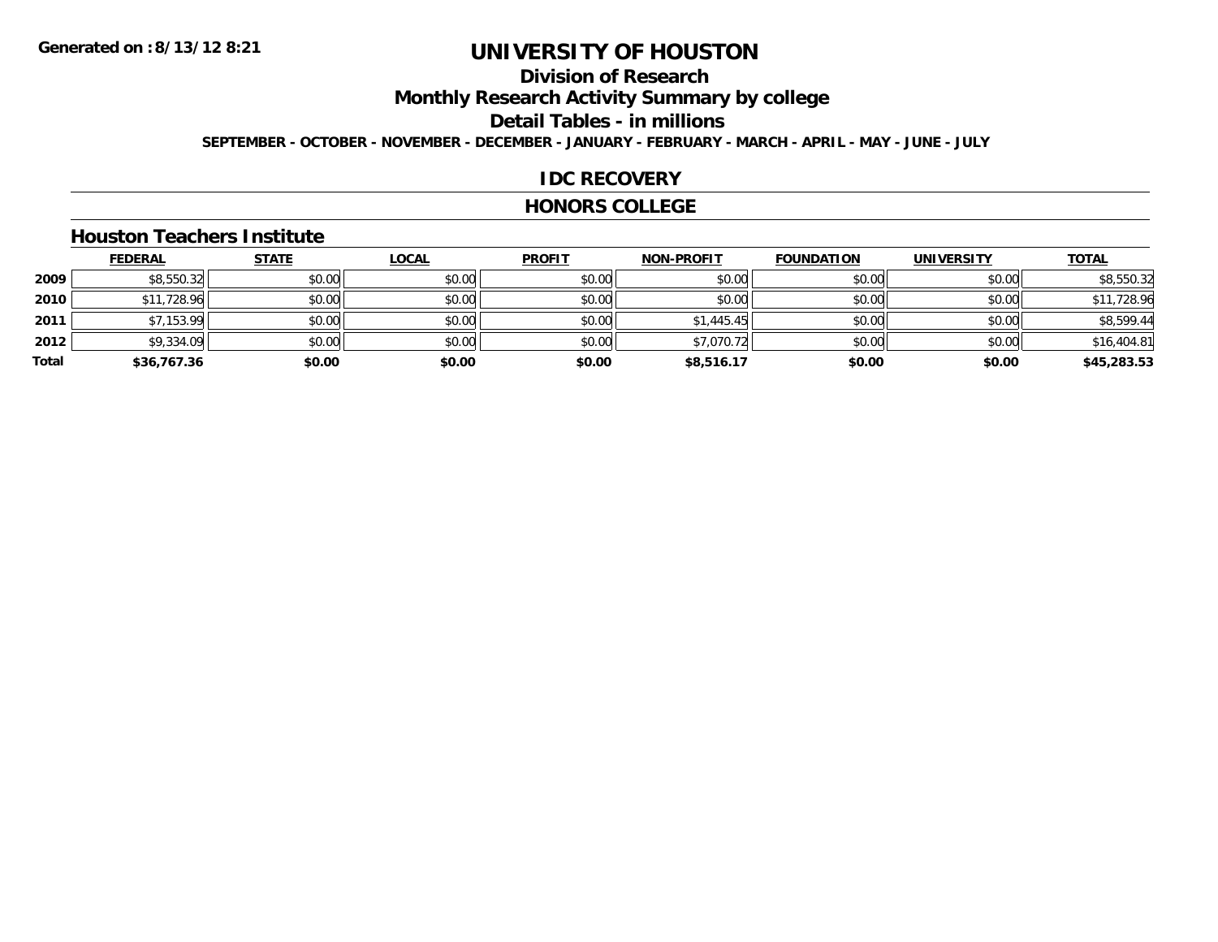Generated on :8/13/12 8:21

# UNIVERSITY OF HOUSTON

## Division of Research

## Monthly Research Activity Summary by college

## Detail Tables - in millions

**SEPTEMBER - OCTOBER - NOVEMBER - DECEMBER - JANUARY - FEBRUARY - MARCH - APRIL - MAY - JUNE - JULY**

## IDC RECOVERY

## HONORS COLLEGE

### Houston Teachers Institute

| | FEDERAL | STATE | LOCAL | PROFIT | NON-PROFIT | FOUNDATION | UNIVERSITY | TOTAL |
|---|---|---|---|---|---|---|---|---|
| 2009 | $8,550.32 | $0.00 | $0.00 | $0.00 | $0.00 | $0.00 | $0.00 | $8,550.32 |
| 2010 | $11,728.96 | $0.00 | $0.00 | $0.00 | $0.00 | $0.00 | $0.00 | $11,728.96 |
| 2011 | $7,153.99 | $0.00 | $0.00 | $0.00 | $1,445.45 | $0.00 | $0.00 | $8,599.44 |
| 2012 | $9,334.09 | $0.00 | $0.00 | $0.00 | $7,070.72 | $0.00 | $0.00 | $16,404.81 |
| **Total** | **$36,767.36** | **$0.00** | **$0.00** | **$0.00** | **$8,516.17** | **$0.00** | **$0.00** | **$45,283.53** |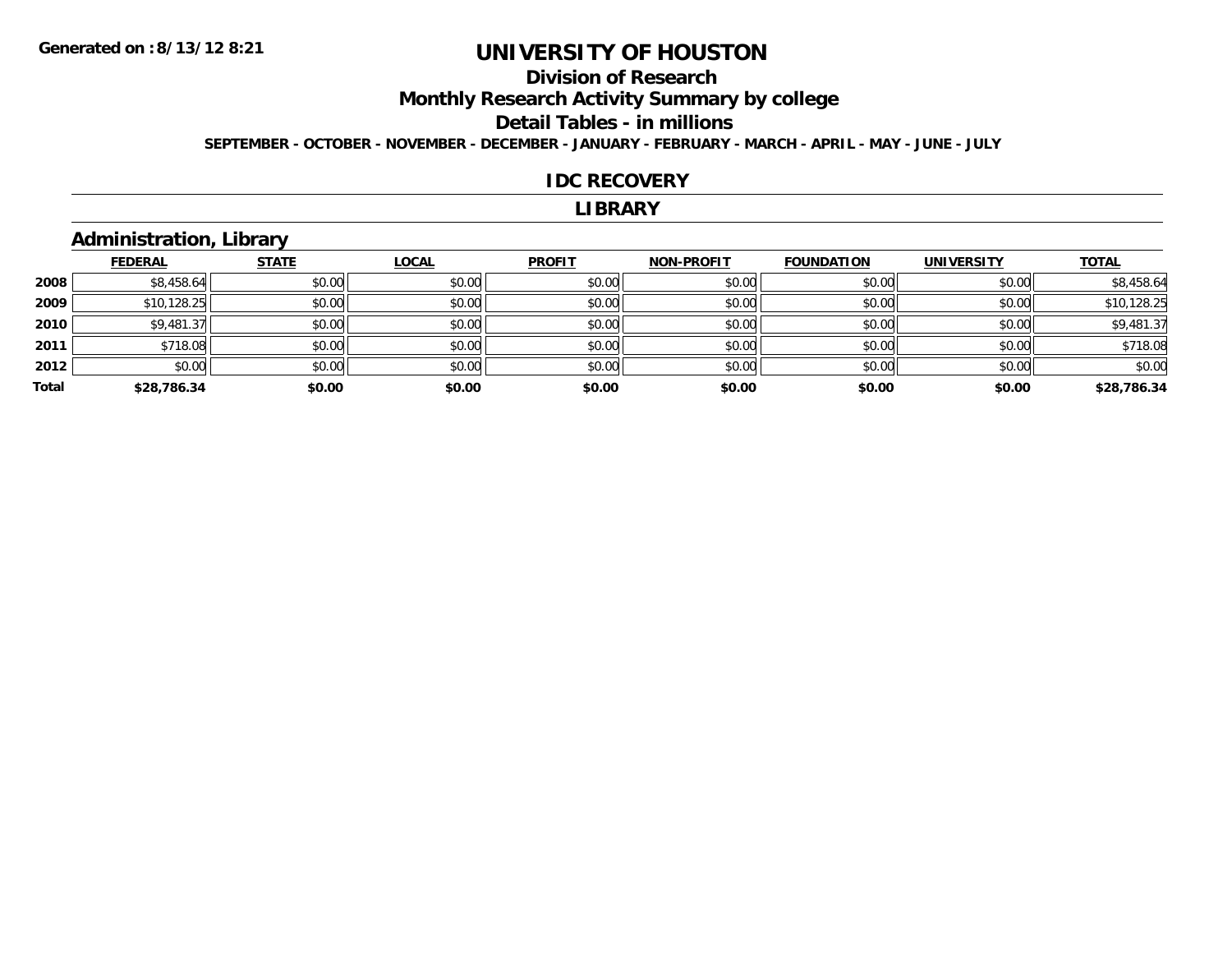Generated on :8/13/12 8:21

# UNIVERSITY OF HOUSTON

## Division of Research

## Monthly Research Activity Summary by college

## Detail Tables - in millions

**SEPTEMBER - OCTOBER - NOVEMBER - DECEMBER - JANUARY - FEBRUARY - MARCH - APRIL - MAY - JUNE - JULY**

## IDC RECOVERY

## LIBRARY

### Administration, Library

| | FEDERAL | STATE | LOCAL | PROFIT | NON-PROFIT | FOUNDATION | UNIVERSITY | TOTAL |
|---|---|---|---|---|---|---|---|---|
| 2008 | $8,458.64 | $0.00 | $0.00 | $0.00 | $0.00 | $0.00 | $0.00 | $8,458.64 |
| 2009 | $10,128.25 | $0.00 | $0.00 | $0.00 | $0.00 | $0.00 | $0.00 | $10,128.25 |
| 2010 | $9,481.37 | $0.00 | $0.00 | $0.00 | $0.00 | $0.00 | $0.00 | $9,481.37 |
| 2011 | $718.08 | $0.00 | $0.00 | $0.00 | $0.00 | $0.00 | $0.00 | $718.08 |
| 2012 | $0.00 | $0.00 | $0.00 | $0.00 | $0.00 | $0.00 | $0.00 | $0.00 |
| **Total** | **$28,786.34** | **$0.00** | **$0.00** | **$0.00** | **$0.00** | **$0.00** | **$0.00** | **$28,786.34** |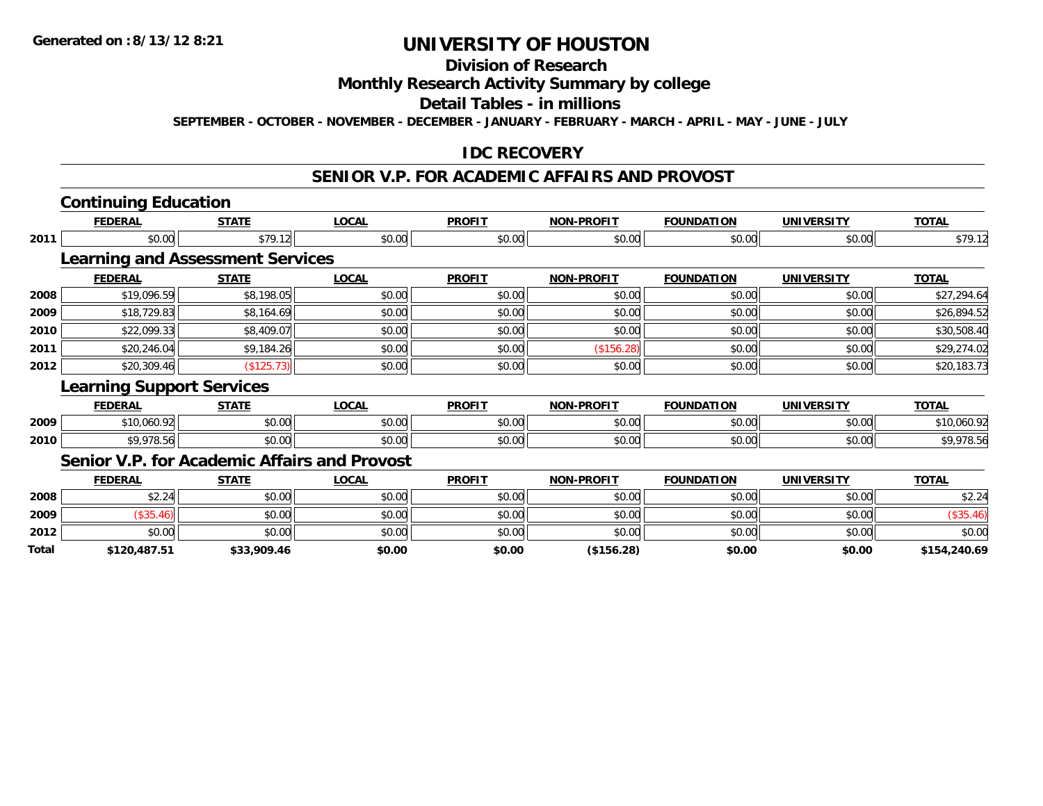# UNIVERSITY OF HOUSTON

## Division of Research

## Monthly Research Activity Summary by college

## Detail Tables - in millions

SEPTEMBER - OCTOBER - NOVEMBER - DECEMBER - JANUARY - FEBRUARY - MARCH - APRIL - MAY - JUNE - JULY

### IDC RECOVERY

### SENIOR V.P. FOR ACADEMIC AFFAIRS AND PROVOST

#### Continuing Education

| | FEDERAL | STATE | LOCAL | PROFIT | NON-PROFIT | FOUNDATION | UNIVERSITY | TOTAL |
|---|---|---|---|---|---|---|---|---|
| 2011 | $0.00 | $79.12 | $0.00 | $0.00 | $0.00 | $0.00 | $0.00 | $79.12 |

#### Learning and Assessment Services

| | FEDERAL | STATE | LOCAL | PROFIT | NON-PROFIT | FOUNDATION | UNIVERSITY | TOTAL |
|---|---|---|---|---|---|---|---|---|
| 2008 | $19,096.59 | $8,198.05 | $0.00 | $0.00 | $0.00 | $0.00 | $0.00 | $27,294.64 |
| 2009 | $18,729.83 | $8,164.69 | $0.00 | $0.00 | $0.00 | $0.00 | $0.00 | $26,894.52 |
| 2010 | $22,099.33 | $8,409.07 | $0.00 | $0.00 | $0.00 | $0.00 | $0.00 | $30,508.40 |
| 2011 | $20,246.04 | $9,184.26 | $0.00 | $0.00 | ($156.28) | $0.00 | $0.00 | $29,274.02 |
| 2012 | $20,309.46 | ($125.73) | $0.00 | $0.00 | $0.00 | $0.00 | $0.00 | $20,183.73 |

#### Learning Support Services

| | FEDERAL | STATE | LOCAL | PROFIT | NON-PROFIT | FOUNDATION | UNIVERSITY | TOTAL |
|---|---|---|---|---|---|---|---|---|
| 2009 | $10,060.92 | $0.00 | $0.00 | $0.00 | $0.00 | $0.00 | $0.00 | $10,060.92 |
| 2010 | $9,978.56 | $0.00 | $0.00 | $0.00 | $0.00 | $0.00 | $0.00 | $9,978.56 |

#### Senior V.P. for Academic Affairs and Provost

| | FEDERAL | STATE | LOCAL | PROFIT | NON-PROFIT | FOUNDATION | UNIVERSITY | TOTAL |
|---|---|---|---|---|---|---|---|---|
| 2008 | $2.24 | $0.00 | $0.00 | $0.00 | $0.00 | $0.00 | $0.00 | $2.24 |
| 2009 | ($35.46) | $0.00 | $0.00 | $0.00 | $0.00 | $0.00 | $0.00 | ($35.46) |
| 2012 | $0.00 | $0.00 | $0.00 | $0.00 | $0.00 | $0.00 | $0.00 | $0.00 |
| **Total** | **$120,487.51** | **$33,909.46** | **$0.00** | **$0.00** | **($156.28)** | **$0.00** | **$0.00** | **$154,240.69** |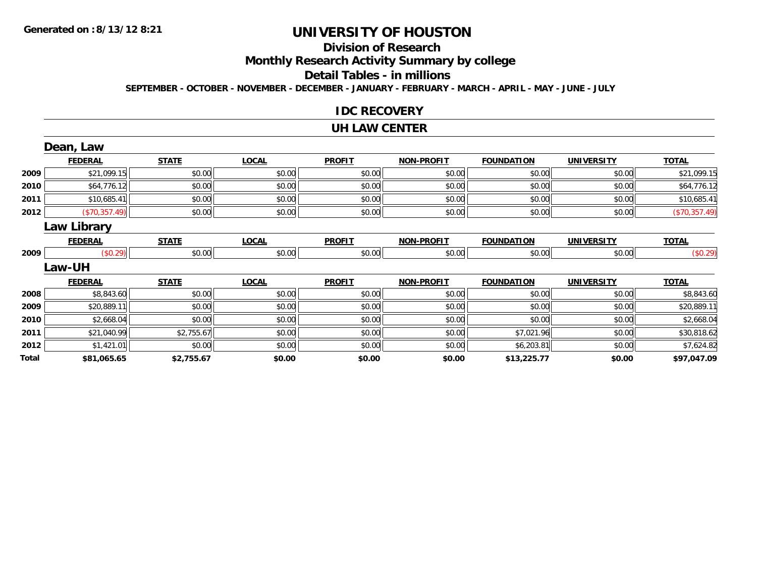Generated on :8/13/12 8:21

# UNIVERSITY OF HOUSTON

## Division of Research

## Monthly Research Activity Summary by college

## Detail Tables - in millions

SEPTEMBER - OCTOBER - NOVEMBER - DECEMBER - JANUARY - FEBRUARY - MARCH - APRIL - MAY - JUNE - JULY

### IDC RECOVERY

### UH LAW CENTER

#### Dean, Law

| | FEDERAL | STATE | LOCAL | PROFIT | NON-PROFIT | FOUNDATION | UNIVERSITY | TOTAL |
|---|---|---|---|---|---|---|---|---|
| 2009 | $21,099.15 | $0.00 | $0.00 | $0.00 | $0.00 | $0.00 | $0.00 | $21,099.15 |
| 2010 | $64,776.12 | $0.00 | $0.00 | $0.00 | $0.00 | $0.00 | $0.00 | $64,776.12 |
| 2011 | $10,685.41 | $0.00 | $0.00 | $0.00 | $0.00 | $0.00 | $0.00 | $10,685.41 |
| 2012 | ($70,357.49) | $0.00 | $0.00 | $0.00 | $0.00 | $0.00 | $0.00 | ($70,357.49) |

#### Law Library

| | FEDERAL | STATE | LOCAL | PROFIT | NON-PROFIT | FOUNDATION | UNIVERSITY | TOTAL |
|---|---|---|---|---|---|---|---|---|
| 2009 | ($0.29) | $0.00 | $0.00 | $0.00 | $0.00 | $0.00 | $0.00 | ($0.29) |

#### Law-UH

| | FEDERAL | STATE | LOCAL | PROFIT | NON-PROFIT | FOUNDATION | UNIVERSITY | TOTAL |
|---|---|---|---|---|---|---|---|---|
| 2008 | $8,843.60 | $0.00 | $0.00 | $0.00 | $0.00 | $0.00 | $0.00 | $8,843.60 |
| 2009 | $20,889.11 | $0.00 | $0.00 | $0.00 | $0.00 | $0.00 | $0.00 | $20,889.11 |
| 2010 | $2,668.04 | $0.00 | $0.00 | $0.00 | $0.00 | $0.00 | $0.00 | $2,668.04 |
| 2011 | $21,040.99 | $2,755.67 | $0.00 | $0.00 | $0.00 | $7,021.96 | $0.00 | $30,818.62 |
| 2012 | $1,421.01 | $0.00 | $0.00 | $0.00 | $0.00 | $6,203.81 | $0.00 | $7,624.82 |
| **Total** | **$81,065.65** | **$2,755.67** | **$0.00** | **$0.00** | **$0.00** | **$13,225.77** | **$0.00** | **$97,047.09** |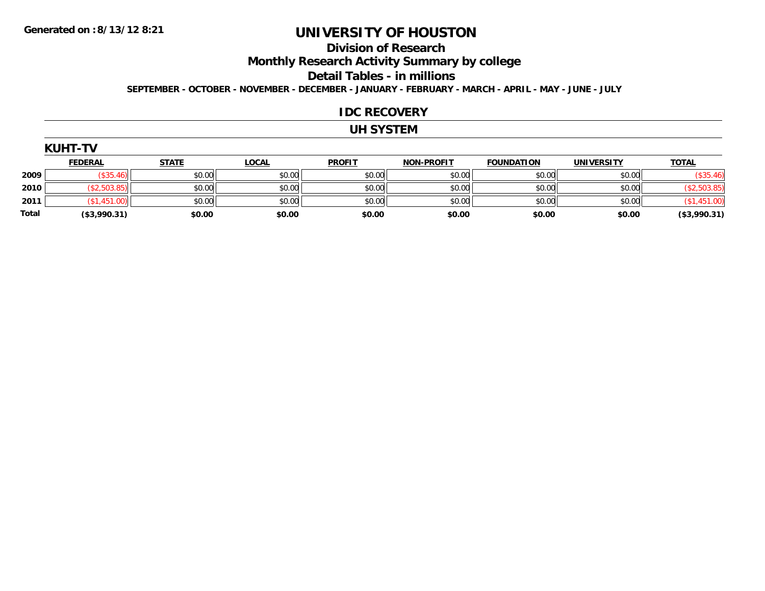# UNIVERSITY OF HOUSTON

## Division of Research

## Monthly Research Activity Summary by college

## Detail Tables - in millions

**SEPTEMBER - OCTOBER - NOVEMBER - DECEMBER - JANUARY - FEBRUARY - MARCH - APRIL - MAY - JUNE - JULY**

Generated on :8/13/12 8:21

## IDC RECOVERY

## UH SYSTEM

### KUHT-TV

| | FEDERAL | STATE | LOCAL | PROFIT | NON-PROFIT | FOUNDATION | UNIVERSITY | TOTAL |
|---|---|---|---|---|---|---|---|---|
| 2009 | ($35.46) | $0.00 | $0.00 | $0.00 | $0.00 | $0.00 | $0.00 | ($35.46) |
| 2010 | ($2,503.85) | $0.00 | $0.00 | $0.00 | $0.00 | $0.00 | $0.00 | ($2,503.85) |
| 2011 | ($1,451.00) | $0.00 | $0.00 | $0.00 | $0.00 | $0.00 | $0.00 | ($1,451.00) |
| **Total** | **($3,990.31)** | **$0.00** | **$0.00** | **$0.00** | **$0.00** | **$0.00** | **$0.00** | **($3,990.31)** |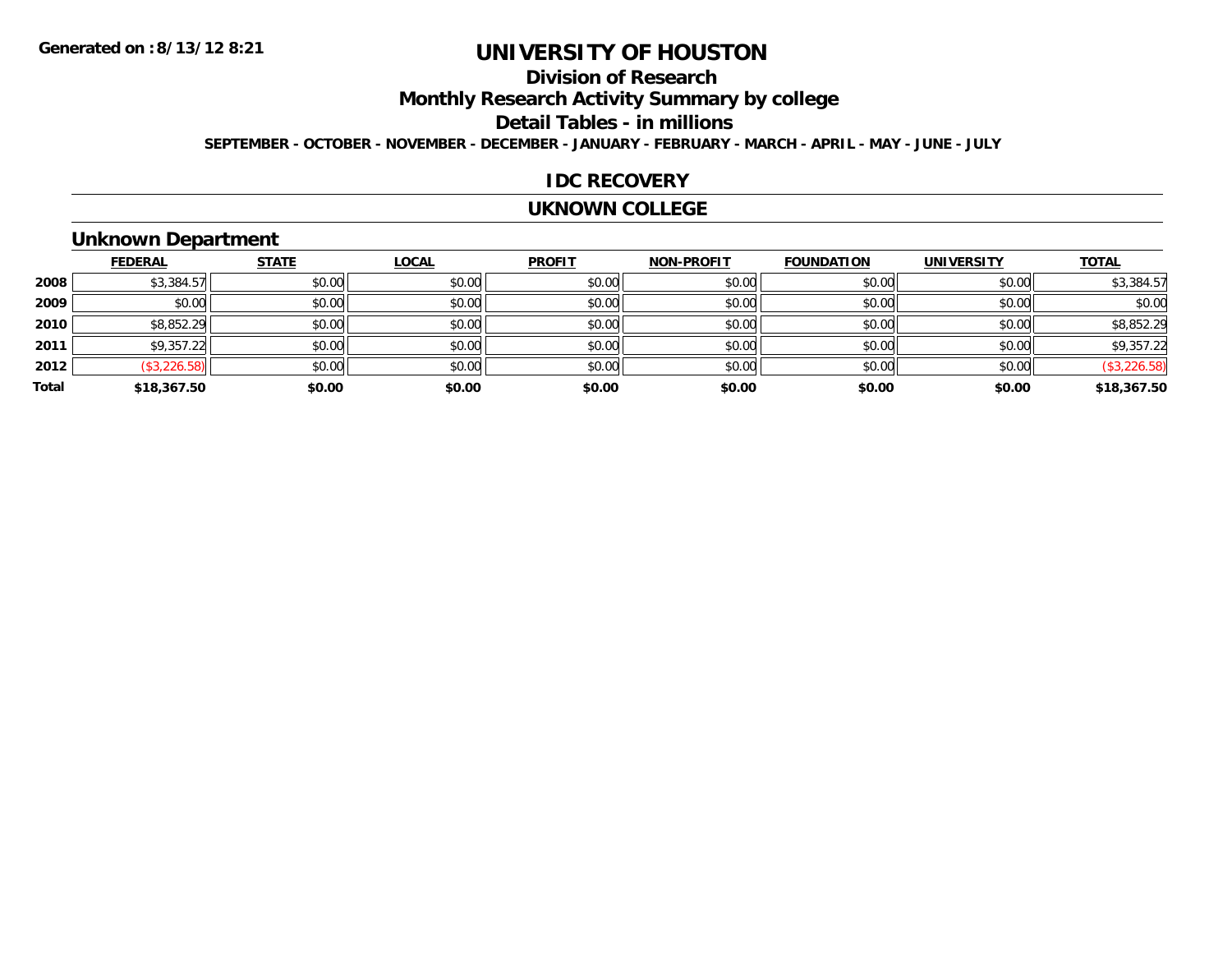Generated on :8/13/12 8:21

# UNIVERSITY OF HOUSTON

## Division of Research

## Monthly Research Activity Summary by college

## Detail Tables - in millions

**SEPTEMBER - OCTOBER - NOVEMBER - DECEMBER - JANUARY - FEBRUARY - MARCH - APRIL - MAY - JUNE - JULY**

## IDC RECOVERY

## UKNOWN COLLEGE

### Unknown Department

| | FEDERAL | STATE | LOCAL | PROFIT | NON-PROFIT | FOUNDATION | UNIVERSITY | TOTAL |
|---|---|---|---|---|---|---|---|---|
| 2008 | $3,384.57 | $0.00 | $0.00 | $0.00 | $0.00 | $0.00 | $0.00 | $3,384.57 |
| 2009 | $0.00 | $0.00 | $0.00 | $0.00 | $0.00 | $0.00 | $0.00 | $0.00 |
| 2010 | $8,852.29 | $0.00 | $0.00 | $0.00 | $0.00 | $0.00 | $0.00 | $8,852.29 |
| 2011 | $9,357.22 | $0.00 | $0.00 | $0.00 | $0.00 | $0.00 | $0.00 | $9,357.22 |
| 2012 | ($3,226.58) | $0.00 | $0.00 | $0.00 | $0.00 | $0.00 | $0.00 | ($3,226.58) |
| **Total** | **$18,367.50** | **$0.00** | **$0.00** | **$0.00** | **$0.00** | **$0.00** | **$0.00** | **$18,367.50** |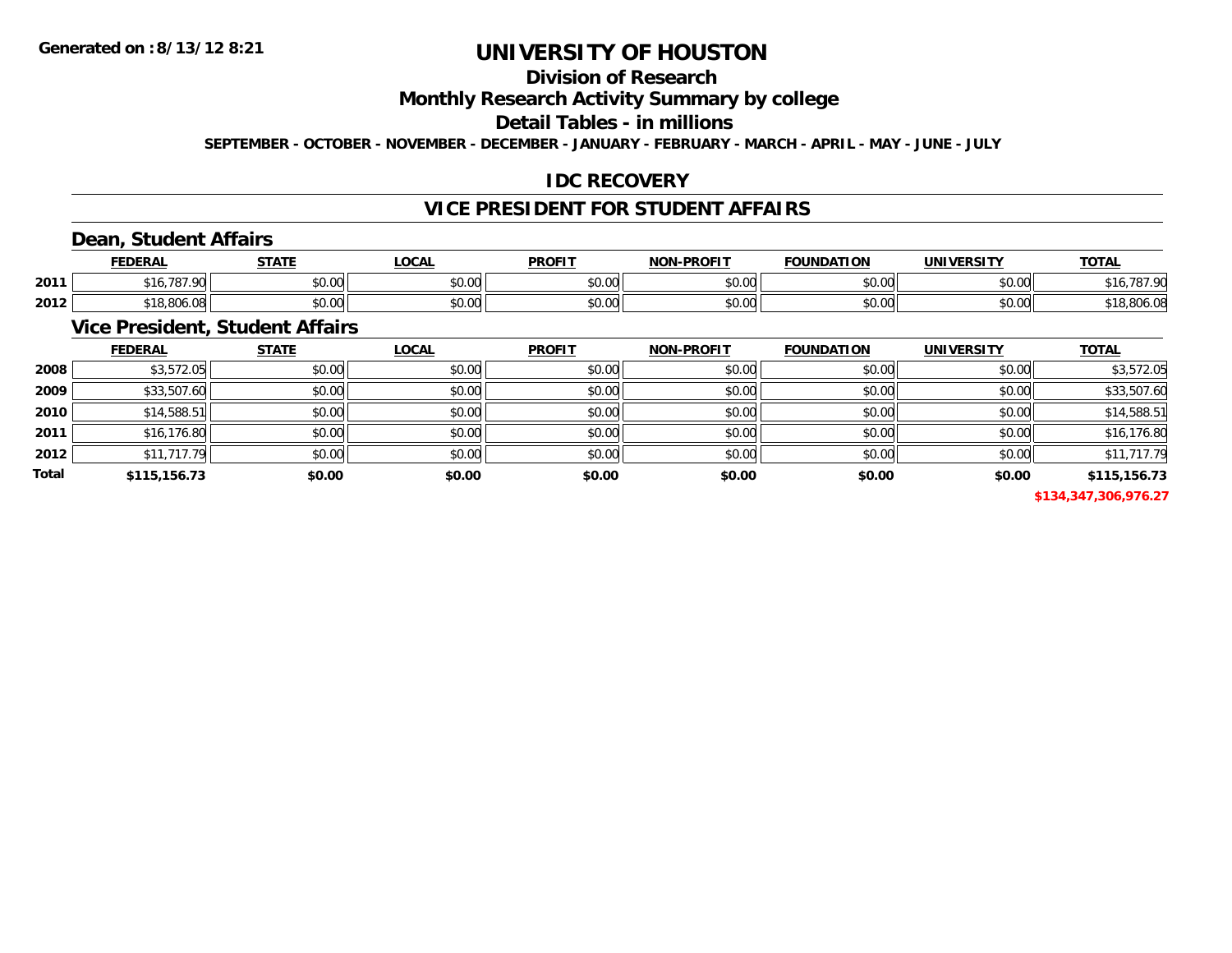**Generated on :8/13/12 8:21**

# UNIVERSITY OF HOUSTON

## Division of Research

## Monthly Research Activity Summary by college

## Detail Tables - in millions

**SEPTEMBER - OCTOBER - NOVEMBER - DECEMBER - JANUARY - FEBRUARY - MARCH - APRIL - MAY - JUNE - JULY**

## IDC RECOVERY

## VICE PRESIDENT FOR STUDENT AFFAIRS

### Dean, Student Affairs

| | FEDERAL | STATE | LOCAL | PROFIT | NON-PROFIT | FOUNDATION | UNIVERSITY | TOTAL |
|---|---|---|---|---|---|---|---|---|
| 2011 | $16,787.90 | $0.00 | $0.00 | $0.00 | $0.00 | $0.00 | $0.00 | $16,787.90 |
| 2012 | $18,806.08 | $0.00 | $0.00 | $0.00 | $0.00 | $0.00 | $0.00 | $18,806.08 |

### Vice President, Student Affairs

| | FEDERAL | STATE | LOCAL | PROFIT | NON-PROFIT | FOUNDATION | UNIVERSITY | TOTAL |
|---|---|---|---|---|---|---|---|---|
| 2008 | $3,572.05 | $0.00 | $0.00 | $0.00 | $0.00 | $0.00 | $0.00 | $3,572.05 |
| 2009 | $33,507.60 | $0.00 | $0.00 | $0.00 | $0.00 | $0.00 | $0.00 | $33,507.60 |
| 2010 | $14,588.51 | $0.00 | $0.00 | $0.00 | $0.00 | $0.00 | $0.00 | $14,588.51 |
| 2011 | $16,176.80 | $0.00 | $0.00 | $0.00 | $0.00 | $0.00 | $0.00 | $16,176.80 |
| 2012 | $11,717.79 | $0.00 | $0.00 | $0.00 | $0.00 | $0.00 | $0.00 | $11,717.79 |
| **Total** | **$115,156.73** | **$0.00** | **$0.00** | **$0.00** | **$0.00** | **$0.00** | **$0.00** | **$115,156.73** |

**$134,347,306,976.27**